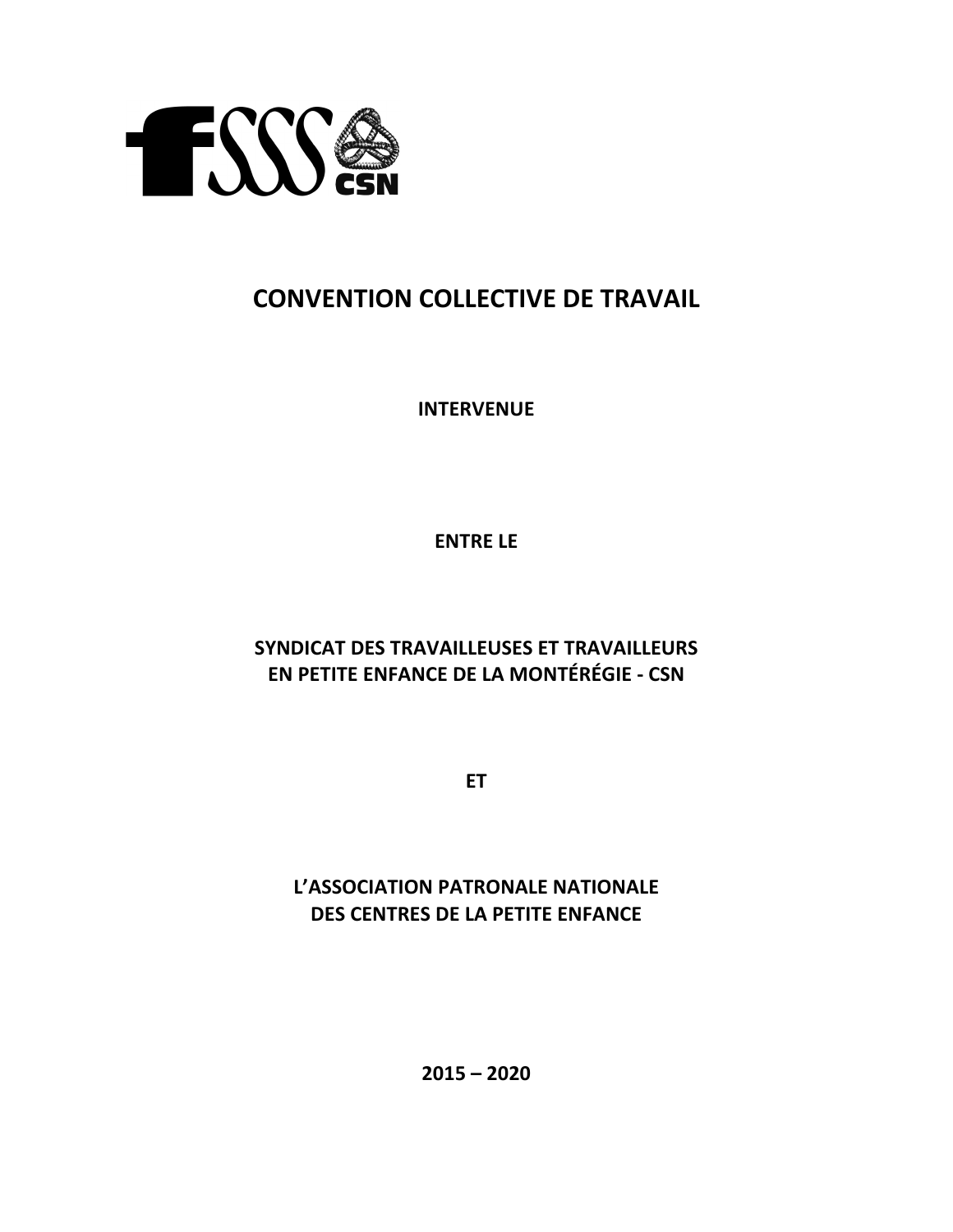# CONVENTION COLLECTIVE DE TRAVAIL

**INTERVENUE**

**ENTRE LE**

**SYNDICAT DES TRAVAILLEUSES ET TRAVAILLEURS EN PETITE ENFANCE DE LA MONTÉRÉGIE - CSN**

**ET**

**L'ASSOCIATION PATRONALE NATIONALE DES CENTRES DE LA PETITE ENFANCE**

**2015 – 2020**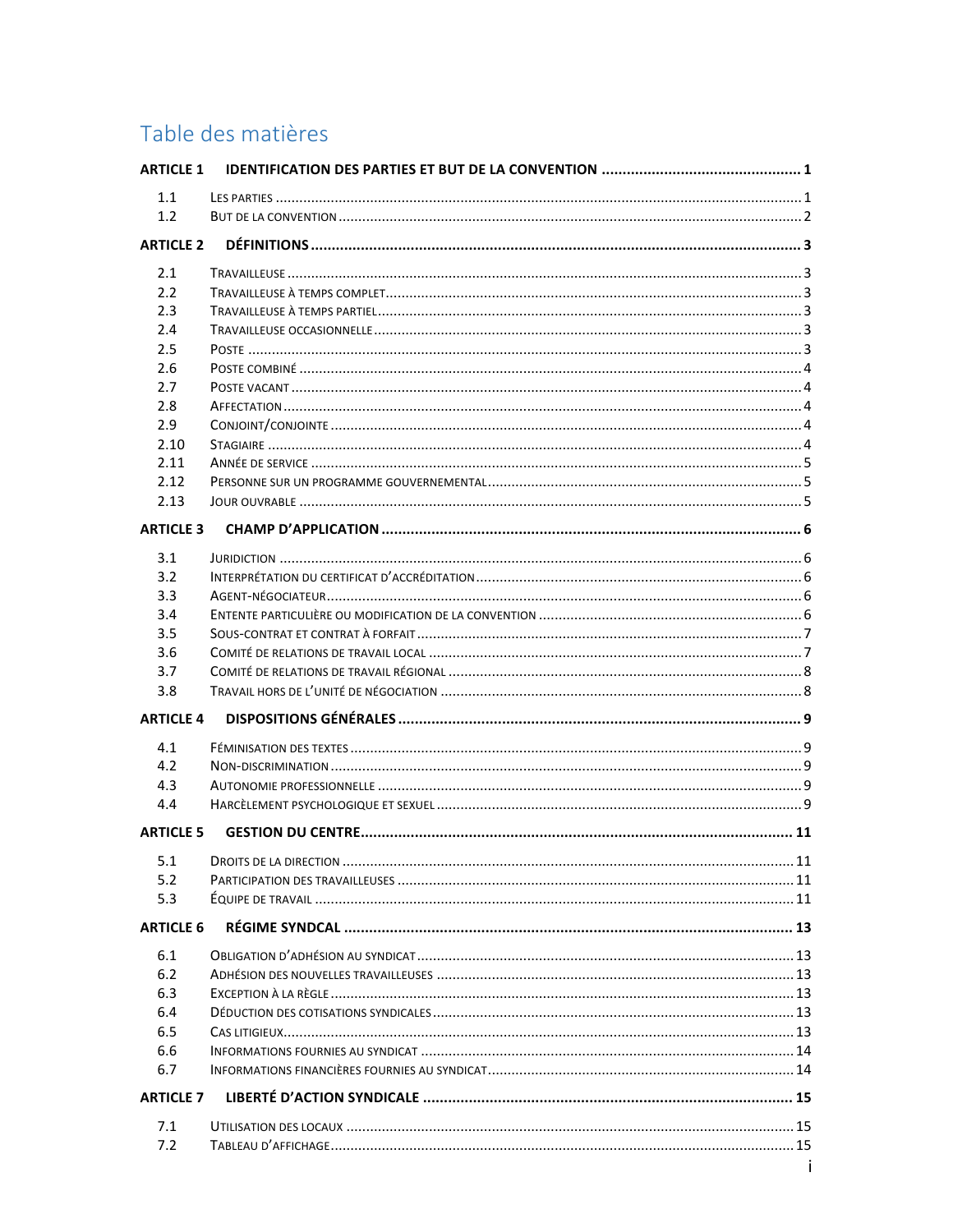# Table des matières

**ARTICLE 1 IDENTIFICATION DES PARTIES ET BUT DE LA CONVENTION ........ 1**

1.1 LES PARTIES ........ 1
1.2 BUT DE LA CONVENTION ........ 2

**ARTICLE 2 DÉFINITIONS ........ 3**

2.1 TRAVAILLEUSE ........ 3
2.2 TRAVAILLEUSE À TEMPS COMPLET ........ 3
2.3 TRAVAILLEUSE À TEMPS PARTIEL ........ 3
2.4 TRAVAILLEUSE OCCASIONNELLE ........ 3
2.5 POSTE ........ 3
2.6 POSTE COMBINÉ ........ 4
2.7 POSTE VACANT ........ 4
2.8 AFFECTATION ........ 4
2.9 CONJOINT/CONJOINTE ........ 4
2.10 STAGIAIRE ........ 4
2.11 ANNÉE DE SERVICE ........ 5
2.12 PERSONNE SUR UN PROGRAMME GOUVERNEMENTAL ........ 5
2.13 JOUR OUVRABLE ........ 5

**ARTICLE 3 CHAMP D'APPLICATION ........ 6**

3.1 JURIDICTION ........ 6
3.2 INTERPRÉTATION DU CERTIFICAT D'ACCRÉDITATION ........ 6
3.3 AGENT-NÉGOCIATEUR ........ 6
3.4 ENTENTE PARTICULIÈRE OU MODIFICATION DE LA CONVENTION ........ 6
3.5 SOUS-CONTRAT ET CONTRAT À FORFAIT ........ 7
3.6 COMITÉ DE RELATIONS DE TRAVAIL LOCAL ........ 7
3.7 COMITÉ DE RELATIONS DE TRAVAIL RÉGIONAL ........ 8
3.8 TRAVAIL HORS DE L'UNITÉ DE NÉGOCIATION ........ 8

**ARTICLE 4 DISPOSITIONS GÉNÉRALES ........ 9**

4.1 FÉMINISATION DES TEXTES ........ 9
4.2 NON-DISCRIMINATION ........ 9
4.3 AUTONOMIE PROFESSIONNELLE ........ 9
4.4 HARCÈLEMENT PSYCHOLOGIQUE ET SEXUEL ........ 9

**ARTICLE 5 GESTION DU CENTRE ........ 11**

5.1 DROITS DE LA DIRECTION ........ 11
5.2 PARTICIPATION DES TRAVAILLEUSES ........ 11
5.3 ÉQUIPE DE TRAVAIL ........ 11

**ARTICLE 6 RÉGIME SYNDCAL ........ 13**

6.1 OBLIGATION D'ADHÉSION AU SYNDICAT ........ 13
6.2 ADHÉSION DES NOUVELLES TRAVAILLEUSES ........ 13
6.3 EXCEPTION À LA RÈGLE ........ 13
6.4 DÉDUCTION DES COTISATIONS SYNDICALES ........ 13
6.5 CAS LITIGIEUX ........ 13
6.6 INFORMATIONS FOURNIES AU SYNDICAT ........ 14
6.7 INFORMATIONS FINANCIÈRES FOURNIES AU SYNDICAT ........ 14

**ARTICLE 7 LIBERTÉ D'ACTION SYNDICALE ........ 15**

7.1 UTILISATION DES LOCAUX ........ 15
7.2 TABLEAU D'AFFICHAGE ........ 15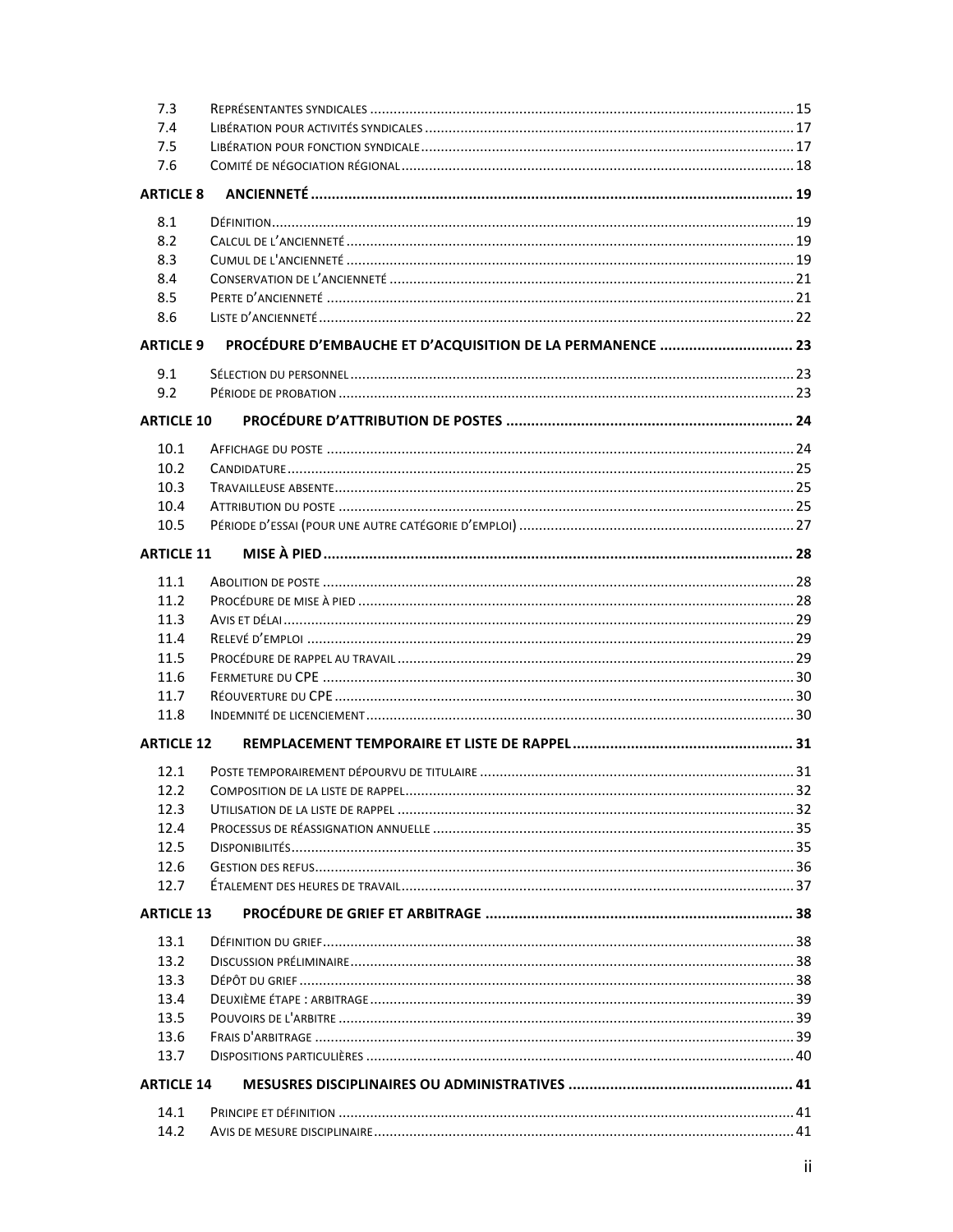7.3 REPRÉSENTANTES SYNDICALES ........................................................................................................ 15
7.4 LIBÉRATION POUR ACTIVITÉS SYNDICALES ........................................................................................... 17
7.5 LIBÉRATION POUR FONCTION SYNDICALE ............................................................................................ 17
7.6 COMITÉ DE NÉGOCIATION RÉGIONAL ................................................................................................. 18

**ARTICLE 8 ANCIENNETÉ ........................................................................................................................ 19**

8.1 DÉFINITION ................................................................................................................................. 19
8.2 CALCUL DE L'ANCIENNETÉ ............................................................................................................. 19
8.3 CUMUL DE L'ANCIENNETÉ .............................................................................................................. 19
8.4 CONSERVATION DE L'ANCIENNETÉ ................................................................................................... 21
8.5 PERTE D'ANCIENNETÉ ................................................................................................................... 21
8.6 LISTE D'ANCIENNETÉ ..................................................................................................................... 22

**ARTICLE 9 PROCÉDURE D'EMBAUCHE ET D'ACQUISITION DE LA PERMANENCE .............................. 23**

9.1 SÉLECTION DU PERSONNEL .............................................................................................................. 23
9.2 PÉRIODE DE PROBATION ................................................................................................................ 23

**ARTICLE 10 PROCÉDURE D'ATTRIBUTION DE POSTES ................................................................... 24**

10.1 AFFICHAGE DU POSTE ................................................................................................................... 24
10.2 CANDIDATURE .............................................................................................................................. 25
10.3 TRAVAILLEUSE ABSENTE .................................................................................................................. 25
10.4 ATTRIBUTION DU POSTE ................................................................................................................. 25
10.5 PÉRIODE D'ESSAI (POUR UNE AUTRE CATÉGORIE D'EMPLOI) ................................................................... 27

**ARTICLE 11 MISE À PIED ................................................................................................................. 28**

11.1 ABOLITION DE POSTE ..................................................................................................................... 28
11.2 PROCÉDURE DE MISE À PIED ........................................................................................................... 28
11.3 AVIS ET DÉLAI .............................................................................................................................. 29
11.4 RELEVÉ D'EMPLOI ......................................................................................................................... 29
11.5 PROCÉDURE DE RAPPEL AU TRAVAIL .................................................................................................. 29
11.6 FERMETURE DU CPE ..................................................................................................................... 30
11.7 RÉOUVERTURE DU CPE .................................................................................................................. 30
11.8 INDEMNITÉ DE LICENCIEMENT .......................................................................................................... 30

**ARTICLE 12 REMPLACEMENT TEMPORAIRE ET LISTE DE RAPPEL ................................................... 31**

12.1 POSTE TEMPORAIREMENT DÉPOURVU DE TITULAIRE ............................................................................. 31
12.2 COMPOSITION DE LA LISTE DE RAPPEL ................................................................................................ 32
12.3 UTILISATION DE LA LISTE DE RAPPEL .................................................................................................. 32
12.4 PROCESSUS DE RÉASSIGNATION ANNUELLE ......................................................................................... 35
12.5 DISPONIBILITÉS ............................................................................................................................. 35
12.6 GESTION DES REFUS ....................................................................................................................... 36
12.7 ÉTALEMENT DES HEURES DE TRAVAIL ................................................................................................. 37

**ARTICLE 13 PROCÉDURE DE GRIEF ET ARBITRAGE ......................................................................... 38**

13.1 DÉFINITION DU GRIEF ..................................................................................................................... 38
13.2 DISCUSSION PRÉLIMINAIRE .............................................................................................................. 38
13.3 DÉPÔT DU GRIEF ........................................................................................................................... 38
13.4 DEUXIÈME ÉTAPE : ARBITRAGE ......................................................................................................... 39
13.5 POUVOIRS DE L'ARBITRE ................................................................................................................. 39
13.6 FRAIS D'ARBITRAGE ....................................................................................................................... 39
13.7 DISPOSITIONS PARTICULIÈRES .......................................................................................................... 40

**ARTICLE 14 MESUSRES DISCIPLINAIRES OU ADMINISTRATIVES .................................................... 41**

14.1 PRINCIPE ET DÉFINITION ................................................................................................................. 41
14.2 AVIS DE MESURE DISCIPLINAIRE ........................................................................................................ 41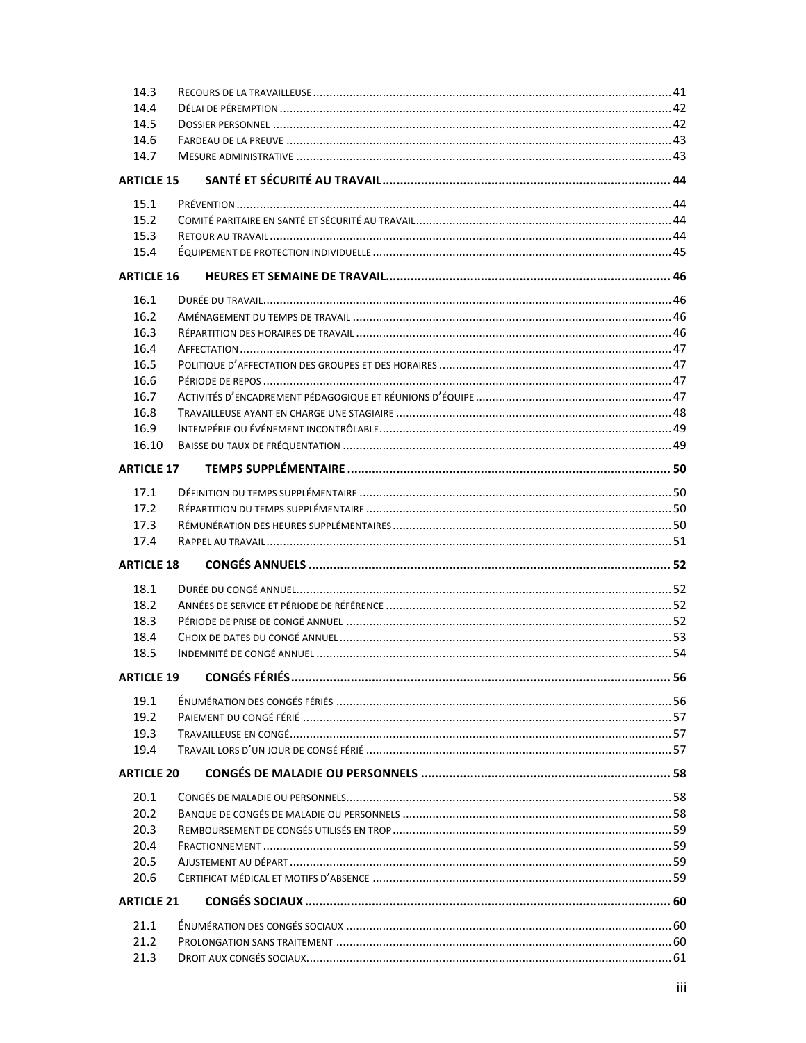| | | |
|---|---|---|
| 14.3 | Recours de la travailleuse | 41 |
| 14.4 | Délai de péremption | 42 |
| 14.5 | Dossier personnel | 42 |
| 14.6 | Fardeau de la preuve | 43 |
| 14.7 | Mesure administrative | 43 |
| **ARTICLE 15** | **SANTÉ ET SÉCURITÉ AU TRAVAIL** | **44** |
| 15.1 | Prévention | 44 |
| 15.2 | Comité paritaire en santé et sécurité au travail | 44 |
| 15.3 | Retour au travail | 44 |
| 15.4 | Équipement de protection individuelle | 45 |
| **ARTICLE 16** | **HEURES ET SEMAINE DE TRAVAIL** | **46** |
| 16.1 | Durée du travail | 46 |
| 16.2 | Aménagement du temps de travail | 46 |
| 16.3 | Répartition des horaires de travail | 46 |
| 16.4 | Affectation | 47 |
| 16.5 | Politique d'affectation des groupes et des horaires | 47 |
| 16.6 | Période de repos | 47 |
| 16.7 | Activités d'encadrement pédagogique et réunions d'équipe | 47 |
| 16.8 | Travailleuse ayant en charge une stagiaire | 48 |
| 16.9 | Intempérie ou événement incontrôlable | 49 |
| 16.10 | Baisse du taux de fréquentation | 49 |
| **ARTICLE 17** | **TEMPS SUPPLÉMENTAIRE** | **50** |
| 17.1 | Définition du temps supplémentaire | 50 |
| 17.2 | Répartition du temps supplémentaire | 50 |
| 17.3 | Rémunération des heures supplémentaires | 50 |
| 17.4 | Rappel au travail | 51 |
| **ARTICLE 18** | **CONGÉS ANNUELS** | **52** |
| 18.1 | Durée du congé annuel | 52 |
| 18.2 | Années de service et période de référence | 52 |
| 18.3 | Période de prise de congé annuel | 52 |
| 18.4 | Choix de dates du congé annuel | 53 |
| 18.5 | Indemnité de congé annuel | 54 |
| **ARTICLE 19** | **CONGÉS FÉRIÉS** | **56** |
| 19.1 | Énumération des congés fériés | 56 |
| 19.2 | Paiement du congé férié | 57 |
| 19.3 | Travailleuse en congé | 57 |
| 19.4 | Travail lors d'un jour de congé férié | 57 |
| **ARTICLE 20** | **CONGÉS DE MALADIE OU PERSONNELS** | **58** |
| 20.1 | Congés de maladie ou personnels | 58 |
| 20.2 | Banque de congés de maladie ou personnels | 58 |
| 20.3 | Remboursement de congés utilisés en trop | 59 |
| 20.4 | Fractionnement | 59 |
| 20.5 | Ajustement au départ | 59 |
| 20.6 | Certificat médical et motifs d'absence | 59 |
| **ARTICLE 21** | **CONGÉS SOCIAUX** | **60** |
| 21.1 | Énumération des congés sociaux | 60 |
| 21.2 | Prolongation sans traitement | 60 |
| 21.3 | Droit aux congés sociaux | 61 |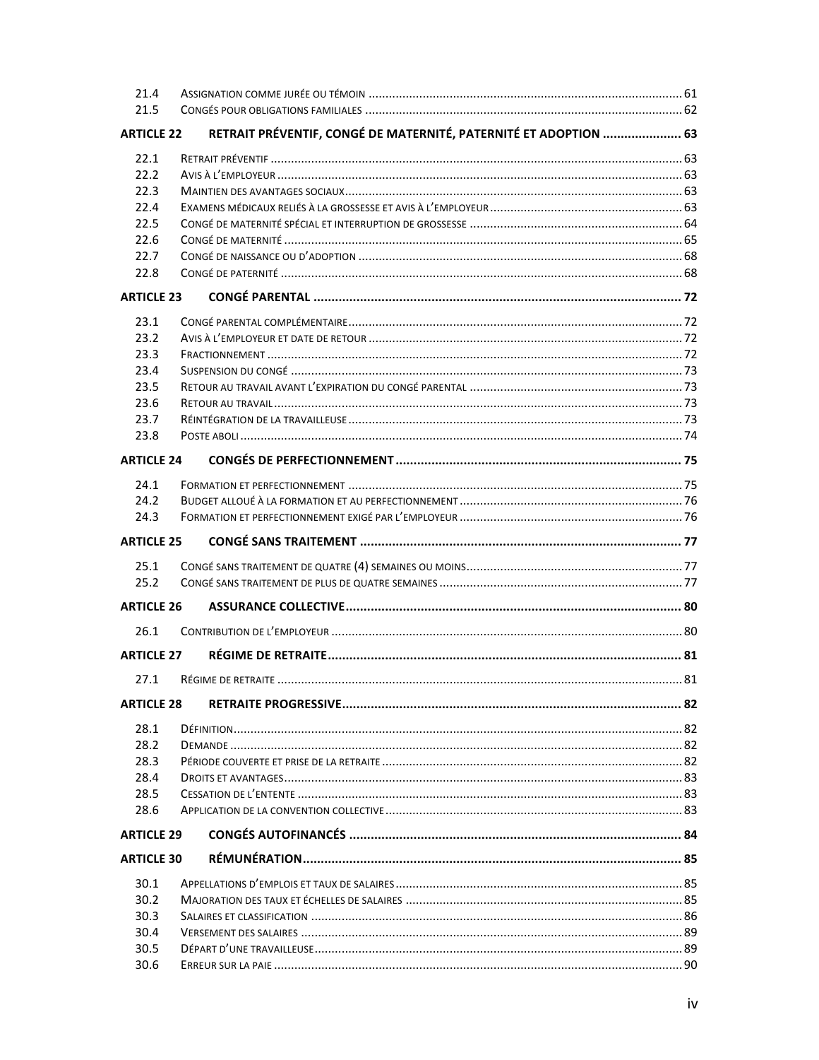| | | |
|---|---|---|
| 21.4 | Assignation comme jurée ou témoin | 61 |
| 21.5 | Congés pour obligations familiales | 62 |
| **ARTICLE 22** | **RETRAIT PRÉVENTIF, CONGÉ DE MATERNITÉ, PATERNITÉ ET ADOPTION** | **63** |
| 22.1 | Retrait préventif | 63 |
| 22.2 | Avis à l'employeur | 63 |
| 22.3 | Maintien des avantages sociaux | 63 |
| 22.4 | Examens médicaux reliés à la grossesse et avis à l'employeur | 63 |
| 22.5 | Congé de maternité spécial et interruption de grossesse | 64 |
| 22.6 | Congé de maternité | 65 |
| 22.7 | Congé de naissance ou d'adoption | 68 |
| 22.8 | Congé de paternité | 68 |
| **ARTICLE 23** | **CONGÉ PARENTAL** | **72** |
| 23.1 | Congé parental complémentaire | 72 |
| 23.2 | Avis à l'employeur et date de retour | 72 |
| 23.3 | Fractionnement | 72 |
| 23.4 | Suspension du congé | 73 |
| 23.5 | Retour au travail avant l'expiration du congé parental | 73 |
| 23.6 | Retour au travail | 73 |
| 23.7 | Réintégration de la travailleuse | 73 |
| 23.8 | Poste aboli | 74 |
| **ARTICLE 24** | **CONGÉS DE PERFECTIONNEMENT** | **75** |
| 24.1 | Formation et perfectionnement | 75 |
| 24.2 | Budget alloué à la formation et au perfectionnement | 76 |
| 24.3 | Formation et perfectionnement exigé par l'employeur | 76 |
| **ARTICLE 25** | **CONGÉ SANS TRAITEMENT** | **77** |
| 25.1 | Congé sans traitement de quatre (4) semaines ou moins | 77 |
| 25.2 | Congé sans traitement de plus de quatre semaines | 77 |
| **ARTICLE 26** | **ASSURANCE COLLECTIVE** | **80** |
| 26.1 | Contribution de l'employeur | 80 |
| **ARTICLE 27** | **RÉGIME DE RETRAITE** | **81** |
| 27.1 | Régime de retraite | 81 |
| **ARTICLE 28** | **RETRAITE PROGRESSIVE** | **82** |
| 28.1 | Définition | 82 |
| 28.2 | Demande | 82 |
| 28.3 | Période couverte et prise de la retraite | 82 |
| 28.4 | Droits et avantages | 83 |
| 28.5 | Cessation de l'entente | 83 |
| 28.6 | Application de la convention collective | 83 |
| **ARTICLE 29** | **CONGÉS AUTOFINANCÉS** | **84** |
| **ARTICLE 30** | **RÉMUNÉRATION** | **85** |
| 30.1 | Appellations d'emplois et taux de salaires | 85 |
| 30.2 | Majoration des taux et échelles de salaires | 85 |
| 30.3 | Salaires et classification | 86 |
| 30.4 | Versement des salaires | 89 |
| 30.5 | Départ d'une travailleuse | 89 |
| 30.6 | Erreur sur la paie | 90 |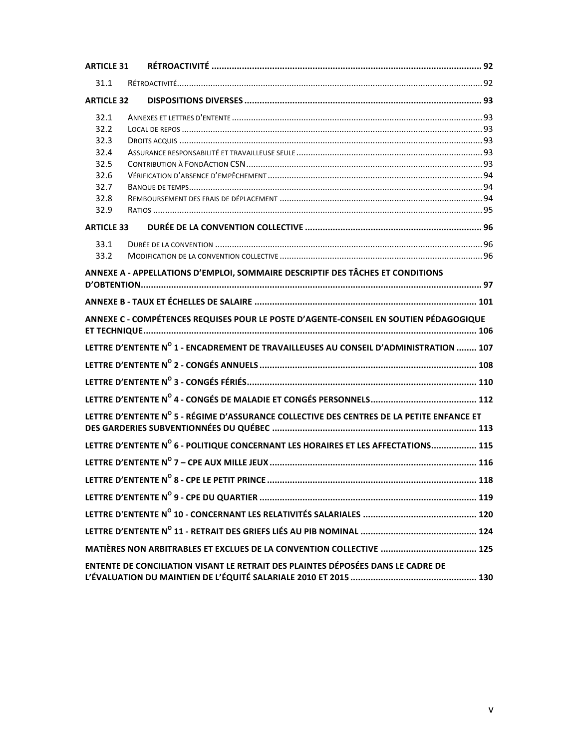**ARTICLE 31 RÉTROACTIVITÉ ... 92**

31.1 Rétroactivité ... 92

**ARTICLE 32 DISPOSITIONS DIVERSES ... 93**

32.1 Annexes et lettres d'entente ... 93
32.2 Local de repos ... 93
32.3 Droits acquis ... 93
32.4 Assurance responsabilité et travailleuse seule ... 93
32.5 Contribution à FondAction CSN ... 93
32.6 Vérification d'absence d'empêchement ... 94
32.7 Banque de temps ... 94
32.8 Remboursement des frais de déplacement ... 94
32.9 Ratios ... 95

**ARTICLE 33 DURÉE DE LA CONVENTION COLLECTIVE ... 96**

33.1 Durée de la convention ... 96
33.2 Modification de la convention collective ... 96

**ANNEXE A - APPELLATIONS D'EMPLOI, SOMMAIRE DESCRIPTIF DES TÂCHES ET CONDITIONS D'OBTENTION ... 97**

**ANNEXE B - TAUX ET ÉCHELLES DE SALAIRE ... 101**

**ANNEXE C - COMPÉTENCES REQUISES POUR LE POSTE D'AGENTE-CONSEIL EN SOUTIEN PÉDAGOGIQUE ET TECHNIQUE ... 106**

**LETTRE D'ENTENTE N$^{O}$ 1 - ENCADREMENT DE TRAVAILLEUSES AU CONSEIL D'ADMINISTRATION ... 107**

**LETTRE D'ENTENTE N$^{O}$ 2 - CONGÉS ANNUELS ... 108**

**LETTRE D'ENTENTE N$^{O}$ 3 - CONGÉS FÉRIÉS ... 110**

**LETTRE D'ENTENTE N$^{O}$ 4 - CONGÉS DE MALADIE ET CONGÉS PERSONNELS ... 112**

**LETTRE D'ENTENTE N$^{O}$ 5 - RÉGIME D'ASSURANCE COLLECTIVE DES CENTRES DE LA PETITE ENFANCE ET DES GARDERIES SUBVENTIONNÉES DU QUÉBEC ... 113**

**LETTRE D'ENTENTE N$^{O}$ 6 - POLITIQUE CONCERNANT LES HORAIRES ET LES AFFECTATIONS ... 115**

**LETTRE D'ENTENTE N$^{O}$ 7 – CPE AUX MILLE JEUX ... 116**

**LETTRE D'ENTENTE N$^{O}$ 8 - CPE LE PETIT PRINCE ... 118**

**LETTRE D'ENTENTE N$^{O}$ 9 - CPE DU QUARTIER ... 119**

**LETTRE D'ENTENTE N$^{O}$ 10 - CONCERNANT LES RELATIVITÉS SALARIALES ... 120**

**LETTRE D'ENTENTE N$^{O}$ 11 - RETRAIT DES GRIEFS LIÉS AU PIB NOMINAL ... 124**

**MATIÈRES NON ARBITRABLES ET EXCLUES DE LA CONVENTION COLLECTIVE ... 125**

**ENTENTE DE CONCILIATION VISANT LE RETRAIT DES PLAINTES DÉPOSÉES DANS LE CADRE DE L'ÉVALUATION DU MAINTIEN DE L'ÉQUITÉ SALARIALE 2010 ET 2015 ... 130**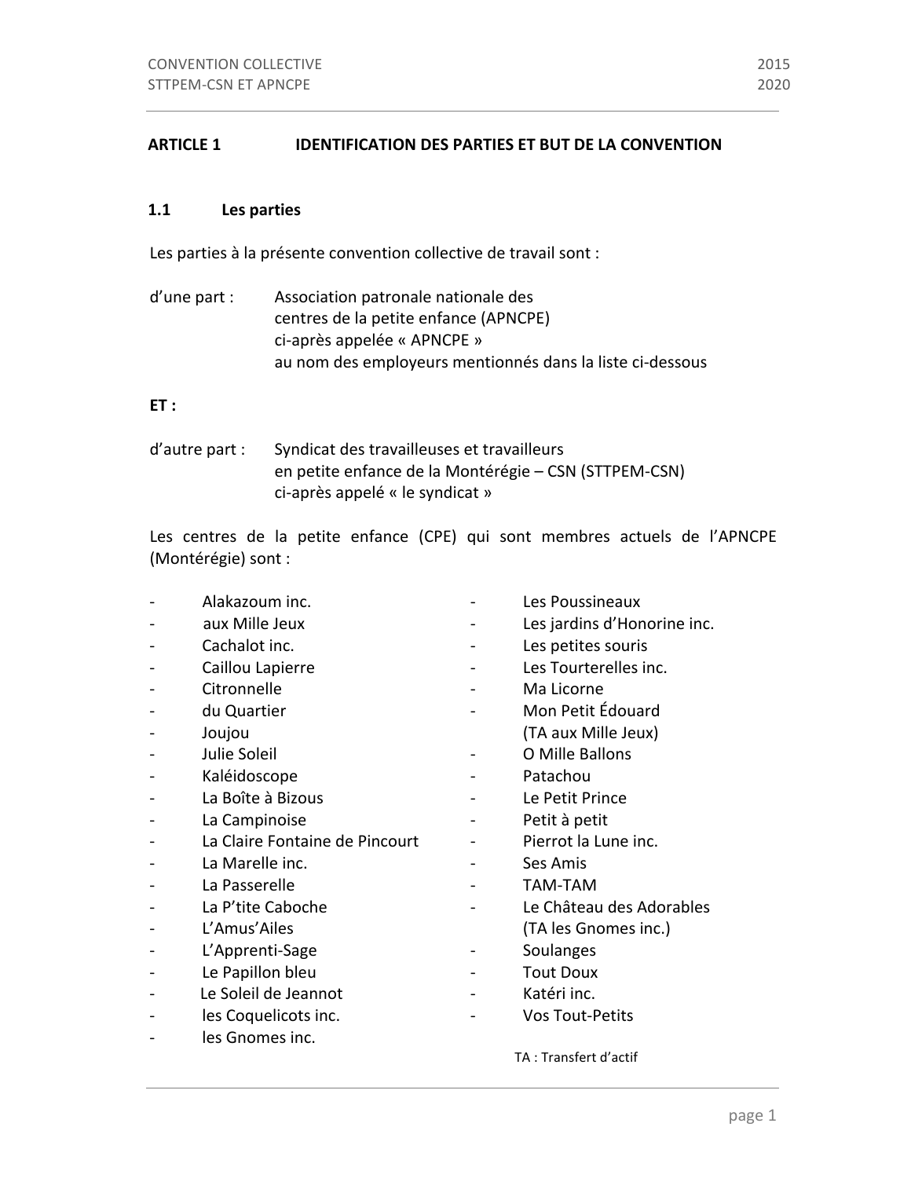## ARTICLE 1 IDENTIFICATION DES PARTIES ET BUT DE LA CONVENTION

### 1.1 Les parties

Les parties à la présente convention collective de travail sont :

d'une part : Association patronale nationale des centres de la petite enfance (APNCPE) ci-après appelée « APNCPE » au nom des employeurs mentionnés dans la liste ci-dessous

**ET :**

d'autre part : Syndicat des travailleuses et travailleurs en petite enfance de la Montérégie – CSN (STTPEM-CSN) ci-après appelé « le syndicat »

Les centres de la petite enfance (CPE) qui sont membres actuels de l'APNCPE (Montérégie) sont :

- Alakazoum inc.
- aux Mille Jeux
- Cachalot inc.
- Caillou Lapierre
- Citronnelle
- du Quartier
- Joujou
- Julie Soleil
- Kaléidoscope
- La Boîte à Bizous
- La Campinoise
- La Claire Fontaine de Pincourt
- La Marelle inc.
- La Passerelle
- La P'tite Caboche
- L'Amus'Ailes
- L'Apprenti-Sage
- Le Papillon bleu
- Le Soleil de Jeannot
- les Coquelicots inc.
- les Gnomes inc.
- Les Poussineaux
- Les jardins d'Honorine inc.
- Les petites souris
- Les Tourterelles inc.
- Ma Licorne
- Mon Petit Édouard (TA aux Mille Jeux)
- O Mille Ballons
- Patachou
- Le Petit Prince
- Petit à petit
- Pierrot la Lune inc.
- Ses Amis
- TAM-TAM
- Le Château des Adorables (TA les Gnomes inc.)
- Soulanges
- Tout Doux
- Katéri inc.
- Vos Tout-Petits

TA : Transfert d'actif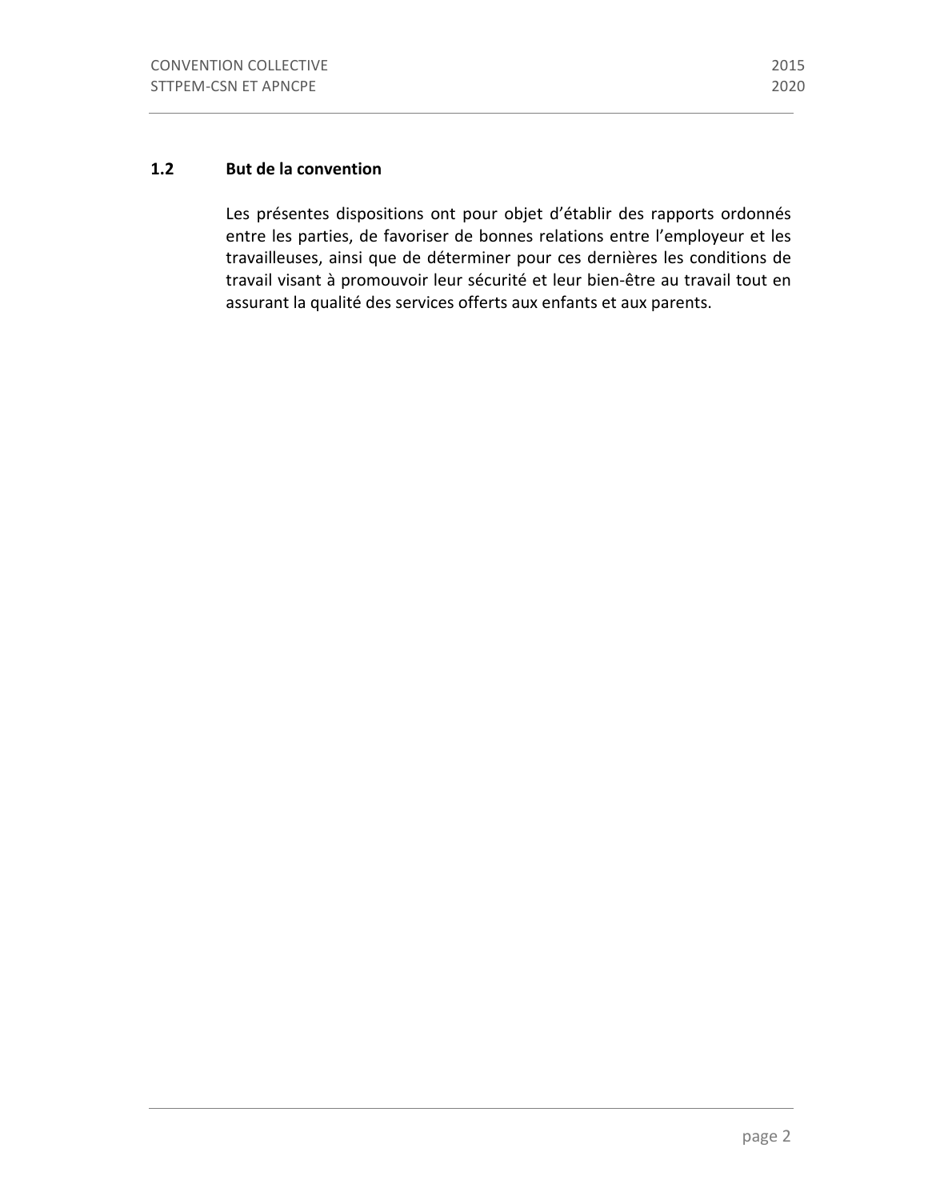### 1.2 But de la convention

Les présentes dispositions ont pour objet d'établir des rapports ordonnés entre les parties, de favoriser de bonnes relations entre l'employeur et les travailleuses, ainsi que de déterminer pour ces dernières les conditions de travail visant à promouvoir leur sécurité et leur bien-être au travail tout en assurant la qualité des services offerts aux enfants et aux parents.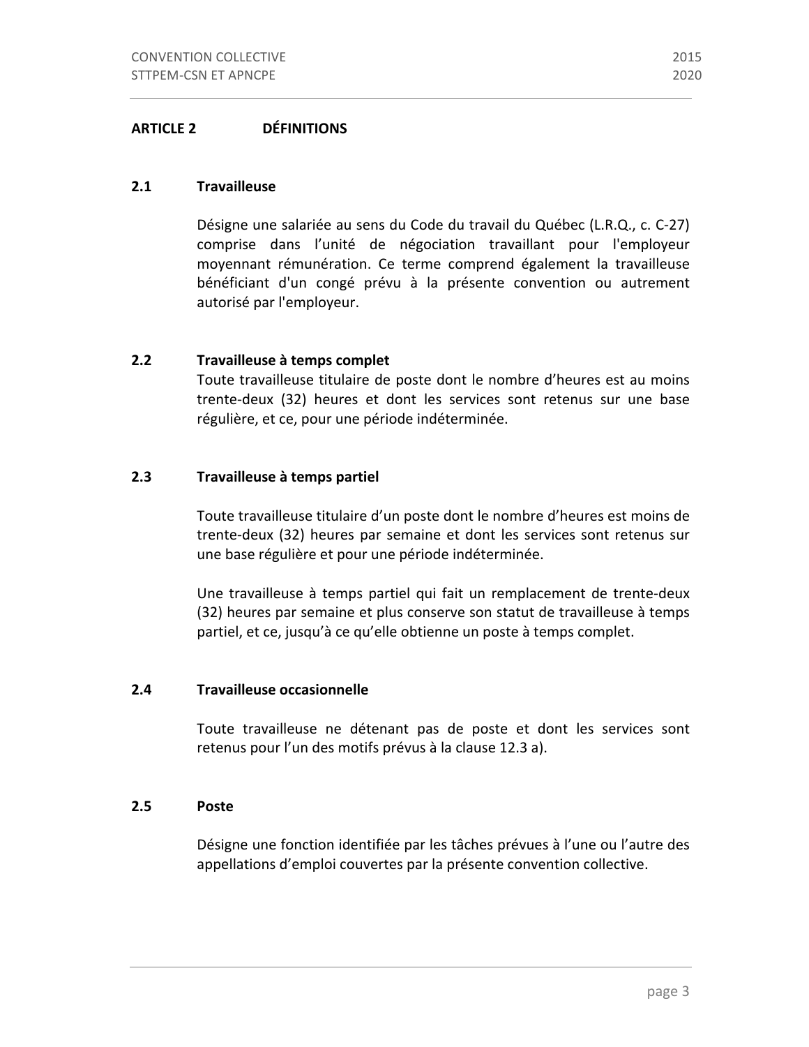## ARTICLE 2 DÉFINITIONS

### 2.1 Travailleuse

Désigne une salariée au sens du Code du travail du Québec (L.R.Q., c. C-27) comprise dans l'unité de négociation travaillant pour l'employeur moyennant rémunération. Ce terme comprend également la travailleuse bénéficiant d'un congé prévu à la présente convention ou autrement autorisé par l'employeur.

### 2.2 Travailleuse à temps complet

Toute travailleuse titulaire de poste dont le nombre d'heures est au moins trente-deux (32) heures et dont les services sont retenus sur une base régulière, et ce, pour une période indéterminée.

### 2.3 Travailleuse à temps partiel

Toute travailleuse titulaire d'un poste dont le nombre d'heures est moins de trente-deux (32) heures par semaine et dont les services sont retenus sur une base régulière et pour une période indéterminée.

Une travailleuse à temps partiel qui fait un remplacement de trente-deux (32) heures par semaine et plus conserve son statut de travailleuse à temps partiel, et ce, jusqu'à ce qu'elle obtienne un poste à temps complet.

### 2.4 Travailleuse occasionnelle

Toute travailleuse ne détenant pas de poste et dont les services sont retenus pour l'un des motifs prévus à la clause 12.3 a).

### 2.5 Poste

Désigne une fonction identifiée par les tâches prévues à l'une ou l'autre des appellations d'emploi couvertes par la présente convention collective.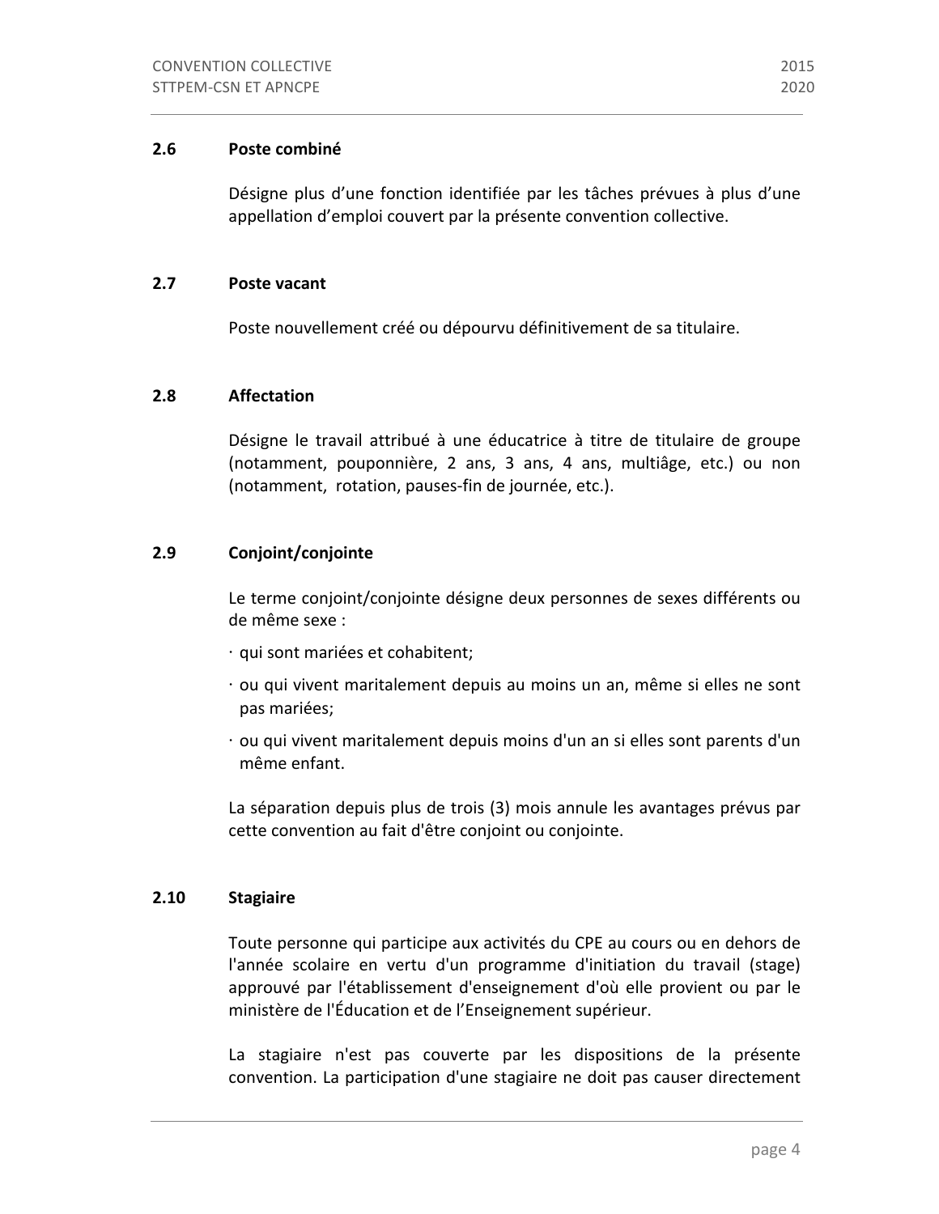### 2.6 Poste combiné

Désigne plus d'une fonction identifiée par les tâches prévues à plus d'une appellation d'emploi couvert par la présente convention collective.

### 2.7 Poste vacant

Poste nouvellement créé ou dépourvu définitivement de sa titulaire.

### 2.8 Affectation

Désigne le travail attribué à une éducatrice à titre de titulaire de groupe (notamment, pouponnière, 2 ans, 3 ans, 4 ans, multiâge, etc.) ou non (notamment, rotation, pauses-fin de journée, etc.).

### 2.9 Conjoint/conjointe

Le terme conjoint/conjointe désigne deux personnes de sexes différents ou de même sexe :

- qui sont mariées et cohabitent;
- ou qui vivent maritalement depuis au moins un an, même si elles ne sont pas mariées;
- ou qui vivent maritalement depuis moins d'un an si elles sont parents d'un même enfant.

La séparation depuis plus de trois (3) mois annule les avantages prévus par cette convention au fait d'être conjoint ou conjointe.

### 2.10 Stagiaire

Toute personne qui participe aux activités du CPE au cours ou en dehors de l'année scolaire en vertu d'un programme d'initiation du travail (stage) approuvé par l'établissement d'enseignement d'où elle provient ou par le ministère de l'Éducation et de l'Enseignement supérieur.

La stagiaire n'est pas couverte par les dispositions de la présente convention. La participation d'une stagiaire ne doit pas causer directement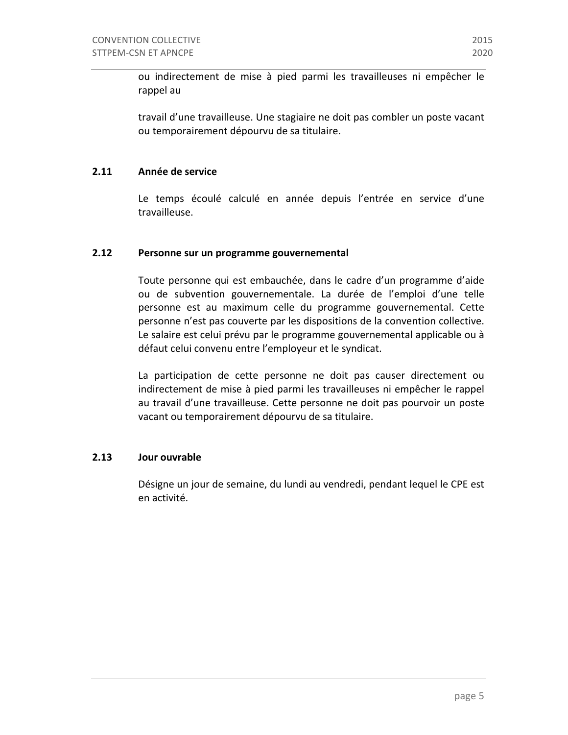ou indirectement de mise à pied parmi les travailleuses ni empêcher le rappel au

travail d'une travailleuse. Une stagiaire ne doit pas combler un poste vacant ou temporairement dépourvu de sa titulaire.

### 2.11 Année de service

Le temps écoulé calculé en année depuis l'entrée en service d'une travailleuse.

### 2.12 Personne sur un programme gouvernemental

Toute personne qui est embauchée, dans le cadre d'un programme d'aide ou de subvention gouvernementale. La durée de l'emploi d'une telle personne est au maximum celle du programme gouvernemental. Cette personne n'est pas couverte par les dispositions de la convention collective. Le salaire est celui prévu par le programme gouvernemental applicable ou à défaut celui convenu entre l'employeur et le syndicat.

La participation de cette personne ne doit pas causer directement ou indirectement de mise à pied parmi les travailleuses ni empêcher le rappel au travail d'une travailleuse. Cette personne ne doit pas pourvoir un poste vacant ou temporairement dépourvu de sa titulaire.

### 2.13 Jour ouvrable

Désigne un jour de semaine, du lundi au vendredi, pendant lequel le CPE est en activité.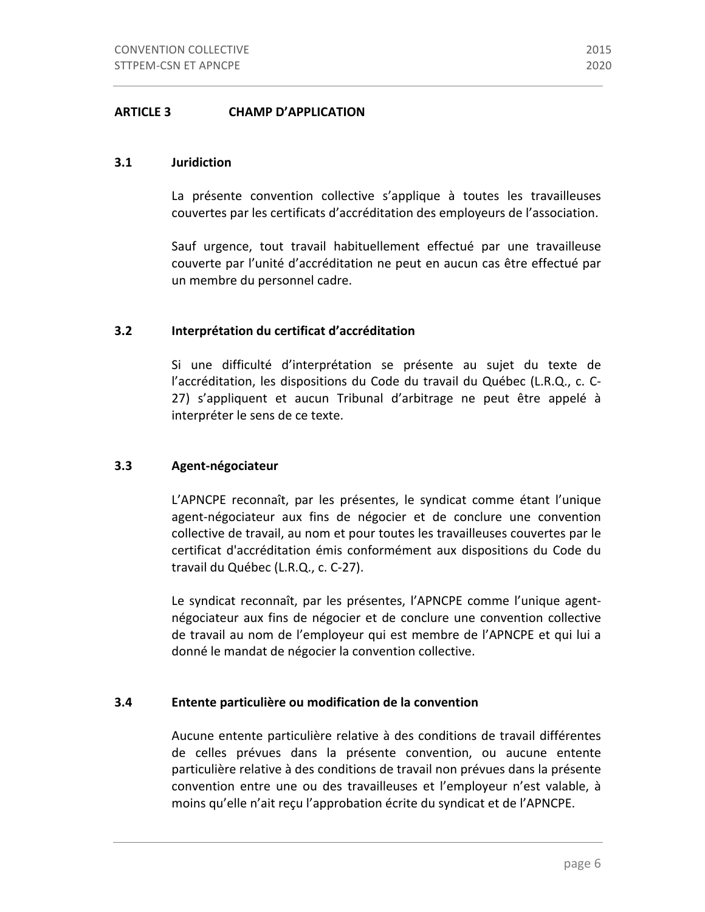## ARTICLE 3 CHAMP D'APPLICATION

### 3.1 Juridiction

La présente convention collective s'applique à toutes les travailleuses couvertes par les certificats d'accréditation des employeurs de l'association.

Sauf urgence, tout travail habituellement effectué par une travailleuse couverte par l'unité d'accréditation ne peut en aucun cas être effectué par un membre du personnel cadre.

### 3.2 Interprétation du certificat d'accréditation

Si une difficulté d'interprétation se présente au sujet du texte de l'accréditation, les dispositions du Code du travail du Québec (L.R.Q., c. C-27) s'appliquent et aucun Tribunal d'arbitrage ne peut être appelé à interpréter le sens de ce texte.

### 3.3 Agent-négociateur

L'APNCPE reconnaît, par les présentes, le syndicat comme étant l'unique agent-négociateur aux fins de négocier et de conclure une convention collective de travail, au nom et pour toutes les travailleuses couvertes par le certificat d'accréditation émis conformément aux dispositions du Code du travail du Québec (L.R.Q., c. C-27).

Le syndicat reconnaît, par les présentes, l'APNCPE comme l'unique agent-négociateur aux fins de négocier et de conclure une convention collective de travail au nom de l'employeur qui est membre de l'APNCPE et qui lui a donné le mandat de négocier la convention collective.

### 3.4 Entente particulière ou modification de la convention

Aucune entente particulière relative à des conditions de travail différentes de celles prévues dans la présente convention, ou aucune entente particulière relative à des conditions de travail non prévues dans la présente convention entre une ou des travailleuses et l'employeur n'est valable, à moins qu'elle n'ait reçu l'approbation écrite du syndicat et de l'APNCPE.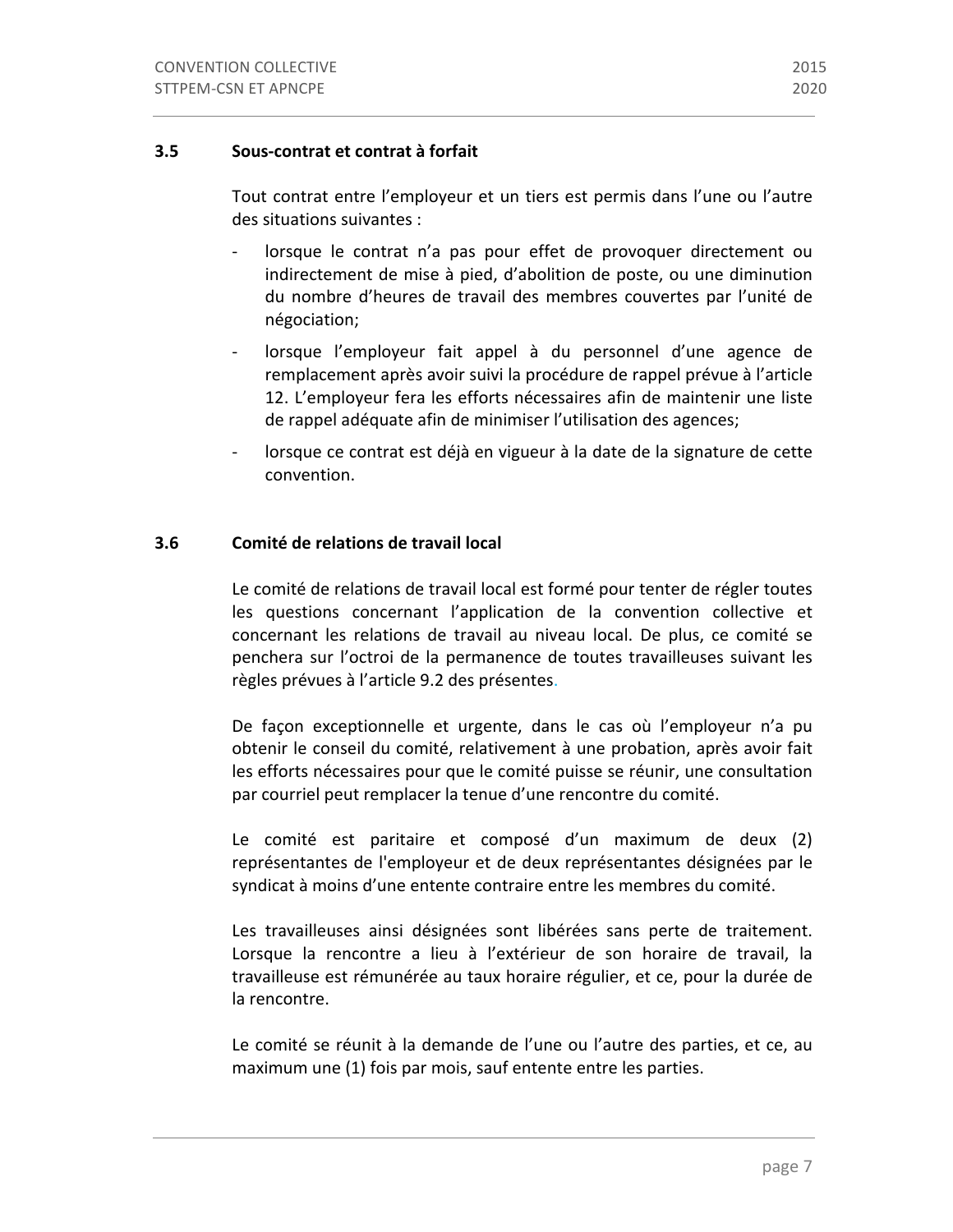### 3.5 Sous-contrat et contrat à forfait

Tout contrat entre l'employeur et un tiers est permis dans l'une ou l'autre des situations suivantes :

- lorsque le contrat n'a pas pour effet de provoquer directement ou indirectement de mise à pied, d'abolition de poste, ou une diminution du nombre d'heures de travail des membres couvertes par l'unité de négociation;
- lorsque l'employeur fait appel à du personnel d'une agence de remplacement après avoir suivi la procédure de rappel prévue à l'article 12. L'employeur fera les efforts nécessaires afin de maintenir une liste de rappel adéquate afin de minimiser l'utilisation des agences;
- lorsque ce contrat est déjà en vigueur à la date de la signature de cette convention.

### 3.6 Comité de relations de travail local

Le comité de relations de travail local est formé pour tenter de régler toutes les questions concernant l'application de la convention collective et concernant les relations de travail au niveau local. De plus, ce comité se penchera sur l'octroi de la permanence de toutes travailleuses suivant les règles prévues à l'article 9.2 des présentes.

De façon exceptionnelle et urgente, dans le cas où l'employeur n'a pu obtenir le conseil du comité, relativement à une probation, après avoir fait les efforts nécessaires pour que le comité puisse se réunir, une consultation par courriel peut remplacer la tenue d'une rencontre du comité.

Le comité est paritaire et composé d'un maximum de deux (2) représentantes de l'employeur et de deux représentantes désignées par le syndicat à moins d'une entente contraire entre les membres du comité.

Les travailleuses ainsi désignées sont libérées sans perte de traitement. Lorsque la rencontre a lieu à l'extérieur de son horaire de travail, la travailleuse est rémunérée au taux horaire régulier, et ce, pour la durée de la rencontre.

Le comité se réunit à la demande de l'une ou l'autre des parties, et ce, au maximum une (1) fois par mois, sauf entente entre les parties.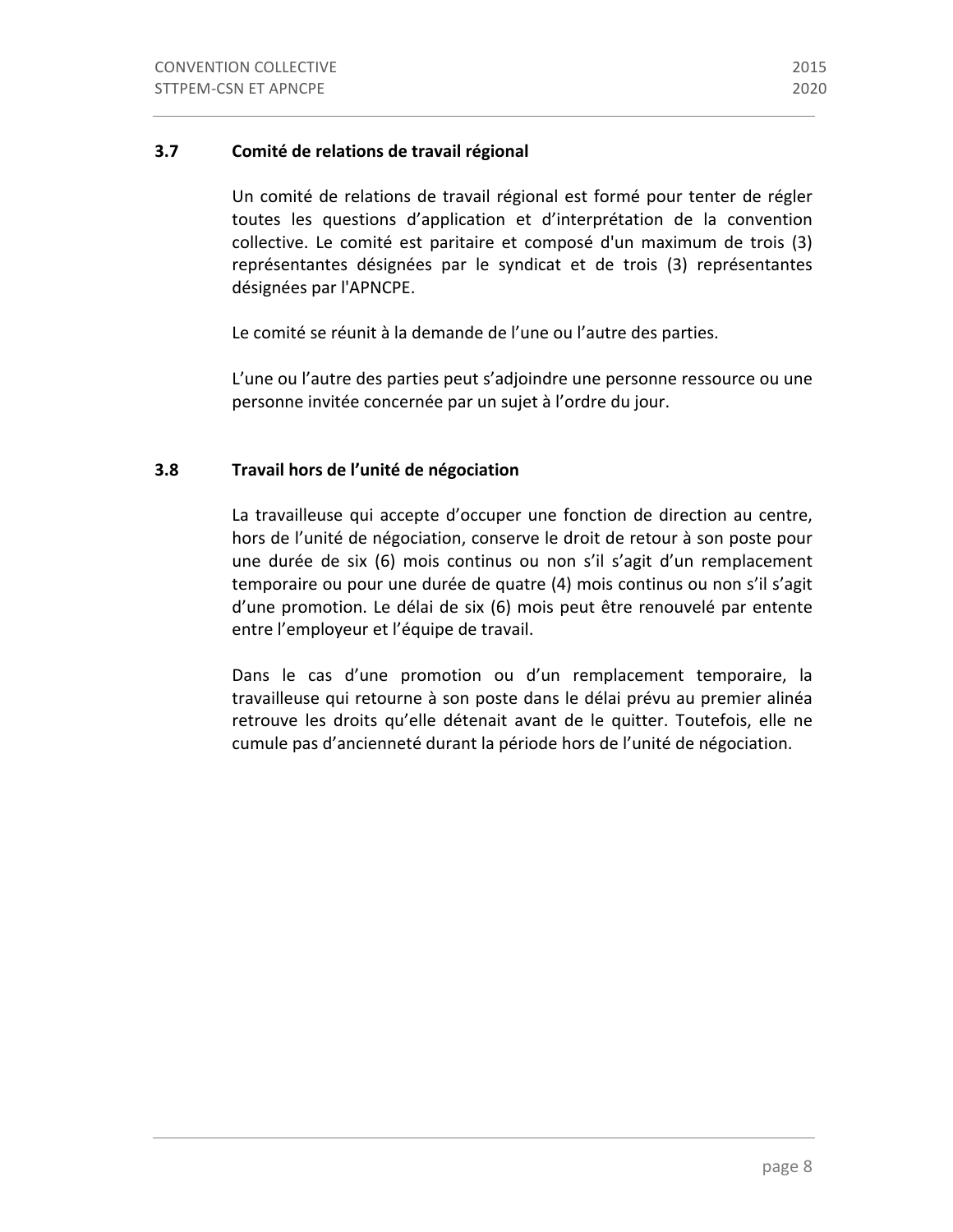### 3.7 Comité de relations de travail régional

Un comité de relations de travail régional est formé pour tenter de régler toutes les questions d'application et d'interprétation de la convention collective. Le comité est paritaire et composé d'un maximum de trois (3) représentantes désignées par le syndicat et de trois (3) représentantes désignées par l'APNCPE.

Le comité se réunit à la demande de l'une ou l'autre des parties.

L'une ou l'autre des parties peut s'adjoindre une personne ressource ou une personne invitée concernée par un sujet à l'ordre du jour.

### 3.8 Travail hors de l'unité de négociation

La travailleuse qui accepte d'occuper une fonction de direction au centre, hors de l'unité de négociation, conserve le droit de retour à son poste pour une durée de six (6) mois continus ou non s'il s'agit d'un remplacement temporaire ou pour une durée de quatre (4) mois continus ou non s'il s'agit d'une promotion. Le délai de six (6) mois peut être renouvelé par entente entre l'employeur et l'équipe de travail.

Dans le cas d'une promotion ou d'un remplacement temporaire, la travailleuse qui retourne à son poste dans le délai prévu au premier alinéa retrouve les droits qu'elle détenait avant de le quitter. Toutefois, elle ne cumule pas d'ancienneté durant la période hors de l'unité de négociation.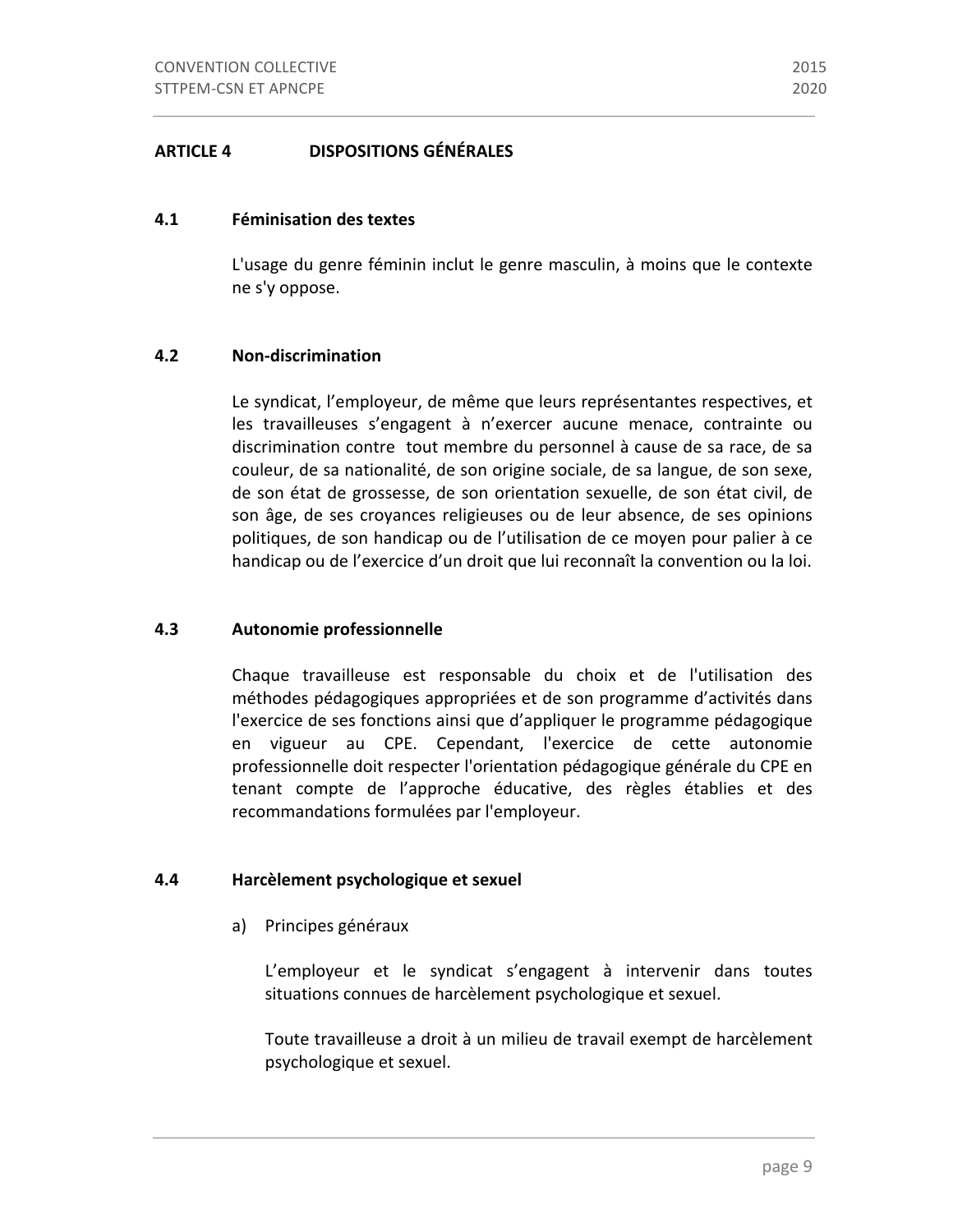## ARTICLE 4 DISPOSITIONS GÉNÉRALES

### 4.1 Féminisation des textes

L'usage du genre féminin inclut le genre masculin, à moins que le contexte ne s'y oppose.

### 4.2 Non-discrimination

Le syndicat, l'employeur, de même que leurs représentantes respectives, et les travailleuses s'engagent à n'exercer aucune menace, contrainte ou discrimination contre tout membre du personnel à cause de sa race, de sa couleur, de sa nationalité, de son origine sociale, de sa langue, de son sexe, de son état de grossesse, de son orientation sexuelle, de son état civil, de son âge, de ses croyances religieuses ou de leur absence, de ses opinions politiques, de son handicap ou de l'utilisation de ce moyen pour palier à ce handicap ou de l'exercice d'un droit que lui reconnaît la convention ou la loi.

### 4.3 Autonomie professionnelle

Chaque travailleuse est responsable du choix et de l'utilisation des méthodes pédagogiques appropriées et de son programme d'activités dans l'exercice de ses fonctions ainsi que d'appliquer le programme pédagogique en vigueur au CPE. Cependant, l'exercice de cette autonomie professionnelle doit respecter l'orientation pédagogique générale du CPE en tenant compte de l'approche éducative, des règles établies et des recommandations formulées par l'employeur.

### 4.4 Harcèlement psychologique et sexuel

a) Principes généraux

L'employeur et le syndicat s'engagent à intervenir dans toutes situations connues de harcèlement psychologique et sexuel.

Toute travailleuse a droit à un milieu de travail exempt de harcèlement psychologique et sexuel.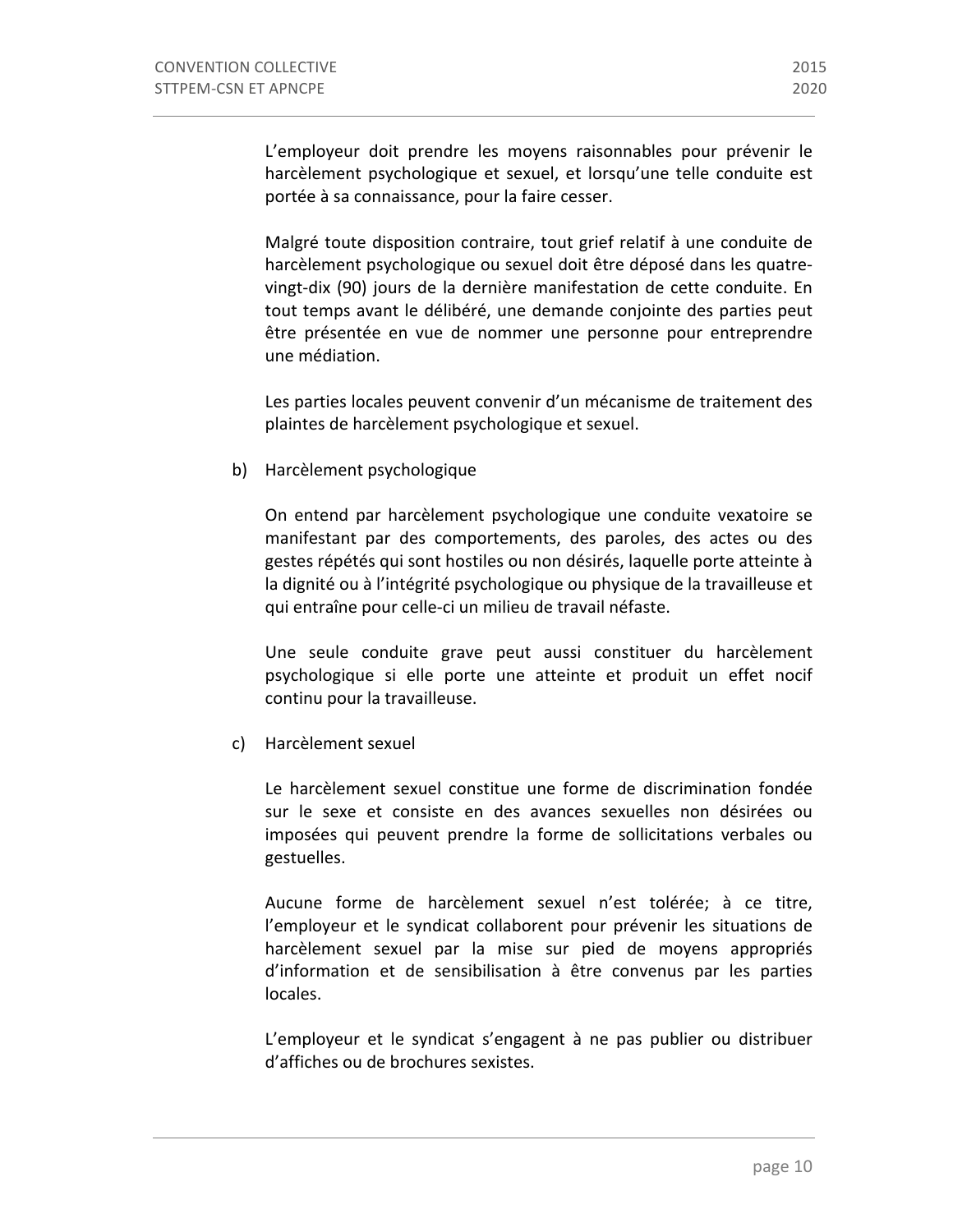L'employeur doit prendre les moyens raisonnables pour prévenir le harcèlement psychologique et sexuel, et lorsqu'une telle conduite est portée à sa connaissance, pour la faire cesser.

Malgré toute disposition contraire, tout grief relatif à une conduite de harcèlement psychologique ou sexuel doit être déposé dans les quatre-vingt-dix (90) jours de la dernière manifestation de cette conduite. En tout temps avant le délibéré, une demande conjointe des parties peut être présentée en vue de nommer une personne pour entreprendre une médiation.

Les parties locales peuvent convenir d'un mécanisme de traitement des plaintes de harcèlement psychologique et sexuel.

b) Harcèlement psychologique

On entend par harcèlement psychologique une conduite vexatoire se manifestant par des comportements, des paroles, des actes ou des gestes répétés qui sont hostiles ou non désirés, laquelle porte atteinte à la dignité ou à l'intégrité psychologique ou physique de la travailleuse et qui entraîne pour celle-ci un milieu de travail néfaste.

Une seule conduite grave peut aussi constituer du harcèlement psychologique si elle porte une atteinte et produit un effet nocif continu pour la travailleuse.

c) Harcèlement sexuel

Le harcèlement sexuel constitue une forme de discrimination fondée sur le sexe et consiste en des avances sexuelles non désirées ou imposées qui peuvent prendre la forme de sollicitations verbales ou gestuelles.

Aucune forme de harcèlement sexuel n'est tolérée; à ce titre, l'employeur et le syndicat collaborent pour prévenir les situations de harcèlement sexuel par la mise sur pied de moyens appropriés d'information et de sensibilisation à être convenus par les parties locales.

L'employeur et le syndicat s'engagent à ne pas publier ou distribuer d'affiches ou de brochures sexistes.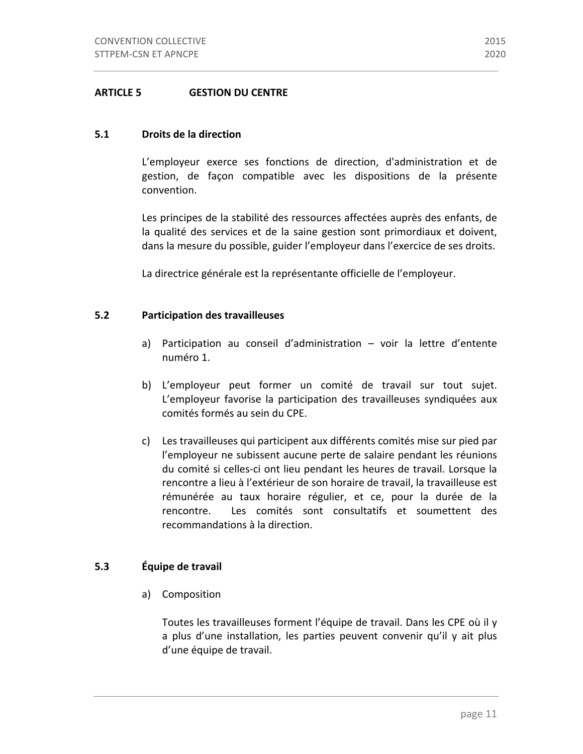## ARTICLE 5 GESTION DU CENTRE

### 5.1 Droits de la direction

L'employeur exerce ses fonctions de direction, d'administration et de gestion, de façon compatible avec les dispositions de la présente convention.

Les principes de la stabilité des ressources affectées auprès des enfants, de la qualité des services et de la saine gestion sont primordiaux et doivent, dans la mesure du possible, guider l'employeur dans l'exercice de ses droits.

La directrice générale est la représentante officielle de l'employeur.

### 5.2 Participation des travailleuses

a) Participation au conseil d'administration – voir la lettre d'entente numéro 1.

b) L'employeur peut former un comité de travail sur tout sujet. L'employeur favorise la participation des travailleuses syndiquées aux comités formés au sein du CPE.

c) Les travailleuses qui participent aux différents comités mise sur pied par l'employeur ne subissent aucune perte de salaire pendant les réunions du comité si celles-ci ont lieu pendant les heures de travail. Lorsque la rencontre a lieu à l'extérieur de son horaire de travail, la travailleuse est rémunérée au taux horaire régulier, et ce, pour la durée de la rencontre. Les comités sont consultatifs et soumettent des recommandations à la direction.

### 5.3 Équipe de travail

a) Composition

Toutes les travailleuses forment l'équipe de travail. Dans les CPE où il y a plus d'une installation, les parties peuvent convenir qu'il y ait plus d'une équipe de travail.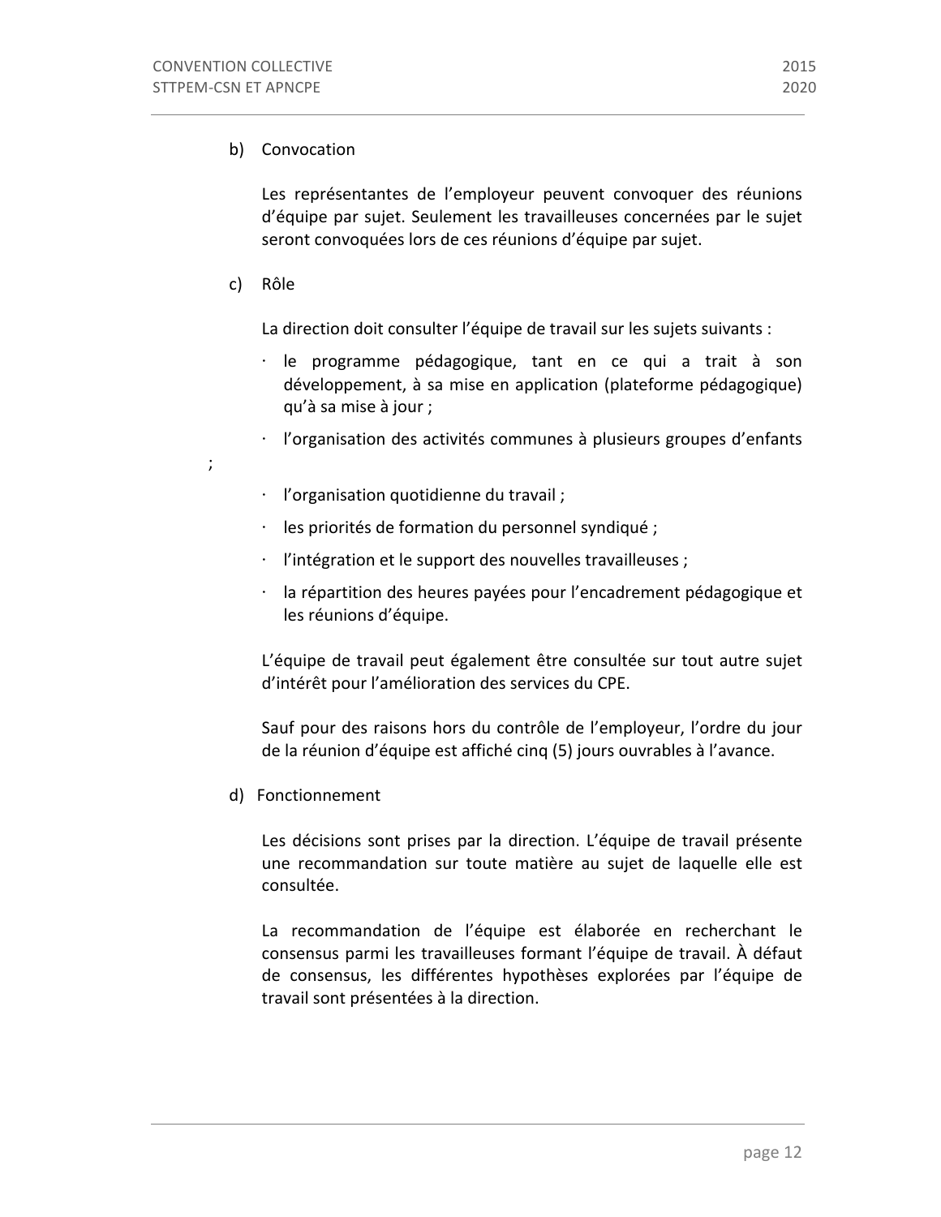b) Convocation

Les représentantes de l'employeur peuvent convoquer des réunions d'équipe par sujet. Seulement les travailleuses concernées par le sujet seront convoquées lors de ces réunions d'équipe par sujet.

c) Rôle

La direction doit consulter l'équipe de travail sur les sujets suivants :

- le programme pédagogique, tant en ce qui a trait à son développement, à sa mise en application (plateforme pédagogique) qu'à sa mise à jour ;
- l'organisation des activités communes à plusieurs groupes d'enfants ;
- l'organisation quotidienne du travail ;
- les priorités de formation du personnel syndiqué ;
- l'intégration et le support des nouvelles travailleuses ;
- la répartition des heures payées pour l'encadrement pédagogique et les réunions d'équipe.

L'équipe de travail peut également être consultée sur tout autre sujet d'intérêt pour l'amélioration des services du CPE.

Sauf pour des raisons hors du contrôle de l'employeur, l'ordre du jour de la réunion d'équipe est affiché cinq (5) jours ouvrables à l'avance.

d) Fonctionnement

Les décisions sont prises par la direction. L'équipe de travail présente une recommandation sur toute matière au sujet de laquelle elle est consultée.

La recommandation de l'équipe est élaborée en recherchant le consensus parmi les travailleuses formant l'équipe de travail. À défaut de consensus, les différentes hypothèses explorées par l'équipe de travail sont présentées à la direction.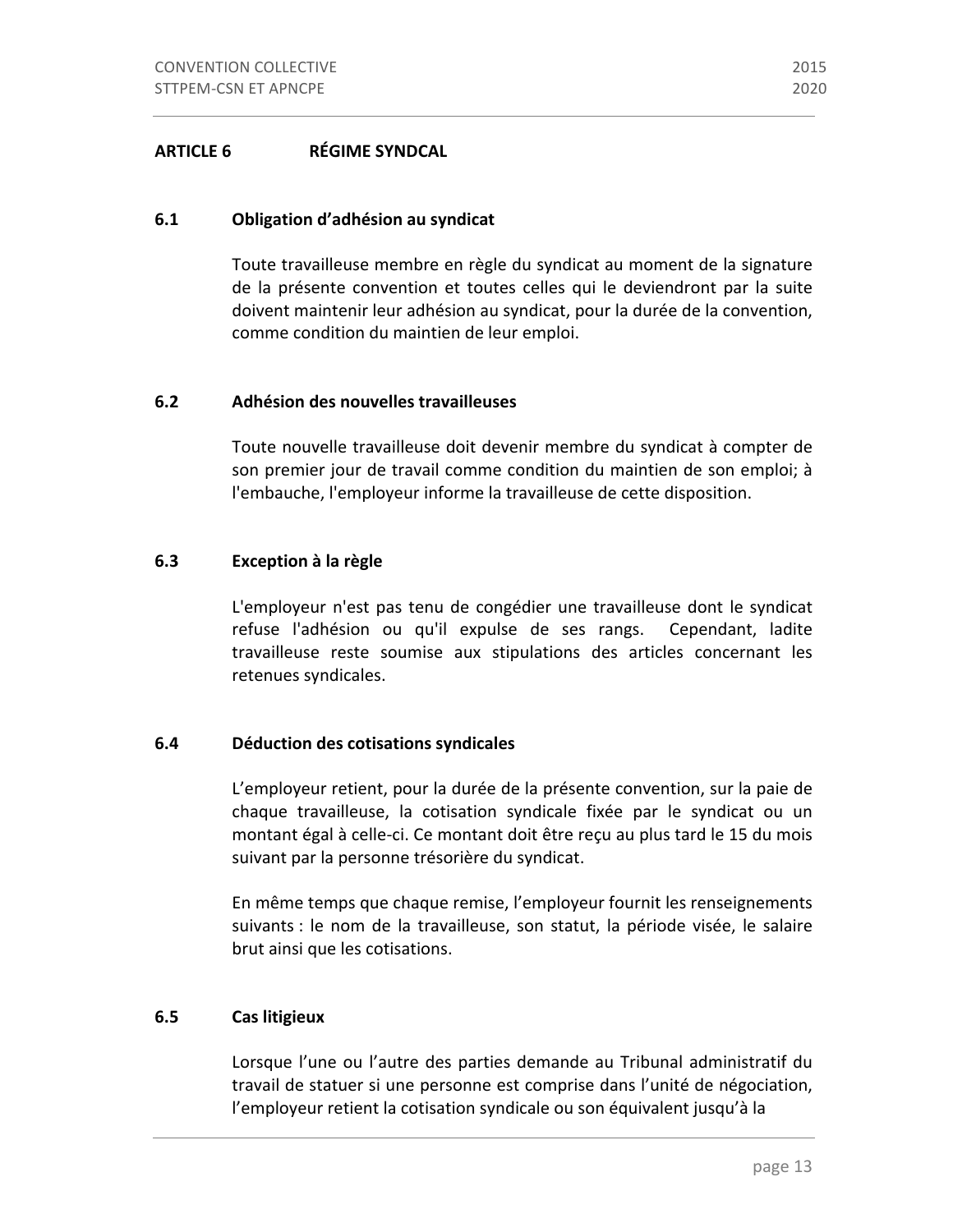## ARTICLE 6 RÉGIME SYNDCAL

### 6.1 Obligation d'adhésion au syndicat

Toute travailleuse membre en règle du syndicat au moment de la signature de la présente convention et toutes celles qui le deviendront par la suite doivent maintenir leur adhésion au syndicat, pour la durée de la convention, comme condition du maintien de leur emploi.

### 6.2 Adhésion des nouvelles travailleuses

Toute nouvelle travailleuse doit devenir membre du syndicat à compter de son premier jour de travail comme condition du maintien de son emploi; à l'embauche, l'employeur informe la travailleuse de cette disposition.

### 6.3 Exception à la règle

L'employeur n'est pas tenu de congédier une travailleuse dont le syndicat refuse l'adhésion ou qu'il expulse de ses rangs. Cependant, ladite travailleuse reste soumise aux stipulations des articles concernant les retenues syndicales.

### 6.4 Déduction des cotisations syndicales

L'employeur retient, pour la durée de la présente convention, sur la paie de chaque travailleuse, la cotisation syndicale fixée par le syndicat ou un montant égal à celle-ci. Ce montant doit être reçu au plus tard le 15 du mois suivant par la personne trésorière du syndicat.

En même temps que chaque remise, l'employeur fournit les renseignements suivants : le nom de la travailleuse, son statut, la période visée, le salaire brut ainsi que les cotisations.

### 6.5 Cas litigieux

Lorsque l'une ou l'autre des parties demande au Tribunal administratif du travail de statuer si une personne est comprise dans l'unité de négociation, l'employeur retient la cotisation syndicale ou son équivalent jusqu'à la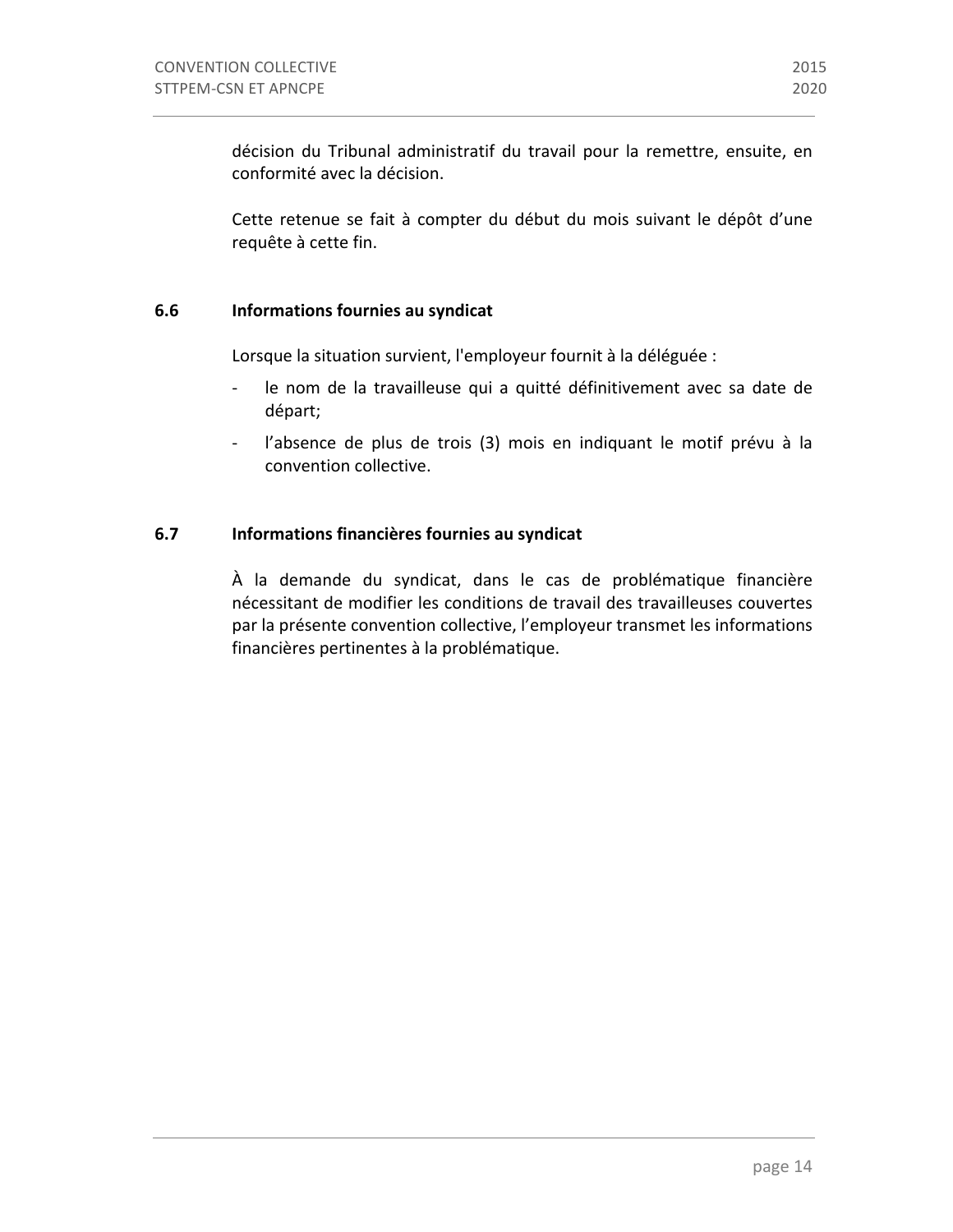décision du Tribunal administratif du travail pour la remettre, ensuite, en conformité avec la décision.

Cette retenue se fait à compter du début du mois suivant le dépôt d'une requête à cette fin.

### 6.6 Informations fournies au syndicat

Lorsque la situation survient, l'employeur fournit à la déléguée :

- le nom de la travailleuse qui a quitté définitivement avec sa date de départ;
- l'absence de plus de trois (3) mois en indiquant le motif prévu à la convention collective.

### 6.7 Informations financières fournies au syndicat

À la demande du syndicat, dans le cas de problématique financière nécessitant de modifier les conditions de travail des travailleuses couvertes par la présente convention collective, l'employeur transmet les informations financières pertinentes à la problématique.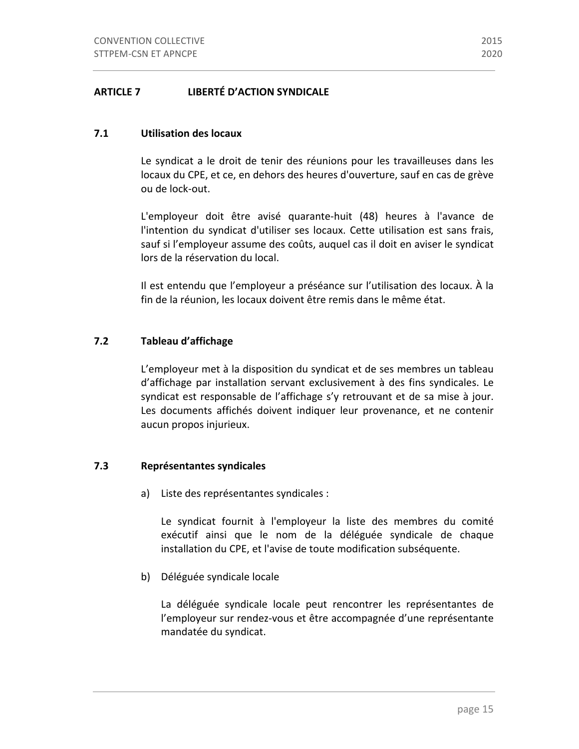## ARTICLE 7 LIBERTÉ D'ACTION SYNDICALE

### 7.1 Utilisation des locaux

Le syndicat a le droit de tenir des réunions pour les travailleuses dans les locaux du CPE, et ce, en dehors des heures d'ouverture, sauf en cas de grève ou de lock-out.

L'employeur doit être avisé quarante-huit (48) heures à l'avance de l'intention du syndicat d'utiliser ses locaux. Cette utilisation est sans frais, sauf si l'employeur assume des coûts, auquel cas il doit en aviser le syndicat lors de la réservation du local.

Il est entendu que l'employeur a préséance sur l'utilisation des locaux. À la fin de la réunion, les locaux doivent être remis dans le même état.

### 7.2 Tableau d'affichage

L'employeur met à la disposition du syndicat et de ses membres un tableau d'affichage par installation servant exclusivement à des fins syndicales. Le syndicat est responsable de l'affichage s'y retrouvant et de sa mise à jour. Les documents affichés doivent indiquer leur provenance, et ne contenir aucun propos injurieux.

### 7.3 Représentantes syndicales

a) Liste des représentantes syndicales :

Le syndicat fournit à l'employeur la liste des membres du comité exécutif ainsi que le nom de la déléguée syndicale de chaque installation du CPE, et l'avise de toute modification subséquente.

b) Déléguée syndicale locale

La déléguée syndicale locale peut rencontrer les représentantes de l'employeur sur rendez-vous et être accompagnée d'une représentante mandatée du syndicat.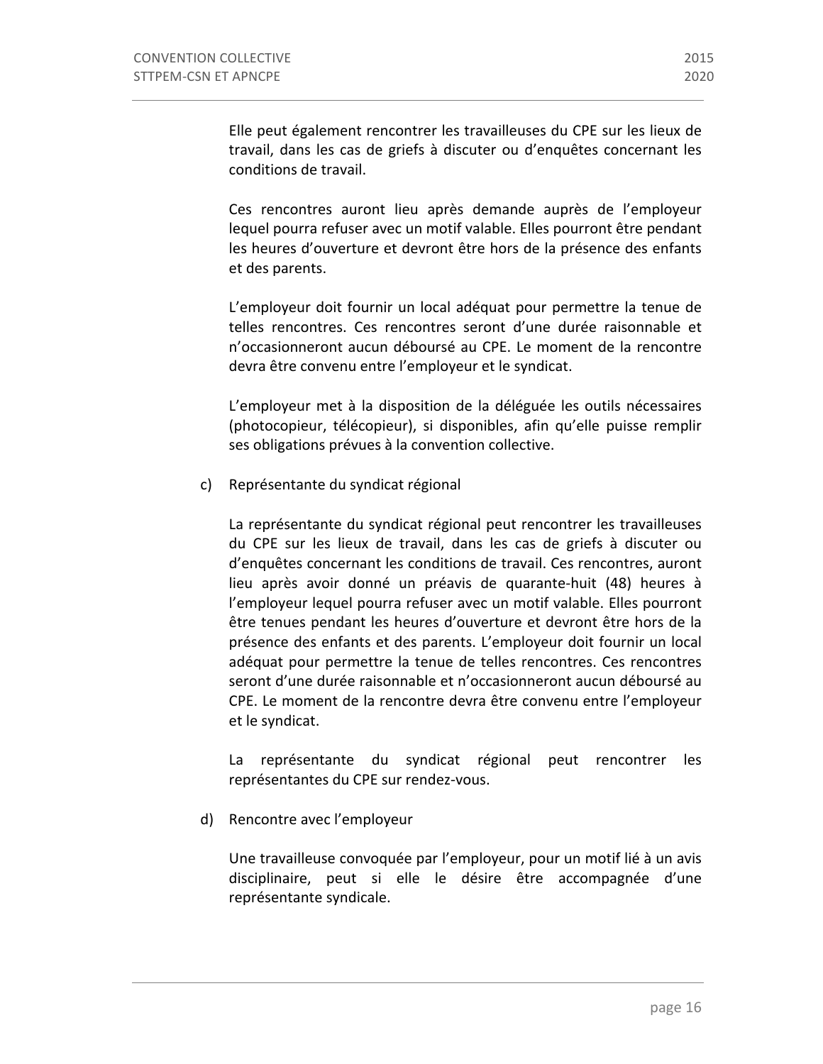Elle peut également rencontrer les travailleuses du CPE sur les lieux de travail, dans les cas de griefs à discuter ou d'enquêtes concernant les conditions de travail.

Ces rencontres auront lieu après demande auprès de l'employeur lequel pourra refuser avec un motif valable. Elles pourront être pendant les heures d'ouverture et devront être hors de la présence des enfants et des parents.

L'employeur doit fournir un local adéquat pour permettre la tenue de telles rencontres. Ces rencontres seront d'une durée raisonnable et n'occasionneront aucun déboursé au CPE. Le moment de la rencontre devra être convenu entre l'employeur et le syndicat.

L'employeur met à la disposition de la déléguée les outils nécessaires (photocopieur, télécopieur), si disponibles, afin qu'elle puisse remplir ses obligations prévues à la convention collective.

c) Représentante du syndicat régional

La représentante du syndicat régional peut rencontrer les travailleuses du CPE sur les lieux de travail, dans les cas de griefs à discuter ou d'enquêtes concernant les conditions de travail. Ces rencontres, auront lieu après avoir donné un préavis de quarante-huit (48) heures à l'employeur lequel pourra refuser avec un motif valable. Elles pourront être tenues pendant les heures d'ouverture et devront être hors de la présence des enfants et des parents. L'employeur doit fournir un local adéquat pour permettre la tenue de telles rencontres. Ces rencontres seront d'une durée raisonnable et n'occasionneront aucun déboursé au CPE. Le moment de la rencontre devra être convenu entre l'employeur et le syndicat.

La représentante du syndicat régional peut rencontrer les représentantes du CPE sur rendez-vous.

d) Rencontre avec l'employeur

Une travailleuse convoquée par l'employeur, pour un motif lié à un avis disciplinaire, peut si elle le désire être accompagnée d'une représentante syndicale.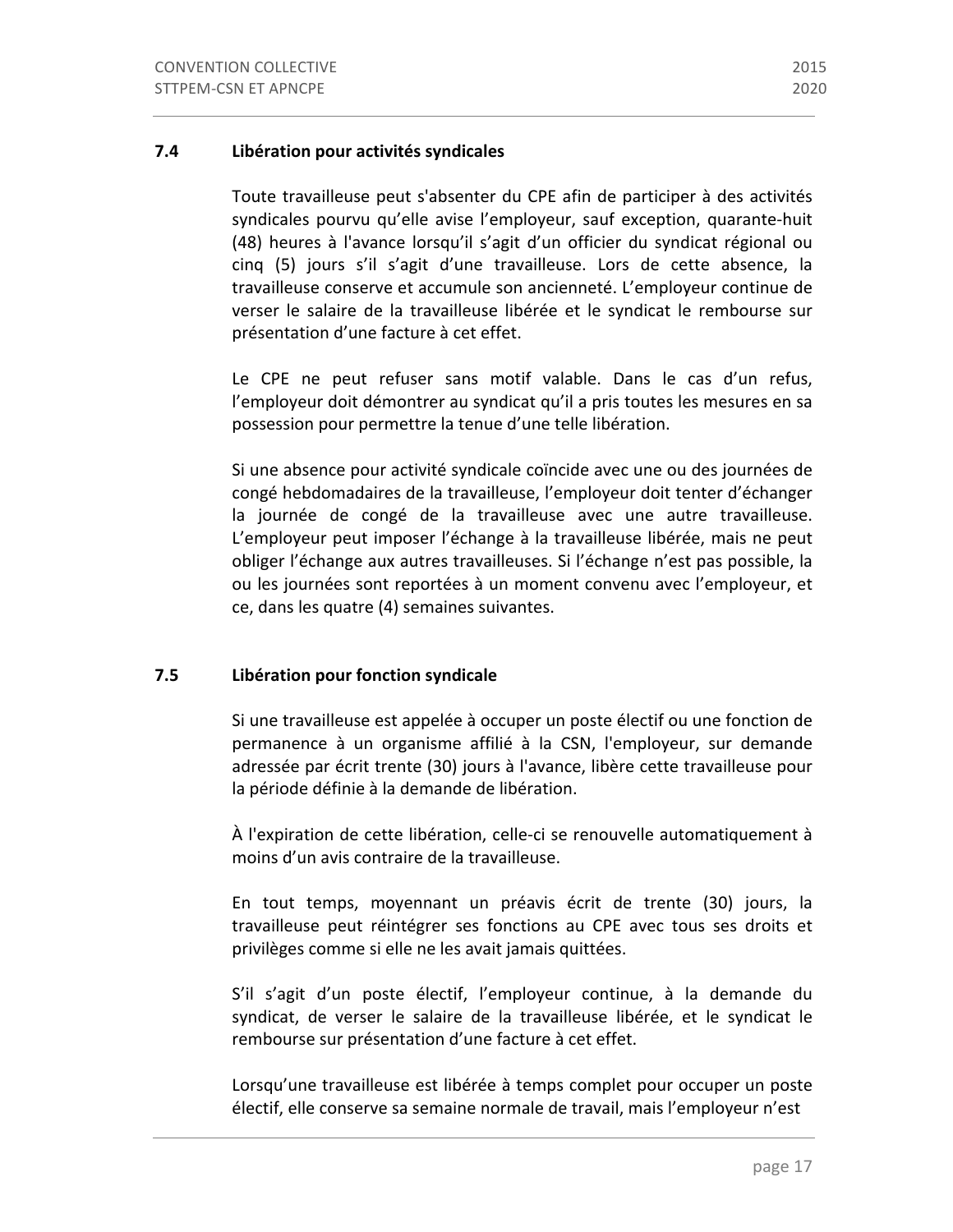### 7.4 Libération pour activités syndicales

Toute travailleuse peut s'absenter du CPE afin de participer à des activités syndicales pourvu qu'elle avise l'employeur, sauf exception, quarante-huit (48) heures à l'avance lorsqu'il s'agit d'un officier du syndicat régional ou cinq (5) jours s'il s'agit d'une travailleuse. Lors de cette absence, la travailleuse conserve et accumule son ancienneté. L'employeur continue de verser le salaire de la travailleuse libérée et le syndicat le rembourse sur présentation d'une facture à cet effet.

Le CPE ne peut refuser sans motif valable. Dans le cas d'un refus, l'employeur doit démontrer au syndicat qu'il a pris toutes les mesures en sa possession pour permettre la tenue d'une telle libération.

Si une absence pour activité syndicale coïncide avec une ou des journées de congé hebdomadaires de la travailleuse, l'employeur doit tenter d'échanger la journée de congé de la travailleuse avec une autre travailleuse. L'employeur peut imposer l'échange à la travailleuse libérée, mais ne peut obliger l'échange aux autres travailleuses. Si l'échange n'est pas possible, la ou les journées sont reportées à un moment convenu avec l'employeur, et ce, dans les quatre (4) semaines suivantes.

### 7.5 Libération pour fonction syndicale

Si une travailleuse est appelée à occuper un poste électif ou une fonction de permanence à un organisme affilié à la CSN, l'employeur, sur demande adressée par écrit trente (30) jours à l'avance, libère cette travailleuse pour la période définie à la demande de libération.

À l'expiration de cette libération, celle-ci se renouvelle automatiquement à moins d'un avis contraire de la travailleuse.

En tout temps, moyennant un préavis écrit de trente (30) jours, la travailleuse peut réintégrer ses fonctions au CPE avec tous ses droits et privilèges comme si elle ne les avait jamais quittées.

S'il s'agit d'un poste électif, l'employeur continue, à la demande du syndicat, de verser le salaire de la travailleuse libérée, et le syndicat le rembourse sur présentation d'une facture à cet effet.

Lorsqu'une travailleuse est libérée à temps complet pour occuper un poste électif, elle conserve sa semaine normale de travail, mais l'employeur n'est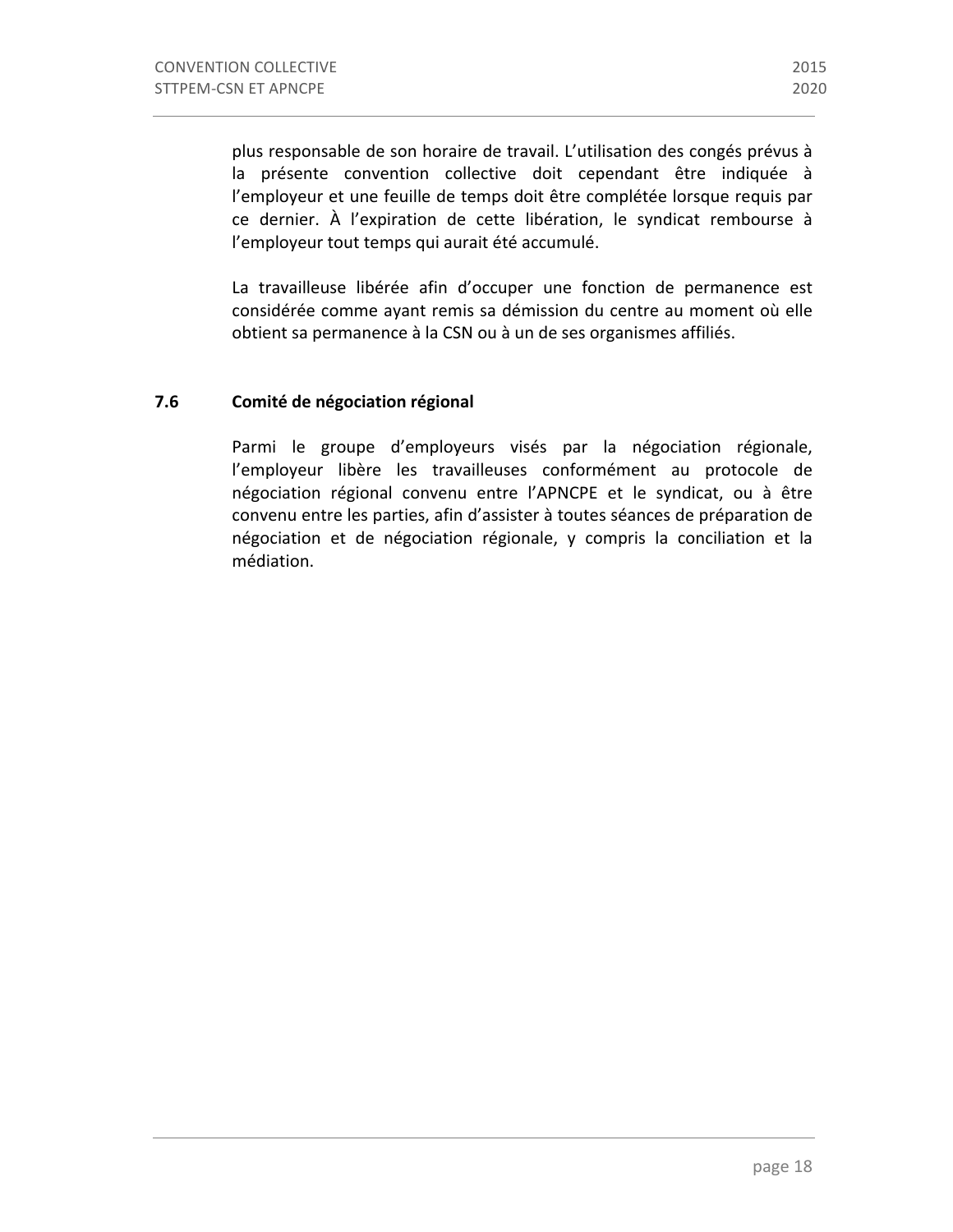plus responsable de son horaire de travail. L'utilisation des congés prévus à la présente convention collective doit cependant être indiquée à l'employeur et une feuille de temps doit être complétée lorsque requis par ce dernier. À l'expiration de cette libération, le syndicat rembourse à l'employeur tout temps qui aurait été accumulé.

La travailleuse libérée afin d'occuper une fonction de permanence est considérée comme ayant remis sa démission du centre au moment où elle obtient sa permanence à la CSN ou à un de ses organismes affiliés.

### 7.6 Comité de négociation régional

Parmi le groupe d'employeurs visés par la négociation régionale, l'employeur libère les travailleuses conformément au protocole de négociation régional convenu entre l'APNCPE et le syndicat, ou à être convenu entre les parties, afin d'assister à toutes séances de préparation de négociation et de négociation régionale, y compris la conciliation et la médiation.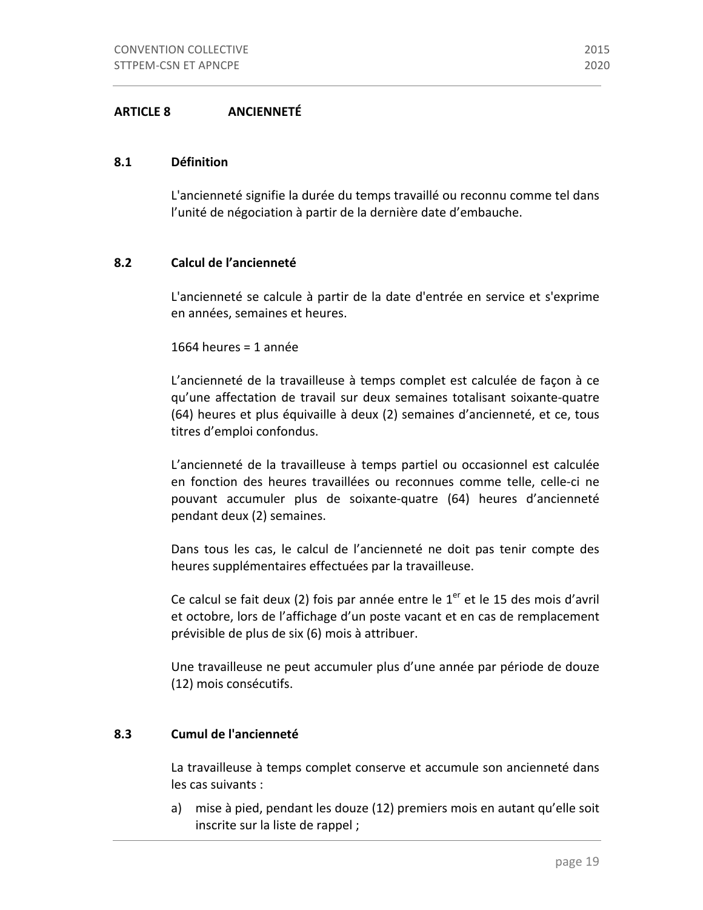## ARTICLE 8 ANCIENNETÉ

### 8.1 Définition

L'ancienneté signifie la durée du temps travaillé ou reconnu comme tel dans l'unité de négociation à partir de la dernière date d'embauche.

### 8.2 Calcul de l'ancienneté

L'ancienneté se calcule à partir de la date d'entrée en service et s'exprime en années, semaines et heures.

1664 heures = 1 année

L'ancienneté de la travailleuse à temps complet est calculée de façon à ce qu'une affectation de travail sur deux semaines totalisant soixante-quatre (64) heures et plus équivaille à deux (2) semaines d'ancienneté, et ce, tous titres d'emploi confondus.

L'ancienneté de la travailleuse à temps partiel ou occasionnel est calculée en fonction des heures travaillées ou reconnues comme telle, celle-ci ne pouvant accumuler plus de soixante-quatre (64) heures d'ancienneté pendant deux (2) semaines.

Dans tous les cas, le calcul de l'ancienneté ne doit pas tenir compte des heures supplémentaires effectuées par la travailleuse.

Ce calcul se fait deux (2) fois par année entre le 1er et le 15 des mois d'avril et octobre, lors de l'affichage d'un poste vacant et en cas de remplacement prévisible de plus de six (6) mois à attribuer.

Une travailleuse ne peut accumuler plus d'une année par période de douze (12) mois consécutifs.

### 8.3 Cumul de l'ancienneté

La travailleuse à temps complet conserve et accumule son ancienneté dans les cas suivants :

a) mise à pied, pendant les douze (12) premiers mois en autant qu'elle soit inscrite sur la liste de rappel ;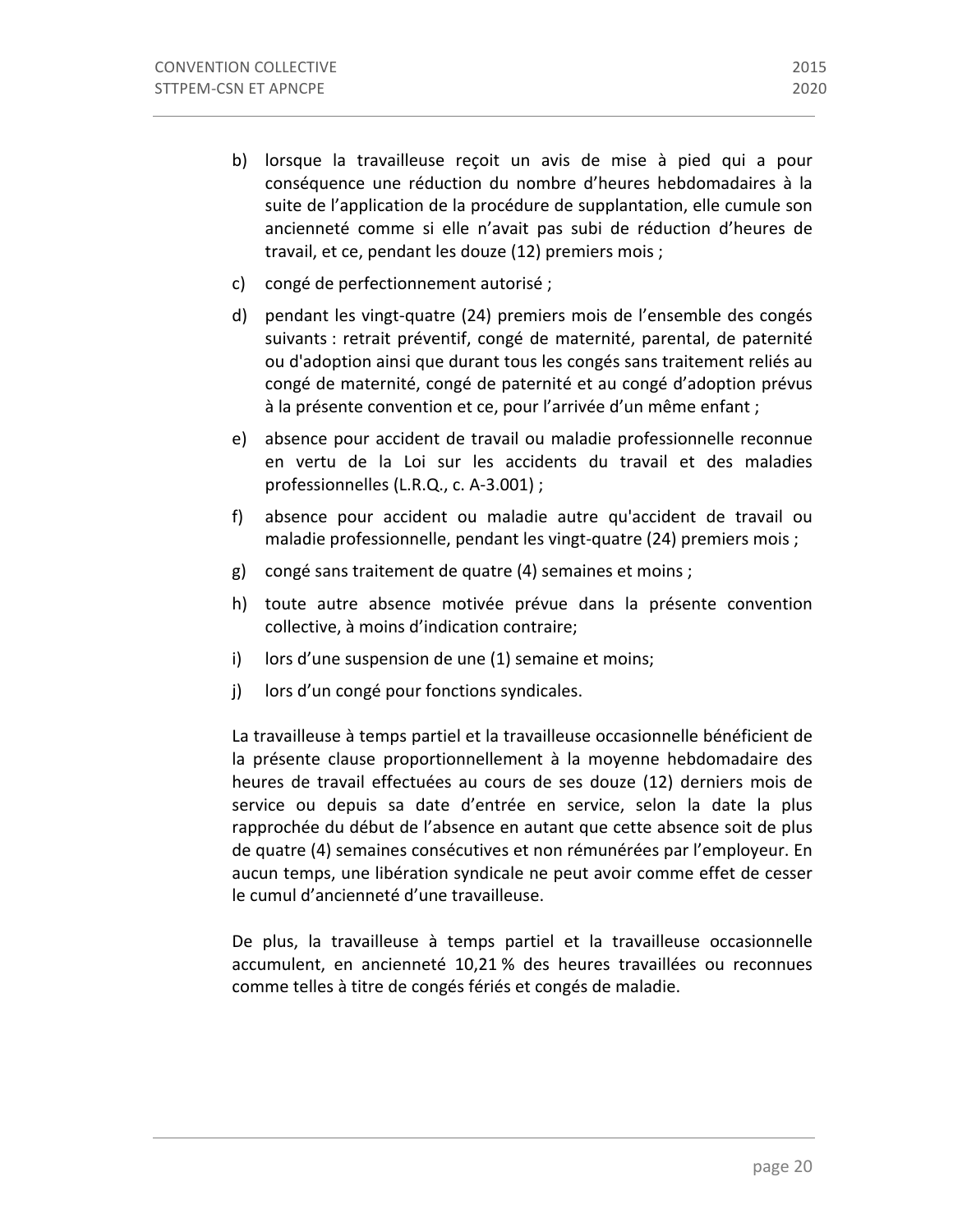b) lorsque la travailleuse reçoit un avis de mise à pied qui a pour conséquence une réduction du nombre d'heures hebdomadaires à la suite de l'application de la procédure de supplantation, elle cumule son ancienneté comme si elle n'avait pas subi de réduction d'heures de travail, et ce, pendant les douze (12) premiers mois ;

c) congé de perfectionnement autorisé ;

d) pendant les vingt-quatre (24) premiers mois de l'ensemble des congés suivants : retrait préventif, congé de maternité, parental, de paternité ou d'adoption ainsi que durant tous les congés sans traitement reliés au congé de maternité, congé de paternité et au congé d'adoption prévus à la présente convention et ce, pour l'arrivée d'un même enfant ;

e) absence pour accident de travail ou maladie professionnelle reconnue en vertu de la Loi sur les accidents du travail et des maladies professionnelles (L.R.Q., c. A-3.001) ;

f) absence pour accident ou maladie autre qu'accident de travail ou maladie professionnelle, pendant les vingt-quatre (24) premiers mois ;

g) congé sans traitement de quatre (4) semaines et moins ;

h) toute autre absence motivée prévue dans la présente convention collective, à moins d'indication contraire;

i) lors d'une suspension de une (1) semaine et moins;

j) lors d'un congé pour fonctions syndicales.

La travailleuse à temps partiel et la travailleuse occasionnelle bénéficient de la présente clause proportionnellement à la moyenne hebdomadaire des heures de travail effectuées au cours de ses douze (12) derniers mois de service ou depuis sa date d'entrée en service, selon la date la plus rapprochée du début de l'absence en autant que cette absence soit de plus de quatre (4) semaines consécutives et non rémunérées par l'employeur. En aucun temps, une libération syndicale ne peut avoir comme effet de cesser le cumul d'ancienneté d'une travailleuse.

De plus, la travailleuse à temps partiel et la travailleuse occasionnelle accumulent, en ancienneté 10,21 % des heures travaillées ou reconnues comme telles à titre de congés fériés et congés de maladie.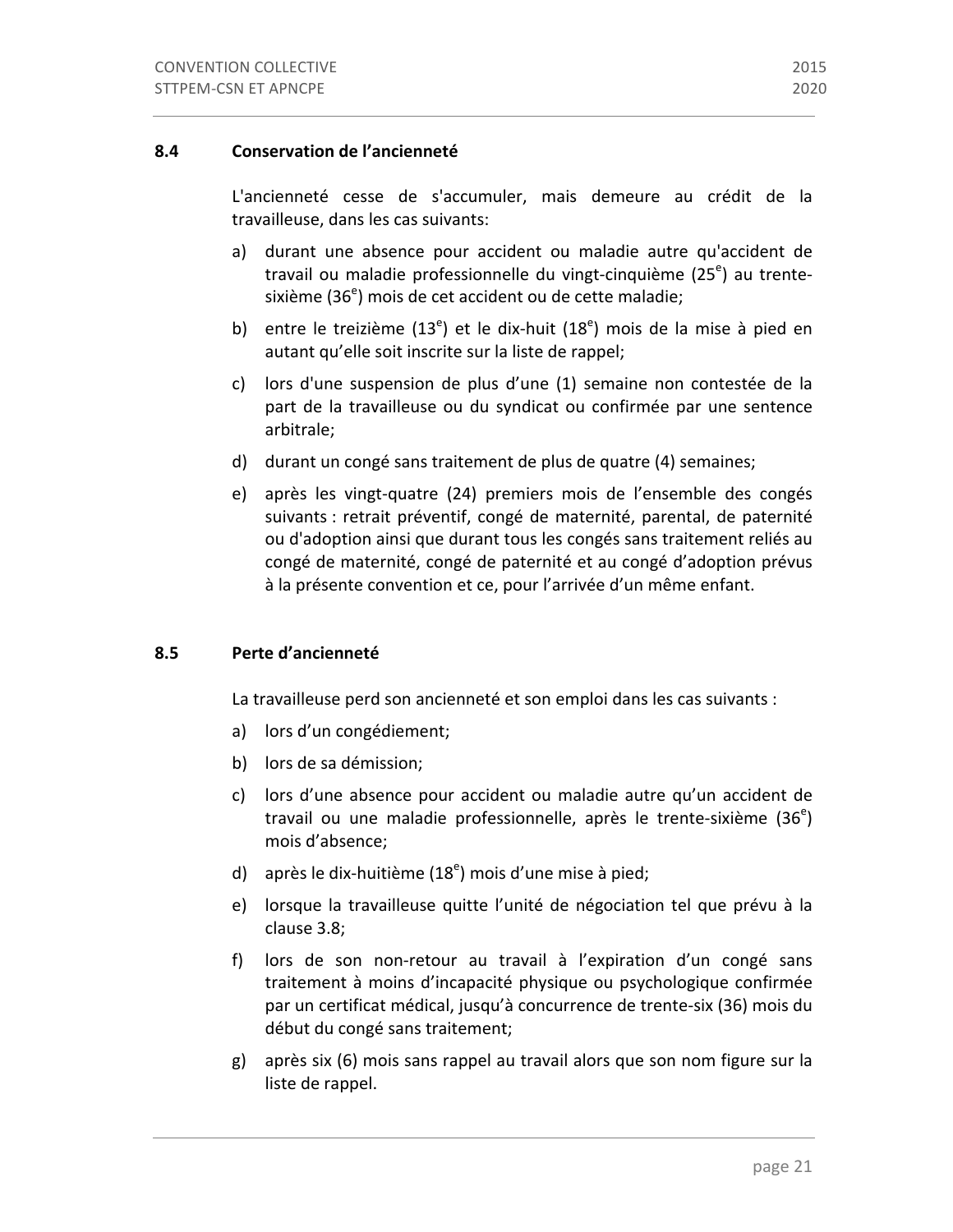### 8.4 Conservation de l'ancienneté

L'ancienneté cesse de s'accumuler, mais demeure au crédit de la travailleuse, dans les cas suivants:

a) durant une absence pour accident ou maladie autre qu'accident de travail ou maladie professionnelle du vingt-cinquième (25e) au trente-sixième (36e) mois de cet accident ou de cette maladie;

b) entre le treizième (13e) et le dix-huit (18e) mois de la mise à pied en autant qu'elle soit inscrite sur la liste de rappel;

c) lors d'une suspension de plus d'une (1) semaine non contestée de la part de la travailleuse ou du syndicat ou confirmée par une sentence arbitrale;

d) durant un congé sans traitement de plus de quatre (4) semaines;

e) après les vingt-quatre (24) premiers mois de l'ensemble des congés suivants : retrait préventif, congé de maternité, parental, de paternité ou d'adoption ainsi que durant tous les congés sans traitement reliés au congé de maternité, congé de paternité et au congé d'adoption prévus à la présente convention et ce, pour l'arrivée d'un même enfant.

### 8.5 Perte d'ancienneté

La travailleuse perd son ancienneté et son emploi dans les cas suivants :

a) lors d'un congédiement;

b) lors de sa démission;

c) lors d'une absence pour accident ou maladie autre qu'un accident de travail ou une maladie professionnelle, après le trente-sixième (36e) mois d'absence;

d) après le dix-huitième (18e) mois d'une mise à pied;

e) lorsque la travailleuse quitte l'unité de négociation tel que prévu à la clause 3.8;

f) lors de son non-retour au travail à l'expiration d'un congé sans traitement à moins d'incapacité physique ou psychologique confirmée par un certificat médical, jusqu'à concurrence de trente-six (36) mois du début du congé sans traitement;

g) après six (6) mois sans rappel au travail alors que son nom figure sur la liste de rappel.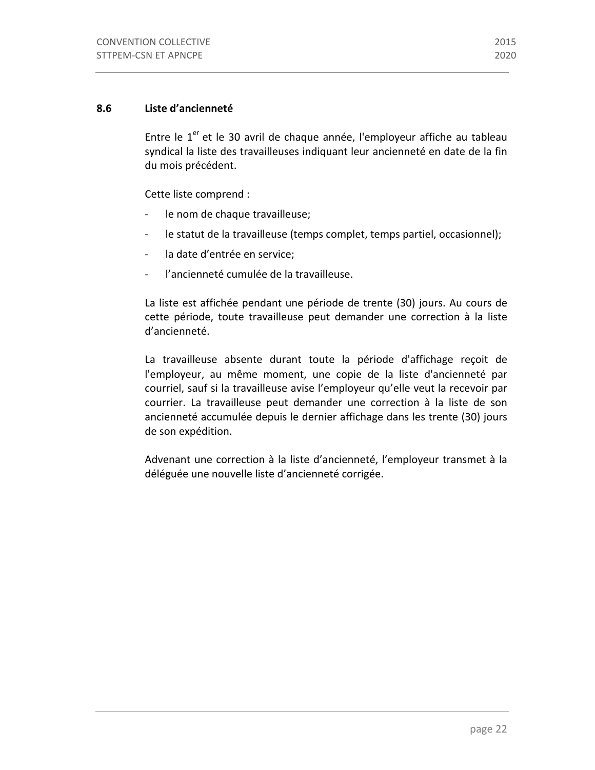### 8.6 Liste d'ancienneté

Entre le 1er et le 30 avril de chaque année, l'employeur affiche au tableau syndical la liste des travailleuses indiquant leur ancienneté en date de la fin du mois précédent.

Cette liste comprend :

- le nom de chaque travailleuse;
- le statut de la travailleuse (temps complet, temps partiel, occasionnel);
- la date d'entrée en service;
- l'ancienneté cumulée de la travailleuse.

La liste est affichée pendant une période de trente (30) jours. Au cours de cette période, toute travailleuse peut demander une correction à la liste d'ancienneté.

La travailleuse absente durant toute la période d'affichage reçoit de l'employeur, au même moment, une copie de la liste d'ancienneté par courriel, sauf si la travailleuse avise l'employeur qu'elle veut la recevoir par courrier. La travailleuse peut demander une correction à la liste de son ancienneté accumulée depuis le dernier affichage dans les trente (30) jours de son expédition.

Advenant une correction à la liste d'ancienneté, l'employeur transmet à la déléguée une nouvelle liste d'ancienneté corrigée.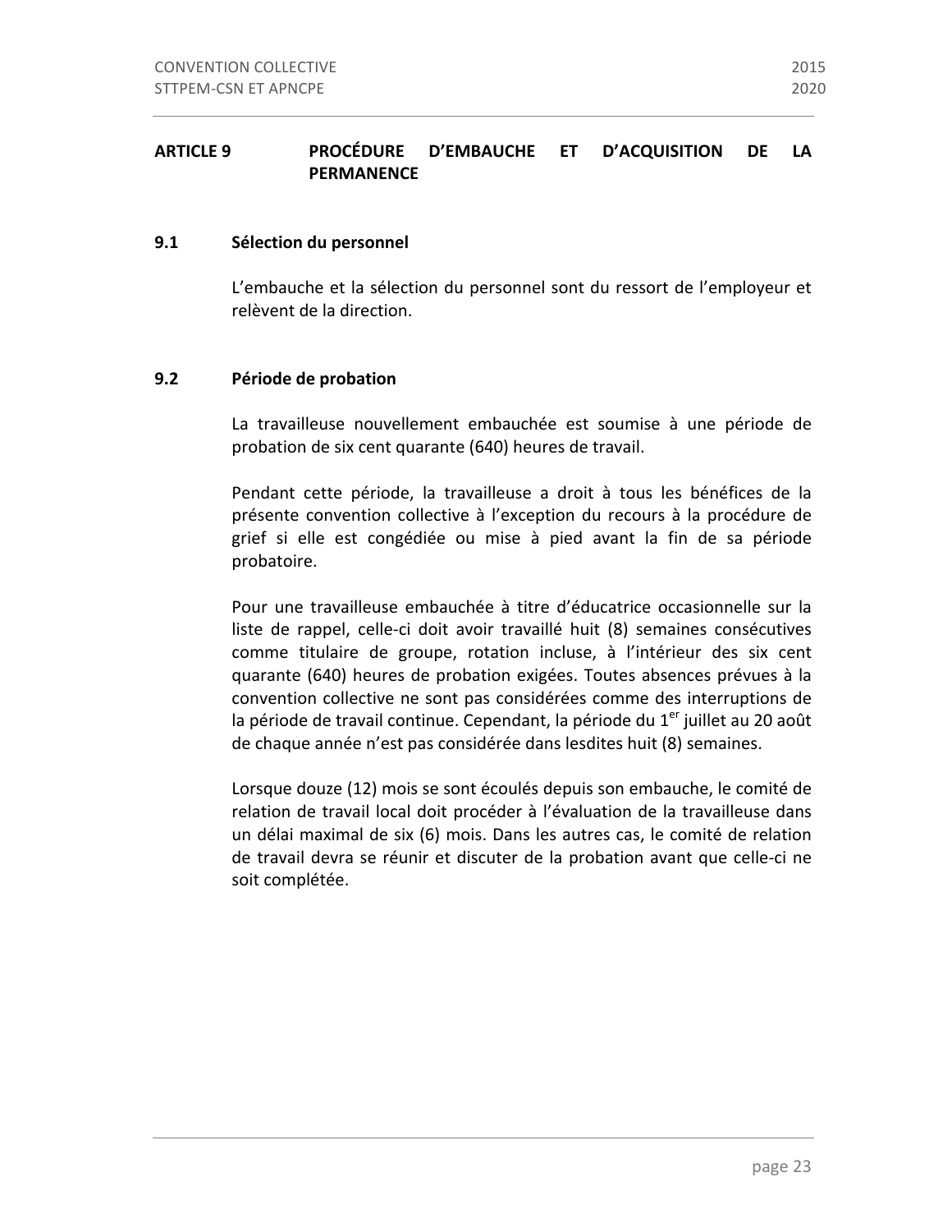## ARTICLE 9 PROCÉDURE D'EMBAUCHE ET D'ACQUISITION DE LA PERMANENCE

### 9.1 Sélection du personnel

L'embauche et la sélection du personnel sont du ressort de l'employeur et relèvent de la direction.

### 9.2 Période de probation

La travailleuse nouvellement embauchée est soumise à une période de probation de six cent quarante (640) heures de travail.

Pendant cette période, la travailleuse a droit à tous les bénéfices de la présente convention collective à l'exception du recours à la procédure de grief si elle est congédiée ou mise à pied avant la fin de sa période probatoire.

Pour une travailleuse embauchée à titre d'éducatrice occasionnelle sur la liste de rappel, celle-ci doit avoir travaillé huit (8) semaines consécutives comme titulaire de groupe, rotation incluse, à l'intérieur des six cent quarante (640) heures de probation exigées. Toutes absences prévues à la convention collective ne sont pas considérées comme des interruptions de la période de travail continue. Cependant, la période du 1er juillet au 20 août de chaque année n'est pas considérée dans lesdites huit (8) semaines.

Lorsque douze (12) mois se sont écoulés depuis son embauche, le comité de relation de travail local doit procéder à l'évaluation de la travailleuse dans un délai maximal de six (6) mois. Dans les autres cas, le comité de relation de travail devra se réunir et discuter de la probation avant que celle-ci ne soit complétée.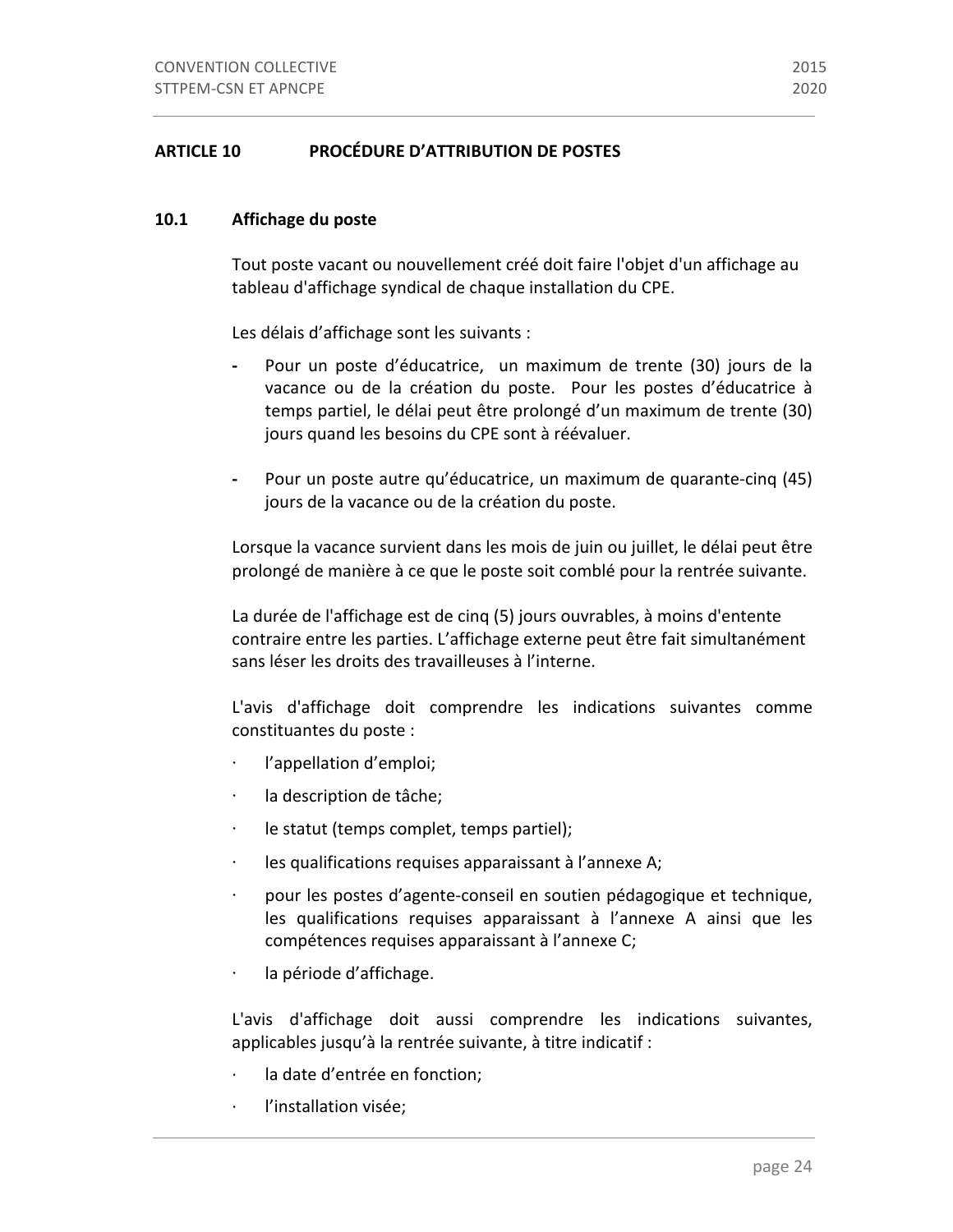## ARTICLE 10 PROCÉDURE D'ATTRIBUTION DE POSTES

### 10.1 Affichage du poste

Tout poste vacant ou nouvellement créé doit faire l'objet d'un affichage au tableau d'affichage syndical de chaque installation du CPE.

Les délais d'affichage sont les suivants :

- Pour un poste d'éducatrice, un maximum de trente (30) jours de la vacance ou de la création du poste. Pour les postes d'éducatrice à temps partiel, le délai peut être prolongé d'un maximum de trente (30) jours quand les besoins du CPE sont à réévaluer.

- Pour un poste autre qu'éducatrice, un maximum de quarante-cinq (45) jours de la vacance ou de la création du poste.

Lorsque la vacance survient dans les mois de juin ou juillet, le délai peut être prolongé de manière à ce que le poste soit comblé pour la rentrée suivante.

La durée de l'affichage est de cinq (5) jours ouvrables, à moins d'entente contraire entre les parties. L'affichage externe peut être fait simultanément sans léser les droits des travailleuses à l'interne.

L'avis d'affichage doit comprendre les indications suivantes comme constituantes du poste :

- l'appellation d'emploi;
- la description de tâche;
- le statut (temps complet, temps partiel);
- les qualifications requises apparaissant à l'annexe A;
- pour les postes d'agente-conseil en soutien pédagogique et technique, les qualifications requises apparaissant à l'annexe A ainsi que les compétences requises apparaissant à l'annexe C;
- la période d'affichage.

L'avis d'affichage doit aussi comprendre les indications suivantes, applicables jusqu'à la rentrée suivante, à titre indicatif :

- la date d'entrée en fonction;
- l'installation visée;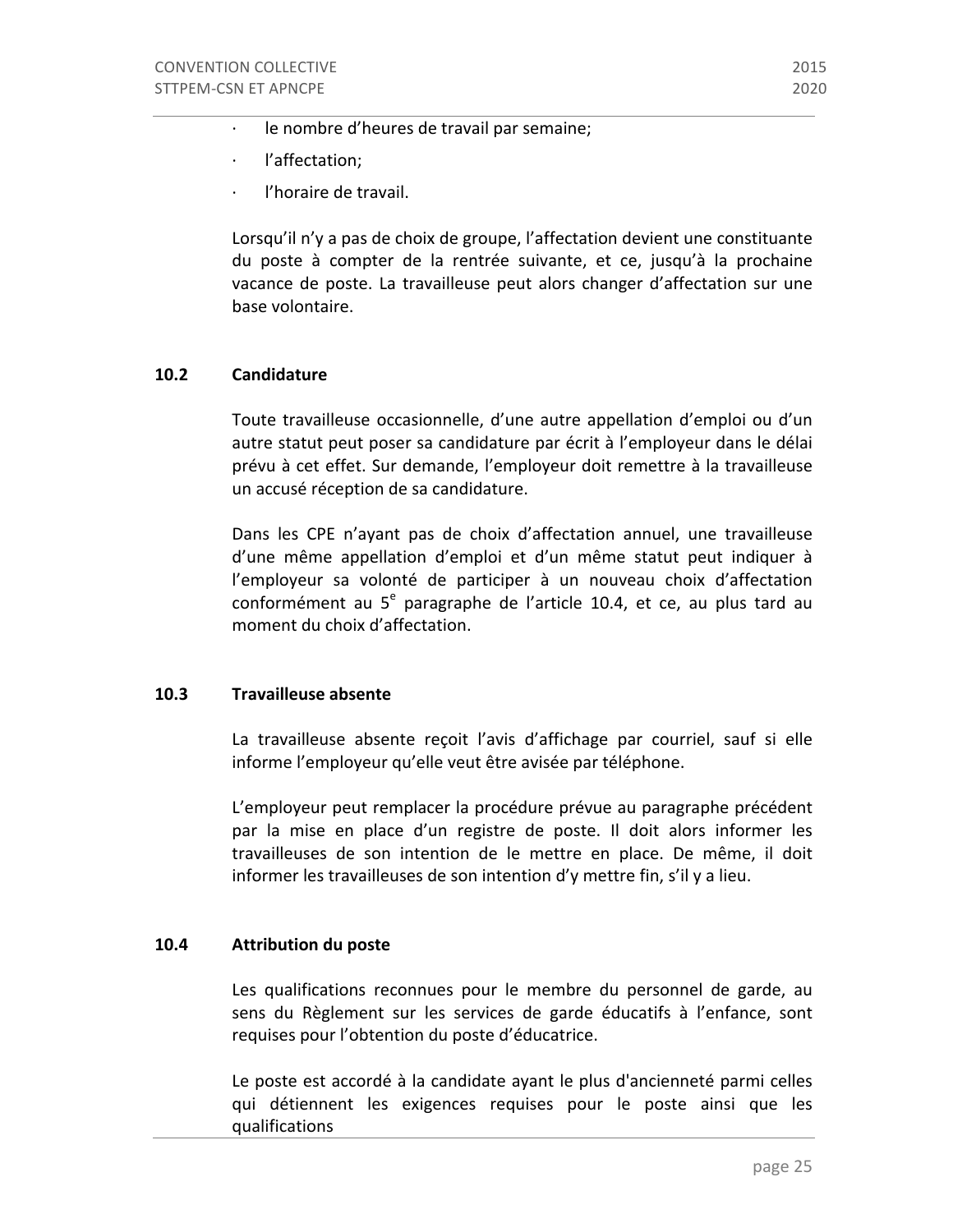- le nombre d'heures de travail par semaine;
- l'affectation;
- l'horaire de travail.

Lorsqu'il n'y a pas de choix de groupe, l'affectation devient une constituante du poste à compter de la rentrée suivante, et ce, jusqu'à la prochaine vacance de poste. La travailleuse peut alors changer d'affectation sur une base volontaire.

## 10.2 Candidature

Toute travailleuse occasionnelle, d'une autre appellation d'emploi ou d'un autre statut peut poser sa candidature par écrit à l'employeur dans le délai prévu à cet effet. Sur demande, l'employeur doit remettre à la travailleuse un accusé réception de sa candidature.

Dans les CPE n'ayant pas de choix d'affectation annuel, une travailleuse d'une même appellation d'emploi et d'un même statut peut indiquer à l'employeur sa volonté de participer à un nouveau choix d'affectation conformément au 5e paragraphe de l'article 10.4, et ce, au plus tard au moment du choix d'affectation.

## 10.3 Travailleuse absente

La travailleuse absente reçoit l'avis d'affichage par courriel, sauf si elle informe l'employeur qu'elle veut être avisée par téléphone.

L'employeur peut remplacer la procédure prévue au paragraphe précédent par la mise en place d'un registre de poste. Il doit alors informer les travailleuses de son intention de le mettre en place. De même, il doit informer les travailleuses de son intention d'y mettre fin, s'il y a lieu.

## 10.4 Attribution du poste

Les qualifications reconnues pour le membre du personnel de garde, au sens du Règlement sur les services de garde éducatifs à l'enfance, sont requises pour l'obtention du poste d'éducatrice.

Le poste est accordé à la candidate ayant le plus d'ancienneté parmi celles qui détiennent les exigences requises pour le poste ainsi que les qualifications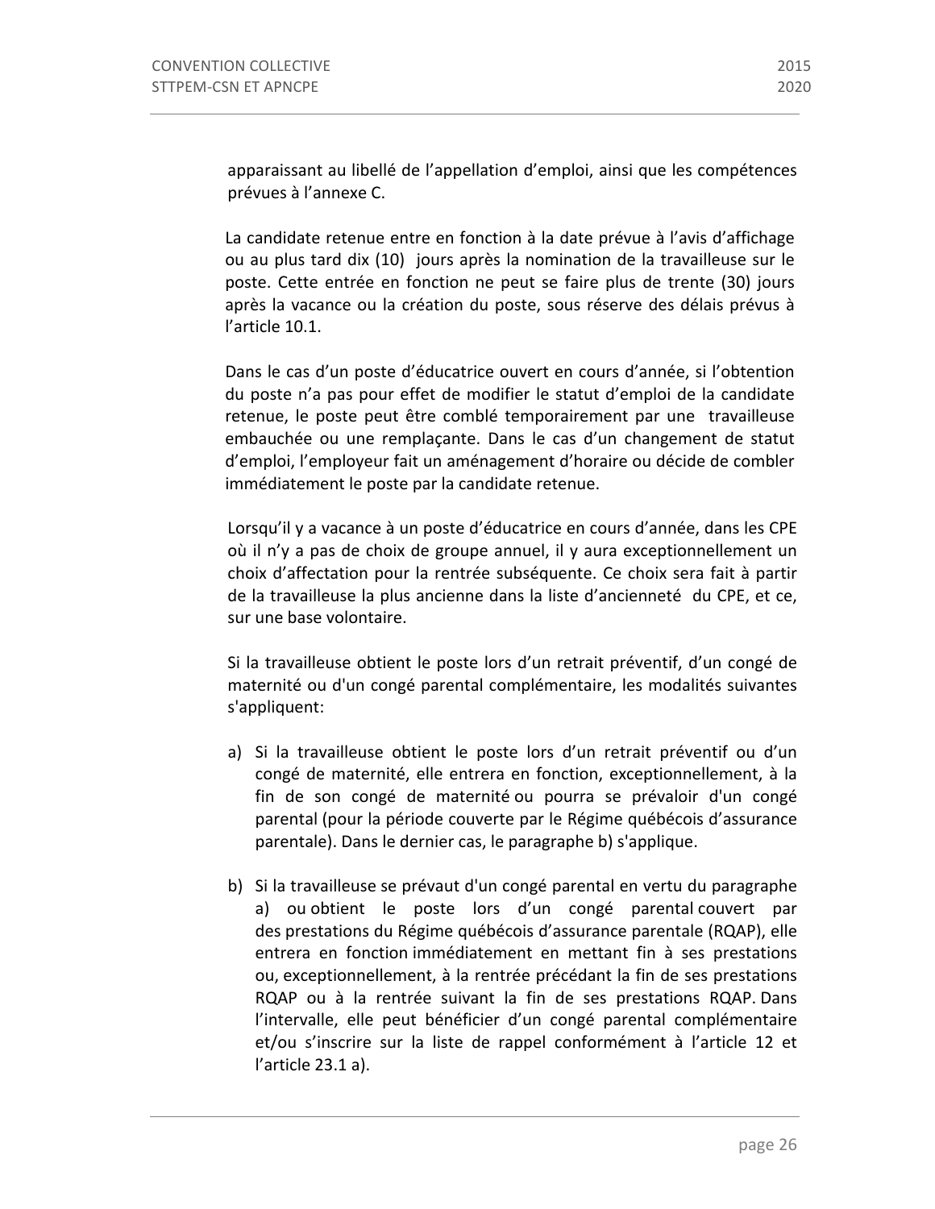apparaissant au libellé de l'appellation d'emploi, ainsi que les compétences prévues à l'annexe C.

La candidate retenue entre en fonction à la date prévue à l'avis d'affichage ou au plus tard dix (10) jours après la nomination de la travailleuse sur le poste. Cette entrée en fonction ne peut se faire plus de trente (30) jours après la vacance ou la création du poste, sous réserve des délais prévus à l'article 10.1.

Dans le cas d'un poste d'éducatrice ouvert en cours d'année, si l'obtention du poste n'a pas pour effet de modifier le statut d'emploi de la candidate retenue, le poste peut être comblé temporairement par une travailleuse embauchée ou une remplaçante. Dans le cas d'un changement de statut d'emploi, l'employeur fait un aménagement d'horaire ou décide de combler immédiatement le poste par la candidate retenue.

Lorsqu'il y a vacance à un poste d'éducatrice en cours d'année, dans les CPE où il n'y a pas de choix de groupe annuel, il y aura exceptionnellement un choix d'affectation pour la rentrée subséquente. Ce choix sera fait à partir de la travailleuse la plus ancienne dans la liste d'ancienneté du CPE, et ce, sur une base volontaire.

Si la travailleuse obtient le poste lors d'un retrait préventif, d'un congé de maternité ou d'un congé parental complémentaire, les modalités suivantes s'appliquent:

a) Si la travailleuse obtient le poste lors d'un retrait préventif ou d'un congé de maternité, elle entrera en fonction, exceptionnellement, à la fin de son congé de maternité ou pourra se prévaloir d'un congé parental (pour la période couverte par le Régime québécois d'assurance parentale). Dans le dernier cas, le paragraphe b) s'applique.

b) Si la travailleuse se prévaut d'un congé parental en vertu du paragraphe a) ou obtient le poste lors d'un congé parental couvert par des prestations du Régime québécois d'assurance parentale (RQAP), elle entrera en fonction immédiatement en mettant fin à ses prestations ou, exceptionnellement, à la rentrée précédant la fin de ses prestations RQAP ou à la rentrée suivant la fin de ses prestations RQAP. Dans l'intervalle, elle peut bénéficier d'un congé parental complémentaire et/ou s'inscrire sur la liste de rappel conformément à l'article 12 et l'article 23.1 a).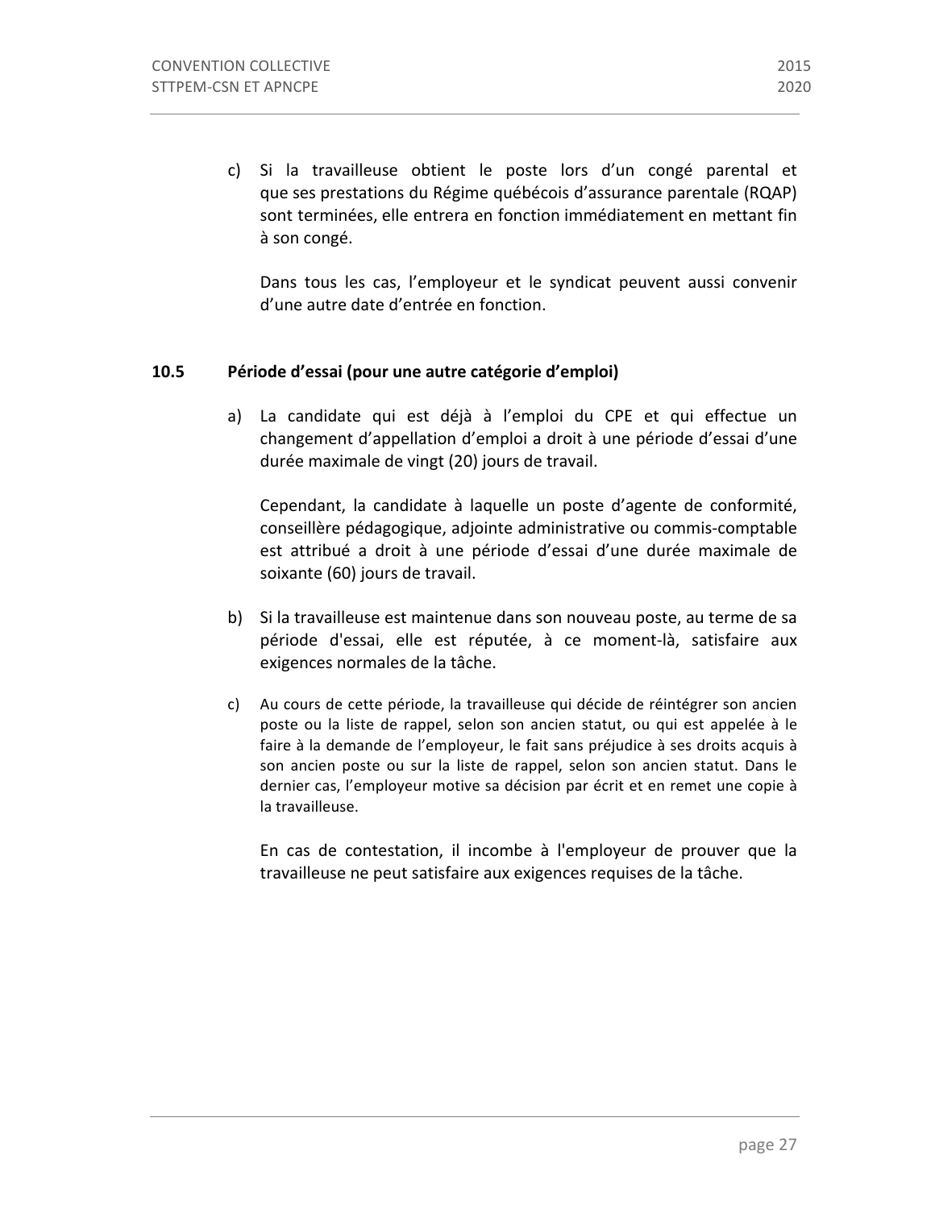c) Si la travailleuse obtient le poste lors d'un congé parental et que ses prestations du Régime québécois d'assurance parentale (RQAP) sont terminées, elle entrera en fonction immédiatement en mettant fin à son congé.

   Dans tous les cas, l'employeur et le syndicat peuvent aussi convenir d'une autre date d'entrée en fonction.

### 10.5 Période d'essai (pour une autre catégorie d'emploi)

a) La candidate qui est déjà à l'emploi du CPE et qui effectue un changement d'appellation d'emploi a droit à une période d'essai d'une durée maximale de vingt (20) jours de travail.

   Cependant, la candidate à laquelle un poste d'agente de conformité, conseillère pédagogique, adjointe administrative ou commis-comptable est attribué a droit à une période d'essai d'une durée maximale de soixante (60) jours de travail.

b) Si la travailleuse est maintenue dans son nouveau poste, au terme de sa période d'essai, elle est réputée, à ce moment-là, satisfaire aux exigences normales de la tâche.

c) Au cours de cette période, la travailleuse qui décide de réintégrer son ancien poste ou la liste de rappel, selon son ancien statut, ou qui est appelée à le faire à la demande de l'employeur, le fait sans préjudice à ses droits acquis à son ancien poste ou sur la liste de rappel, selon son ancien statut. Dans le dernier cas, l'employeur motive sa décision par écrit et en remet une copie à la travailleuse.

   En cas de contestation, il incombe à l'employeur de prouver que la travailleuse ne peut satisfaire aux exigences requises de la tâche.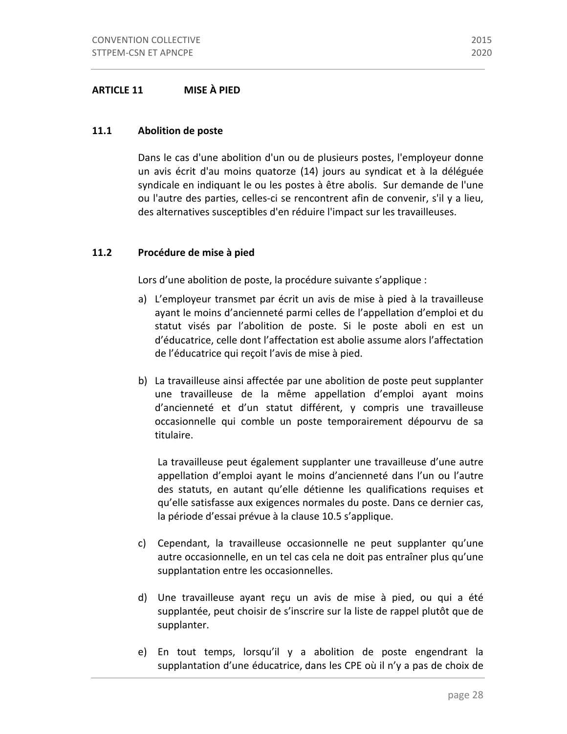## ARTICLE 11 MISE À PIED

### 11.1 Abolition de poste

Dans le cas d'une abolition d'un ou de plusieurs postes, l'employeur donne un avis écrit d'au moins quatorze (14) jours au syndicat et à la déléguée syndicale en indiquant le ou les postes à être abolis. Sur demande de l'une ou l'autre des parties, celles-ci se rencontrent afin de convenir, s'il y a lieu, des alternatives susceptibles d'en réduire l'impact sur les travailleuses.

### 11.2 Procédure de mise à pied

Lors d'une abolition de poste, la procédure suivante s'applique :

a) L'employeur transmet par écrit un avis de mise à pied à la travailleuse ayant le moins d'ancienneté parmi celles de l'appellation d'emploi et du statut visés par l'abolition de poste. Si le poste aboli en est un d'éducatrice, celle dont l'affectation est abolie assume alors l'affectation de l'éducatrice qui reçoit l'avis de mise à pied.

b) La travailleuse ainsi affectée par une abolition de poste peut supplanter une travailleuse de la même appellation d'emploi ayant moins d'ancienneté et d'un statut différent, y compris une travailleuse occasionnelle qui comble un poste temporairement dépourvu de sa titulaire.

   La travailleuse peut également supplanter une travailleuse d'une autre appellation d'emploi ayant le moins d'ancienneté dans l'un ou l'autre des statuts, en autant qu'elle détienne les qualifications requises et qu'elle satisfasse aux exigences normales du poste. Dans ce dernier cas, la période d'essai prévue à la clause 10.5 s'applique.

c) Cependant, la travailleuse occasionnelle ne peut supplanter qu'une autre occasionnelle, en un tel cas cela ne doit pas entraîner plus qu'une supplantation entre les occasionnelles.

d) Une travailleuse ayant reçu un avis de mise à pied, ou qui a été supplantée, peut choisir de s'inscrire sur la liste de rappel plutôt que de supplanter.

e) En tout temps, lorsqu'il y a abolition de poste engendrant la supplantation d'une éducatrice, dans les CPE où il n'y a pas de choix de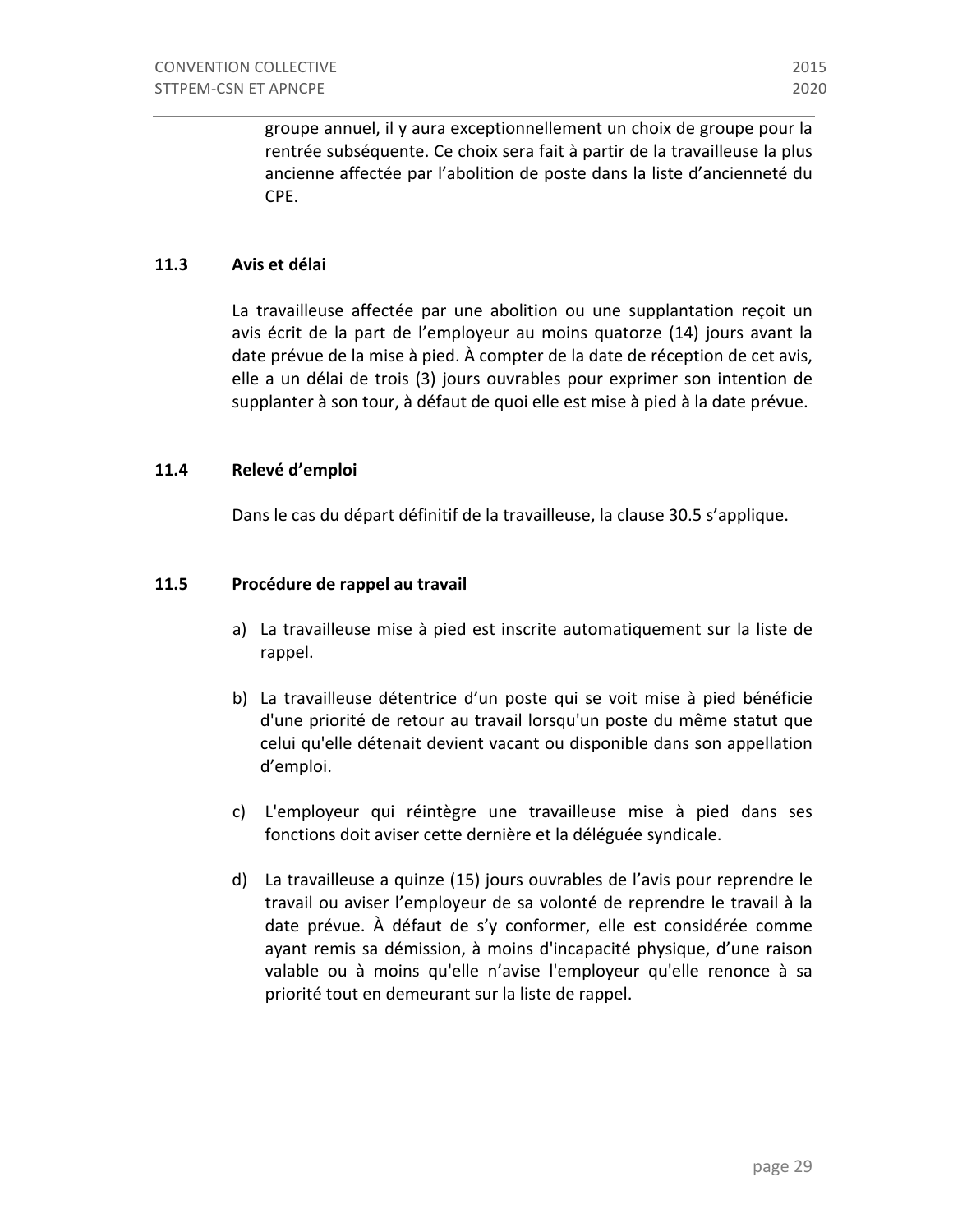groupe annuel, il y aura exceptionnellement un choix de groupe pour la rentrée subséquente. Ce choix sera fait à partir de la travailleuse la plus ancienne affectée par l'abolition de poste dans la liste d'ancienneté du CPE.

### 11.3 Avis et délai

La travailleuse affectée par une abolition ou une supplantation reçoit un avis écrit de la part de l'employeur au moins quatorze (14) jours avant la date prévue de la mise à pied. À compter de la date de réception de cet avis, elle a un délai de trois (3) jours ouvrables pour exprimer son intention de supplanter à son tour, à défaut de quoi elle est mise à pied à la date prévue.

### 11.4 Relevé d'emploi

Dans le cas du départ définitif de la travailleuse, la clause 30.5 s'applique.

### 11.5 Procédure de rappel au travail

a) La travailleuse mise à pied est inscrite automatiquement sur la liste de rappel.

b) La travailleuse détentrice d'un poste qui se voit mise à pied bénéficie d'une priorité de retour au travail lorsqu'un poste du même statut que celui qu'elle détenait devient vacant ou disponible dans son appellation d'emploi.

c) L'employeur qui réintègre une travailleuse mise à pied dans ses fonctions doit aviser cette dernière et la déléguée syndicale.

d) La travailleuse a quinze (15) jours ouvrables de l'avis pour reprendre le travail ou aviser l'employeur de sa volonté de reprendre le travail à la date prévue. À défaut de s'y conformer, elle est considérée comme ayant remis sa démission, à moins d'incapacité physique, d'une raison valable ou à moins qu'elle n'avise l'employeur qu'elle renonce à sa priorité tout en demeurant sur la liste de rappel.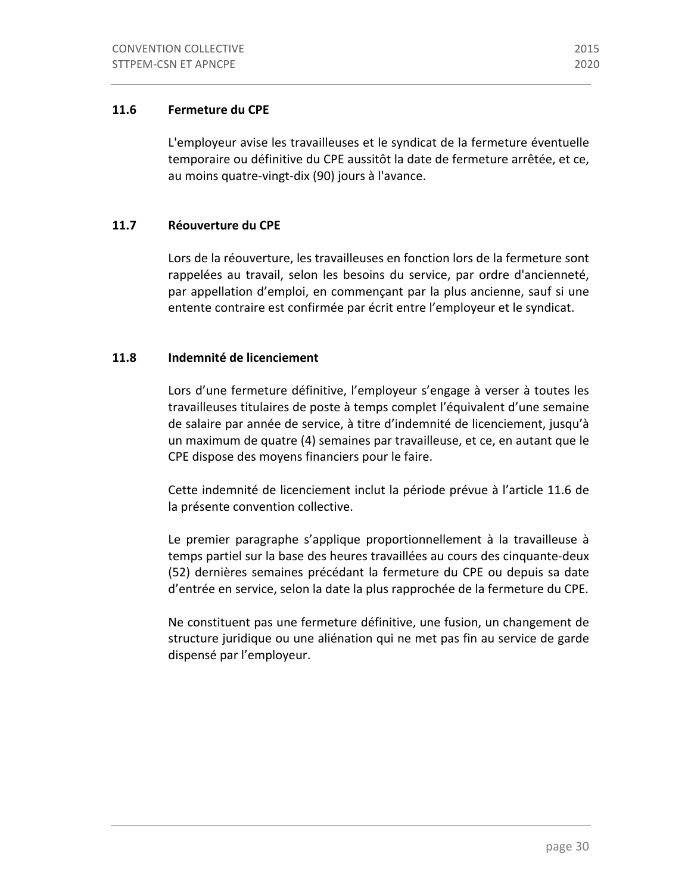### 11.6 Fermeture du CPE

L'employeur avise les travailleuses et le syndicat de la fermeture éventuelle temporaire ou définitive du CPE aussitôt la date de fermeture arrêtée, et ce, au moins quatre-vingt-dix (90) jours à l'avance.

### 11.7 Réouverture du CPE

Lors de la réouverture, les travailleuses en fonction lors de la fermeture sont rappelées au travail, selon les besoins du service, par ordre d'ancienneté, par appellation d'emploi, en commençant par la plus ancienne, sauf si une entente contraire est confirmée par écrit entre l'employeur et le syndicat.

### 11.8 Indemnité de licenciement

Lors d'une fermeture définitive, l'employeur s'engage à verser à toutes les travailleuses titulaires de poste à temps complet l'équivalent d'une semaine de salaire par année de service, à titre d'indemnité de licenciement, jusqu'à un maximum de quatre (4) semaines par travailleuse, et ce, en autant que le CPE dispose des moyens financiers pour le faire.

Cette indemnité de licenciement inclut la période prévue à l'article 11.6 de la présente convention collective.

Le premier paragraphe s'applique proportionnellement à la travailleuse à temps partiel sur la base des heures travaillées au cours des cinquante-deux (52) dernières semaines précédant la fermeture du CPE ou depuis sa date d'entrée en service, selon la date la plus rapprochée de la fermeture du CPE.

Ne constituent pas une fermeture définitive, une fusion, un changement de structure juridique ou une aliénation qui ne met pas fin au service de garde dispensé par l'employeur.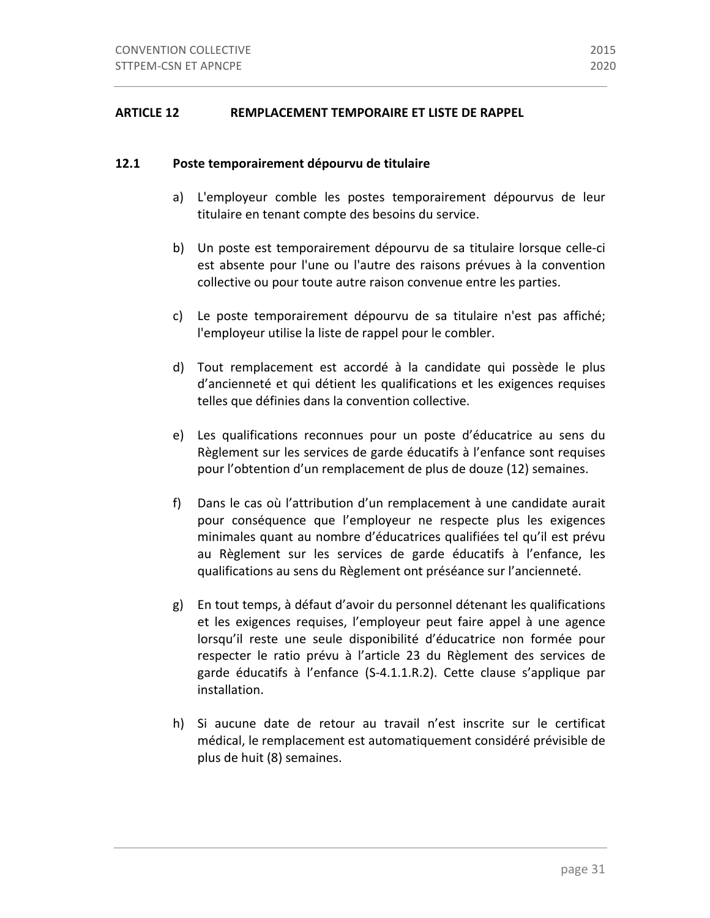## ARTICLE 12 REMPLACEMENT TEMPORAIRE ET LISTE DE RAPPEL

### 12.1 Poste temporairement dépourvu de titulaire

a) L'employeur comble les postes temporairement dépourvus de leur titulaire en tenant compte des besoins du service.

b) Un poste est temporairement dépourvu de sa titulaire lorsque celle-ci est absente pour l'une ou l'autre des raisons prévues à la convention collective ou pour toute autre raison convenue entre les parties.

c) Le poste temporairement dépourvu de sa titulaire n'est pas affiché; l'employeur utilise la liste de rappel pour le combler.

d) Tout remplacement est accordé à la candidate qui possède le plus d'ancienneté et qui détient les qualifications et les exigences requises telles que définies dans la convention collective.

e) Les qualifications reconnues pour un poste d'éducatrice au sens du Règlement sur les services de garde éducatifs à l'enfance sont requises pour l'obtention d'un remplacement de plus de douze (12) semaines.

f) Dans le cas où l'attribution d'un remplacement à une candidate aurait pour conséquence que l'employeur ne respecte plus les exigences minimales quant au nombre d'éducatrices qualifiées tel qu'il est prévu au Règlement sur les services de garde éducatifs à l'enfance, les qualifications au sens du Règlement ont préséance sur l'ancienneté.

g) En tout temps, à défaut d'avoir du personnel détenant les qualifications et les exigences requises, l'employeur peut faire appel à une agence lorsqu'il reste une seule disponibilité d'éducatrice non formée pour respecter le ratio prévu à l'article 23 du Règlement des services de garde éducatifs à l'enfance (S-4.1.1.R.2). Cette clause s'applique par installation.

h) Si aucune date de retour au travail n'est inscrite sur le certificat médical, le remplacement est automatiquement considéré prévisible de plus de huit (8) semaines.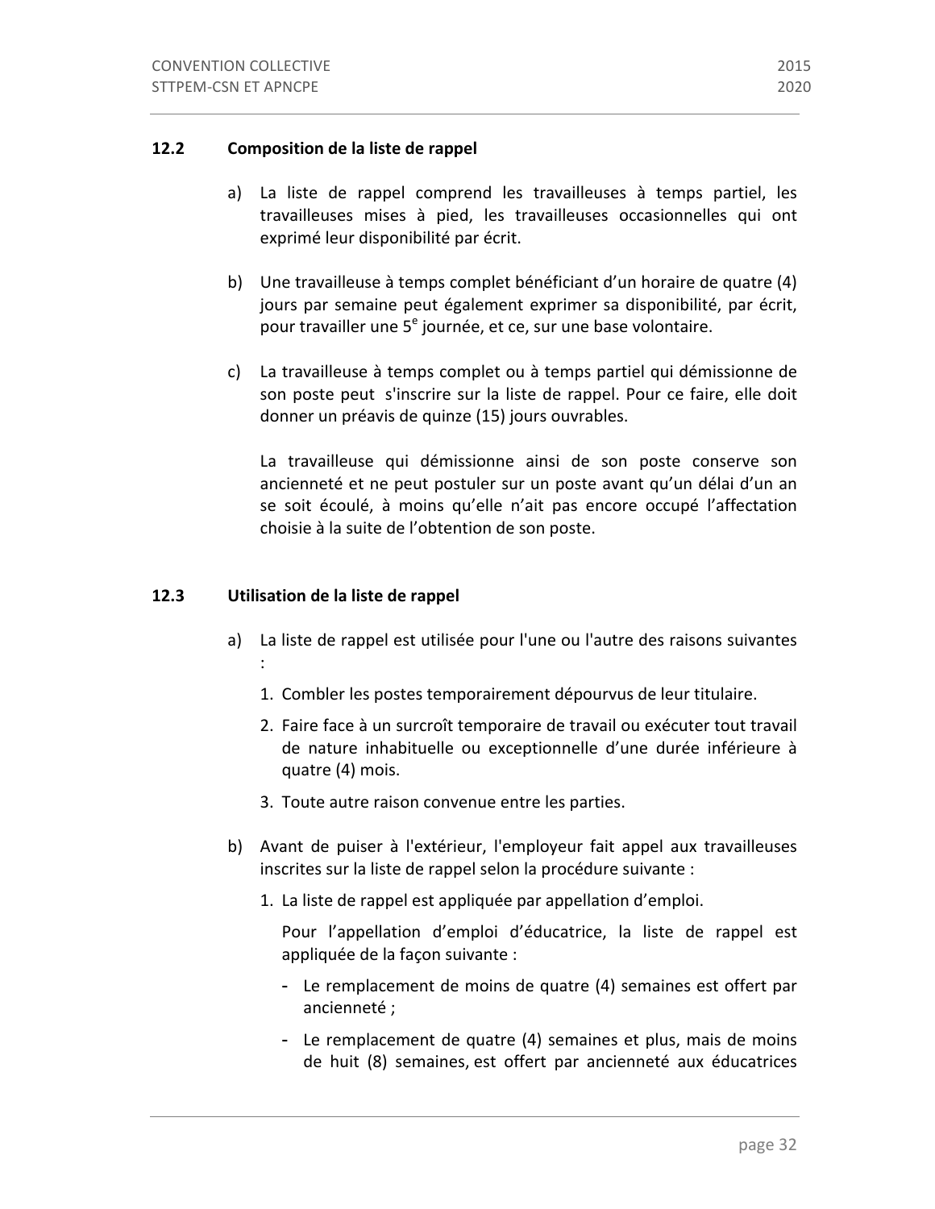### 12.2 Composition de la liste de rappel

a) La liste de rappel comprend les travailleuses à temps partiel, les travailleuses mises à pied, les travailleuses occasionnelles qui ont exprimé leur disponibilité par écrit.

b) Une travailleuse à temps complet bénéficiant d'un horaire de quatre (4) jours par semaine peut également exprimer sa disponibilité, par écrit, pour travailler une 5e journée, et ce, sur une base volontaire.

c) La travailleuse à temps complet ou à temps partiel qui démissionne de son poste peut s'inscrire sur la liste de rappel. Pour ce faire, elle doit donner un préavis de quinze (15) jours ouvrables.

   La travailleuse qui démissionne ainsi de son poste conserve son ancienneté et ne peut postuler sur un poste avant qu'un délai d'un an se soit écoulé, à moins qu'elle n'ait pas encore occupé l'affectation choisie à la suite de l'obtention de son poste.

### 12.3 Utilisation de la liste de rappel

a) La liste de rappel est utilisée pour l'une ou l'autre des raisons suivantes :

   1. Combler les postes temporairement dépourvus de leur titulaire.
   2. Faire face à un surcroît temporaire de travail ou exécuter tout travail de nature inhabituelle ou exceptionnelle d'une durée inférieure à quatre (4) mois.
   3. Toute autre raison convenue entre les parties.

b) Avant de puiser à l'extérieur, l'employeur fait appel aux travailleuses inscrites sur la liste de rappel selon la procédure suivante :

   1. La liste de rappel est appliquée par appellation d'emploi.

      Pour l'appellation d'emploi d'éducatrice, la liste de rappel est appliquée de la façon suivante :

      - Le remplacement de moins de quatre (4) semaines est offert par ancienneté ;
      - Le remplacement de quatre (4) semaines et plus, mais de moins de huit (8) semaines, est offert par ancienneté aux éducatrices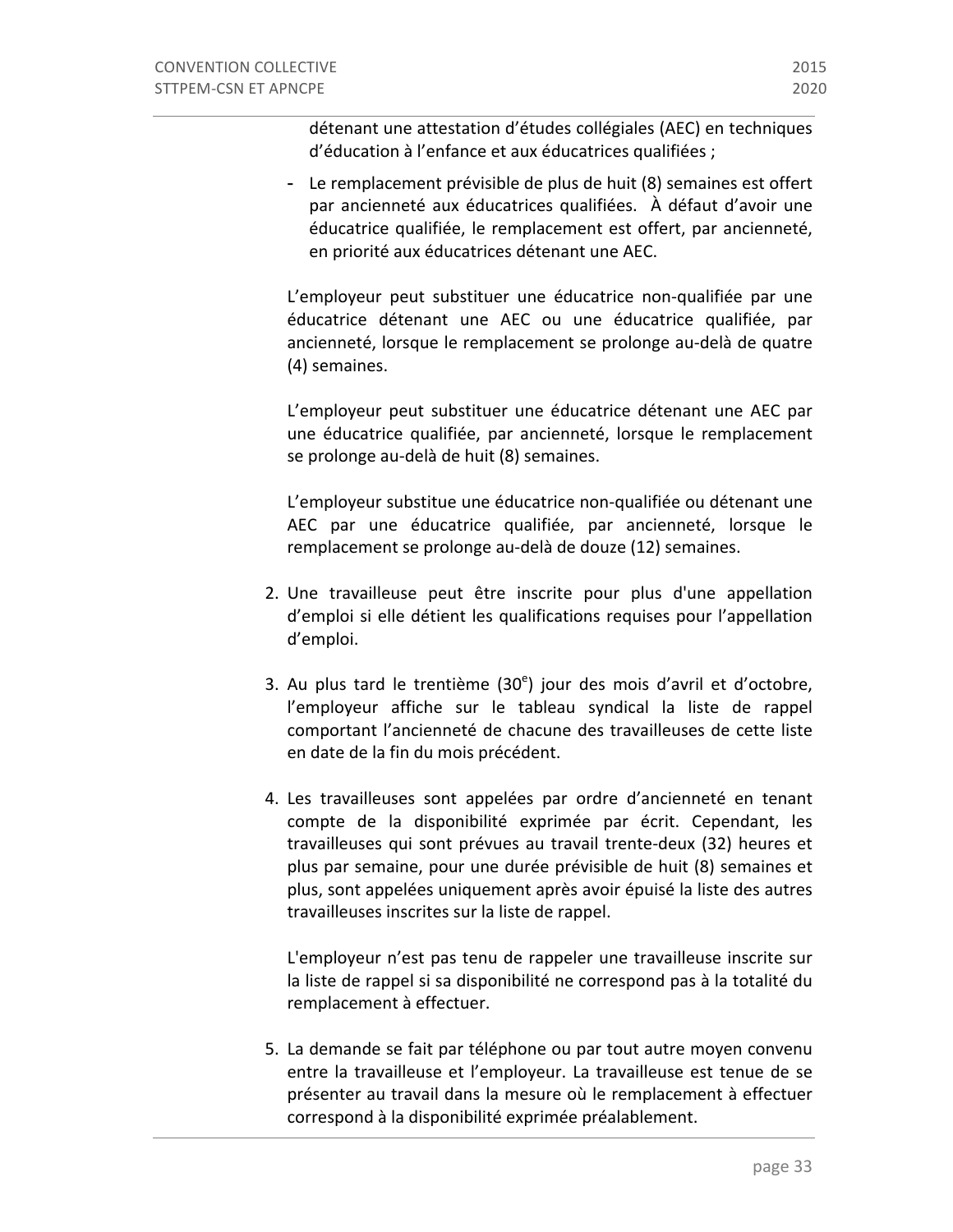détenant une attestation d'études collégiales (AEC) en techniques d'éducation à l'enfance et aux éducatrices qualifiées ;

- Le remplacement prévisible de plus de huit (8) semaines est offert par ancienneté aux éducatrices qualifiées. À défaut d'avoir une éducatrice qualifiée, le remplacement est offert, par ancienneté, en priorité aux éducatrices détenant une AEC.

L'employeur peut substituer une éducatrice non-qualifiée par une éducatrice détenant une AEC ou une éducatrice qualifiée, par ancienneté, lorsque le remplacement se prolonge au-delà de quatre (4) semaines.

L'employeur peut substituer une éducatrice détenant une AEC par une éducatrice qualifiée, par ancienneté, lorsque le remplacement se prolonge au-delà de huit (8) semaines.

L'employeur substitue une éducatrice non-qualifiée ou détenant une AEC par une éducatrice qualifiée, par ancienneté, lorsque le remplacement se prolonge au-delà de douze (12) semaines.

2. Une travailleuse peut être inscrite pour plus d'une appellation d'emploi si elle détient les qualifications requises pour l'appellation d'emploi.

3. Au plus tard le trentième (30e) jour des mois d'avril et d'octobre, l'employeur affiche sur le tableau syndical la liste de rappel comportant l'ancienneté de chacune des travailleuses de cette liste en date de la fin du mois précédent.

4. Les travailleuses sont appelées par ordre d'ancienneté en tenant compte de la disponibilité exprimée par écrit. Cependant, les travailleuses qui sont prévues au travail trente-deux (32) heures et plus par semaine, pour une durée prévisible de huit (8) semaines et plus, sont appelées uniquement après avoir épuisé la liste des autres travailleuses inscrites sur la liste de rappel.

   L'employeur n'est pas tenu de rappeler une travailleuse inscrite sur la liste de rappel si sa disponibilité ne correspond pas à la totalité du remplacement à effectuer.

5. La demande se fait par téléphone ou par tout autre moyen convenu entre la travailleuse et l'employeur. La travailleuse est tenue de se présenter au travail dans la mesure où le remplacement à effectuer correspond à la disponibilité exprimée préalablement.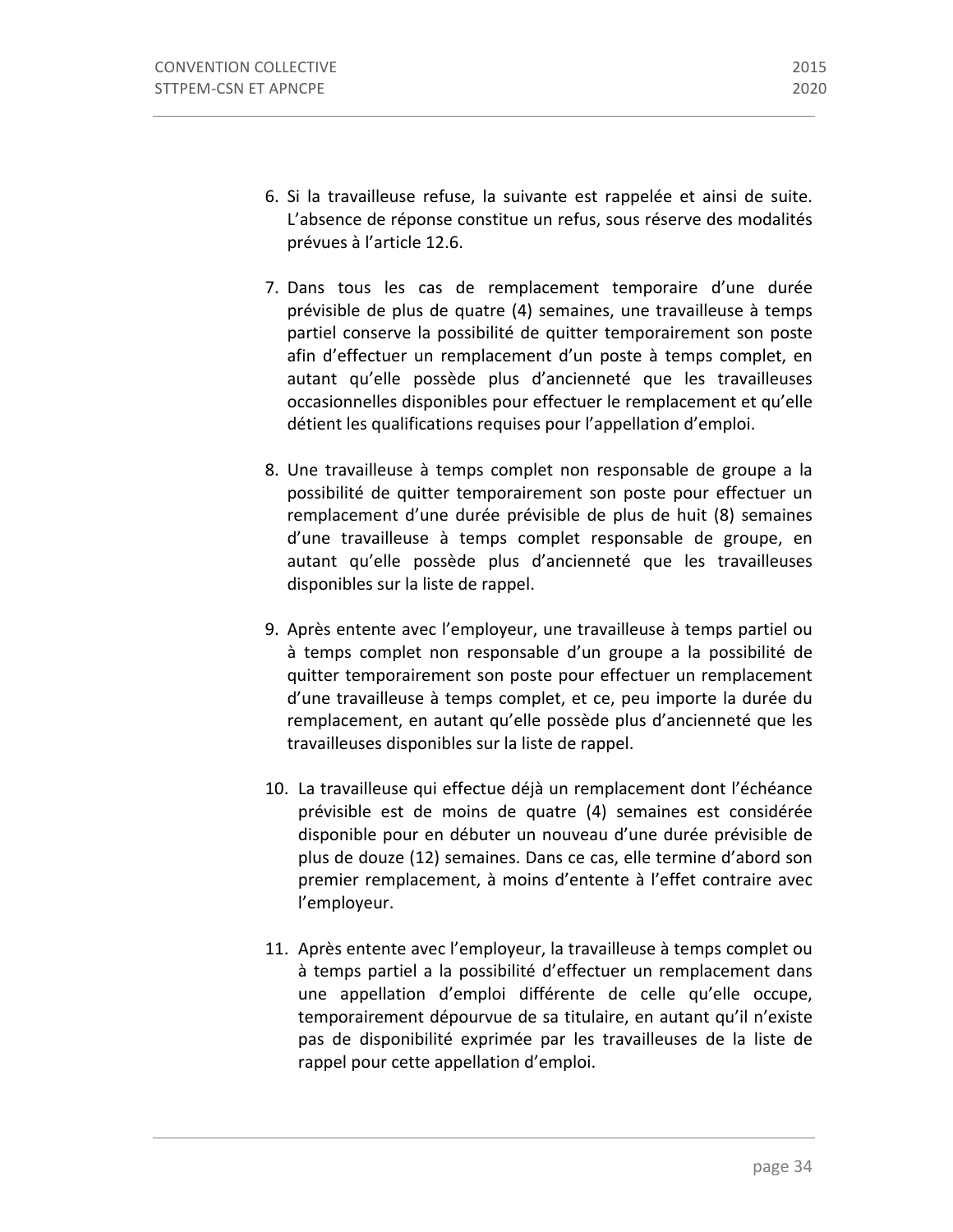6. Si la travailleuse refuse, la suivante est rappelée et ainsi de suite. L'absence de réponse constitue un refus, sous réserve des modalités prévues à l'article 12.6.

7. Dans tous les cas de remplacement temporaire d'une durée prévisible de plus de quatre (4) semaines, une travailleuse à temps partiel conserve la possibilité de quitter temporairement son poste afin d'effectuer un remplacement d'un poste à temps complet, en autant qu'elle possède plus d'ancienneté que les travailleuses occasionnelles disponibles pour effectuer le remplacement et qu'elle détient les qualifications requises pour l'appellation d'emploi.

8. Une travailleuse à temps complet non responsable de groupe a la possibilité de quitter temporairement son poste pour effectuer un remplacement d'une durée prévisible de plus de huit (8) semaines d'une travailleuse à temps complet responsable de groupe, en autant qu'elle possède plus d'ancienneté que les travailleuses disponibles sur la liste de rappel.

9. Après entente avec l'employeur, une travailleuse à temps partiel ou à temps complet non responsable d'un groupe a la possibilité de quitter temporairement son poste pour effectuer un remplacement d'une travailleuse à temps complet, et ce, peu importe la durée du remplacement, en autant qu'elle possède plus d'ancienneté que les travailleuses disponibles sur la liste de rappel.

10. La travailleuse qui effectue déjà un remplacement dont l'échéance prévisible est de moins de quatre (4) semaines est considérée disponible pour en débuter un nouveau d'une durée prévisible de plus de douze (12) semaines. Dans ce cas, elle termine d'abord son premier remplacement, à moins d'entente à l'effet contraire avec l'employeur.

11. Après entente avec l'employeur, la travailleuse à temps complet ou à temps partiel a la possibilité d'effectuer un remplacement dans une appellation d'emploi différente de celle qu'elle occupe, temporairement dépourvue de sa titulaire, en autant qu'il n'existe pas de disponibilité exprimée par les travailleuses de la liste de rappel pour cette appellation d'emploi.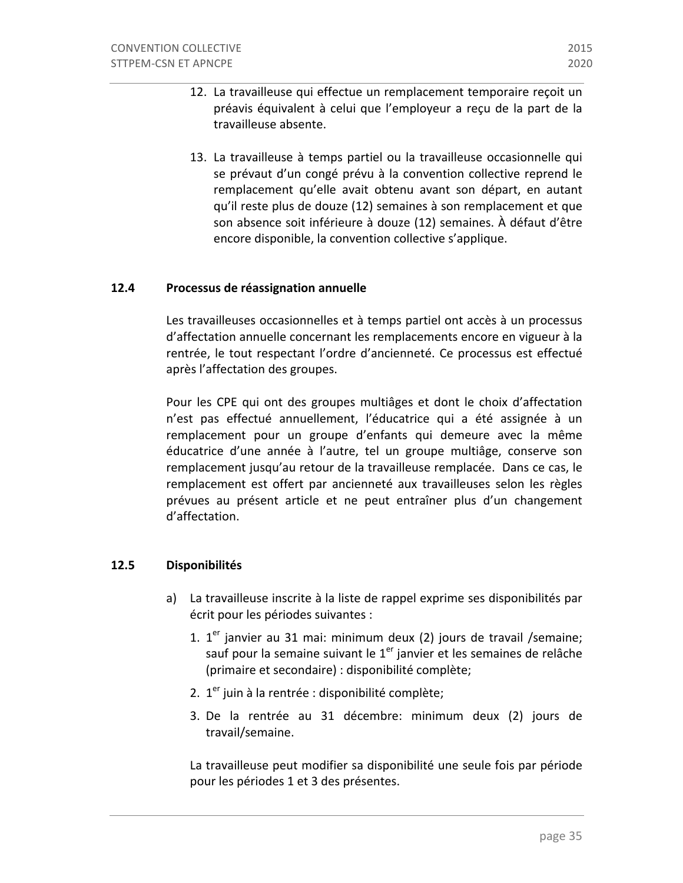12. La travailleuse qui effectue un remplacement temporaire reçoit un préavis équivalent à celui que l'employeur a reçu de la part de la travailleuse absente.

13. La travailleuse à temps partiel ou la travailleuse occasionnelle qui se prévaut d'un congé prévu à la convention collective reprend le remplacement qu'elle avait obtenu avant son départ, en autant qu'il reste plus de douze (12) semaines à son remplacement et que son absence soit inférieure à douze (12) semaines. À défaut d'être encore disponible, la convention collective s'applique.

## 12.4 Processus de réassignation annuelle

Les travailleuses occasionnelles et à temps partiel ont accès à un processus d'affectation annuelle concernant les remplacements encore en vigueur à la rentrée, le tout respectant l'ordre d'ancienneté. Ce processus est effectué après l'affectation des groupes.

Pour les CPE qui ont des groupes multiâges et dont le choix d'affectation n'est pas effectué annuellement, l'éducatrice qui a été assignée à un remplacement pour un groupe d'enfants qui demeure avec la même éducatrice d'une année à l'autre, tel un groupe multiâge, conserve son remplacement jusqu'au retour de la travailleuse remplacée. Dans ce cas, le remplacement est offert par ancienneté aux travailleuses selon les règles prévues au présent article et ne peut entraîner plus d'un changement d'affectation.

## 12.5 Disponibilités

a) La travailleuse inscrite à la liste de rappel exprime ses disponibilités par écrit pour les périodes suivantes :

1. 1er janvier au 31 mai: minimum deux (2) jours de travail /semaine; sauf pour la semaine suivant le 1er janvier et les semaines de relâche (primaire et secondaire) : disponibilité complète;
2. 1er juin à la rentrée : disponibilité complète;
3. De la rentrée au 31 décembre: minimum deux (2) jours de travail/semaine.

La travailleuse peut modifier sa disponibilité une seule fois par période pour les périodes 1 et 3 des présentes.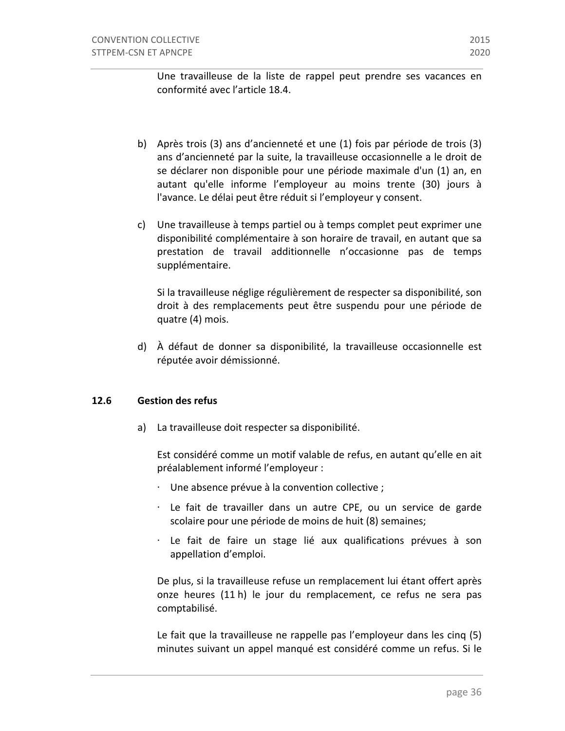Une travailleuse de la liste de rappel peut prendre ses vacances en conformité avec l'article 18.4.

b) Après trois (3) ans d'ancienneté et une (1) fois par période de trois (3) ans d'ancienneté par la suite, la travailleuse occasionnelle a le droit de se déclarer non disponible pour une période maximale d'un (1) an, en autant qu'elle informe l'employeur au moins trente (30) jours à l'avance. Le délai peut être réduit si l'employeur y consent.

c) Une travailleuse à temps partiel ou à temps complet peut exprimer une disponibilité complémentaire à son horaire de travail, en autant que sa prestation de travail additionnelle n'occasionne pas de temps supplémentaire.

   Si la travailleuse néglige régulièrement de respecter sa disponibilité, son droit à des remplacements peut être suspendu pour une période de quatre (4) mois.

d) À défaut de donner sa disponibilité, la travailleuse occasionnelle est réputée avoir démissionné.

## 12.6 Gestion des refus

a) La travailleuse doit respecter sa disponibilité.

   Est considéré comme un motif valable de refus, en autant qu'elle en ait préalablement informé l'employeur :

   - Une absence prévue à la convention collective ;
   - Le fait de travailler dans un autre CPE, ou un service de garde scolaire pour une période de moins de huit (8) semaines;
   - Le fait de faire un stage lié aux qualifications prévues à son appellation d'emploi.

   De plus, si la travailleuse refuse un remplacement lui étant offert après onze heures (11 h) le jour du remplacement, ce refus ne sera pas comptabilisé.

   Le fait que la travailleuse ne rappelle pas l'employeur dans les cinq (5) minutes suivant un appel manqué est considéré comme un refus. Si le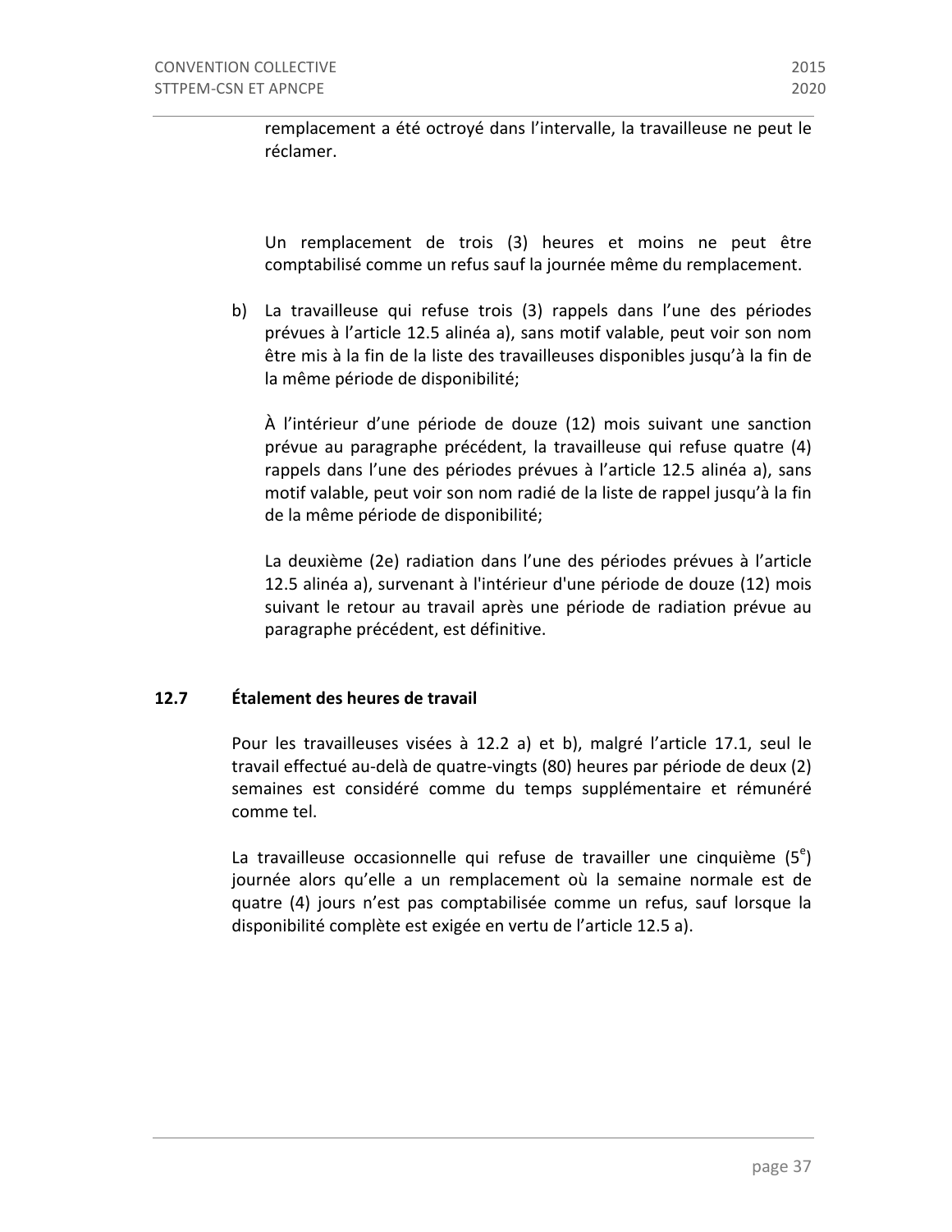remplacement a été octroyé dans l'intervalle, la travailleuse ne peut le réclamer.

Un remplacement de trois (3) heures et moins ne peut être comptabilisé comme un refus sauf la journée même du remplacement.

b) La travailleuse qui refuse trois (3) rappels dans l'une des périodes prévues à l'article 12.5 alinéa a), sans motif valable, peut voir son nom être mis à la fin de la liste des travailleuses disponibles jusqu'à la fin de la même période de disponibilité;

   À l'intérieur d'une période de douze (12) mois suivant une sanction prévue au paragraphe précédent, la travailleuse qui refuse quatre (4) rappels dans l'une des périodes prévues à l'article 12.5 alinéa a), sans motif valable, peut voir son nom radié de la liste de rappel jusqu'à la fin de la même période de disponibilité;

   La deuxième (2e) radiation dans l'une des périodes prévues à l'article 12.5 alinéa a), survenant à l'intérieur d'une période de douze (12) mois suivant le retour au travail après une période de radiation prévue au paragraphe précédent, est définitive.

### 12.7 Étalement des heures de travail

Pour les travailleuses visées à 12.2 a) et b), malgré l'article 17.1, seul le travail effectué au-delà de quatre-vingts (80) heures par période de deux (2) semaines est considéré comme du temps supplémentaire et rémunéré comme tel.

La travailleuse occasionnelle qui refuse de travailler une cinquième (5e) journée alors qu'elle a un remplacement où la semaine normale est de quatre (4) jours n'est pas comptabilisée comme un refus, sauf lorsque la disponibilité complète est exigée en vertu de l'article 12.5 a).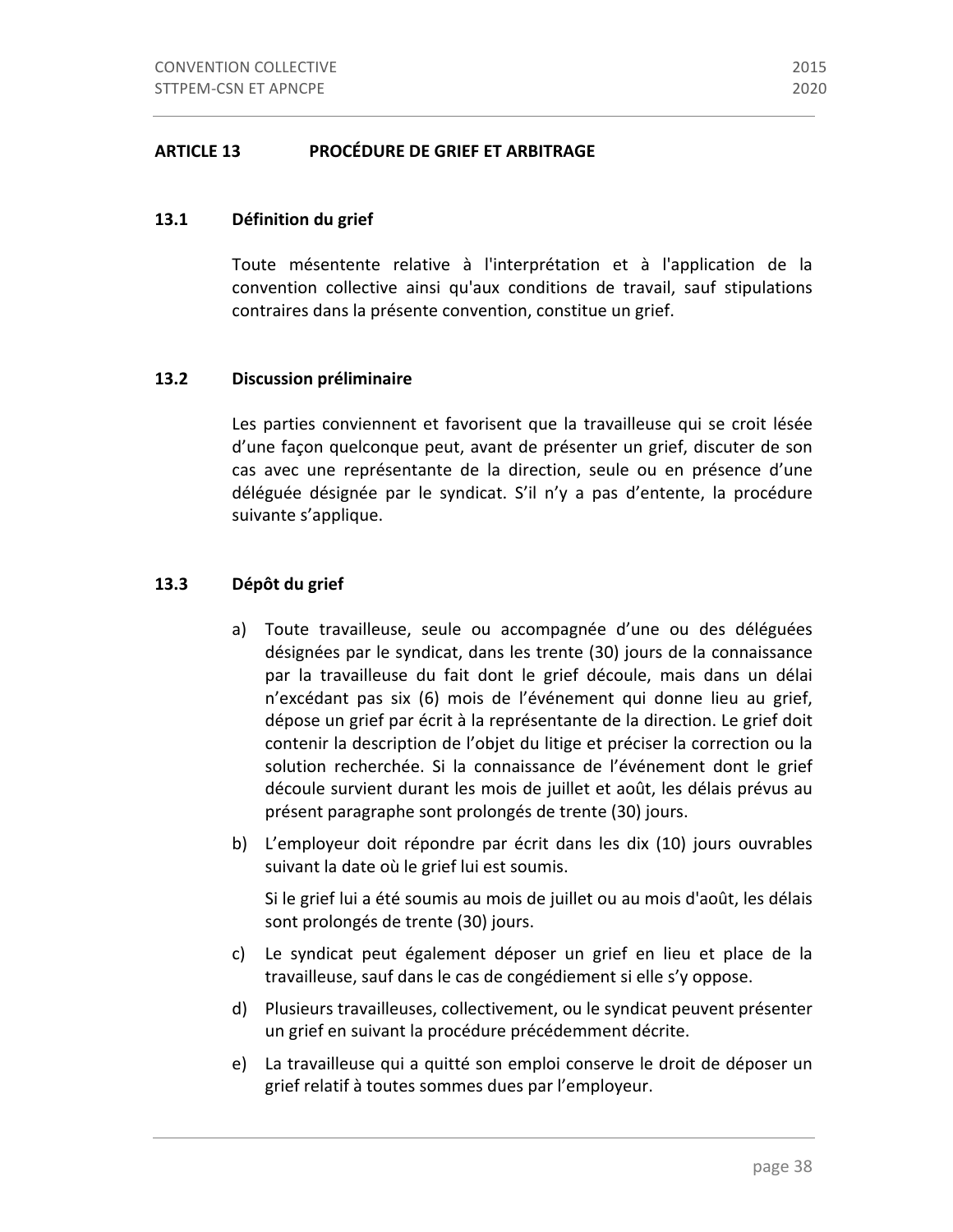## ARTICLE 13 PROCÉDURE DE GRIEF ET ARBITRAGE

### 13.1 Définition du grief

Toute mésentente relative à l'interprétation et à l'application de la convention collective ainsi qu'aux conditions de travail, sauf stipulations contraires dans la présente convention, constitue un grief.

### 13.2 Discussion préliminaire

Les parties conviennent et favorisent que la travailleuse qui se croit lésée d'une façon quelconque peut, avant de présenter un grief, discuter de son cas avec une représentante de la direction, seule ou en présence d'une déléguée désignée par le syndicat. S'il n'y a pas d'entente, la procédure suivante s'applique.

### 13.3 Dépôt du grief

a) Toute travailleuse, seule ou accompagnée d'une ou des déléguées désignées par le syndicat, dans les trente (30) jours de la connaissance par la travailleuse du fait dont le grief découle, mais dans un délai n'excédant pas six (6) mois de l'événement qui donne lieu au grief, dépose un grief par écrit à la représentante de la direction. Le grief doit contenir la description de l'objet du litige et préciser la correction ou la solution recherchée. Si la connaissance de l'événement dont le grief découle survient durant les mois de juillet et août, les délais prévus au présent paragraphe sont prolongés de trente (30) jours.

b) L'employeur doit répondre par écrit dans les dix (10) jours ouvrables suivant la date où le grief lui est soumis.

   Si le grief lui a été soumis au mois de juillet ou au mois d'août, les délais sont prolongés de trente (30) jours.

c) Le syndicat peut également déposer un grief en lieu et place de la travailleuse, sauf dans le cas de congédiement si elle s'y oppose.

d) Plusieurs travailleuses, collectivement, ou le syndicat peuvent présenter un grief en suivant la procédure précédemment décrite.

e) La travailleuse qui a quitté son emploi conserve le droit de déposer un grief relatif à toutes sommes dues par l'employeur.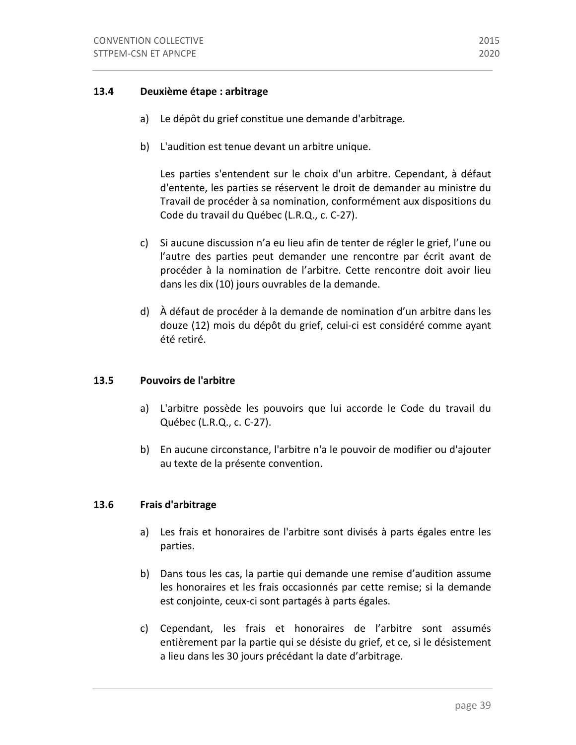### 13.4 Deuxième étape : arbitrage

a) Le dépôt du grief constitue une demande d'arbitrage.

b) L'audition est tenue devant un arbitre unique.

   Les parties s'entendent sur le choix d'un arbitre. Cependant, à défaut d'entente, les parties se réservent le droit de demander au ministre du Travail de procéder à sa nomination, conformément aux dispositions du Code du travail du Québec (L.R.Q., c. C-27).

c) Si aucune discussion n'a eu lieu afin de tenter de régler le grief, l'une ou l'autre des parties peut demander une rencontre par écrit avant de procéder à la nomination de l'arbitre. Cette rencontre doit avoir lieu dans les dix (10) jours ouvrables de la demande.

d) À défaut de procéder à la demande de nomination d'un arbitre dans les douze (12) mois du dépôt du grief, celui-ci est considéré comme ayant été retiré.

### 13.5 Pouvoirs de l'arbitre

a) L'arbitre possède les pouvoirs que lui accorde le Code du travail du Québec (L.R.Q., c. C-27).

b) En aucune circonstance, l'arbitre n'a le pouvoir de modifier ou d'ajouter au texte de la présente convention.

### 13.6 Frais d'arbitrage

a) Les frais et honoraires de l'arbitre sont divisés à parts égales entre les parties.

b) Dans tous les cas, la partie qui demande une remise d'audition assume les honoraires et les frais occasionnés par cette remise; si la demande est conjointe, ceux-ci sont partagés à parts égales.

c) Cependant, les frais et honoraires de l'arbitre sont assumés entièrement par la partie qui se désiste du grief, et ce, si le désistement a lieu dans les 30 jours précédant la date d'arbitrage.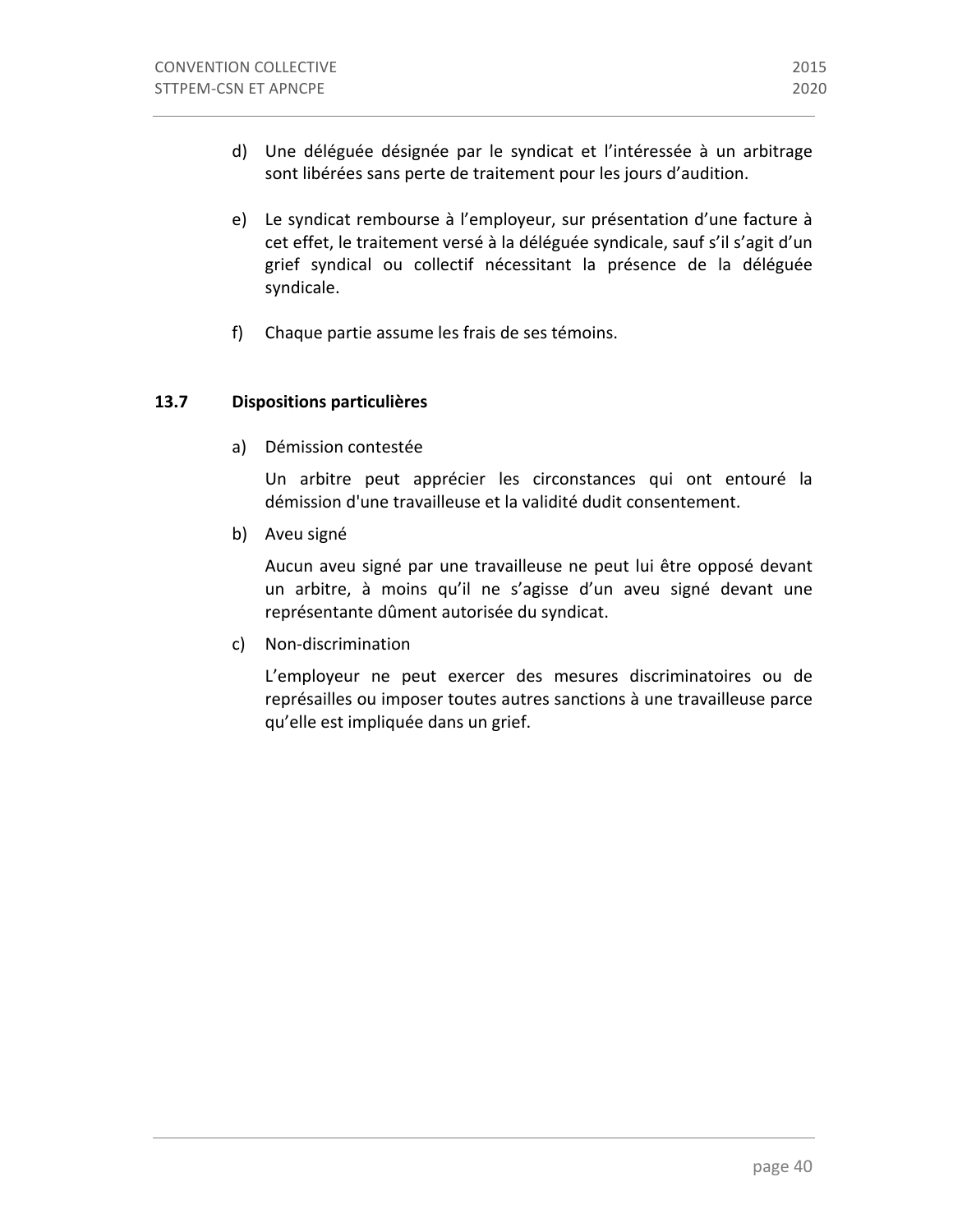d) Une déléguée désignée par le syndicat et l'intéressée à un arbitrage sont libérées sans perte de traitement pour les jours d'audition.

e) Le syndicat rembourse à l'employeur, sur présentation d'une facture à cet effet, le traitement versé à la déléguée syndicale, sauf s'il s'agit d'un grief syndical ou collectif nécessitant la présence de la déléguée syndicale.

f) Chaque partie assume les frais de ses témoins.

### 13.7 Dispositions particulières

a) Démission contestée

Un arbitre peut apprécier les circonstances qui ont entouré la démission d'une travailleuse et la validité dudit consentement.

b) Aveu signé

Aucun aveu signé par une travailleuse ne peut lui être opposé devant un arbitre, à moins qu'il ne s'agisse d'un aveu signé devant une représentante dûment autorisée du syndicat.

c) Non-discrimination

L'employeur ne peut exercer des mesures discriminatoires ou de représailles ou imposer toutes autres sanctions à une travailleuse parce qu'elle est impliquée dans un grief.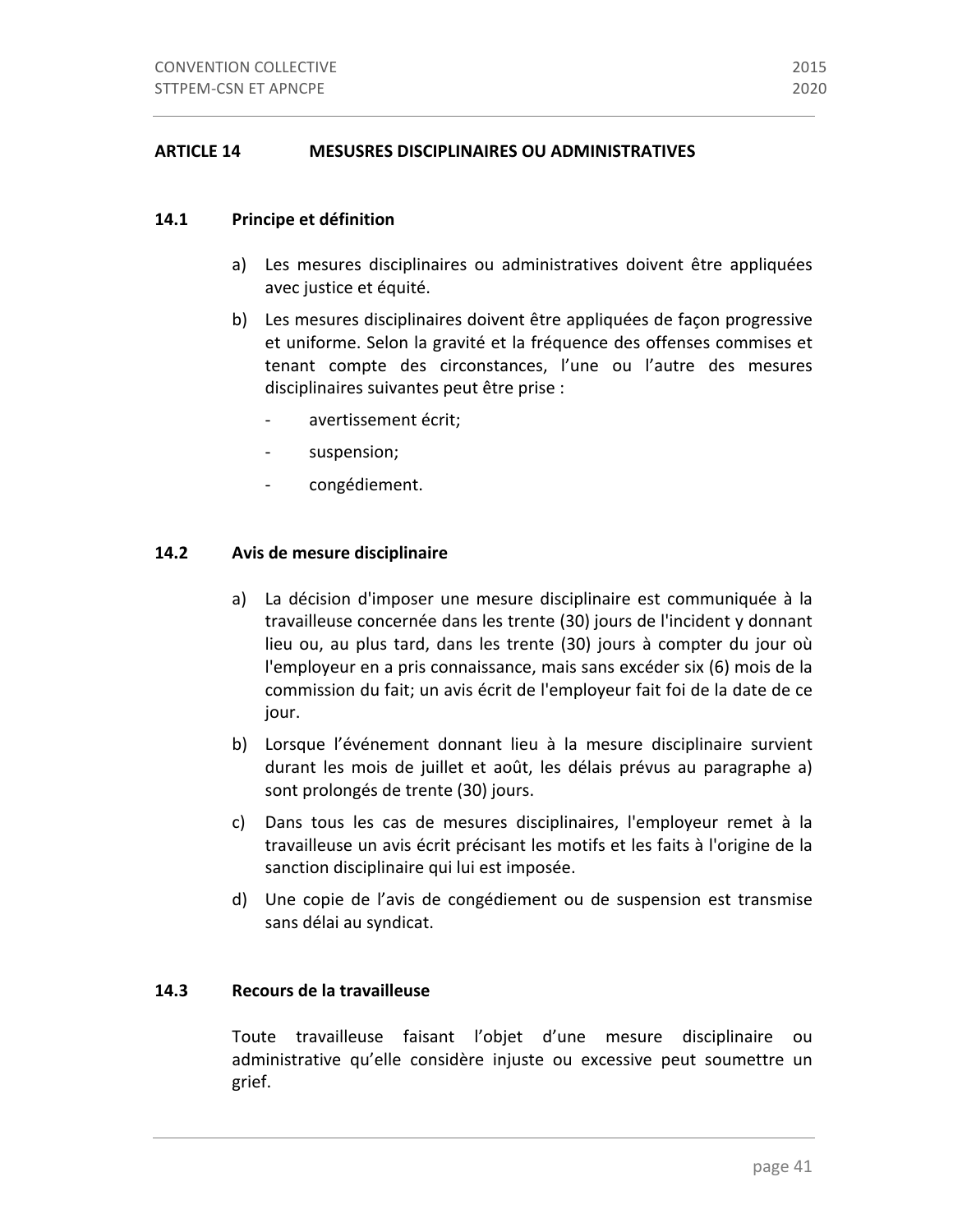## ARTICLE 14 MESUSRES DISCIPLINAIRES OU ADMINISTRATIVES

### 14.1 Principe et définition

a) Les mesures disciplinaires ou administratives doivent être appliquées avec justice et équité.

b) Les mesures disciplinaires doivent être appliquées de façon progressive et uniforme. Selon la gravité et la fréquence des offenses commises et tenant compte des circonstances, l'une ou l'autre des mesures disciplinaires suivantes peut être prise :

- avertissement écrit;
- suspension;
- congédiement.

### 14.2 Avis de mesure disciplinaire

a) La décision d'imposer une mesure disciplinaire est communiquée à la travailleuse concernée dans les trente (30) jours de l'incident y donnant lieu ou, au plus tard, dans les trente (30) jours à compter du jour où l'employeur en a pris connaissance, mais sans excéder six (6) mois de la commission du fait; un avis écrit de l'employeur fait foi de la date de ce jour.

b) Lorsque l'événement donnant lieu à la mesure disciplinaire survient durant les mois de juillet et août, les délais prévus au paragraphe a) sont prolongés de trente (30) jours.

c) Dans tous les cas de mesures disciplinaires, l'employeur remet à la travailleuse un avis écrit précisant les motifs et les faits à l'origine de la sanction disciplinaire qui lui est imposée.

d) Une copie de l'avis de congédiement ou de suspension est transmise sans délai au syndicat.

### 14.3 Recours de la travailleuse

Toute travailleuse faisant l'objet d'une mesure disciplinaire ou administrative qu'elle considère injuste ou excessive peut soumettre un grief.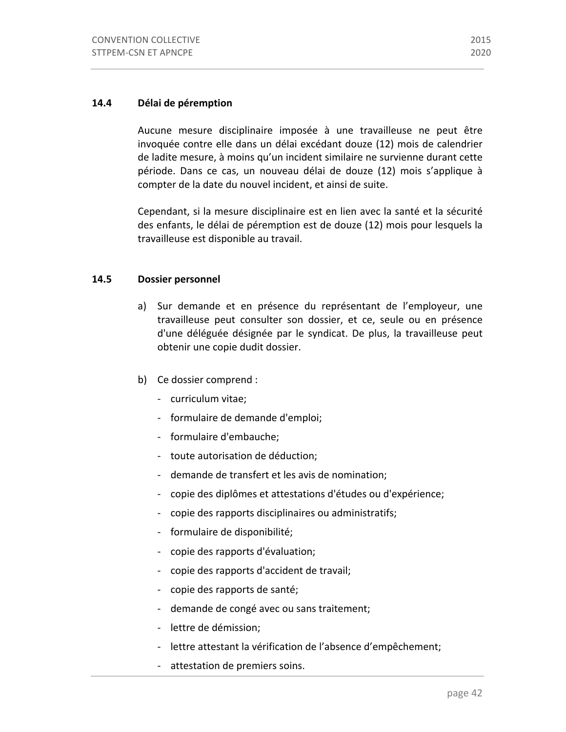### 14.4 Délai de péremption

Aucune mesure disciplinaire imposée à une travailleuse ne peut être invoquée contre elle dans un délai excédant douze (12) mois de calendrier de ladite mesure, à moins qu'un incident similaire ne survienne durant cette période. Dans ce cas, un nouveau délai de douze (12) mois s'applique à compter de la date du nouvel incident, et ainsi de suite.

Cependant, si la mesure disciplinaire est en lien avec la santé et la sécurité des enfants, le délai de péremption est de douze (12) mois pour lesquels la travailleuse est disponible au travail.

### 14.5 Dossier personnel

a) Sur demande et en présence du représentant de l'employeur, une travailleuse peut consulter son dossier, et ce, seule ou en présence d'une déléguée désignée par le syndicat. De plus, la travailleuse peut obtenir une copie dudit dossier.

b) Ce dossier comprend :

- curriculum vitae;
- formulaire de demande d'emploi;
- formulaire d'embauche;
- toute autorisation de déduction;
- demande de transfert et les avis de nomination;
- copie des diplômes et attestations d'études ou d'expérience;
- copie des rapports disciplinaires ou administratifs;
- formulaire de disponibilité;
- copie des rapports d'évaluation;
- copie des rapports d'accident de travail;
- copie des rapports de santé;
- demande de congé avec ou sans traitement;
- lettre de démission;
- lettre attestant la vérification de l'absence d'empêchement;
- attestation de premiers soins.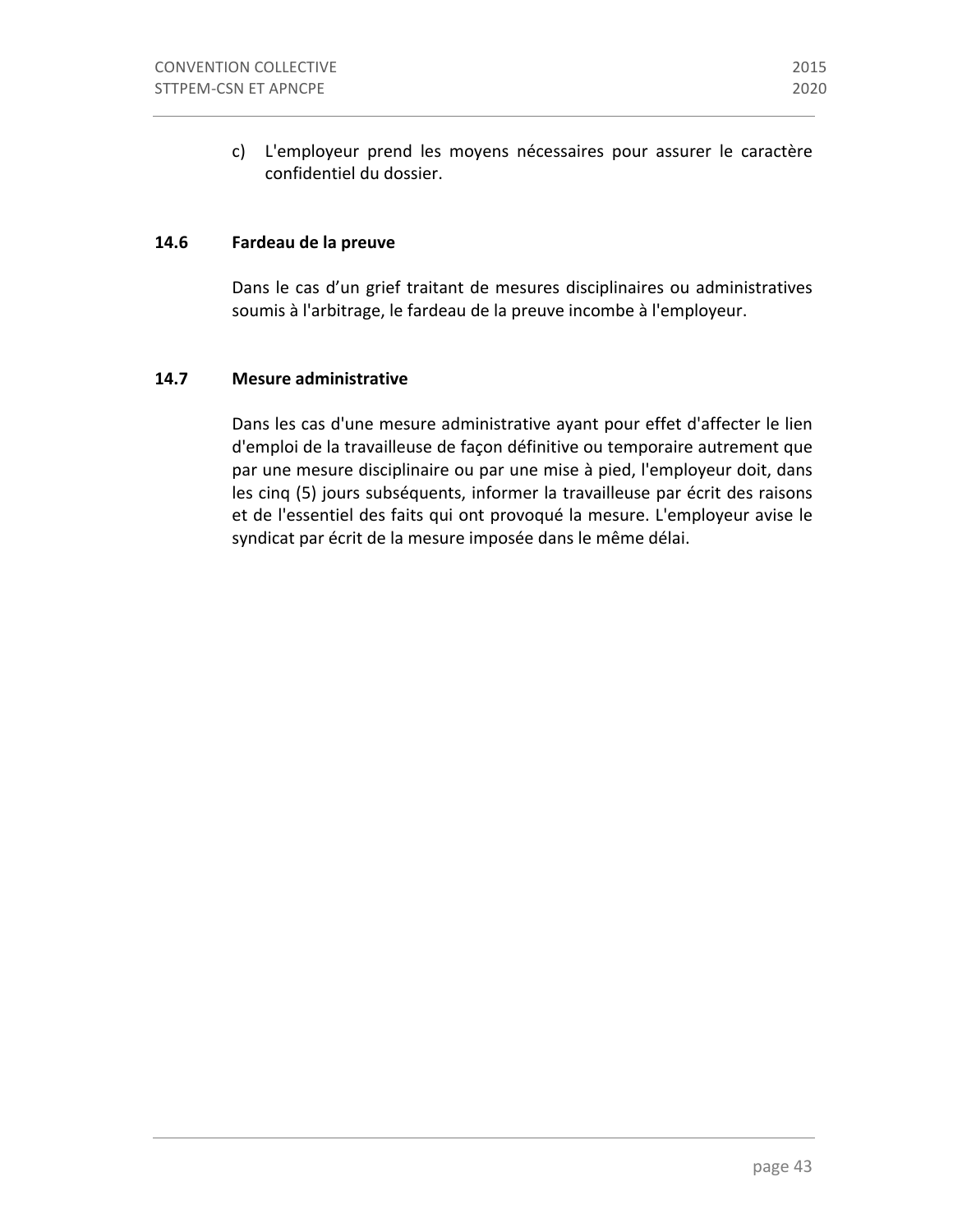c) L'employeur prend les moyens nécessaires pour assurer le caractère confidentiel du dossier.

### 14.6 Fardeau de la preuve

Dans le cas d'un grief traitant de mesures disciplinaires ou administratives soumis à l'arbitrage, le fardeau de la preuve incombe à l'employeur.

### 14.7 Mesure administrative

Dans les cas d'une mesure administrative ayant pour effet d'affecter le lien d'emploi de la travailleuse de façon définitive ou temporaire autrement que par une mesure disciplinaire ou par une mise à pied, l'employeur doit, dans les cinq (5) jours subséquents, informer la travailleuse par écrit des raisons et de l'essentiel des faits qui ont provoqué la mesure. L'employeur avise le syndicat par écrit de la mesure imposée dans le même délai.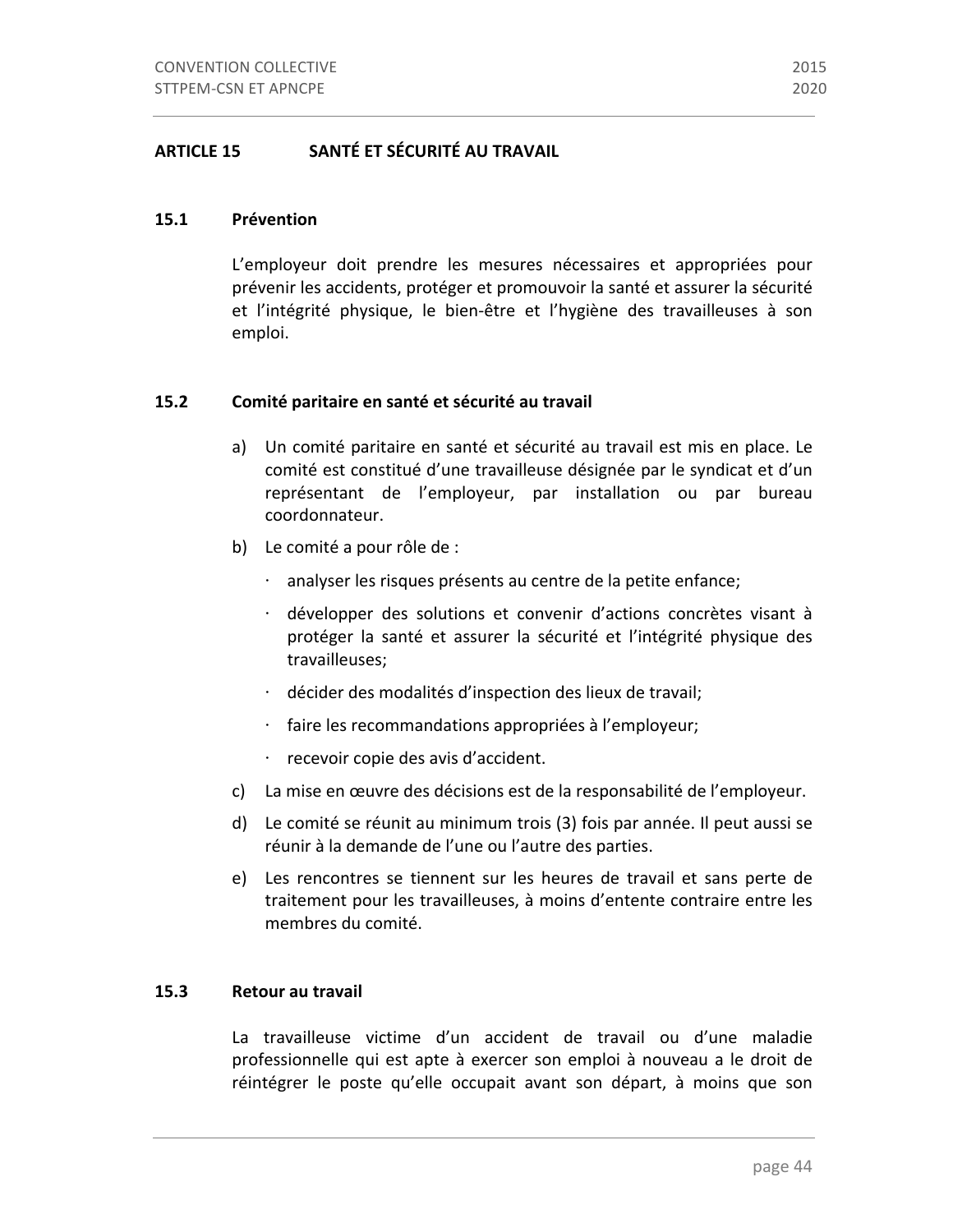## ARTICLE 15 SANTÉ ET SÉCURITÉ AU TRAVAIL

### 15.1 Prévention

L'employeur doit prendre les mesures nécessaires et appropriées pour prévenir les accidents, protéger et promouvoir la santé et assurer la sécurité et l'intégrité physique, le bien-être et l'hygiène des travailleuses à son emploi.

### 15.2 Comité paritaire en santé et sécurité au travail

a) Un comité paritaire en santé et sécurité au travail est mis en place. Le comité est constitué d'une travailleuse désignée par le syndicat et d'un représentant de l'employeur, par installation ou par bureau coordonnateur.

b) Le comité a pour rôle de :

- analyser les risques présents au centre de la petite enfance;
- développer des solutions et convenir d'actions concrètes visant à protéger la santé et assurer la sécurité et l'intégrité physique des travailleuses;
- décider des modalités d'inspection des lieux de travail;
- faire les recommandations appropriées à l'employeur;
- recevoir copie des avis d'accident.

c) La mise en œuvre des décisions est de la responsabilité de l'employeur.

d) Le comité se réunit au minimum trois (3) fois par année. Il peut aussi se réunir à la demande de l'une ou l'autre des parties.

e) Les rencontres se tiennent sur les heures de travail et sans perte de traitement pour les travailleuses, à moins d'entente contraire entre les membres du comité.

### 15.3 Retour au travail

La travailleuse victime d'un accident de travail ou d'une maladie professionnelle qui est apte à exercer son emploi à nouveau a le droit de réintégrer le poste qu'elle occupait avant son départ, à moins que son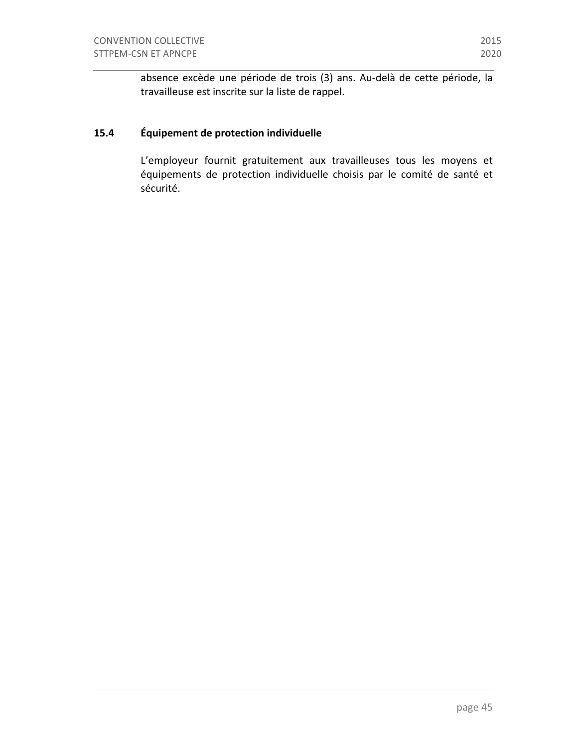absence excède une période de trois (3) ans. Au-delà de cette période, la travailleuse est inscrite sur la liste de rappel.

### 15.4 Équipement de protection individuelle

L'employeur fournit gratuitement aux travailleuses tous les moyens et équipements de protection individuelle choisis par le comité de santé et sécurité.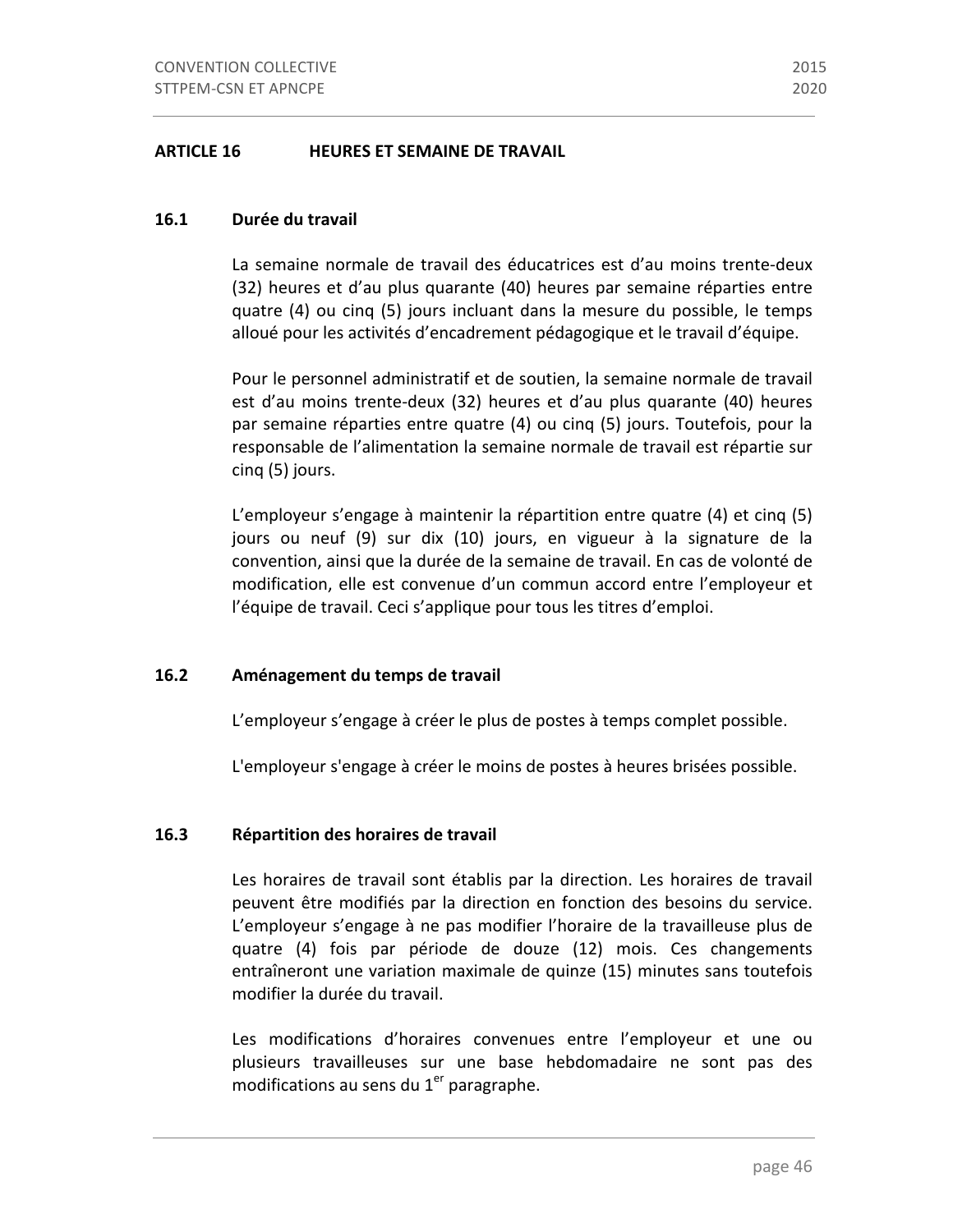## ARTICLE 16 HEURES ET SEMAINE DE TRAVAIL

### 16.1 Durée du travail

La semaine normale de travail des éducatrices est d'au moins trente-deux (32) heures et d'au plus quarante (40) heures par semaine réparties entre quatre (4) ou cinq (5) jours incluant dans la mesure du possible, le temps alloué pour les activités d'encadrement pédagogique et le travail d'équipe.

Pour le personnel administratif et de soutien, la semaine normale de travail est d'au moins trente-deux (32) heures et d'au plus quarante (40) heures par semaine réparties entre quatre (4) ou cinq (5) jours. Toutefois, pour la responsable de l'alimentation la semaine normale de travail est répartie sur cinq (5) jours.

L'employeur s'engage à maintenir la répartition entre quatre (4) et cinq (5) jours ou neuf (9) sur dix (10) jours, en vigueur à la signature de la convention, ainsi que la durée de la semaine de travail. En cas de volonté de modification, elle est convenue d'un commun accord entre l'employeur et l'équipe de travail. Ceci s'applique pour tous les titres d'emploi.

### 16.2 Aménagement du temps de travail

L'employeur s'engage à créer le plus de postes à temps complet possible.

L'employeur s'engage à créer le moins de postes à heures brisées possible.

### 16.3 Répartition des horaires de travail

Les horaires de travail sont établis par la direction. Les horaires de travail peuvent être modifiés par la direction en fonction des besoins du service. L'employeur s'engage à ne pas modifier l'horaire de la travailleuse plus de quatre (4) fois par période de douze (12) mois. Ces changements entraîneront une variation maximale de quinze (15) minutes sans toutefois modifier la durée du travail.

Les modifications d'horaires convenues entre l'employeur et une ou plusieurs travailleuses sur une base hebdomadaire ne sont pas des modifications au sens du 1er paragraphe.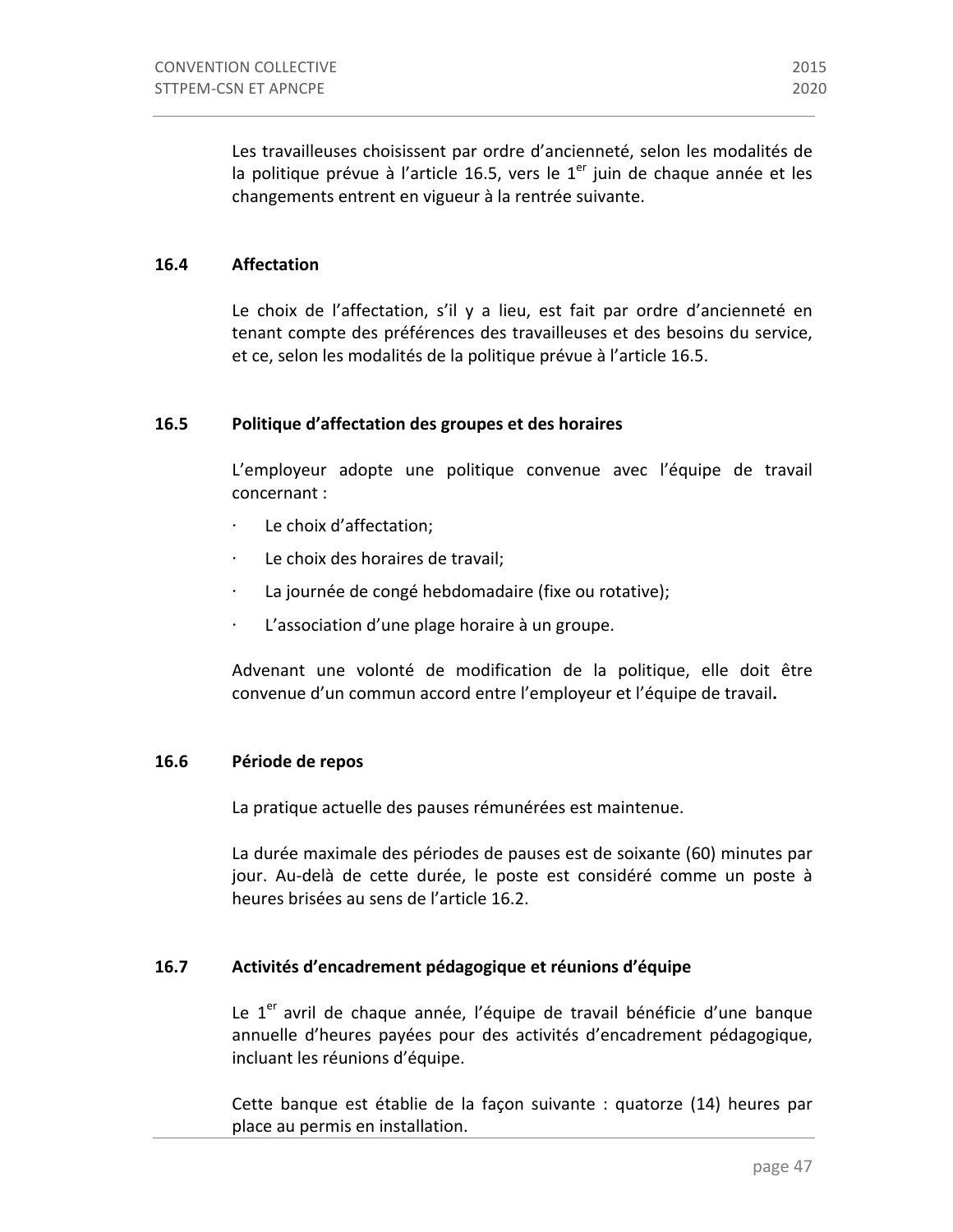Les travailleuses choisissent par ordre d'ancienneté, selon les modalités de la politique prévue à l'article 16.5, vers le 1er juin de chaque année et les changements entrent en vigueur à la rentrée suivante.

### 16.4 Affectation

Le choix de l'affectation, s'il y a lieu, est fait par ordre d'ancienneté en tenant compte des préférences des travailleuses et des besoins du service, et ce, selon les modalités de la politique prévue à l'article 16.5.

### 16.5 Politique d'affectation des groupes et des horaires

L'employeur adopte une politique convenue avec l'équipe de travail concernant :

- Le choix d'affectation;
- Le choix des horaires de travail;
- La journée de congé hebdomadaire (fixe ou rotative);
- L'association d'une plage horaire à un groupe.

Advenant une volonté de modification de la politique, elle doit être convenue d'un commun accord entre l'employeur et l'équipe de travail**.**

### 16.6 Période de repos

La pratique actuelle des pauses rémunérées est maintenue.

La durée maximale des périodes de pauses est de soixante (60) minutes par jour. Au-delà de cette durée, le poste est considéré comme un poste à heures brisées au sens de l'article 16.2.

### 16.7 Activités d'encadrement pédagogique et réunions d'équipe

Le 1er avril de chaque année, l'équipe de travail bénéficie d'une banque annuelle d'heures payées pour des activités d'encadrement pédagogique, incluant les réunions d'équipe.

Cette banque est établie de la façon suivante : quatorze (14) heures par place au permis en installation.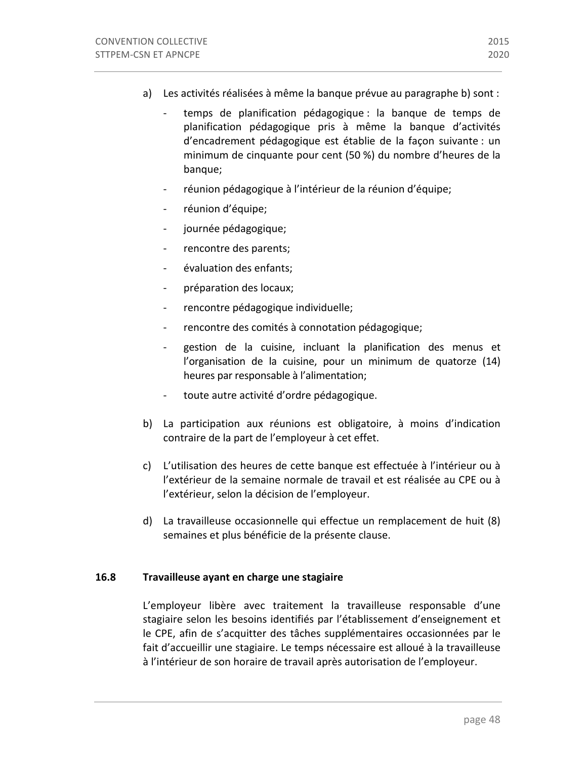a) Les activités réalisées à même la banque prévue au paragraphe b) sont :

   - temps de planification pédagogique : la banque de temps de planification pédagogique pris à même la banque d'activités d'encadrement pédagogique est établie de la façon suivante : un minimum de cinquante pour cent (50 %) du nombre d'heures de la banque;
   - réunion pédagogique à l'intérieur de la réunion d'équipe;
   - réunion d'équipe;
   - journée pédagogique;
   - rencontre des parents;
   - évaluation des enfants;
   - préparation des locaux;
   - rencontre pédagogique individuelle;
   - rencontre des comités à connotation pédagogique;
   - gestion de la cuisine, incluant la planification des menus et l'organisation de la cuisine, pour un minimum de quatorze (14) heures par responsable à l'alimentation;
   - toute autre activité d'ordre pédagogique.

b) La participation aux réunions est obligatoire, à moins d'indication contraire de la part de l'employeur à cet effet.

c) L'utilisation des heures de cette banque est effectuée à l'intérieur ou à l'extérieur de la semaine normale de travail et est réalisée au CPE ou à l'extérieur, selon la décision de l'employeur.

d) La travailleuse occasionnelle qui effectue un remplacement de huit (8) semaines et plus bénéficie de la présente clause.

**16.8 Travailleuse ayant en charge une stagiaire**

L'employeur libère avec traitement la travailleuse responsable d'une stagiaire selon les besoins identifiés par l'établissement d'enseignement et le CPE, afin de s'acquitter des tâches supplémentaires occasionnées par le fait d'accueillir une stagiaire. Le temps nécessaire est alloué à la travailleuse à l'intérieur de son horaire de travail après autorisation de l'employeur.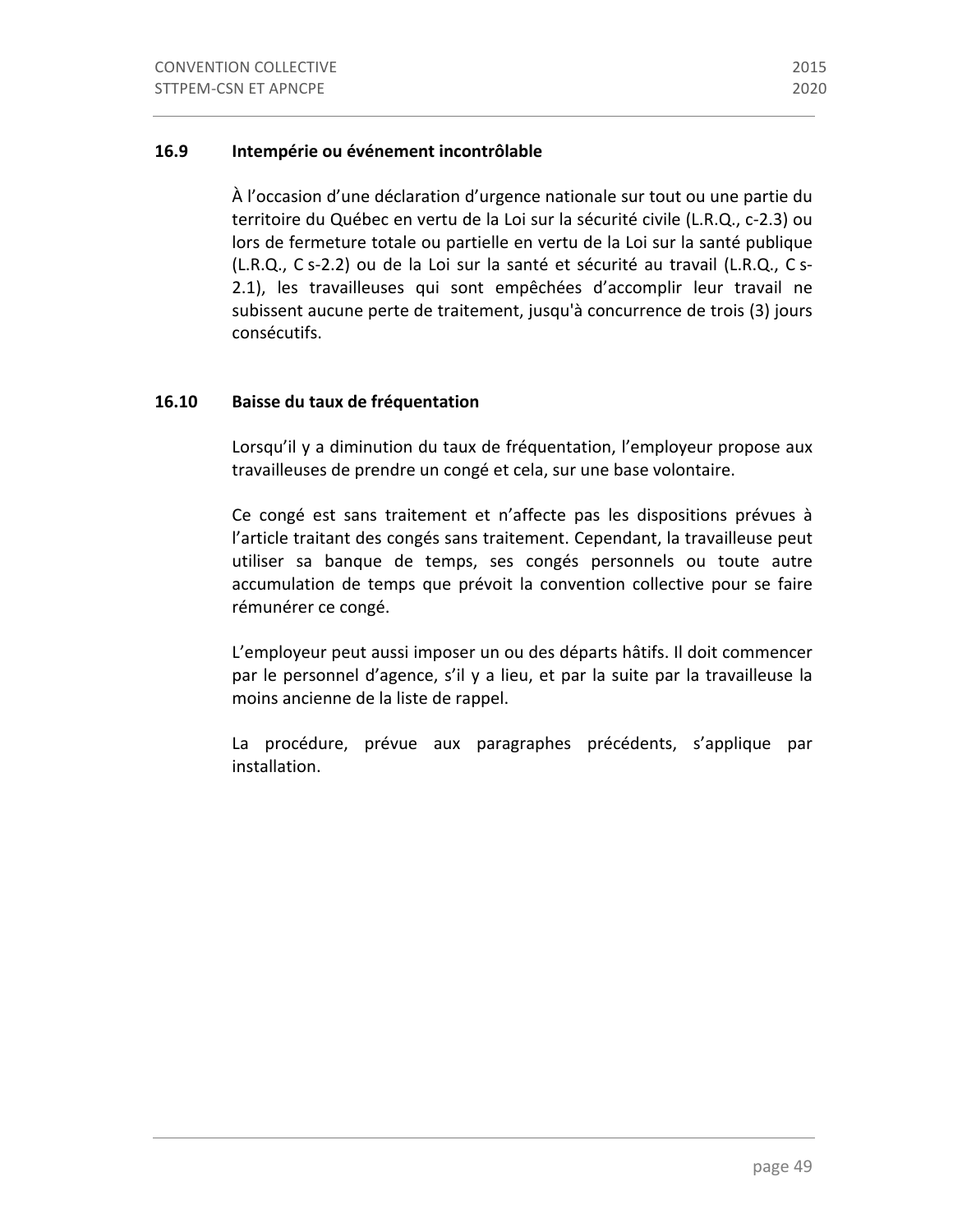### 16.9 Intempérie ou événement incontrôlable

À l'occasion d'une déclaration d'urgence nationale sur tout ou une partie du territoire du Québec en vertu de la Loi sur la sécurité civile (L.R.Q., c-2.3) ou lors de fermeture totale ou partielle en vertu de la Loi sur la santé publique (L.R.Q., C s-2.2) ou de la Loi sur la santé et sécurité au travail (L.R.Q., C s-2.1), les travailleuses qui sont empêchées d'accomplir leur travail ne subissent aucune perte de traitement, jusqu'à concurrence de trois (3) jours consécutifs.

### 16.10 Baisse du taux de fréquentation

Lorsqu'il y a diminution du taux de fréquentation, l'employeur propose aux travailleuses de prendre un congé et cela, sur une base volontaire.

Ce congé est sans traitement et n'affecte pas les dispositions prévues à l'article traitant des congés sans traitement. Cependant, la travailleuse peut utiliser sa banque de temps, ses congés personnels ou toute autre accumulation de temps que prévoit la convention collective pour se faire rémunérer ce congé.

L'employeur peut aussi imposer un ou des départs hâtifs. Il doit commencer par le personnel d'agence, s'il y a lieu, et par la suite par la travailleuse la moins ancienne de la liste de rappel.

La procédure, prévue aux paragraphes précédents, s'applique par installation.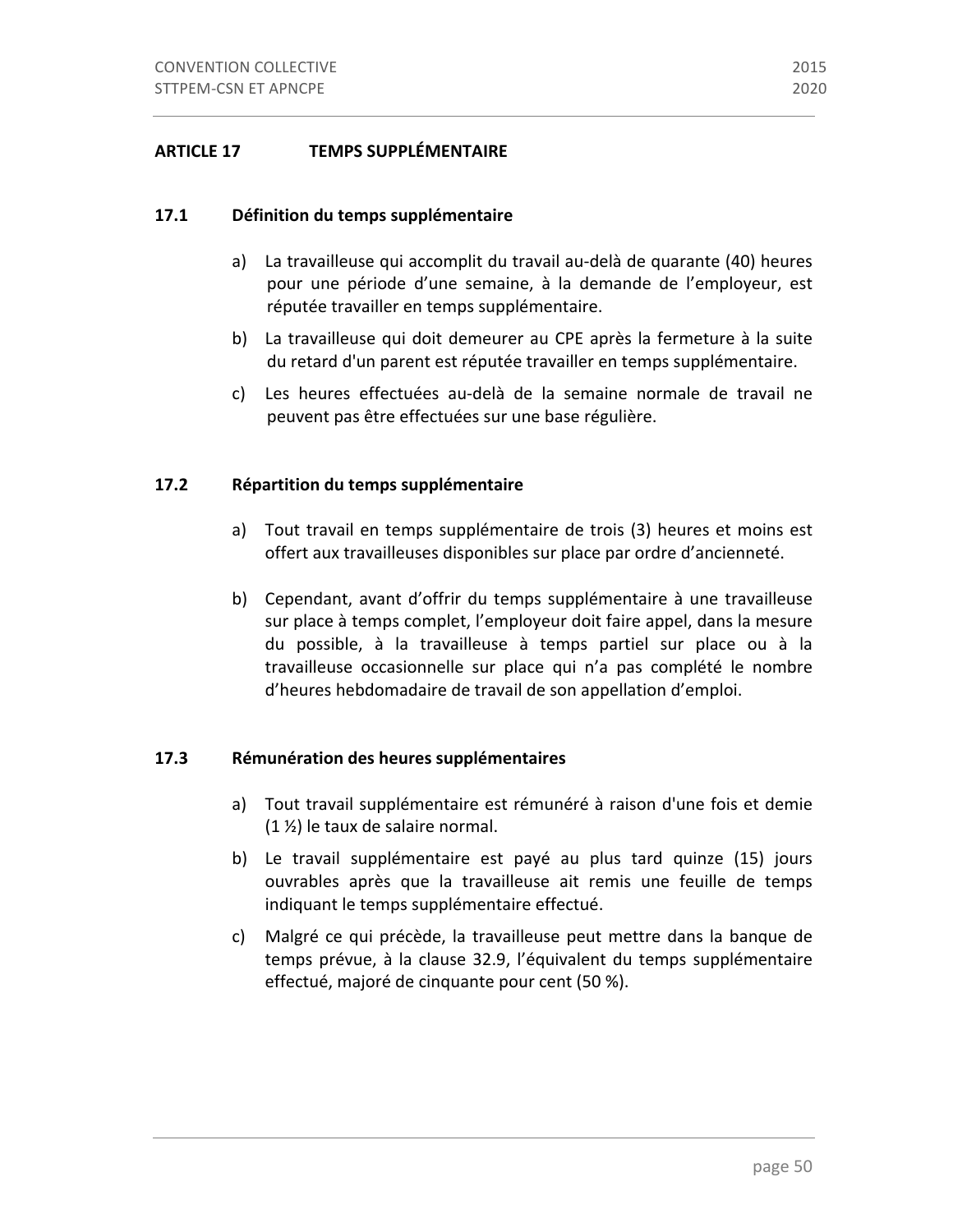## ARTICLE 17 TEMPS SUPPLÉMENTAIRE

### 17.1 Définition du temps supplémentaire

a) La travailleuse qui accomplit du travail au-delà de quarante (40) heures pour une période d'une semaine, à la demande de l'employeur, est réputée travailler en temps supplémentaire.

b) La travailleuse qui doit demeurer au CPE après la fermeture à la suite du retard d'un parent est réputée travailler en temps supplémentaire.

c) Les heures effectuées au-delà de la semaine normale de travail ne peuvent pas être effectuées sur une base régulière.

### 17.2 Répartition du temps supplémentaire

a) Tout travail en temps supplémentaire de trois (3) heures et moins est offert aux travailleuses disponibles sur place par ordre d'ancienneté.

b) Cependant, avant d'offrir du temps supplémentaire à une travailleuse sur place à temps complet, l'employeur doit faire appel, dans la mesure du possible, à la travailleuse à temps partiel sur place ou à la travailleuse occasionnelle sur place qui n'a pas complété le nombre d'heures hebdomadaire de travail de son appellation d'emploi.

### 17.3 Rémunération des heures supplémentaires

a) Tout travail supplémentaire est rémunéré à raison d'une fois et demie (1 ½) le taux de salaire normal.

b) Le travail supplémentaire est payé au plus tard quinze (15) jours ouvrables après que la travailleuse ait remis une feuille de temps indiquant le temps supplémentaire effectué.

c) Malgré ce qui précède, la travailleuse peut mettre dans la banque de temps prévue, à la clause 32.9, l'équivalent du temps supplémentaire effectué, majoré de cinquante pour cent (50 %).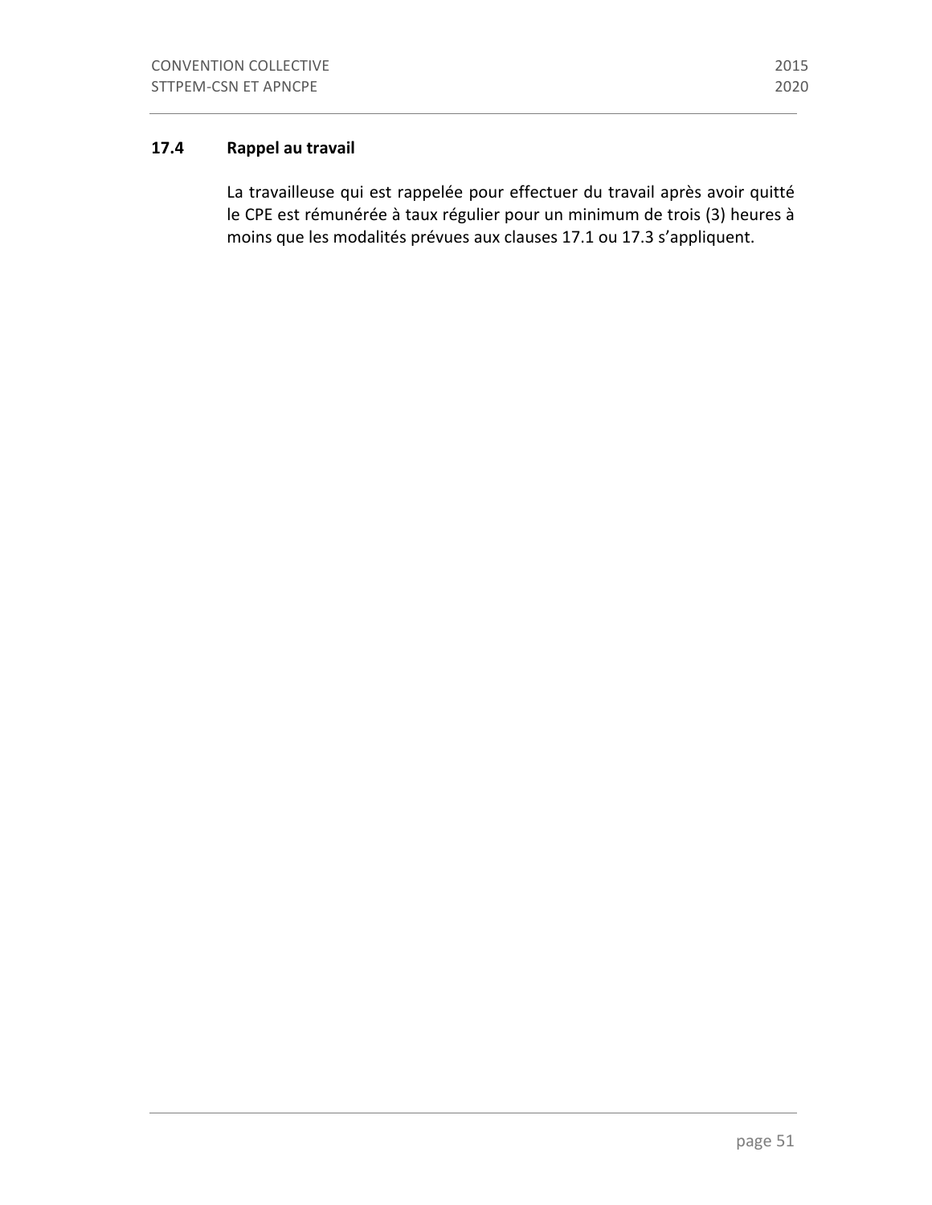### 17.4 Rappel au travail

La travailleuse qui est rappelée pour effectuer du travail après avoir quitté le CPE est rémunérée à taux régulier pour un minimum de trois (3) heures à moins que les modalités prévues aux clauses 17.1 ou 17.3 s'appliquent.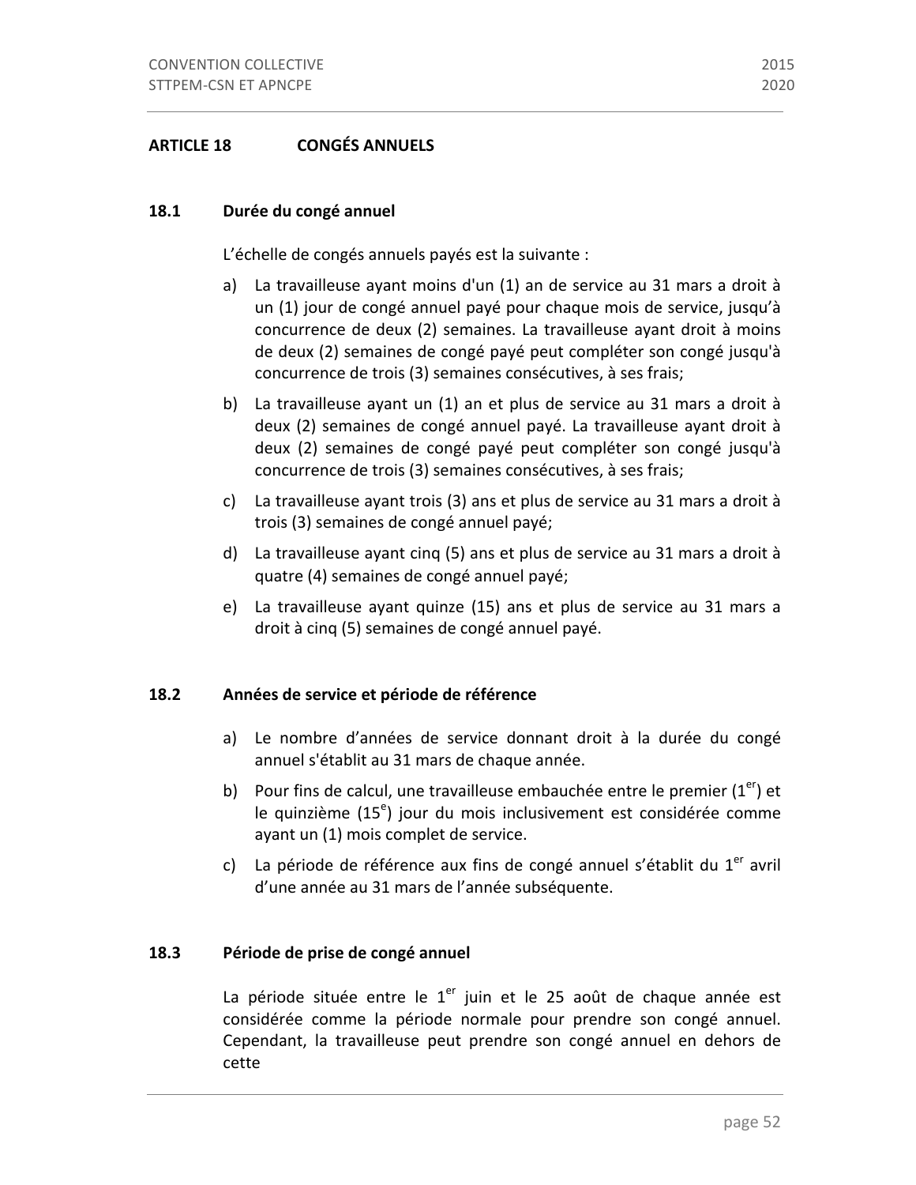## ARTICLE 18 CONGÉS ANNUELS

### 18.1 Durée du congé annuel

L'échelle de congés annuels payés est la suivante :

a) La travailleuse ayant moins d'un (1) an de service au 31 mars a droit à un (1) jour de congé annuel payé pour chaque mois de service, jusqu'à concurrence de deux (2) semaines. La travailleuse ayant droit à moins de deux (2) semaines de congé payé peut compléter son congé jusqu'à concurrence de trois (3) semaines consécutives, à ses frais;

b) La travailleuse ayant un (1) an et plus de service au 31 mars a droit à deux (2) semaines de congé annuel payé. La travailleuse ayant droit à deux (2) semaines de congé payé peut compléter son congé jusqu'à concurrence de trois (3) semaines consécutives, à ses frais;

c) La travailleuse ayant trois (3) ans et plus de service au 31 mars a droit à trois (3) semaines de congé annuel payé;

d) La travailleuse ayant cinq (5) ans et plus de service au 31 mars a droit à quatre (4) semaines de congé annuel payé;

e) La travailleuse ayant quinze (15) ans et plus de service au 31 mars a droit à cinq (5) semaines de congé annuel payé.

### 18.2 Années de service et période de référence

a) Le nombre d'années de service donnant droit à la durée du congé annuel s'établit au 31 mars de chaque année.

b) Pour fins de calcul, une travailleuse embauchée entre le premier (1er) et le quinzième (15e) jour du mois inclusivement est considérée comme ayant un (1) mois complet de service.

c) La période de référence aux fins de congé annuel s'établit du 1er avril d'une année au 31 mars de l'année subséquente.

### 18.3 Période de prise de congé annuel

La période située entre le 1er juin et le 25 août de chaque année est considérée comme la période normale pour prendre son congé annuel. Cependant, la travailleuse peut prendre son congé annuel en dehors de cette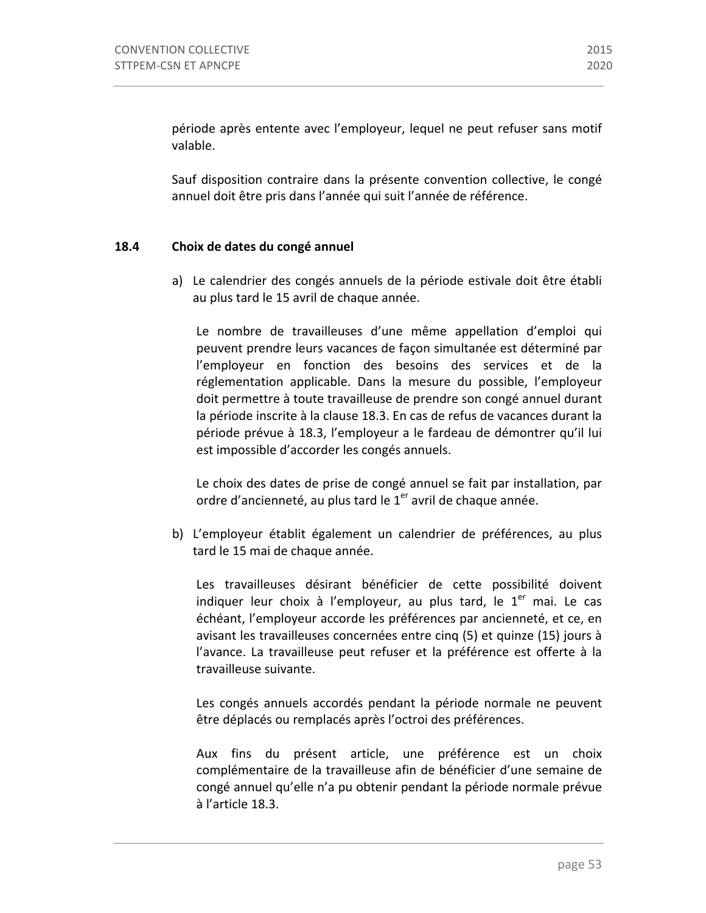période après entente avec l'employeur, lequel ne peut refuser sans motif valable.

Sauf disposition contraire dans la présente convention collective, le congé annuel doit être pris dans l'année qui suit l'année de référence.

### 18.4 Choix de dates du congé annuel

a) Le calendrier des congés annuels de la période estivale doit être établi au plus tard le 15 avril de chaque année.

   Le nombre de travailleuses d'une même appellation d'emploi qui peuvent prendre leurs vacances de façon simultanée est déterminé par l'employeur en fonction des besoins des services et de la réglementation applicable. Dans la mesure du possible, l'employeur doit permettre à toute travailleuse de prendre son congé annuel durant la période inscrite à la clause 18.3. En cas de refus de vacances durant la période prévue à 18.3, l'employeur a le fardeau de démontrer qu'il lui est impossible d'accorder les congés annuels.

   Le choix des dates de prise de congé annuel se fait par installation, par ordre d'ancienneté, au plus tard le 1er avril de chaque année.

b) L'employeur établit également un calendrier de préférences, au plus tard le 15 mai de chaque année.

   Les travailleuses désirant bénéficier de cette possibilité doivent indiquer leur choix à l'employeur, au plus tard, le 1er mai. Le cas échéant, l'employeur accorde les préférences par ancienneté, et ce, en avisant les travailleuses concernées entre cinq (5) et quinze (15) jours à l'avance. La travailleuse peut refuser et la préférence est offerte à la travailleuse suivante.

   Les congés annuels accordés pendant la période normale ne peuvent être déplacés ou remplacés après l'octroi des préférences.

   Aux fins du présent article, une préférence est un choix complémentaire de la travailleuse afin de bénéficier d'une semaine de congé annuel qu'elle n'a pu obtenir pendant la période normale prévue à l'article 18.3.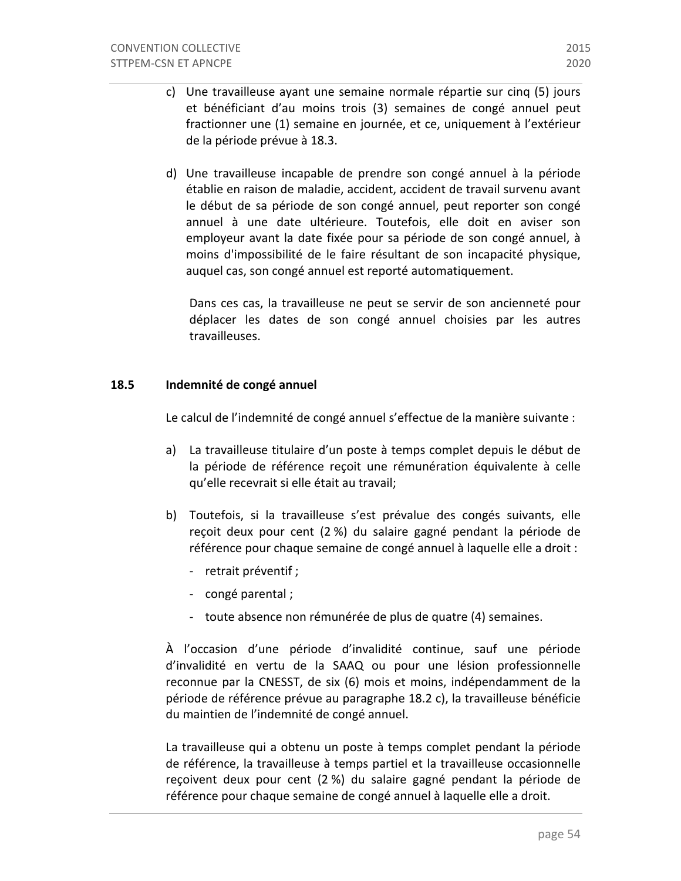c) Une travailleuse ayant une semaine normale répartie sur cinq (5) jours et bénéficiant d'au moins trois (3) semaines de congé annuel peut fractionner une (1) semaine en journée, et ce, uniquement à l'extérieur de la période prévue à 18.3.

d) Une travailleuse incapable de prendre son congé annuel à la période établie en raison de maladie, accident, accident de travail survenu avant le début de sa période de son congé annuel, peut reporter son congé annuel à une date ultérieure. Toutefois, elle doit en aviser son employeur avant la date fixée pour sa période de son congé annuel, à moins d'impossibilité de le faire résultant de son incapacité physique, auquel cas, son congé annuel est reporté automatiquement.

   Dans ces cas, la travailleuse ne peut se servir de son ancienneté pour déplacer les dates de son congé annuel choisies par les autres travailleuses.

## 18.5 Indemnité de congé annuel

Le calcul de l'indemnité de congé annuel s'effectue de la manière suivante :

a) La travailleuse titulaire d'un poste à temps complet depuis le début de la période de référence reçoit une rémunération équivalente à celle qu'elle recevrait si elle était au travail;

b) Toutefois, si la travailleuse s'est prévalue des congés suivants, elle reçoit deux pour cent (2 %) du salaire gagné pendant la période de référence pour chaque semaine de congé annuel à laquelle elle a droit :

   - retrait préventif ;
   - congé parental ;
   - toute absence non rémunérée de plus de quatre (4) semaines.

À l'occasion d'une période d'invalidité continue, sauf une période d'invalidité en vertu de la SAAQ ou pour une lésion professionnelle reconnue par la CNESST, de six (6) mois et moins, indépendamment de la période de référence prévue au paragraphe 18.2 c), la travailleuse bénéficie du maintien de l'indemnité de congé annuel.

La travailleuse qui a obtenu un poste à temps complet pendant la période de référence, la travailleuse à temps partiel et la travailleuse occasionnelle reçoivent deux pour cent (2 %) du salaire gagné pendant la période de référence pour chaque semaine de congé annuel à laquelle elle a droit.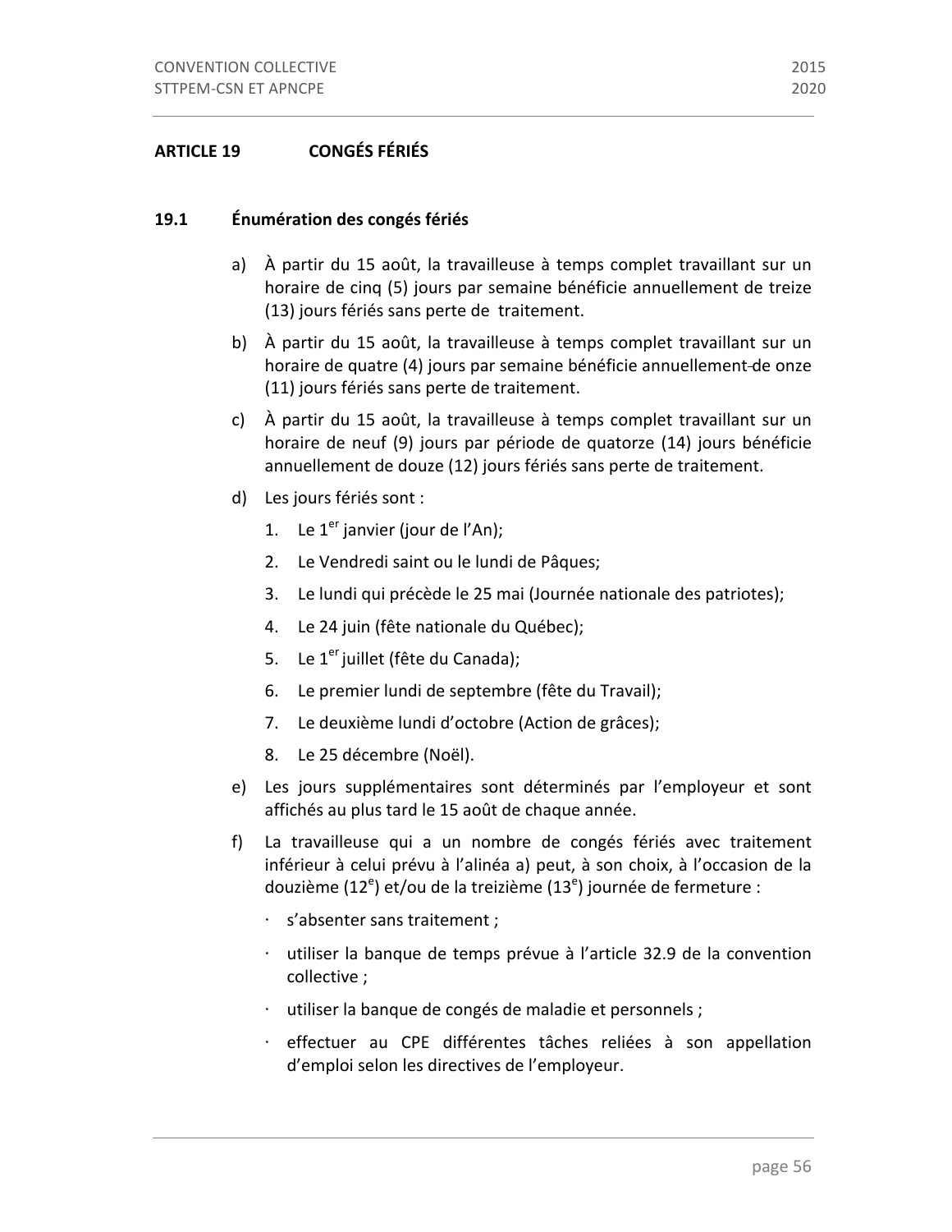## ARTICLE 19 CONGÉS FÉRIÉS

### 19.1 Énumération des congés fériés

a) À partir du 15 août, la travailleuse à temps complet travaillant sur un horaire de cinq (5) jours par semaine bénéficie annuellement de treize (13) jours fériés sans perte de traitement.

b) À partir du 15 août, la travailleuse à temps complet travaillant sur un horaire de quatre (4) jours par semaine bénéficie annuellement de onze (11) jours fériés sans perte de traitement.

c) À partir du 15 août, la travailleuse à temps complet travaillant sur un horaire de neuf (9) jours par période de quatorze (14) jours bénéficie annuellement de douze (12) jours fériés sans perte de traitement.

d) Les jours fériés sont :

1. Le 1er janvier (jour de l'An);
2. Le Vendredi saint ou le lundi de Pâques;
3. Le lundi qui précède le 25 mai (Journée nationale des patriotes);
4. Le 24 juin (fête nationale du Québec);
5. Le 1er juillet (fête du Canada);
6. Le premier lundi de septembre (fête du Travail);
7. Le deuxième lundi d'octobre (Action de grâces);
8. Le 25 décembre (Noël).

e) Les jours supplémentaires sont déterminés par l'employeur et sont affichés au plus tard le 15 août de chaque année.

f) La travailleuse qui a un nombre de congés fériés avec traitement inférieur à celui prévu à l'alinéa a) peut, à son choix, à l'occasion de la douzième (12e) et/ou de la treizième (13e) journée de fermeture :

- s'absenter sans traitement ;
- utiliser la banque de temps prévue à l'article 32.9 de la convention collective ;
- utiliser la banque de congés de maladie et personnels ;
- effectuer au CPE différentes tâches reliées à son appellation d'emploi selon les directives de l'employeur.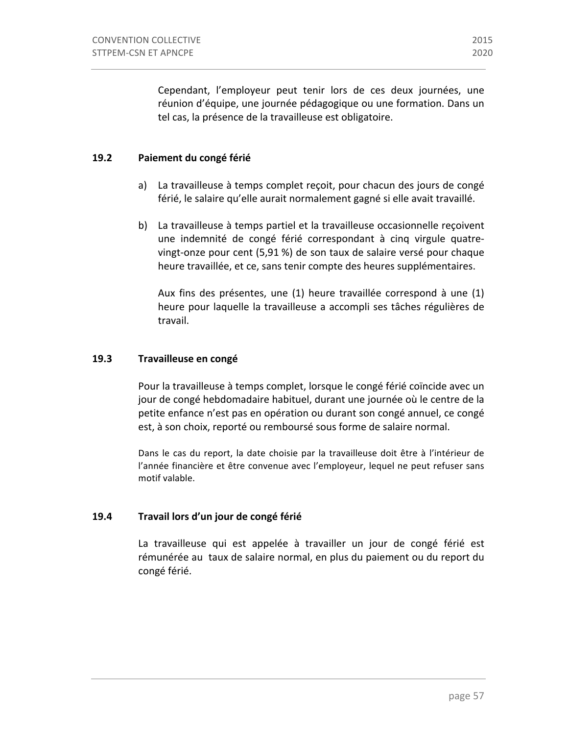Cependant, l'employeur peut tenir lors de ces deux journées, une réunion d'équipe, une journée pédagogique ou une formation. Dans un tel cas, la présence de la travailleuse est obligatoire.

### 19.2 Paiement du congé férié

a) La travailleuse à temps complet reçoit, pour chacun des jours de congé férié, le salaire qu'elle aurait normalement gagné si elle avait travaillé.

b) La travailleuse à temps partiel et la travailleuse occasionnelle reçoivent une indemnité de congé férié correspondant à cinq virgule quatre-vingt-onze pour cent (5,91 %) de son taux de salaire versé pour chaque heure travaillée, et ce, sans tenir compte des heures supplémentaires.

   Aux fins des présentes, une (1) heure travaillée correspond à une (1) heure pour laquelle la travailleuse a accompli ses tâches régulières de travail.

### 19.3 Travailleuse en congé

Pour la travailleuse à temps complet, lorsque le congé férié coïncide avec un jour de congé hebdomadaire habituel, durant une journée où le centre de la petite enfance n'est pas en opération ou durant son congé annuel, ce congé est, à son choix, reporté ou remboursé sous forme de salaire normal.

Dans le cas du report, la date choisie par la travailleuse doit être à l'intérieur de l'année financière et être convenue avec l'employeur, lequel ne peut refuser sans motif valable.

### 19.4 Travail lors d'un jour de congé férié

La travailleuse qui est appelée à travailler un jour de congé férié est rémunérée au taux de salaire normal, en plus du paiement ou du report du congé férié.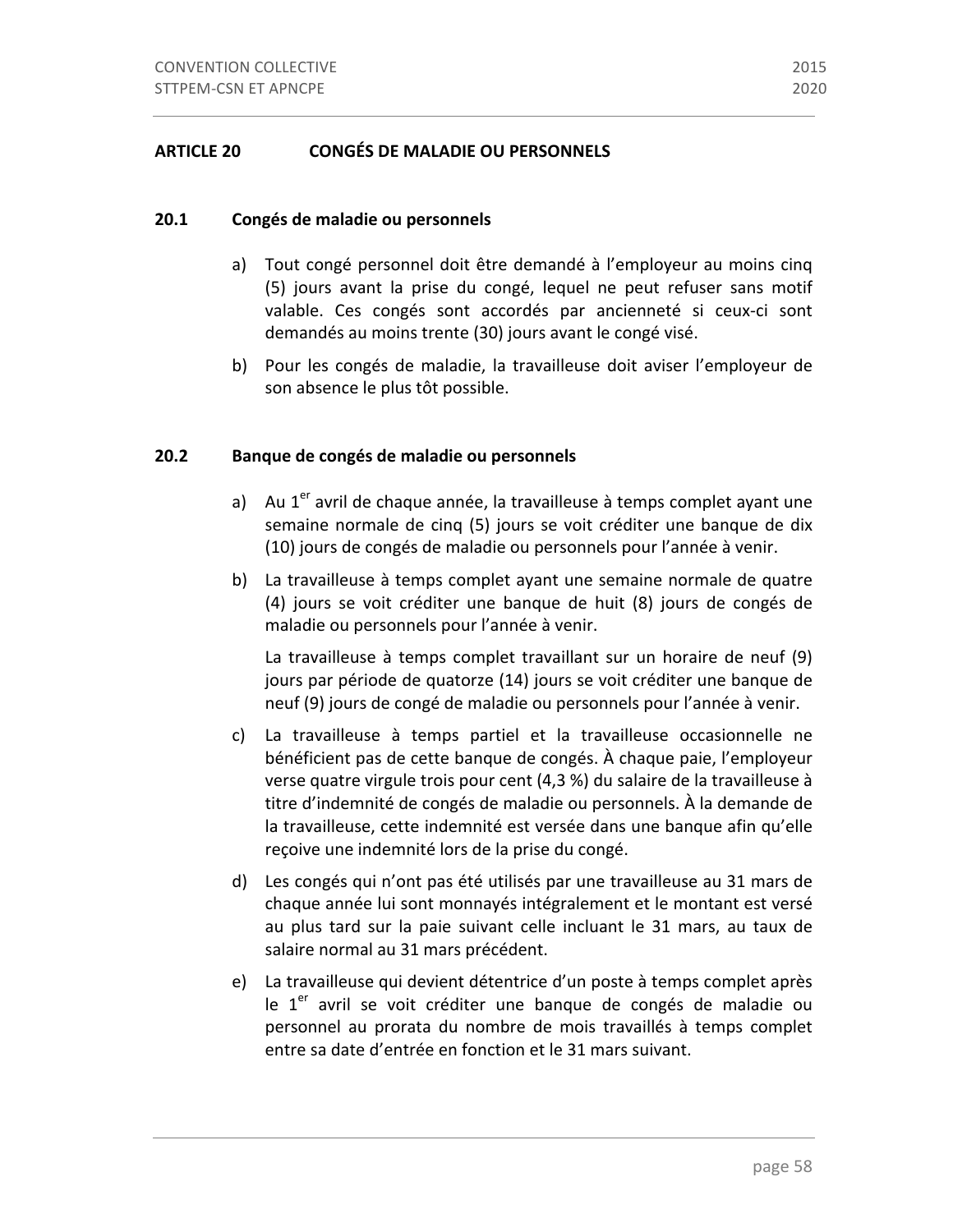## ARTICLE 20 CONGÉS DE MALADIE OU PERSONNELS

### 20.1 Congés de maladie ou personnels

a) Tout congé personnel doit être demandé à l'employeur au moins cinq (5) jours avant la prise du congé, lequel ne peut refuser sans motif valable. Ces congés sont accordés par ancienneté si ceux-ci sont demandés au moins trente (30) jours avant le congé visé.

b) Pour les congés de maladie, la travailleuse doit aviser l'employeur de son absence le plus tôt possible.

### 20.2 Banque de congés de maladie ou personnels

a) Au 1er avril de chaque année, la travailleuse à temps complet ayant une semaine normale de cinq (5) jours se voit créditer une banque de dix (10) jours de congés de maladie ou personnels pour l'année à venir.

b) La travailleuse à temps complet ayant une semaine normale de quatre (4) jours se voit créditer une banque de huit (8) jours de congés de maladie ou personnels pour l'année à venir.

   La travailleuse à temps complet travaillant sur un horaire de neuf (9) jours par période de quatorze (14) jours se voit créditer une banque de neuf (9) jours de congé de maladie ou personnels pour l'année à venir.

c) La travailleuse à temps partiel et la travailleuse occasionnelle ne bénéficient pas de cette banque de congés. À chaque paie, l'employeur verse quatre virgule trois pour cent (4,3 %) du salaire de la travailleuse à titre d'indemnité de congés de maladie ou personnels. À la demande de la travailleuse, cette indemnité est versée dans une banque afin qu'elle reçoive une indemnité lors de la prise du congé.

d) Les congés qui n'ont pas été utilisés par une travailleuse au 31 mars de chaque année lui sont monnayés intégralement et le montant est versé au plus tard sur la paie suivant celle incluant le 31 mars, au taux de salaire normal au 31 mars précédent.

e) La travailleuse qui devient détentrice d'un poste à temps complet après le 1er avril se voit créditer une banque de congés de maladie ou personnel au prorata du nombre de mois travaillés à temps complet entre sa date d'entrée en fonction et le 31 mars suivant.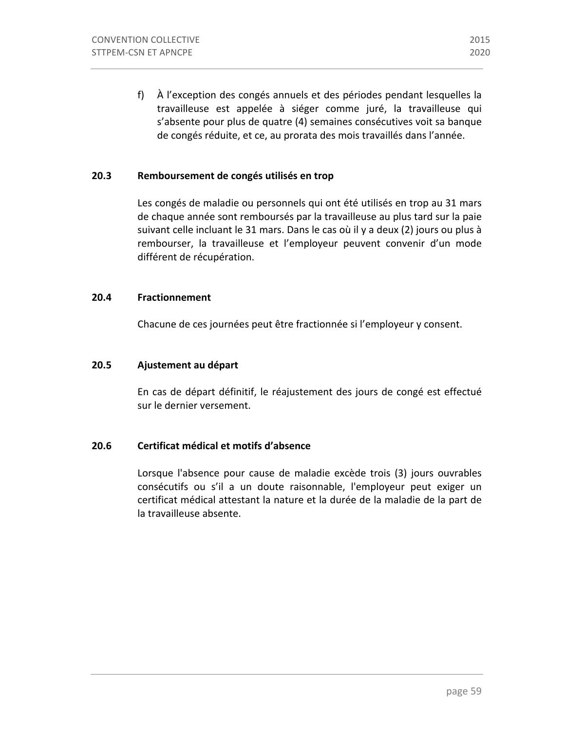f) À l'exception des congés annuels et des périodes pendant lesquelles la travailleuse est appelée à siéger comme juré, la travailleuse qui s'absente pour plus de quatre (4) semaines consécutives voit sa banque de congés réduite, et ce, au prorata des mois travaillés dans l'année.

### 20.3 Remboursement de congés utilisés en trop

Les congés de maladie ou personnels qui ont été utilisés en trop au 31 mars de chaque année sont remboursés par la travailleuse au plus tard sur la paie suivant celle incluant le 31 mars. Dans le cas où il y a deux (2) jours ou plus à rembourser, la travailleuse et l'employeur peuvent convenir d'un mode différent de récupération.

### 20.4 Fractionnement

Chacune de ces journées peut être fractionnée si l'employeur y consent.

### 20.5 Ajustement au départ

En cas de départ définitif, le réajustement des jours de congé est effectué sur le dernier versement.

### 20.6 Certificat médical et motifs d'absence

Lorsque l'absence pour cause de maladie excède trois (3) jours ouvrables consécutifs ou s'il a un doute raisonnable, l'employeur peut exiger un certificat médical attestant la nature et la durée de la maladie de la part de la travailleuse absente.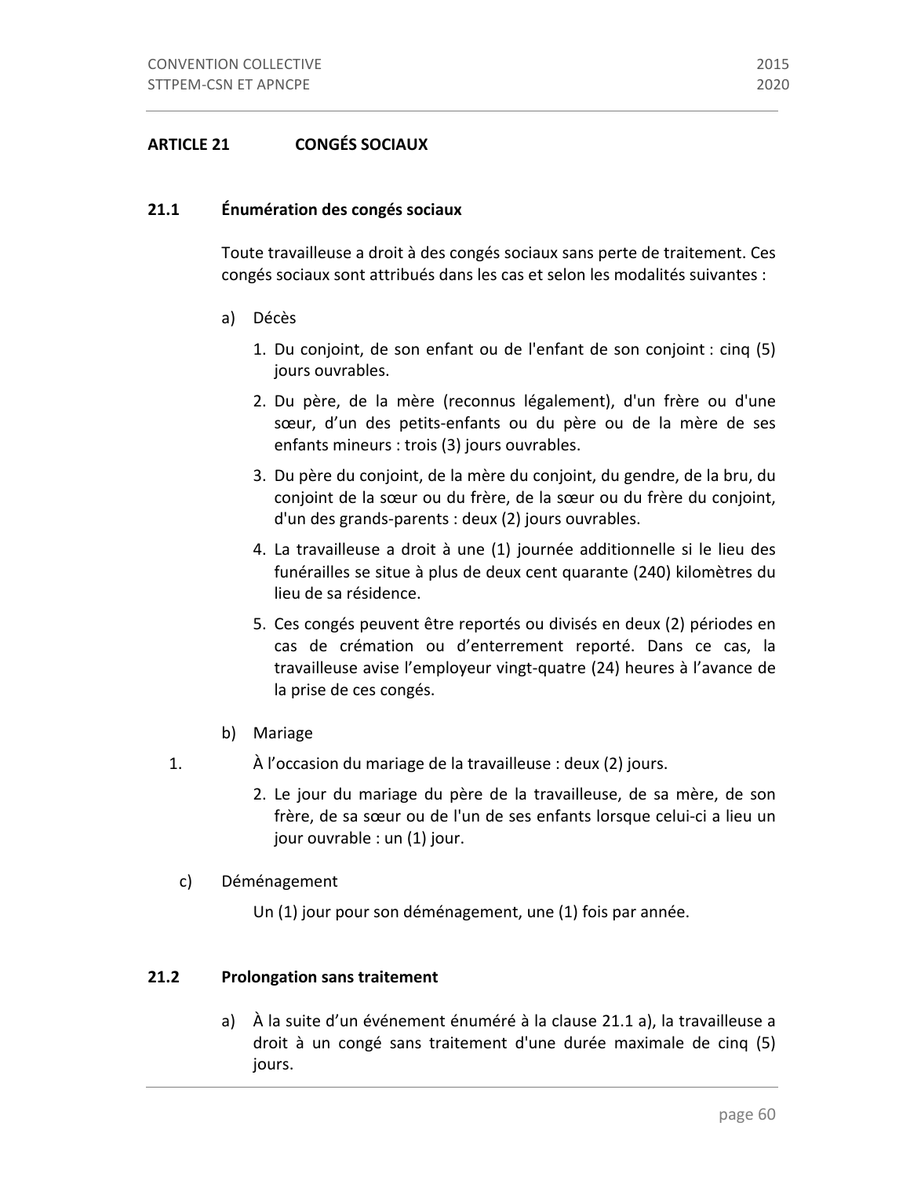## ARTICLE 21 CONGÉS SOCIAUX

### 21.1 Énumération des congés sociaux

Toute travailleuse a droit à des congés sociaux sans perte de traitement. Ces congés sociaux sont attribués dans les cas et selon les modalités suivantes :

a) Décès

1. Du conjoint, de son enfant ou de l'enfant de son conjoint : cinq (5) jours ouvrables.
2. Du père, de la mère (reconnus légalement), d'un frère ou d'une sœur, d'un des petits-enfants ou du père ou de la mère de ses enfants mineurs : trois (3) jours ouvrables.
3. Du père du conjoint, de la mère du conjoint, du gendre, de la bru, du conjoint de la sœur ou du frère, de la sœur ou du frère du conjoint, d'un des grands-parents : deux (2) jours ouvrables.
4. La travailleuse a droit à une (1) journée additionnelle si le lieu des funérailles se situe à plus de deux cent quarante (240) kilomètres du lieu de sa résidence.
5. Ces congés peuvent être reportés ou divisés en deux (2) périodes en cas de crémation ou d'enterrement reporté. Dans ce cas, la travailleuse avise l'employeur vingt-quatre (24) heures à l'avance de la prise de ces congés.

b) Mariage

1. À l'occasion du mariage de la travailleuse : deux (2) jours.
2. Le jour du mariage du père de la travailleuse, de sa mère, de son frère, de sa sœur ou de l'un de ses enfants lorsque celui-ci a lieu un jour ouvrable : un (1) jour.

c) Déménagement

Un (1) jour pour son déménagement, une (1) fois par année.

### 21.2 Prolongation sans traitement

a) À la suite d'un événement énuméré à la clause 21.1 a), la travailleuse a droit à un congé sans traitement d'une durée maximale de cinq (5) jours.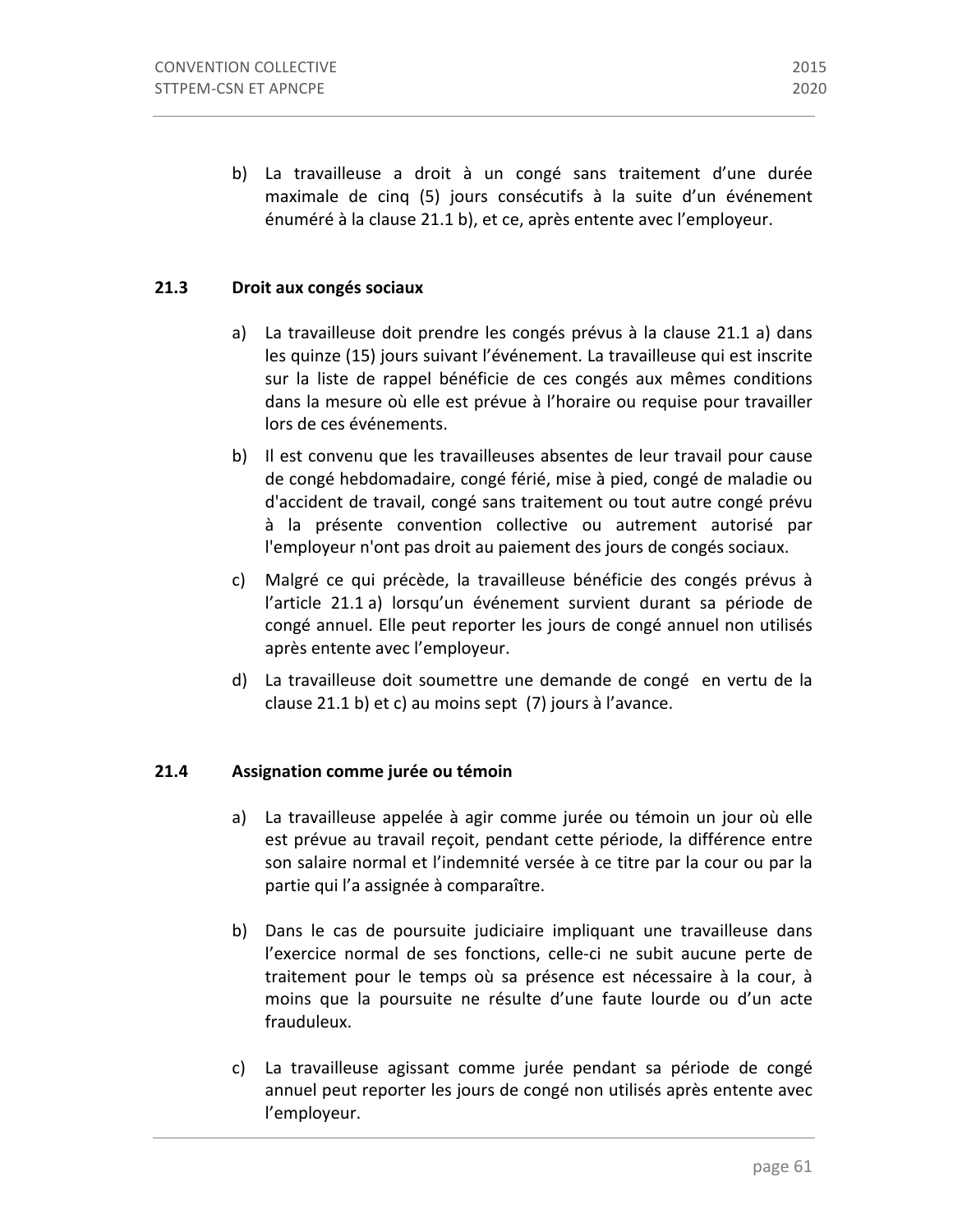b) La travailleuse a droit à un congé sans traitement d'une durée maximale de cinq (5) jours consécutifs à la suite d'un événement énuméré à la clause 21.1 b), et ce, après entente avec l'employeur.

### 21.3 Droit aux congés sociaux

a) La travailleuse doit prendre les congés prévus à la clause 21.1 a) dans les quinze (15) jours suivant l'événement. La travailleuse qui est inscrite sur la liste de rappel bénéficie de ces congés aux mêmes conditions dans la mesure où elle est prévue à l'horaire ou requise pour travailler lors de ces événements.

b) Il est convenu que les travailleuses absentes de leur travail pour cause de congé hebdomadaire, congé férié, mise à pied, congé de maladie ou d'accident de travail, congé sans traitement ou tout autre congé prévu à la présente convention collective ou autrement autorisé par l'employeur n'ont pas droit au paiement des jours de congés sociaux.

c) Malgré ce qui précède, la travailleuse bénéficie des congés prévus à l'article 21.1 a) lorsqu'un événement survient durant sa période de congé annuel. Elle peut reporter les jours de congé annuel non utilisés après entente avec l'employeur.

d) La travailleuse doit soumettre une demande de congé en vertu de la clause 21.1 b) et c) au moins sept (7) jours à l'avance.

### 21.4 Assignation comme jurée ou témoin

a) La travailleuse appelée à agir comme jurée ou témoin un jour où elle est prévue au travail reçoit, pendant cette période, la différence entre son salaire normal et l'indemnité versée à ce titre par la cour ou par la partie qui l'a assignée à comparaître.

b) Dans le cas de poursuite judiciaire impliquant une travailleuse dans l'exercice normal de ses fonctions, celle-ci ne subit aucune perte de traitement pour le temps où sa présence est nécessaire à la cour, à moins que la poursuite ne résulte d'une faute lourde ou d'un acte frauduleux.

c) La travailleuse agissant comme jurée pendant sa période de congé annuel peut reporter les jours de congé non utilisés après entente avec l'employeur.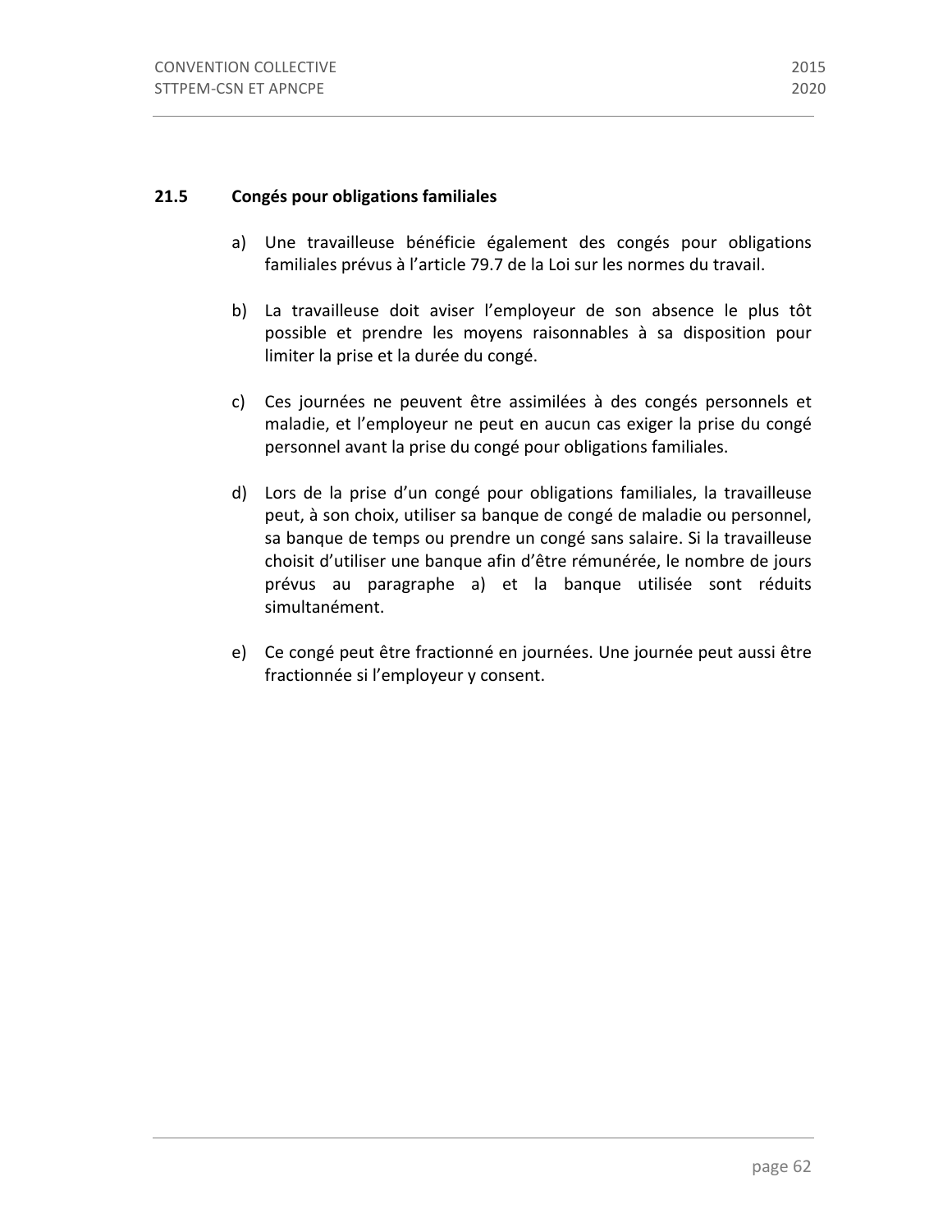### 21.5 Congés pour obligations familiales

a) Une travailleuse bénéficie également des congés pour obligations familiales prévus à l'article 79.7 de la Loi sur les normes du travail.

b) La travailleuse doit aviser l'employeur de son absence le plus tôt possible et prendre les moyens raisonnables à sa disposition pour limiter la prise et la durée du congé.

c) Ces journées ne peuvent être assimilées à des congés personnels et maladie, et l'employeur ne peut en aucun cas exiger la prise du congé personnel avant la prise du congé pour obligations familiales.

d) Lors de la prise d'un congé pour obligations familiales, la travailleuse peut, à son choix, utiliser sa banque de congé de maladie ou personnel, sa banque de temps ou prendre un congé sans salaire. Si la travailleuse choisit d'utiliser une banque afin d'être rémunérée, le nombre de jours prévus au paragraphe a) et la banque utilisée sont réduits simultanément.

e) Ce congé peut être fractionné en journées. Une journée peut aussi être fractionnée si l'employeur y consent.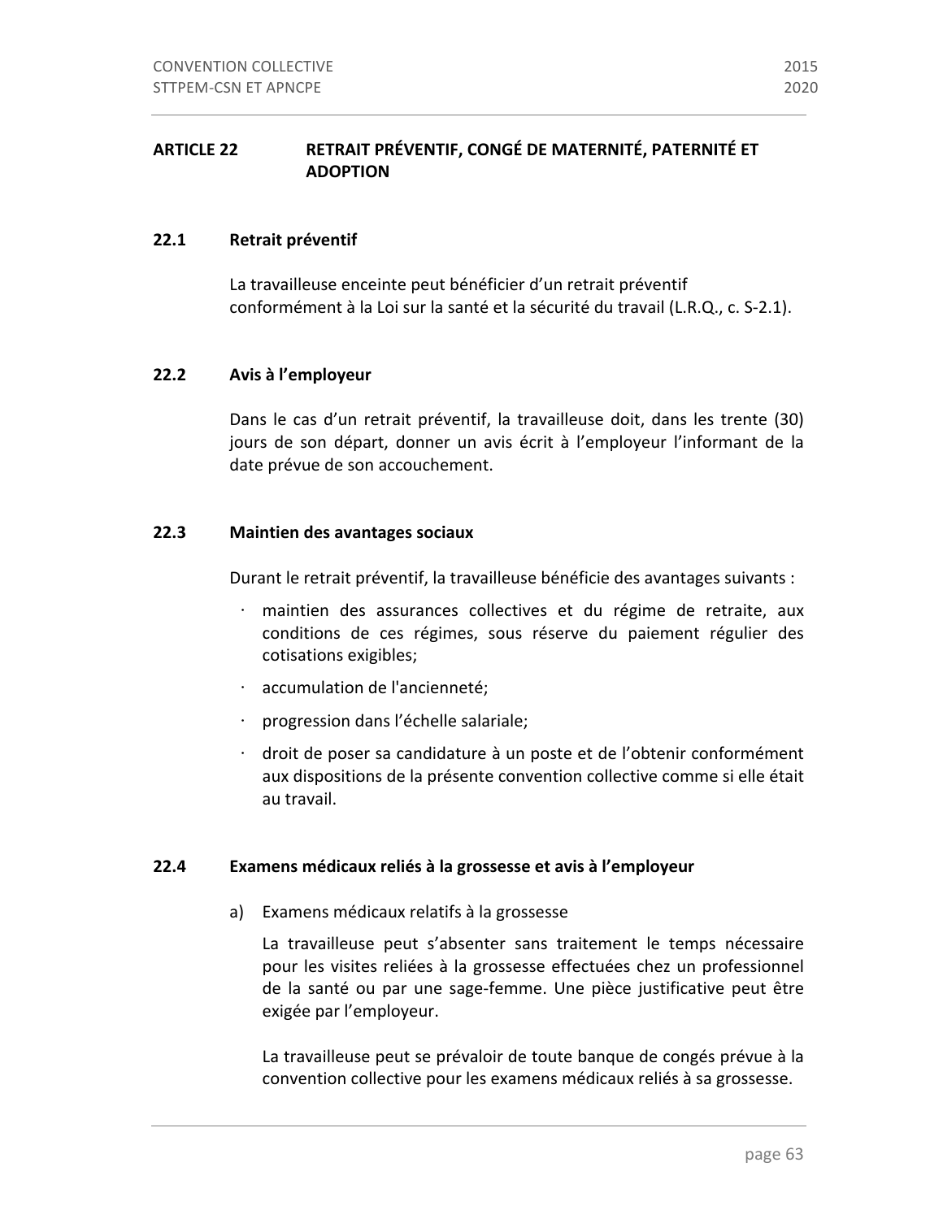## ARTICLE 22 RETRAIT PRÉVENTIF, CONGÉ DE MATERNITÉ, PATERNITÉ ET ADOPTION

### 22.1 Retrait préventif

La travailleuse enceinte peut bénéficier d'un retrait préventif conformément à la Loi sur la santé et la sécurité du travail (L.R.Q., c. S-2.1).

### 22.2 Avis à l'employeur

Dans le cas d'un retrait préventif, la travailleuse doit, dans les trente (30) jours de son départ, donner un avis écrit à l'employeur l'informant de la date prévue de son accouchement.

### 22.3 Maintien des avantages sociaux

Durant le retrait préventif, la travailleuse bénéficie des avantages suivants :

- maintien des assurances collectives et du régime de retraite, aux conditions de ces régimes, sous réserve du paiement régulier des cotisations exigibles;
- accumulation de l'ancienneté;
- progression dans l'échelle salariale;
- droit de poser sa candidature à un poste et de l'obtenir conformément aux dispositions de la présente convention collective comme si elle était au travail.

### 22.4 Examens médicaux reliés à la grossesse et avis à l'employeur

a) Examens médicaux relatifs à la grossesse

La travailleuse peut s'absenter sans traitement le temps nécessaire pour les visites reliées à la grossesse effectuées chez un professionnel de la santé ou par une sage-femme. Une pièce justificative peut être exigée par l'employeur.

La travailleuse peut se prévaloir de toute banque de congés prévue à la convention collective pour les examens médicaux reliés à sa grossesse.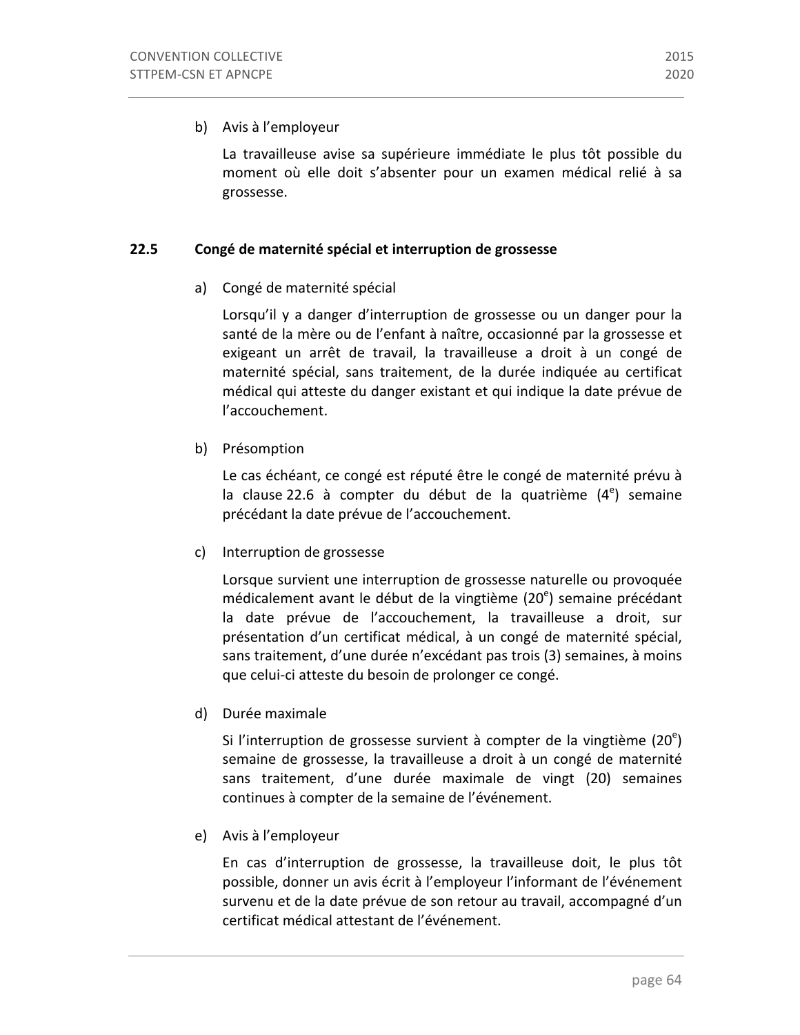b) Avis à l'employeur

La travailleuse avise sa supérieure immédiate le plus tôt possible du moment où elle doit s'absenter pour un examen médical relié à sa grossesse.

## 22.5 Congé de maternité spécial et interruption de grossesse

a) Congé de maternité spécial

Lorsqu'il y a danger d'interruption de grossesse ou un danger pour la santé de la mère ou de l'enfant à naître, occasionné par la grossesse et exigeant un arrêt de travail, la travailleuse a droit à un congé de maternité spécial, sans traitement, de la durée indiquée au certificat médical qui atteste du danger existant et qui indique la date prévue de l'accouchement.

b) Présomption

Le cas échéant, ce congé est réputé être le congé de maternité prévu à la clause 22.6 à compter du début de la quatrième (4e) semaine précédant la date prévue de l'accouchement.

c) Interruption de grossesse

Lorsque survient une interruption de grossesse naturelle ou provoquée médicalement avant le début de la vingtième (20e) semaine précédant la date prévue de l'accouchement, la travailleuse a droit, sur présentation d'un certificat médical, à un congé de maternité spécial, sans traitement, d'une durée n'excédant pas trois (3) semaines, à moins que celui-ci atteste du besoin de prolonger ce congé.

d) Durée maximale

Si l'interruption de grossesse survient à compter de la vingtième (20e) semaine de grossesse, la travailleuse a droit à un congé de maternité sans traitement, d'une durée maximale de vingt (20) semaines continues à compter de la semaine de l'événement.

e) Avis à l'employeur

En cas d'interruption de grossesse, la travailleuse doit, le plus tôt possible, donner un avis écrit à l'employeur l'informant de l'événement survenu et de la date prévue de son retour au travail, accompagné d'un certificat médical attestant de l'événement.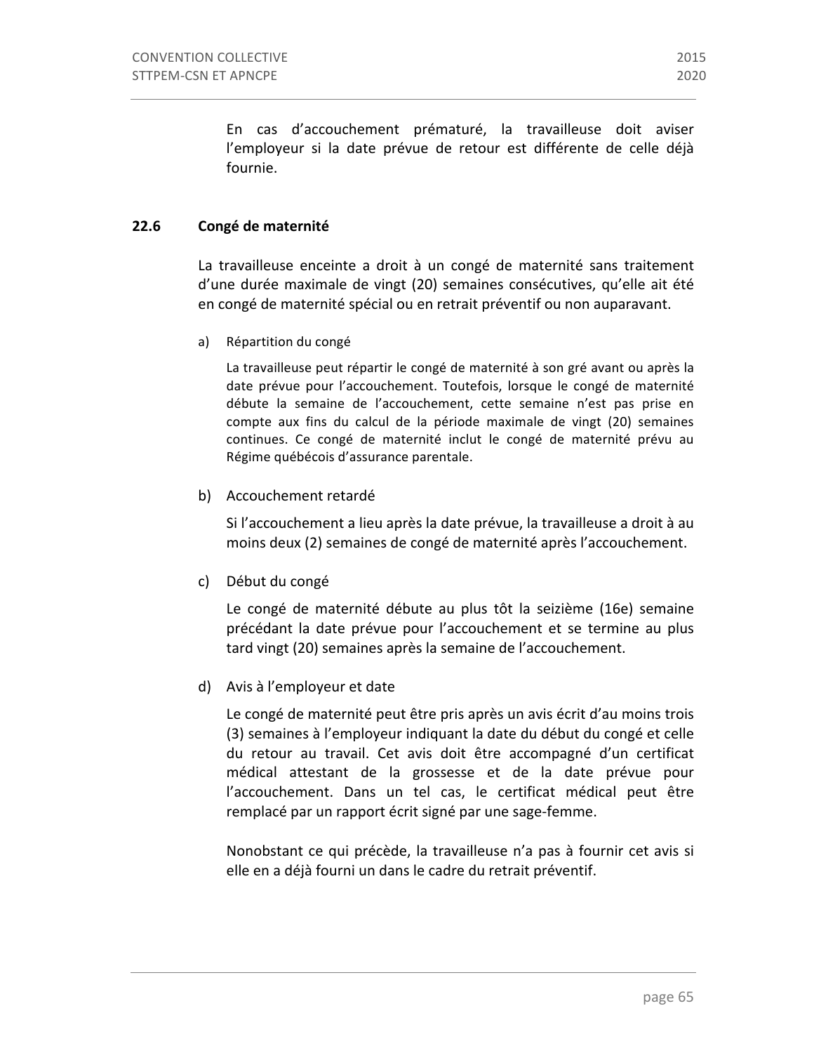En cas d'accouchement prématuré, la travailleuse doit aviser l'employeur si la date prévue de retour est différente de celle déjà fournie.

## 22.6 Congé de maternité

La travailleuse enceinte a droit à un congé de maternité sans traitement d'une durée maximale de vingt (20) semaines consécutives, qu'elle ait été en congé de maternité spécial ou en retrait préventif ou non auparavant.

a) Répartition du congé

La travailleuse peut répartir le congé de maternité à son gré avant ou après la date prévue pour l'accouchement. Toutefois, lorsque le congé de maternité débute la semaine de l'accouchement, cette semaine n'est pas prise en compte aux fins du calcul de la période maximale de vingt (20) semaines continues. Ce congé de maternité inclut le congé de maternité prévu au Régime québécois d'assurance parentale.

b) Accouchement retardé

Si l'accouchement a lieu après la date prévue, la travailleuse a droit à au moins deux (2) semaines de congé de maternité après l'accouchement.

c) Début du congé

Le congé de maternité débute au plus tôt la seizième (16e) semaine précédant la date prévue pour l'accouchement et se termine au plus tard vingt (20) semaines après la semaine de l'accouchement.

d) Avis à l'employeur et date

Le congé de maternité peut être pris après un avis écrit d'au moins trois (3) semaines à l'employeur indiquant la date du début du congé et celle du retour au travail. Cet avis doit être accompagné d'un certificat médical attestant de la grossesse et de la date prévue pour l'accouchement. Dans un tel cas, le certificat médical peut être remplacé par un rapport écrit signé par une sage-femme.

Nonobstant ce qui précède, la travailleuse n'a pas à fournir cet avis si elle en a déjà fourni un dans le cadre du retrait préventif.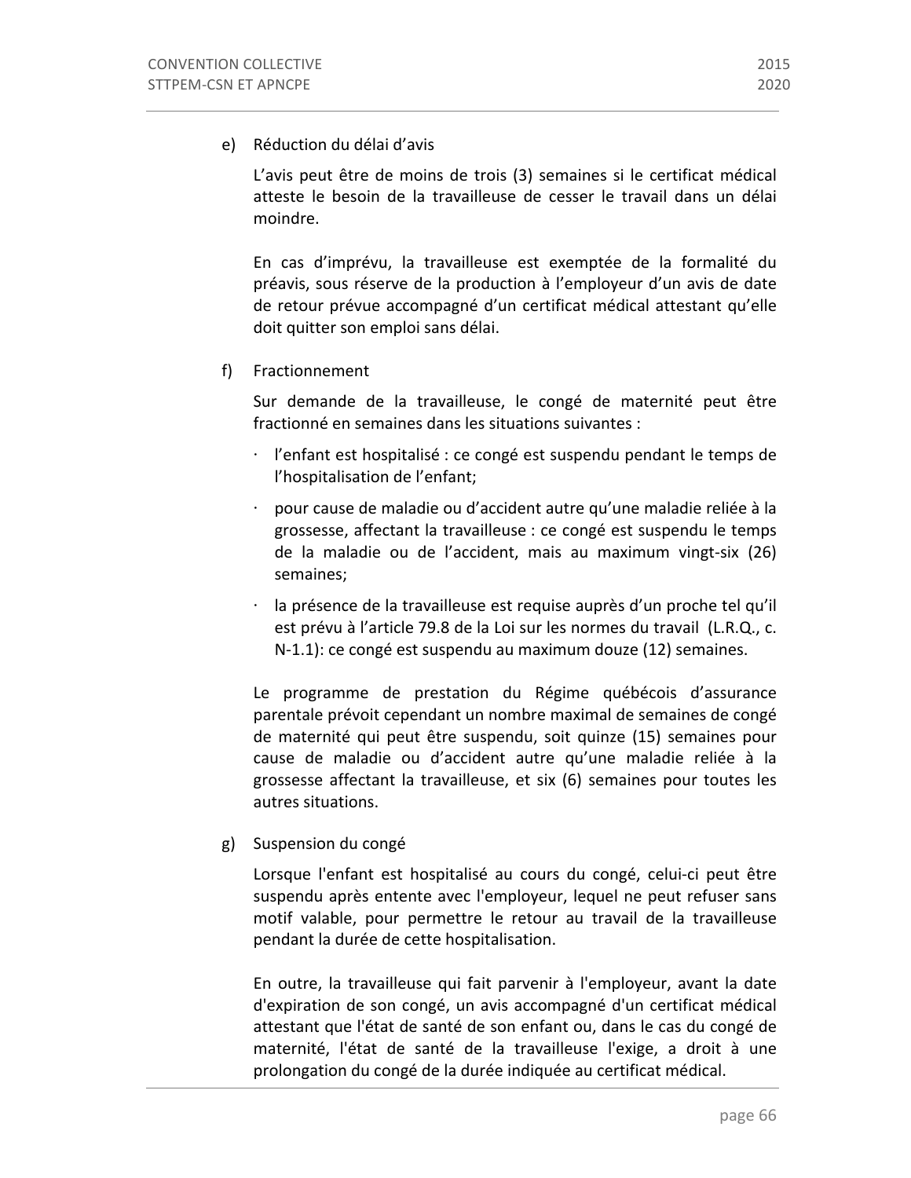e) Réduction du délai d'avis

L'avis peut être de moins de trois (3) semaines si le certificat médical atteste le besoin de la travailleuse de cesser le travail dans un délai moindre.

En cas d'imprévu, la travailleuse est exemptée de la formalité du préavis, sous réserve de la production à l'employeur d'un avis de date de retour prévue accompagné d'un certificat médical attestant qu'elle doit quitter son emploi sans délai.

f) Fractionnement

Sur demande de la travailleuse, le congé de maternité peut être fractionné en semaines dans les situations suivantes :

- l'enfant est hospitalisé : ce congé est suspendu pendant le temps de l'hospitalisation de l'enfant;
- pour cause de maladie ou d'accident autre qu'une maladie reliée à la grossesse, affectant la travailleuse : ce congé est suspendu le temps de la maladie ou de l'accident, mais au maximum vingt-six (26) semaines;
- la présence de la travailleuse est requise auprès d'un proche tel qu'il est prévu à l'article 79.8 de la Loi sur les normes du travail (L.R.Q., c. N-1.1): ce congé est suspendu au maximum douze (12) semaines.

Le programme de prestation du Régime québécois d'assurance parentale prévoit cependant un nombre maximal de semaines de congé de maternité qui peut être suspendu, soit quinze (15) semaines pour cause de maladie ou d'accident autre qu'une maladie reliée à la grossesse affectant la travailleuse, et six (6) semaines pour toutes les autres situations.

g) Suspension du congé

Lorsque l'enfant est hospitalisé au cours du congé, celui-ci peut être suspendu après entente avec l'employeur, lequel ne peut refuser sans motif valable, pour permettre le retour au travail de la travailleuse pendant la durée de cette hospitalisation.

En outre, la travailleuse qui fait parvenir à l'employeur, avant la date d'expiration de son congé, un avis accompagné d'un certificat médical attestant que l'état de santé de son enfant ou, dans le cas du congé de maternité, l'état de santé de la travailleuse l'exige, a droit à une prolongation du congé de la durée indiquée au certificat médical.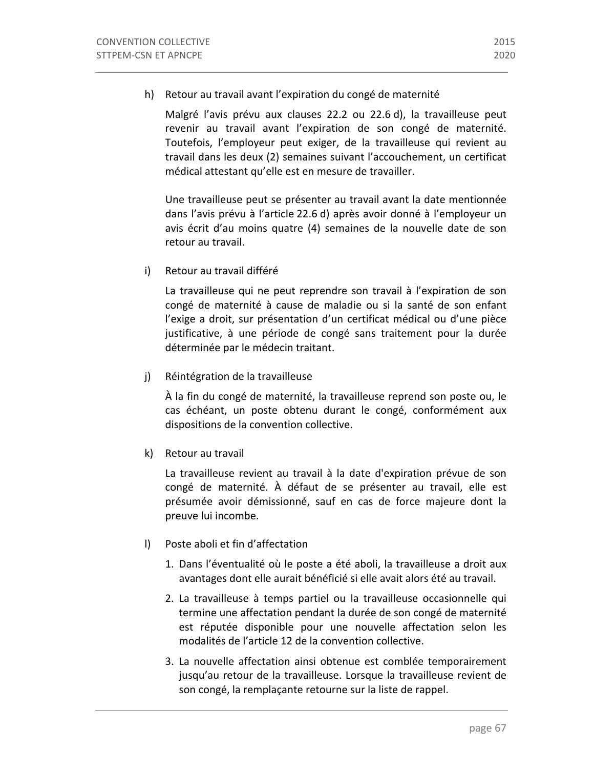h) Retour au travail avant l'expiration du congé de maternité

Malgré l'avis prévu aux clauses 22.2 ou 22.6 d), la travailleuse peut revenir au travail avant l'expiration de son congé de maternité. Toutefois, l'employeur peut exiger, de la travailleuse qui revient au travail dans les deux (2) semaines suivant l'accouchement, un certificat médical attestant qu'elle est en mesure de travailler.

Une travailleuse peut se présenter au travail avant la date mentionnée dans l'avis prévu à l'article 22.6 d) après avoir donné à l'employeur un avis écrit d'au moins quatre (4) semaines de la nouvelle date de son retour au travail.

i) Retour au travail différé

La travailleuse qui ne peut reprendre son travail à l'expiration de son congé de maternité à cause de maladie ou si la santé de son enfant l'exige a droit, sur présentation d'un certificat médical ou d'une pièce justificative, à une période de congé sans traitement pour la durée déterminée par le médecin traitant.

j) Réintégration de la travailleuse

À la fin du congé de maternité, la travailleuse reprend son poste ou, le cas échéant, un poste obtenu durant le congé, conformément aux dispositions de la convention collective.

k) Retour au travail

La travailleuse revient au travail à la date d'expiration prévue de son congé de maternité. À défaut de se présenter au travail, elle est présumée avoir démissionné, sauf en cas de force majeure dont la preuve lui incombe.

l) Poste aboli et fin d'affectation

1. Dans l'éventualité où le poste a été aboli, la travailleuse a droit aux avantages dont elle aurait bénéficié si elle avait alors été au travail.
2. La travailleuse à temps partiel ou la travailleuse occasionnelle qui termine une affectation pendant la durée de son congé de maternité est réputée disponible pour une nouvelle affectation selon les modalités de l'article 12 de la convention collective.
3. La nouvelle affectation ainsi obtenue est comblée temporairement jusqu'au retour de la travailleuse. Lorsque la travailleuse revient de son congé, la remplaçante retourne sur la liste de rappel.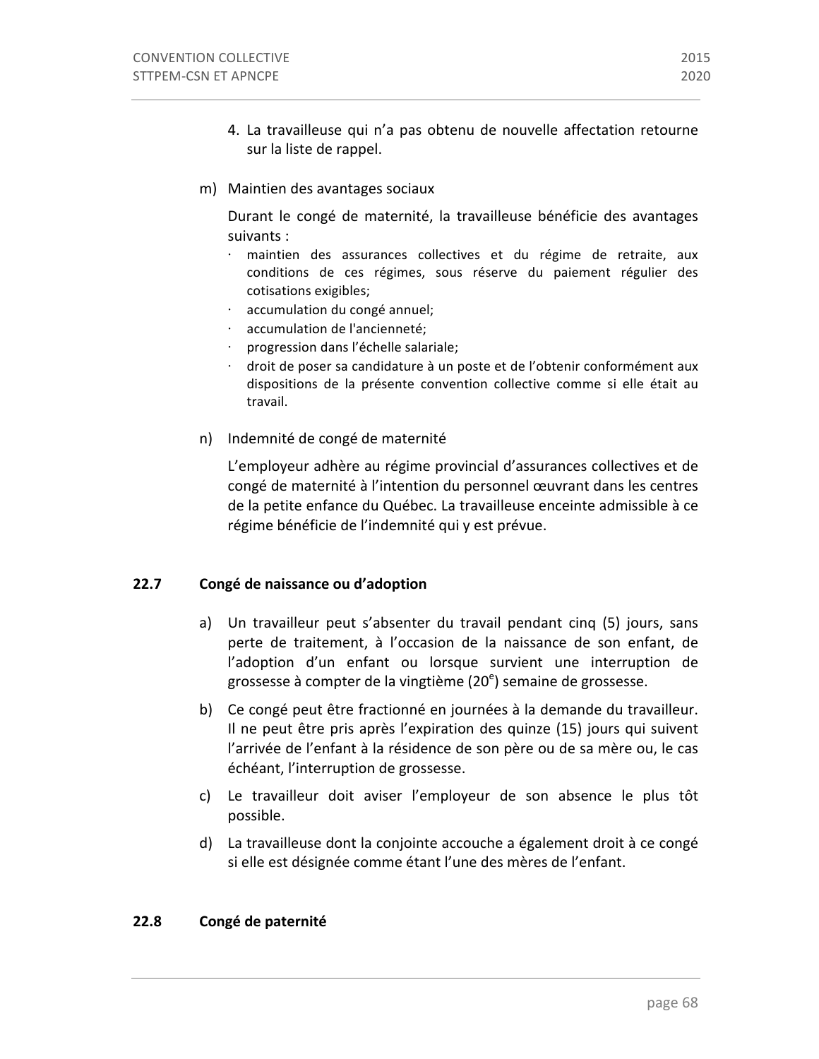4. La travailleuse qui n'a pas obtenu de nouvelle affectation retourne sur la liste de rappel.

m) Maintien des avantages sociaux

Durant le congé de maternité, la travailleuse bénéficie des avantages suivants :

- maintien des assurances collectives et du régime de retraite, aux conditions de ces régimes, sous réserve du paiement régulier des cotisations exigibles;
- accumulation du congé annuel;
- accumulation de l'ancienneté;
- progression dans l'échelle salariale;
- droit de poser sa candidature à un poste et de l'obtenir conformément aux dispositions de la présente convention collective comme si elle était au travail.

n) Indemnité de congé de maternité

L'employeur adhère au régime provincial d'assurances collectives et de congé de maternité à l'intention du personnel œuvrant dans les centres de la petite enfance du Québec. La travailleuse enceinte admissible à ce régime bénéficie de l'indemnité qui y est prévue.

## 22.7 Congé de naissance ou d'adoption

a) Un travailleur peut s'absenter du travail pendant cinq (5) jours, sans perte de traitement, à l'occasion de la naissance de son enfant, de l'adoption d'un enfant ou lorsque survient une interruption de grossesse à compter de la vingtième (20e) semaine de grossesse.

b) Ce congé peut être fractionné en journées à la demande du travailleur. Il ne peut être pris après l'expiration des quinze (15) jours qui suivent l'arrivée de l'enfant à la résidence de son père ou de sa mère ou, le cas échéant, l'interruption de grossesse.

c) Le travailleur doit aviser l'employeur de son absence le plus tôt possible.

d) La travailleuse dont la conjointe accouche a également droit à ce congé si elle est désignée comme étant l'une des mères de l'enfant.

## 22.8 Congé de paternité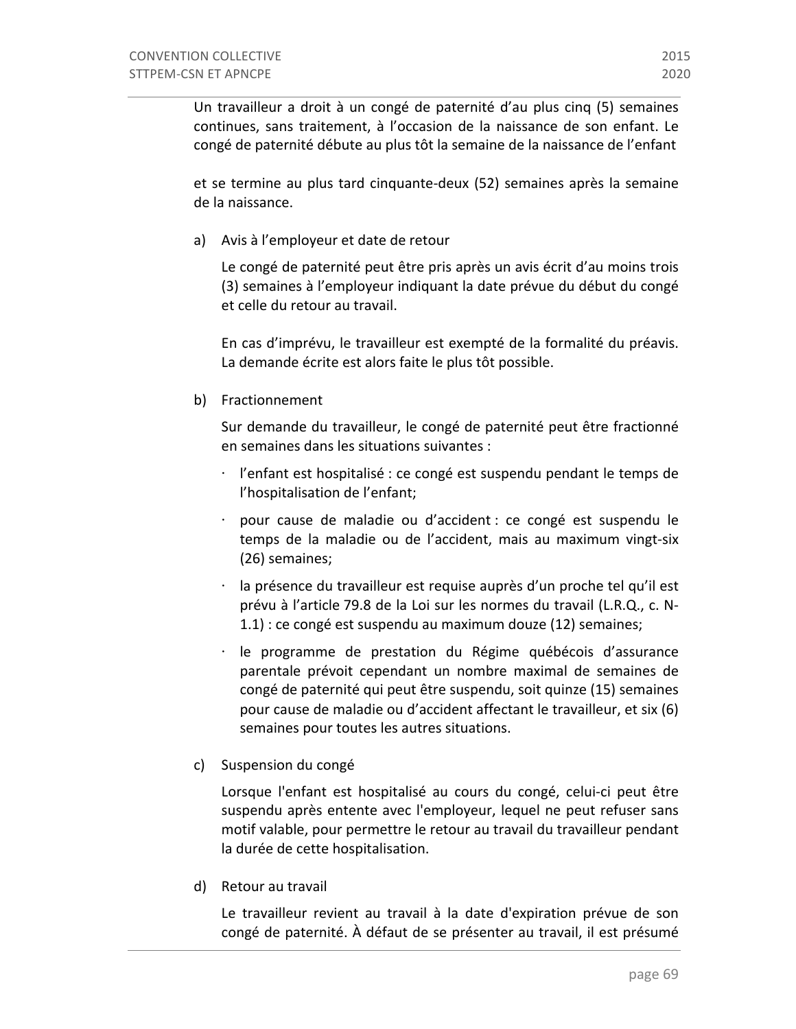Un travailleur a droit à un congé de paternité d'au plus cinq (5) semaines continues, sans traitement, à l'occasion de la naissance de son enfant. Le congé de paternité débute au plus tôt la semaine de la naissance de l'enfant

et se termine au plus tard cinquante-deux (52) semaines après la semaine de la naissance.

a) Avis à l'employeur et date de retour

Le congé de paternité peut être pris après un avis écrit d'au moins trois (3) semaines à l'employeur indiquant la date prévue du début du congé et celle du retour au travail.

En cas d'imprévu, le travailleur est exempté de la formalité du préavis. La demande écrite est alors faite le plus tôt possible.

b) Fractionnement

Sur demande du travailleur, le congé de paternité peut être fractionné en semaines dans les situations suivantes :

- l'enfant est hospitalisé : ce congé est suspendu pendant le temps de l'hospitalisation de l'enfant;
- pour cause de maladie ou d'accident : ce congé est suspendu le temps de la maladie ou de l'accident, mais au maximum vingt-six (26) semaines;
- la présence du travailleur est requise auprès d'un proche tel qu'il est prévu à l'article 79.8 de la Loi sur les normes du travail (L.R.Q., c. N-1.1) : ce congé est suspendu au maximum douze (12) semaines;
- le programme de prestation du Régime québécois d'assurance parentale prévoit cependant un nombre maximal de semaines de congé de paternité qui peut être suspendu, soit quinze (15) semaines pour cause de maladie ou d'accident affectant le travailleur, et six (6) semaines pour toutes les autres situations.

c) Suspension du congé

Lorsque l'enfant est hospitalisé au cours du congé, celui-ci peut être suspendu après entente avec l'employeur, lequel ne peut refuser sans motif valable, pour permettre le retour au travail du travailleur pendant la durée de cette hospitalisation.

d) Retour au travail

Le travailleur revient au travail à la date d'expiration prévue de son congé de paternité. À défaut de se présenter au travail, il est présumé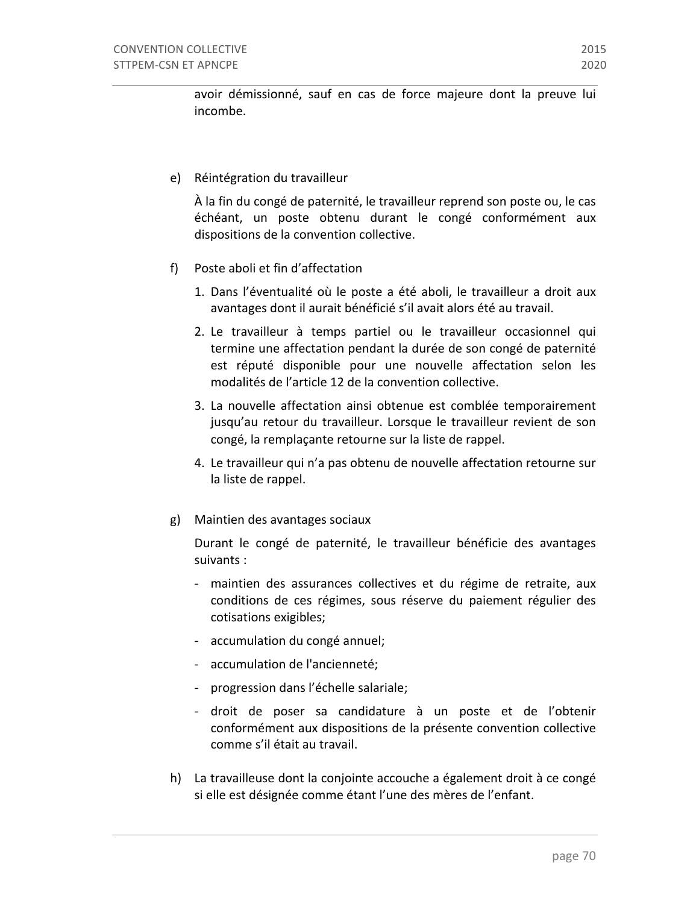avoir démissionné, sauf en cas de force majeure dont la preuve lui incombe.

e) Réintégration du travailleur

À la fin du congé de paternité, le travailleur reprend son poste ou, le cas échéant, un poste obtenu durant le congé conformément aux dispositions de la convention collective.

f) Poste aboli et fin d'affectation

1. Dans l'éventualité où le poste a été aboli, le travailleur a droit aux avantages dont il aurait bénéficié s'il avait alors été au travail.
2. Le travailleur à temps partiel ou le travailleur occasionnel qui termine une affectation pendant la durée de son congé de paternité est réputé disponible pour une nouvelle affectation selon les modalités de l'article 12 de la convention collective.
3. La nouvelle affectation ainsi obtenue est comblée temporairement jusqu'au retour du travailleur. Lorsque le travailleur revient de son congé, la remplaçante retourne sur la liste de rappel.
4. Le travailleur qui n'a pas obtenu de nouvelle affectation retourne sur la liste de rappel.

g) Maintien des avantages sociaux

Durant le congé de paternité, le travailleur bénéficie des avantages suivants :

- maintien des assurances collectives et du régime de retraite, aux conditions de ces régimes, sous réserve du paiement régulier des cotisations exigibles;
- accumulation du congé annuel;
- accumulation de l'ancienneté;
- progression dans l'échelle salariale;
- droit de poser sa candidature à un poste et de l'obtenir conformément aux dispositions de la présente convention collective comme s'il était au travail.

h) La travailleuse dont la conjointe accouche a également droit à ce congé si elle est désignée comme étant l'une des mères de l'enfant.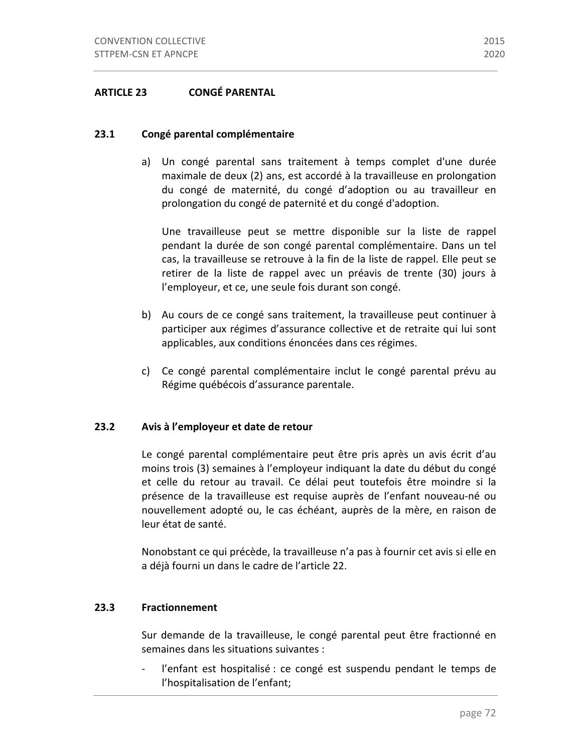## ARTICLE 23 CONGÉ PARENTAL

### 23.1 Congé parental complémentaire

a) Un congé parental sans traitement à temps complet d'une durée maximale de deux (2) ans, est accordé à la travailleuse en prolongation du congé de maternité, du congé d'adoption ou au travailleur en prolongation du congé de paternité et du congé d'adoption.

   Une travailleuse peut se mettre disponible sur la liste de rappel pendant la durée de son congé parental complémentaire. Dans un tel cas, la travailleuse se retrouve à la fin de la liste de rappel. Elle peut se retirer de la liste de rappel avec un préavis de trente (30) jours à l'employeur, et ce, une seule fois durant son congé.

b) Au cours de ce congé sans traitement, la travailleuse peut continuer à participer aux régimes d'assurance collective et de retraite qui lui sont applicables, aux conditions énoncées dans ces régimes.

c) Ce congé parental complémentaire inclut le congé parental prévu au Régime québécois d'assurance parentale.

### 23.2 Avis à l'employeur et date de retour

Le congé parental complémentaire peut être pris après un avis écrit d'au moins trois (3) semaines à l'employeur indiquant la date du début du congé et celle du retour au travail. Ce délai peut toutefois être moindre si la présence de la travailleuse est requise auprès de l'enfant nouveau-né ou nouvellement adopté ou, le cas échéant, auprès de la mère, en raison de leur état de santé.

Nonobstant ce qui précède, la travailleuse n'a pas à fournir cet avis si elle en a déjà fourni un dans le cadre de l'article 22.

### 23.3 Fractionnement

Sur demande de la travailleuse, le congé parental peut être fractionné en semaines dans les situations suivantes :

- l'enfant est hospitalisé : ce congé est suspendu pendant le temps de l'hospitalisation de l'enfant;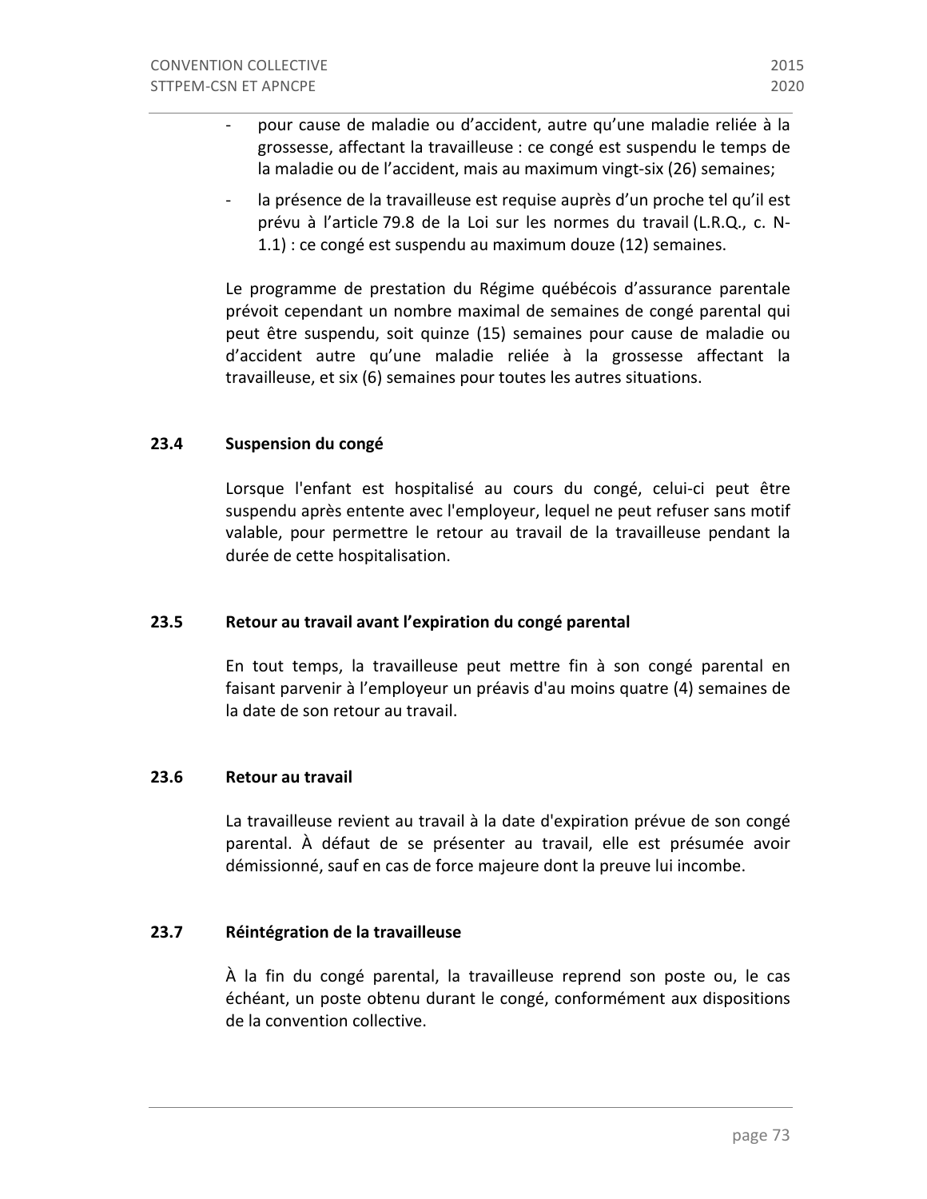- pour cause de maladie ou d'accident, autre qu'une maladie reliée à la grossesse, affectant la travailleuse : ce congé est suspendu le temps de la maladie ou de l'accident, mais au maximum vingt-six (26) semaines;
- la présence de la travailleuse est requise auprès d'un proche tel qu'il est prévu à l'article 79.8 de la Loi sur les normes du travail (L.R.Q., c. N-1.1) : ce congé est suspendu au maximum douze (12) semaines.

Le programme de prestation du Régime québécois d'assurance parentale prévoit cependant un nombre maximal de semaines de congé parental qui peut être suspendu, soit quinze (15) semaines pour cause de maladie ou d'accident autre qu'une maladie reliée à la grossesse affectant la travailleuse, et six (6) semaines pour toutes les autres situations.

### 23.4 Suspension du congé

Lorsque l'enfant est hospitalisé au cours du congé, celui-ci peut être suspendu après entente avec l'employeur, lequel ne peut refuser sans motif valable, pour permettre le retour au travail de la travailleuse pendant la durée de cette hospitalisation.

### 23.5 Retour au travail avant l'expiration du congé parental

En tout temps, la travailleuse peut mettre fin à son congé parental en faisant parvenir à l'employeur un préavis d'au moins quatre (4) semaines de la date de son retour au travail.

### 23.6 Retour au travail

La travailleuse revient au travail à la date d'expiration prévue de son congé parental. À défaut de se présenter au travail, elle est présumée avoir démissionné, sauf en cas de force majeure dont la preuve lui incombe.

### 23.7 Réintégration de la travailleuse

À la fin du congé parental, la travailleuse reprend son poste ou, le cas échéant, un poste obtenu durant le congé, conformément aux dispositions de la convention collective.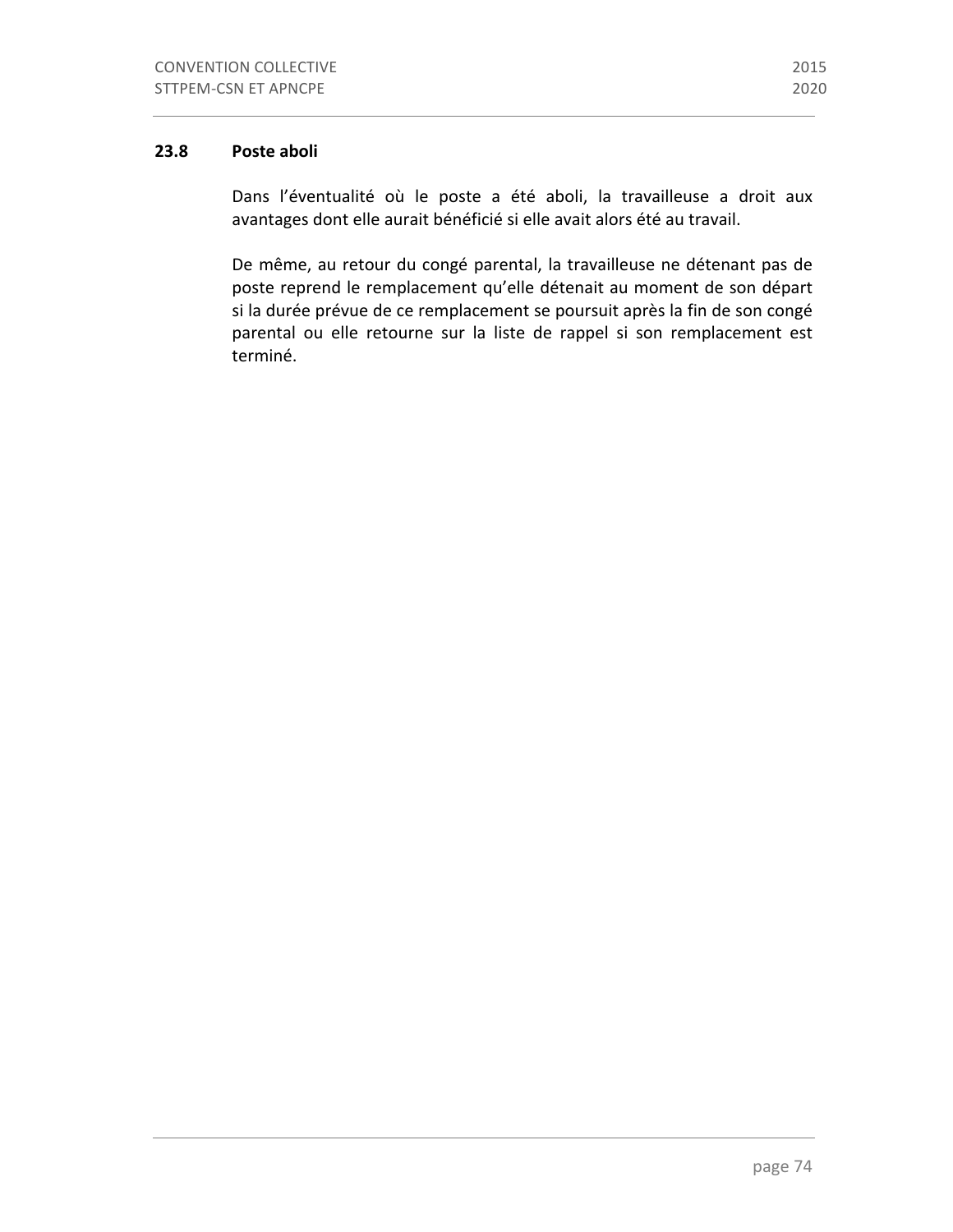### 23.8 Poste aboli

Dans l'éventualité où le poste a été aboli, la travailleuse a droit aux avantages dont elle aurait bénéficié si elle avait alors été au travail.

De même, au retour du congé parental, la travailleuse ne détenant pas de poste reprend le remplacement qu'elle détenait au moment de son départ si la durée prévue de ce remplacement se poursuit après la fin de son congé parental ou elle retourne sur la liste de rappel si son remplacement est terminé.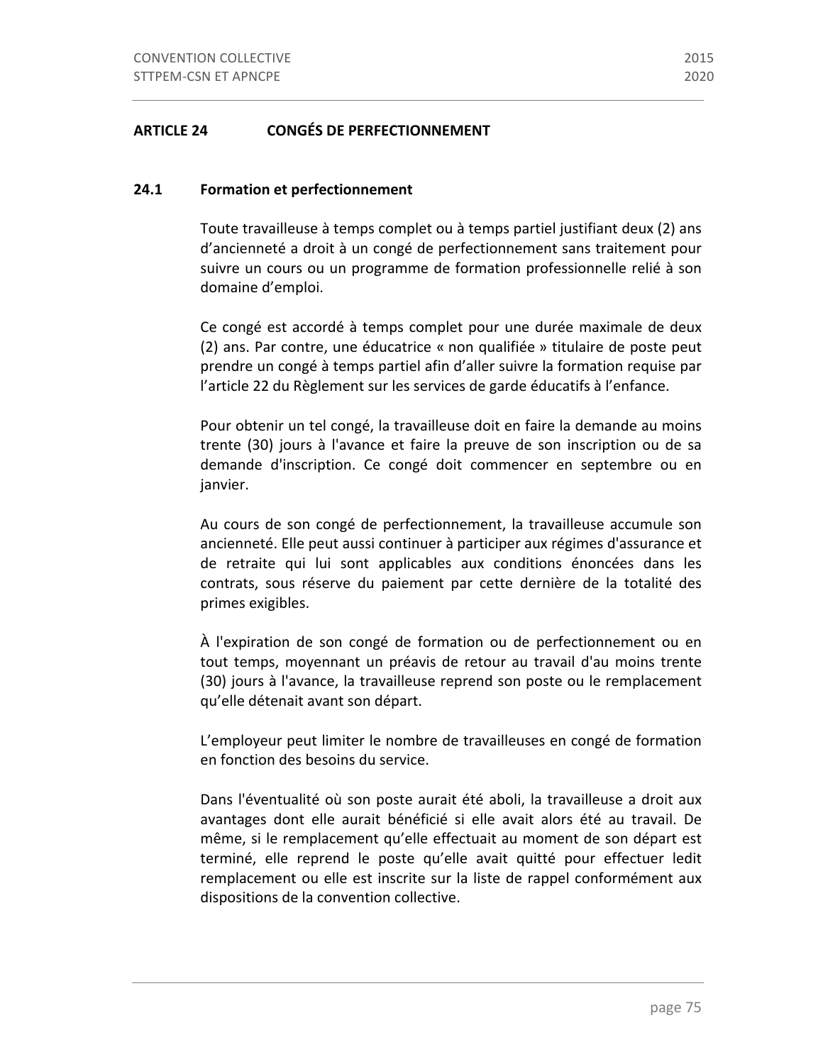## ARTICLE 24 CONGÉS DE PERFECTIONNEMENT

### 24.1 Formation et perfectionnement

Toute travailleuse à temps complet ou à temps partiel justifiant deux (2) ans d'ancienneté a droit à un congé de perfectionnement sans traitement pour suivre un cours ou un programme de formation professionnelle relié à son domaine d'emploi.

Ce congé est accordé à temps complet pour une durée maximale de deux (2) ans. Par contre, une éducatrice « non qualifiée » titulaire de poste peut prendre un congé à temps partiel afin d'aller suivre la formation requise par l'article 22 du Règlement sur les services de garde éducatifs à l'enfance.

Pour obtenir un tel congé, la travailleuse doit en faire la demande au moins trente (30) jours à l'avance et faire la preuve de son inscription ou de sa demande d'inscription. Ce congé doit commencer en septembre ou en janvier.

Au cours de son congé de perfectionnement, la travailleuse accumule son ancienneté. Elle peut aussi continuer à participer aux régimes d'assurance et de retraite qui lui sont applicables aux conditions énoncées dans les contrats, sous réserve du paiement par cette dernière de la totalité des primes exigibles.

À l'expiration de son congé de formation ou de perfectionnement ou en tout temps, moyennant un préavis de retour au travail d'au moins trente (30) jours à l'avance, la travailleuse reprend son poste ou le remplacement qu'elle détenait avant son départ.

L'employeur peut limiter le nombre de travailleuses en congé de formation en fonction des besoins du service.

Dans l'éventualité où son poste aurait été aboli, la travailleuse a droit aux avantages dont elle aurait bénéficié si elle avait alors été au travail. De même, si le remplacement qu'elle effectuait au moment de son départ est terminé, elle reprend le poste qu'elle avait quitté pour effectuer ledit remplacement ou elle est inscrite sur la liste de rappel conformément aux dispositions de la convention collective.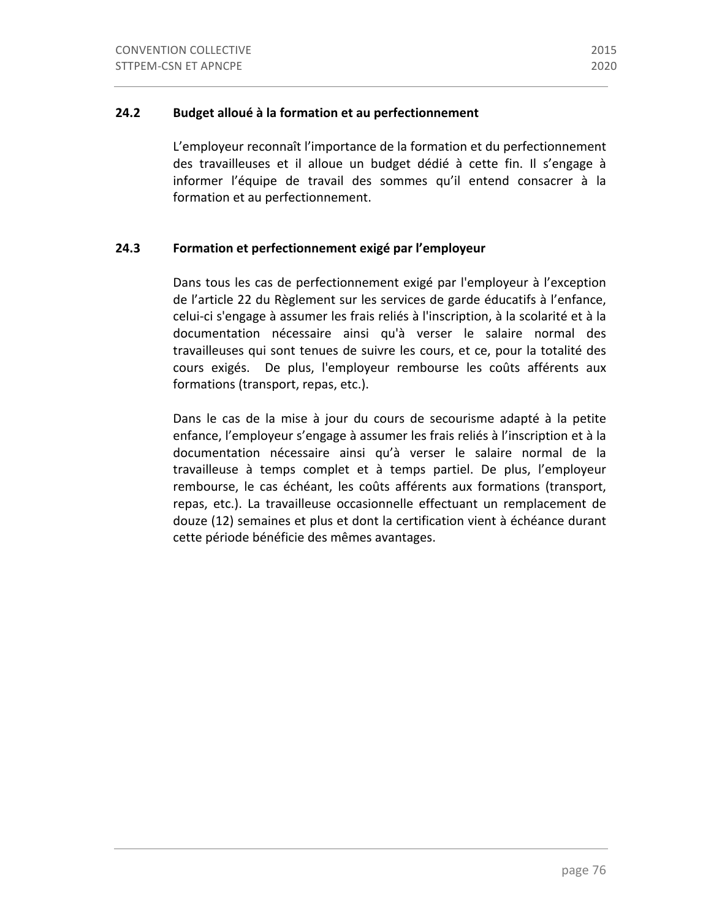### 24.2 Budget alloué à la formation et au perfectionnement

L'employeur reconnaît l'importance de la formation et du perfectionnement des travailleuses et il alloue un budget dédié à cette fin. Il s'engage à informer l'équipe de travail des sommes qu'il entend consacrer à la formation et au perfectionnement.

### 24.3 Formation et perfectionnement exigé par l'employeur

Dans tous les cas de perfectionnement exigé par l'employeur à l'exception de l'article 22 du Règlement sur les services de garde éducatifs à l'enfance, celui-ci s'engage à assumer les frais reliés à l'inscription, à la scolarité et à la documentation nécessaire ainsi qu'à verser le salaire normal des travailleuses qui sont tenues de suivre les cours, et ce, pour la totalité des cours exigés. De plus, l'employeur rembourse les coûts afférents aux formations (transport, repas, etc.).

Dans le cas de la mise à jour du cours de secourisme adapté à la petite enfance, l'employeur s'engage à assumer les frais reliés à l'inscription et à la documentation nécessaire ainsi qu'à verser le salaire normal de la travailleuse à temps complet et à temps partiel. De plus, l'employeur rembourse, le cas échéant, les coûts afférents aux formations (transport, repas, etc.). La travailleuse occasionnelle effectuant un remplacement de douze (12) semaines et plus et dont la certification vient à échéance durant cette période bénéficie des mêmes avantages.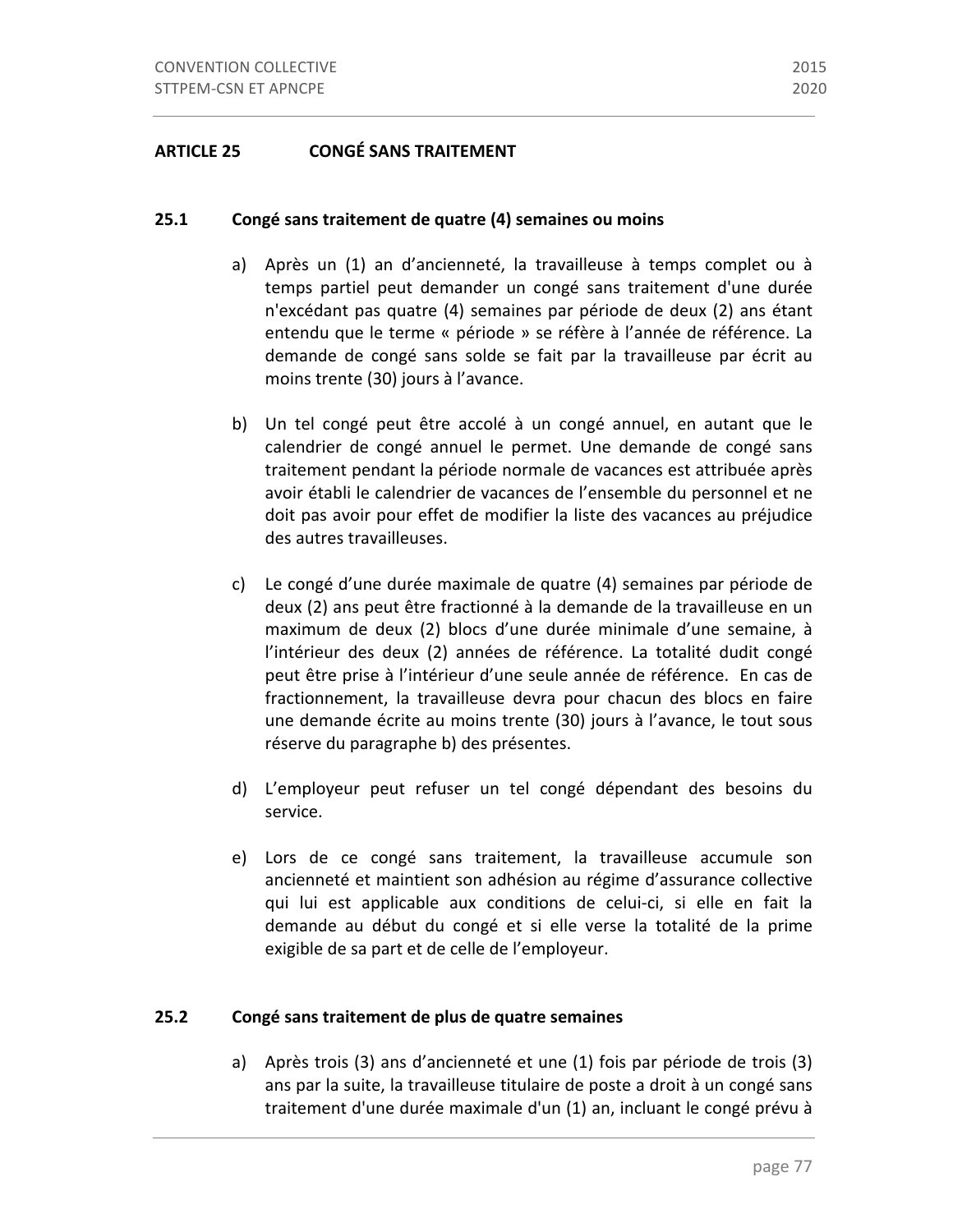## ARTICLE 25 CONGÉ SANS TRAITEMENT

### 25.1 Congé sans traitement de quatre (4) semaines ou moins

a) Après un (1) an d'ancienneté, la travailleuse à temps complet ou à temps partiel peut demander un congé sans traitement d'une durée n'excédant pas quatre (4) semaines par période de deux (2) ans étant entendu que le terme « période » se réfère à l'année de référence. La demande de congé sans solde se fait par la travailleuse par écrit au moins trente (30) jours à l'avance.

b) Un tel congé peut être accolé à un congé annuel, en autant que le calendrier de congé annuel le permet. Une demande de congé sans traitement pendant la période normale de vacances est attribuée après avoir établi le calendrier de vacances de l'ensemble du personnel et ne doit pas avoir pour effet de modifier la liste des vacances au préjudice des autres travailleuses.

c) Le congé d'une durée maximale de quatre (4) semaines par période de deux (2) ans peut être fractionné à la demande de la travailleuse en un maximum de deux (2) blocs d'une durée minimale d'une semaine, à l'intérieur des deux (2) années de référence. La totalité dudit congé peut être prise à l'intérieur d'une seule année de référence. En cas de fractionnement, la travailleuse devra pour chacun des blocs en faire une demande écrite au moins trente (30) jours à l'avance, le tout sous réserve du paragraphe b) des présentes.

d) L'employeur peut refuser un tel congé dépendant des besoins du service.

e) Lors de ce congé sans traitement, la travailleuse accumule son ancienneté et maintient son adhésion au régime d'assurance collective qui lui est applicable aux conditions de celui-ci, si elle en fait la demande au début du congé et si elle verse la totalité de la prime exigible de sa part et de celle de l'employeur.

### 25.2 Congé sans traitement de plus de quatre semaines

a) Après trois (3) ans d'ancienneté et une (1) fois par période de trois (3) ans par la suite, la travailleuse titulaire de poste a droit à un congé sans traitement d'une durée maximale d'un (1) an, incluant le congé prévu à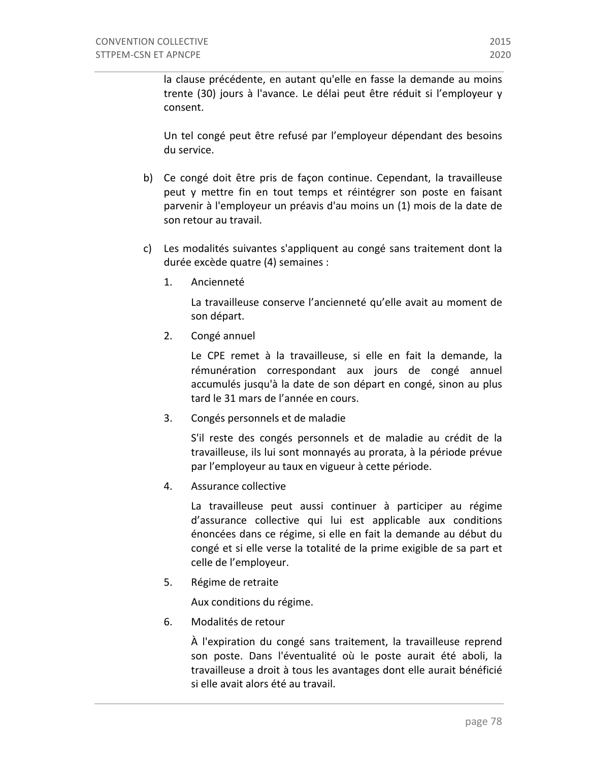la clause précédente, en autant qu'elle en fasse la demande au moins trente (30) jours à l'avance. Le délai peut être réduit si l'employeur y consent.

Un tel congé peut être refusé par l'employeur dépendant des besoins du service.

b) Ce congé doit être pris de façon continue. Cependant, la travailleuse peut y mettre fin en tout temps et réintégrer son poste en faisant parvenir à l'employeur un préavis d'au moins un (1) mois de la date de son retour au travail.

c) Les modalités suivantes s'appliquent au congé sans traitement dont la durée excède quatre (4) semaines :

1. Ancienneté

   La travailleuse conserve l'ancienneté qu'elle avait au moment de son départ.

2. Congé annuel

   Le CPE remet à la travailleuse, si elle en fait la demande, la rémunération correspondant aux jours de congé annuel accumulés jusqu'à la date de son départ en congé, sinon au plus tard le 31 mars de l'année en cours.

3. Congés personnels et de maladie

   S'il reste des congés personnels et de maladie au crédit de la travailleuse, ils lui sont monnayés au prorata, à la période prévue par l'employeur au taux en vigueur à cette période.

4. Assurance collective

   La travailleuse peut aussi continuer à participer au régime d'assurance collective qui lui est applicable aux conditions énoncées dans ce régime, si elle en fait la demande au début du congé et si elle verse la totalité de la prime exigible de sa part et celle de l'employeur.

5. Régime de retraite

   Aux conditions du régime.

6. Modalités de retour

   À l'expiration du congé sans traitement, la travailleuse reprend son poste. Dans l'éventualité où le poste aurait été aboli, la travailleuse a droit à tous les avantages dont elle aurait bénéficié si elle avait alors été au travail.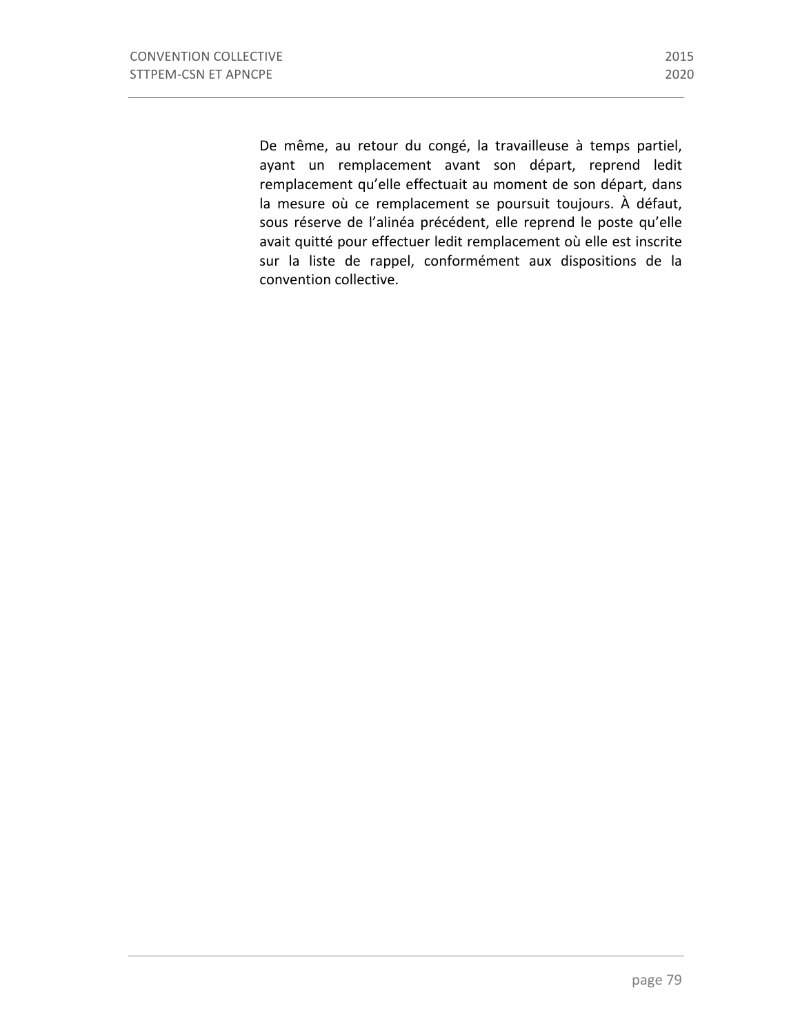De même, au retour du congé, la travailleuse à temps partiel, ayant un remplacement avant son départ, reprend ledit remplacement qu'elle effectuait au moment de son départ, dans la mesure où ce remplacement se poursuit toujours. À défaut, sous réserve de l'alinéa précédent, elle reprend le poste qu'elle avait quitté pour effectuer ledit remplacement où elle est inscrite sur la liste de rappel, conformément aux dispositions de la convention collective.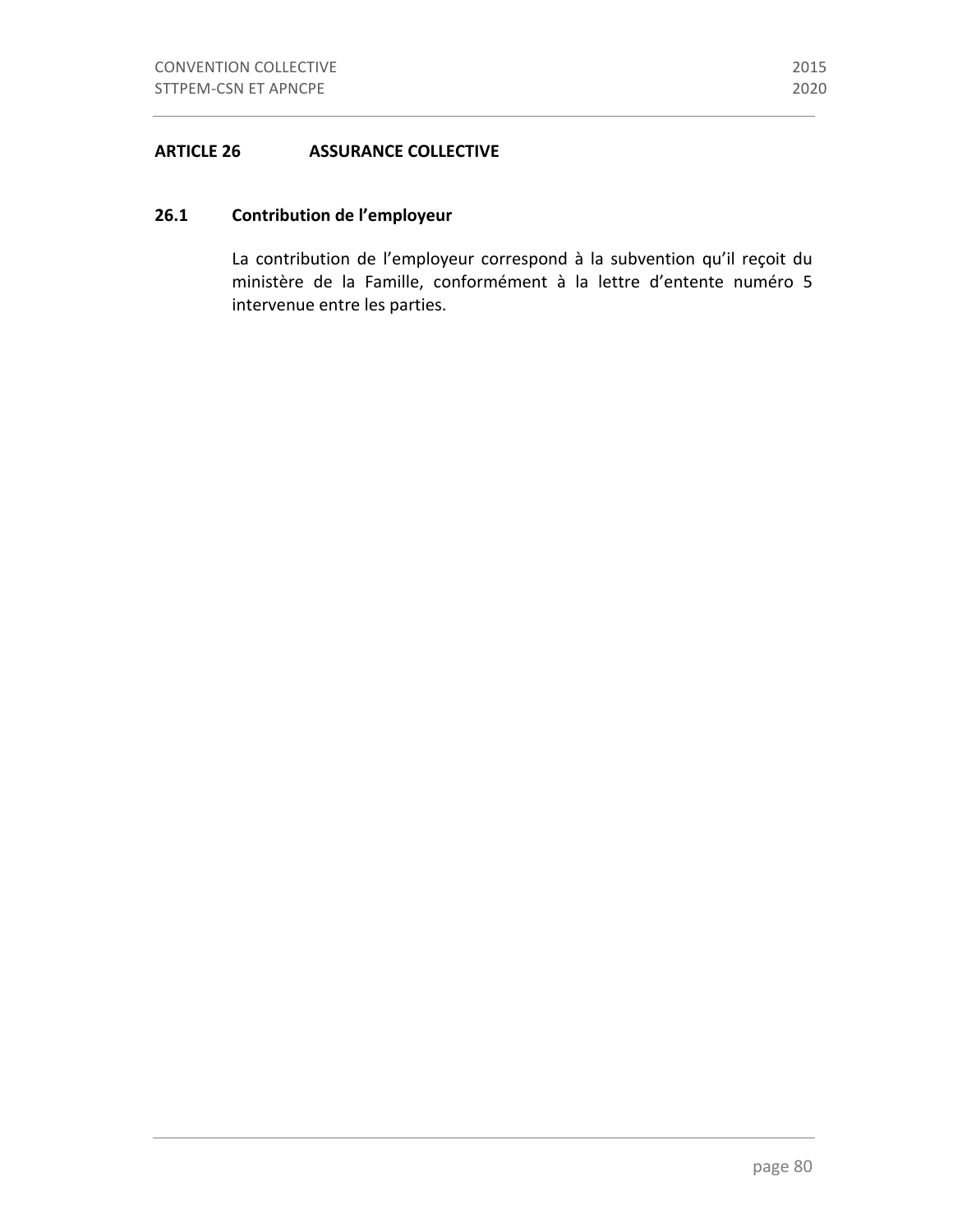## ARTICLE 26 ASSURANCE COLLECTIVE

### 26.1 Contribution de l'employeur

La contribution de l'employeur correspond à la subvention qu'il reçoit du ministère de la Famille, conformément à la lettre d'entente numéro 5 intervenue entre les parties.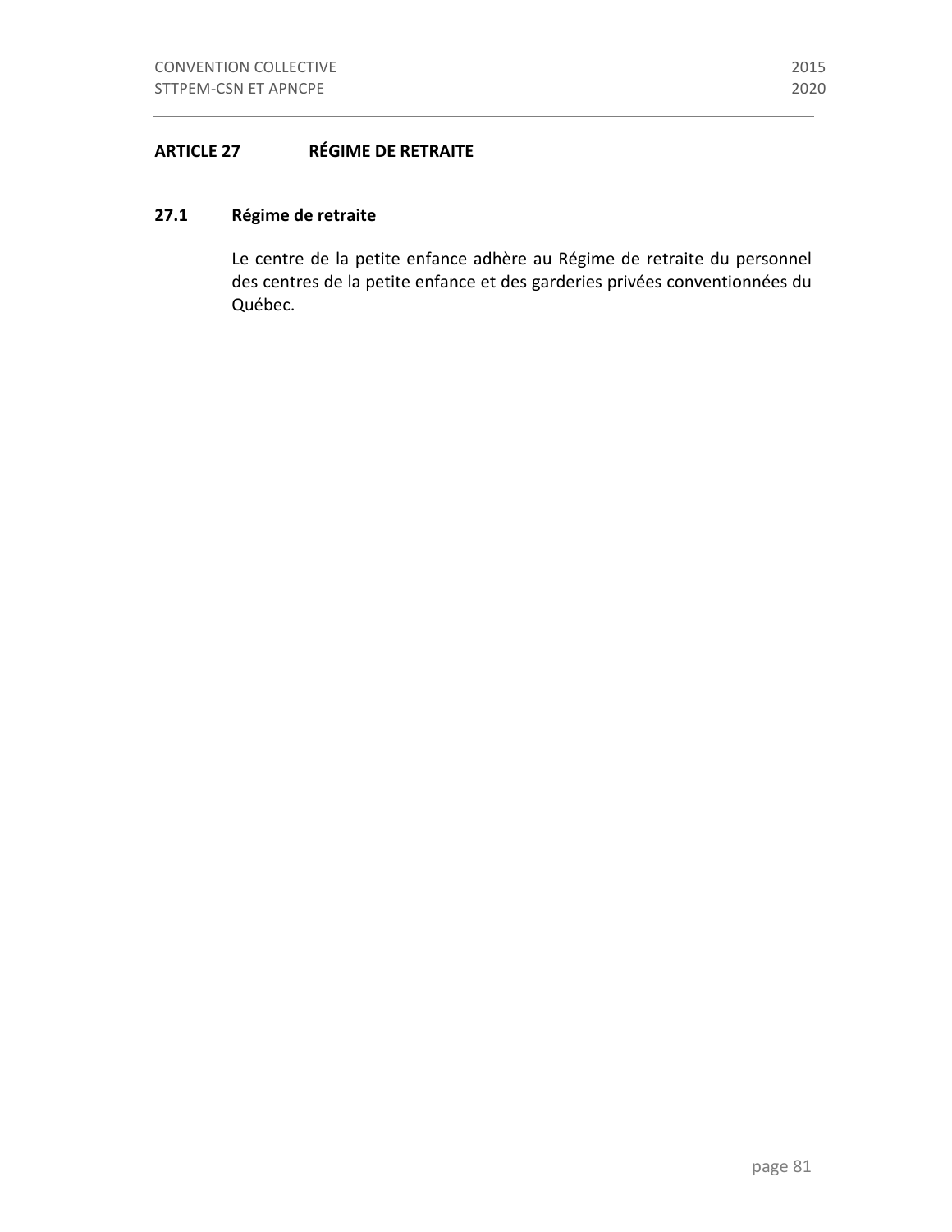## ARTICLE 27 RÉGIME DE RETRAITE

### 27.1 Régime de retraite

Le centre de la petite enfance adhère au Régime de retraite du personnel des centres de la petite enfance et des garderies privées conventionnées du Québec.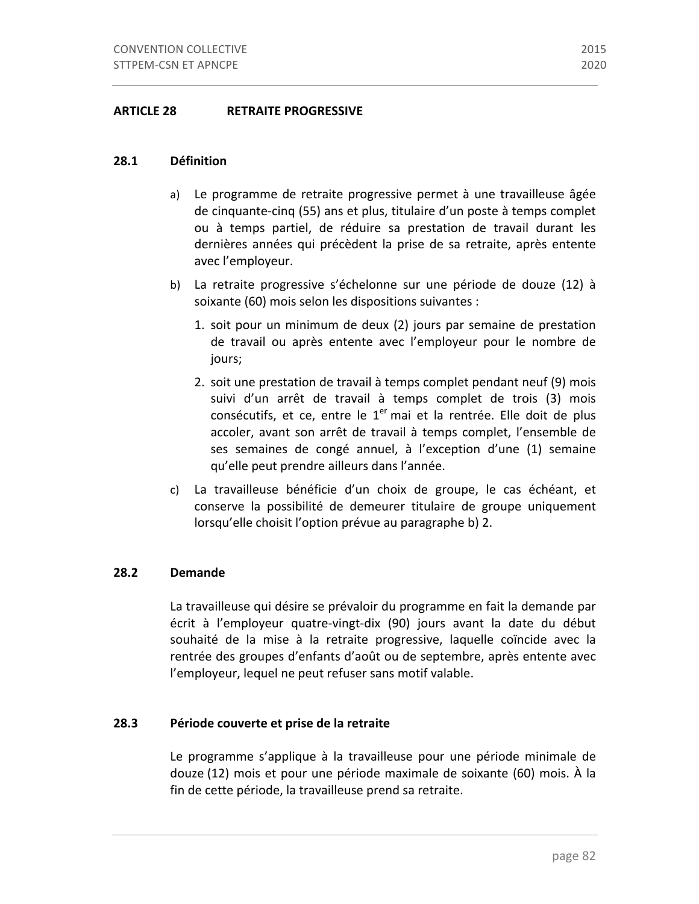## ARTICLE 28 RETRAITE PROGRESSIVE

### 28.1 Définition

a) Le programme de retraite progressive permet à une travailleuse âgée de cinquante-cinq (55) ans et plus, titulaire d'un poste à temps complet ou à temps partiel, de réduire sa prestation de travail durant les dernières années qui précèdent la prise de sa retraite, après entente avec l'employeur.

b) La retraite progressive s'échelonne sur une période de douze (12) à soixante (60) mois selon les dispositions suivantes :

1. soit pour un minimum de deux (2) jours par semaine de prestation de travail ou après entente avec l'employeur pour le nombre de jours;
2. soit une prestation de travail à temps complet pendant neuf (9) mois suivi d'un arrêt de travail à temps complet de trois (3) mois consécutifs, et ce, entre le 1er mai et la rentrée. Elle doit de plus accoler, avant son arrêt de travail à temps complet, l'ensemble de ses semaines de congé annuel, à l'exception d'une (1) semaine qu'elle peut prendre ailleurs dans l'année.

c) La travailleuse bénéficie d'un choix de groupe, le cas échéant, et conserve la possibilité de demeurer titulaire de groupe uniquement lorsqu'elle choisit l'option prévue au paragraphe b) 2.

### 28.2 Demande

La travailleuse qui désire se prévaloir du programme en fait la demande par écrit à l'employeur quatre-vingt-dix (90) jours avant la date du début souhaité de la mise à la retraite progressive, laquelle coïncide avec la rentrée des groupes d'enfants d'août ou de septembre, après entente avec l'employeur, lequel ne peut refuser sans motif valable.

### 28.3 Période couverte et prise de la retraite

Le programme s'applique à la travailleuse pour une période minimale de douze (12) mois et pour une période maximale de soixante (60) mois. À la fin de cette période, la travailleuse prend sa retraite.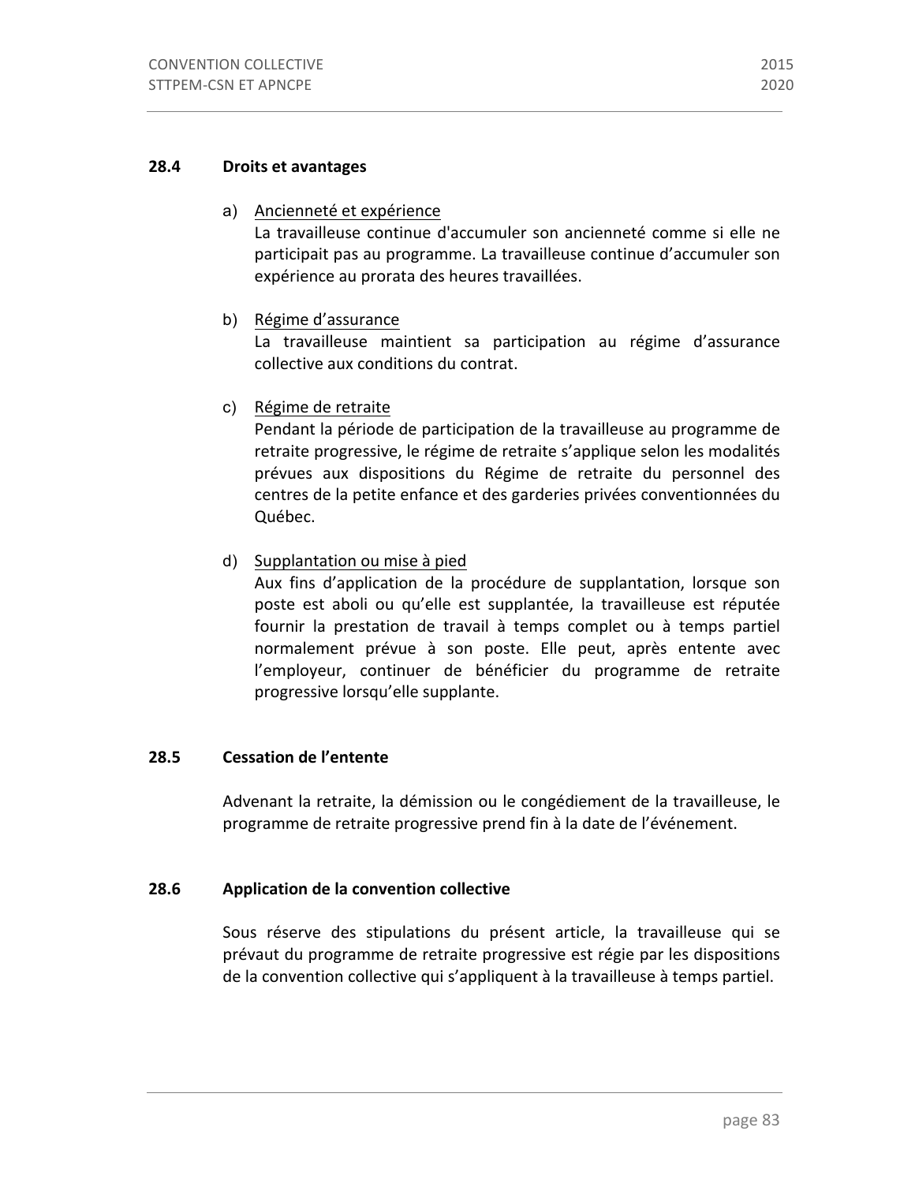### 28.4 Droits et avantages

a) Ancienneté et expérience
La travailleuse continue d'accumuler son ancienneté comme si elle ne participait pas au programme. La travailleuse continue d'accumuler son expérience au prorata des heures travaillées.

b) Régime d'assurance
La travailleuse maintient sa participation au régime d'assurance collective aux conditions du contrat.

c) Régime de retraite
Pendant la période de participation de la travailleuse au programme de retraite progressive, le régime de retraite s'applique selon les modalités prévues aux dispositions du Régime de retraite du personnel des centres de la petite enfance et des garderies privées conventionnées du Québec.

d) Supplantation ou mise à pied
Aux fins d'application de la procédure de supplantation, lorsque son poste est aboli ou qu'elle est supplantée, la travailleuse est réputée fournir la prestation de travail à temps complet ou à temps partiel normalement prévue à son poste. Elle peut, après entente avec l'employeur, continuer de bénéficier du programme de retraite progressive lorsqu'elle supplante.

### 28.5 Cessation de l'entente

Advenant la retraite, la démission ou le congédiement de la travailleuse, le programme de retraite progressive prend fin à la date de l'événement.

### 28.6 Application de la convention collective

Sous réserve des stipulations du présent article, la travailleuse qui se prévaut du programme de retraite progressive est régie par les dispositions de la convention collective qui s'appliquent à la travailleuse à temps partiel.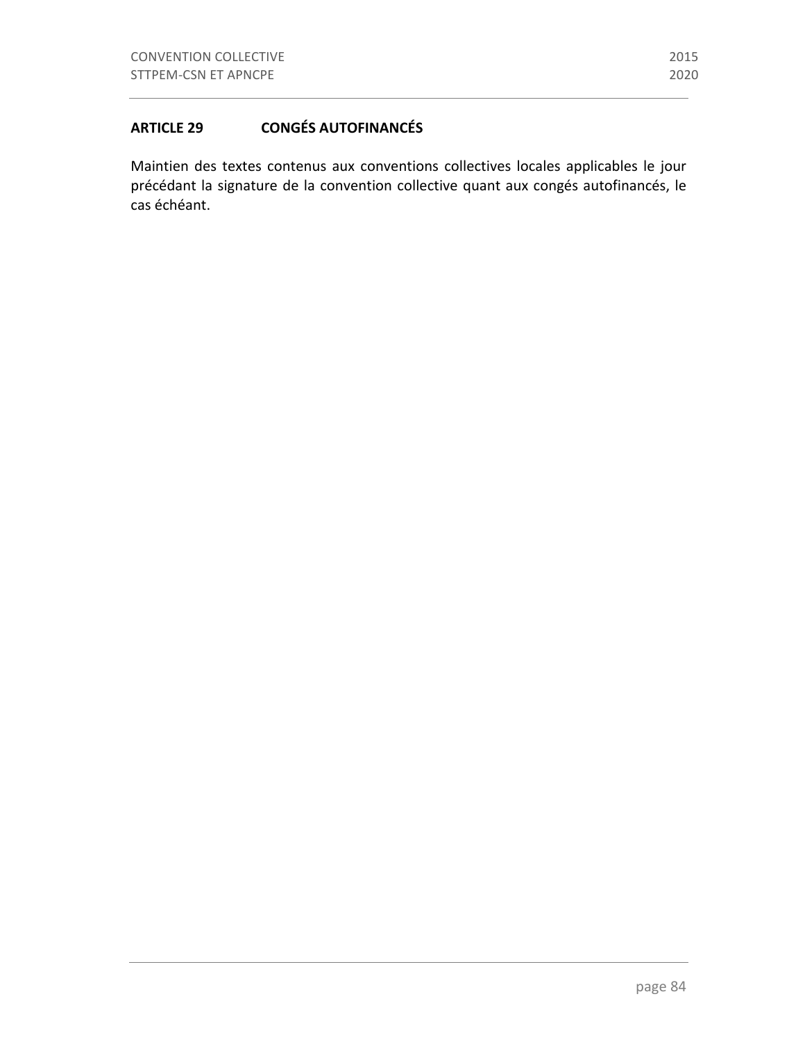## ARTICLE 29 CONGÉS AUTOFINANCÉS

Maintien des textes contenus aux conventions collectives locales applicables le jour précédant la signature de la convention collective quant aux congés autofinancés, le cas échéant.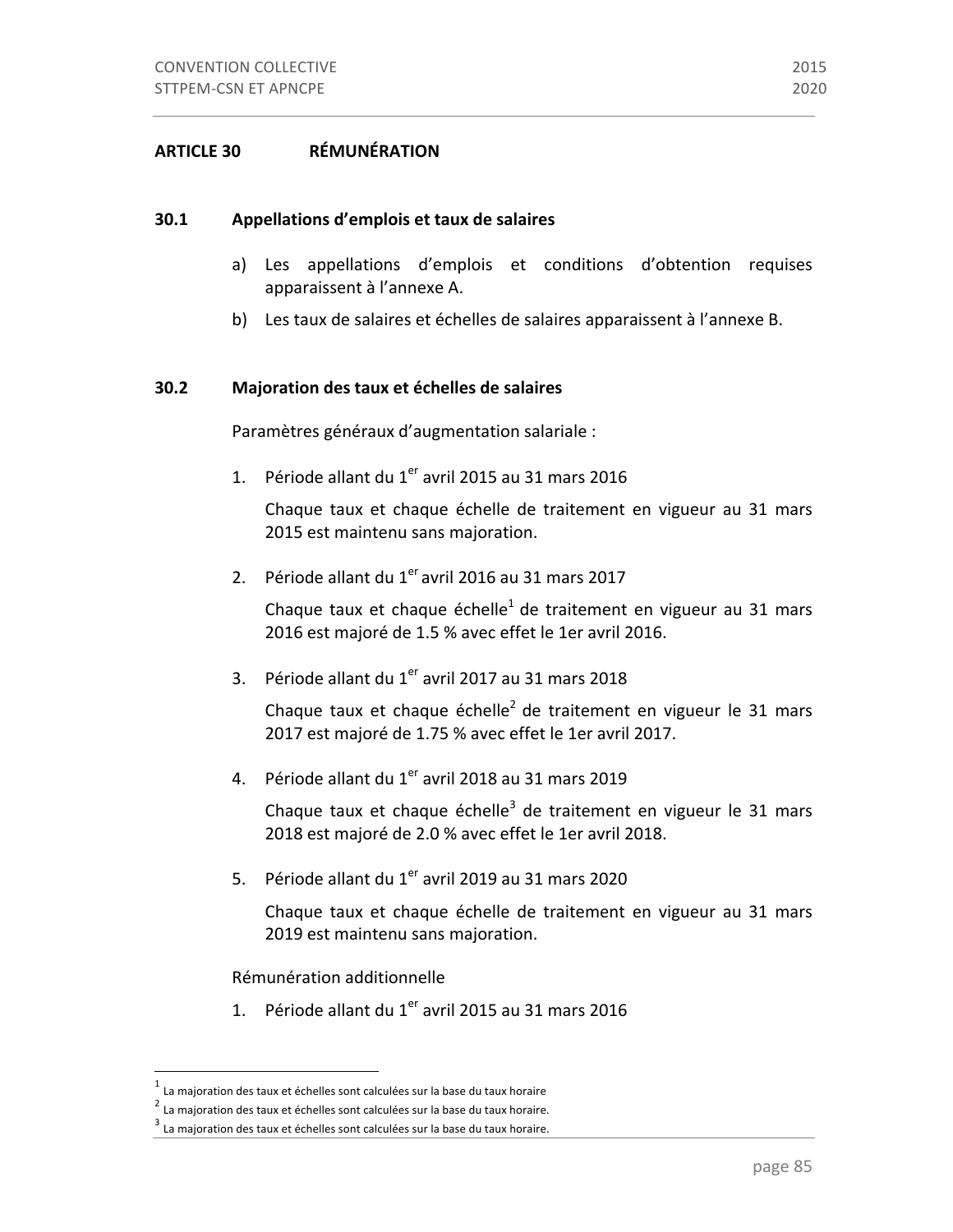## ARTICLE 30 RÉMUNÉRATION

### 30.1 Appellations d'emplois et taux de salaires

a) Les appellations d'emplois et conditions d'obtention requises apparaissent à l'annexe A.

b) Les taux de salaires et échelles de salaires apparaissent à l'annexe B.

### 30.2 Majoration des taux et échelles de salaires

Paramètres généraux d'augmentation salariale :

1. Période allant du 1er avril 2015 au 31 mars 2016

   Chaque taux et chaque échelle de traitement en vigueur au 31 mars 2015 est maintenu sans majoration.

2. Période allant du 1er avril 2016 au 31 mars 2017

   Chaque taux et chaque échelle[1] de traitement en vigueur au 31 mars 2016 est majoré de 1.5 % avec effet le 1er avril 2016.

3. Période allant du 1er avril 2017 au 31 mars 2018

   Chaque taux et chaque échelle[2] de traitement en vigueur le 31 mars 2017 est majoré de 1.75 % avec effet le 1er avril 2017.

4. Période allant du 1er avril 2018 au 31 mars 2019

   Chaque taux et chaque échelle[3] de traitement en vigueur le 31 mars 2018 est majoré de 2.0 % avec effet le 1er avril 2018.

5. Période allant du 1er avril 2019 au 31 mars 2020

   Chaque taux et chaque échelle de traitement en vigueur au 31 mars 2019 est maintenu sans majoration.

Rémunération additionnelle

1. Période allant du 1er avril 2015 au 31 mars 2016

---

[1] La majoration des taux et échelles sont calculées sur la base du taux horaire

[2] La majoration des taux et échelles sont calculées sur la base du taux horaire.

[3] La majoration des taux et échelles sont calculées sur la base du taux horaire.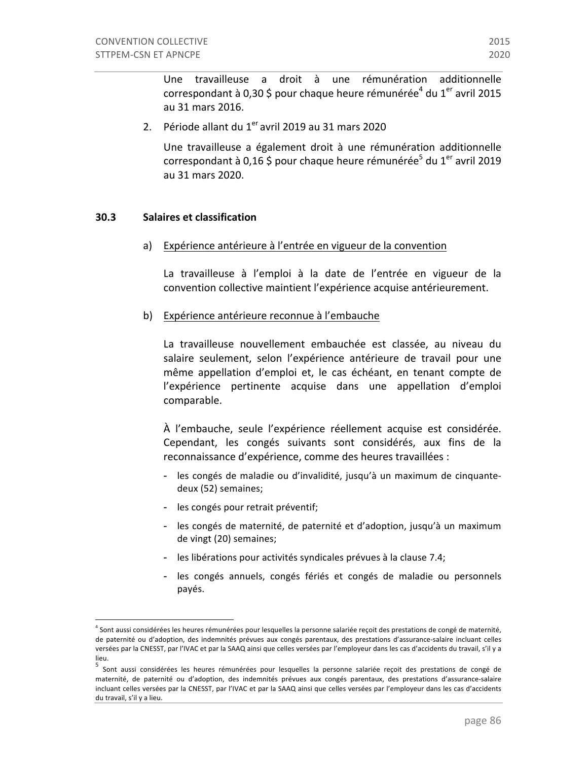Une travailleuse a droit à une rémunération additionnelle correspondant à 0,30 $ pour chaque heure rémunérée[4] du 1er avril 2015 au 31 mars 2016.

2. Période allant du 1er avril 2019 au 31 mars 2020

   Une travailleuse a également droit à une rémunération additionnelle correspondant à 0,16 $ pour chaque heure rémunérée[5] du 1er avril 2019 au 31 mars 2020.

## 30.3 Salaires et classification

a) Expérience antérieure à l'entrée en vigueur de la convention

   La travailleuse à l'emploi à la date de l'entrée en vigueur de la convention collective maintient l'expérience acquise antérieurement.

b) Expérience antérieure reconnue à l'embauche

   La travailleuse nouvellement embauchée est classée, au niveau du salaire seulement, selon l'expérience antérieure de travail pour une même appellation d'emploi et, le cas échéant, en tenant compte de l'expérience pertinente acquise dans une appellation d'emploi comparable.

   À l'embauche, seule l'expérience réellement acquise est considérée. Cependant, les congés suivants sont considérés, aux fins de la reconnaissance d'expérience, comme des heures travaillées :

   - les congés de maladie ou d'invalidité, jusqu'à un maximum de cinquante-deux (52) semaines;
   - les congés pour retrait préventif;
   - les congés de maternité, de paternité et d'adoption, jusqu'à un maximum de vingt (20) semaines;
   - les libérations pour activités syndicales prévues à la clause 7.4;
   - les congés annuels, congés fériés et congés de maladie ou personnels payés.

---

[4] Sont aussi considérées les heures rémunérées pour lesquelles la personne salariée reçoit des prestations de congé de maternité, de paternité ou d'adoption, des indemnités prévues aux congés parentaux, des prestations d'assurance-salaire incluant celles versées par la CNESST, par l'IVAC et par la SAAQ ainsi que celles versées par l'employeur dans les cas d'accidents du travail, s'il y a lieu.

[5] Sont aussi considérées les heures rémunérées pour lesquelles la personne salariée reçoit des prestations de congé de maternité, de paternité ou d'adoption, des indemnités prévues aux congés parentaux, des prestations d'assurance-salaire incluant celles versées par la CNESST, par l'IVAC et par la SAAQ ainsi que celles versées par l'employeur dans les cas d'accidents du travail, s'il y a lieu.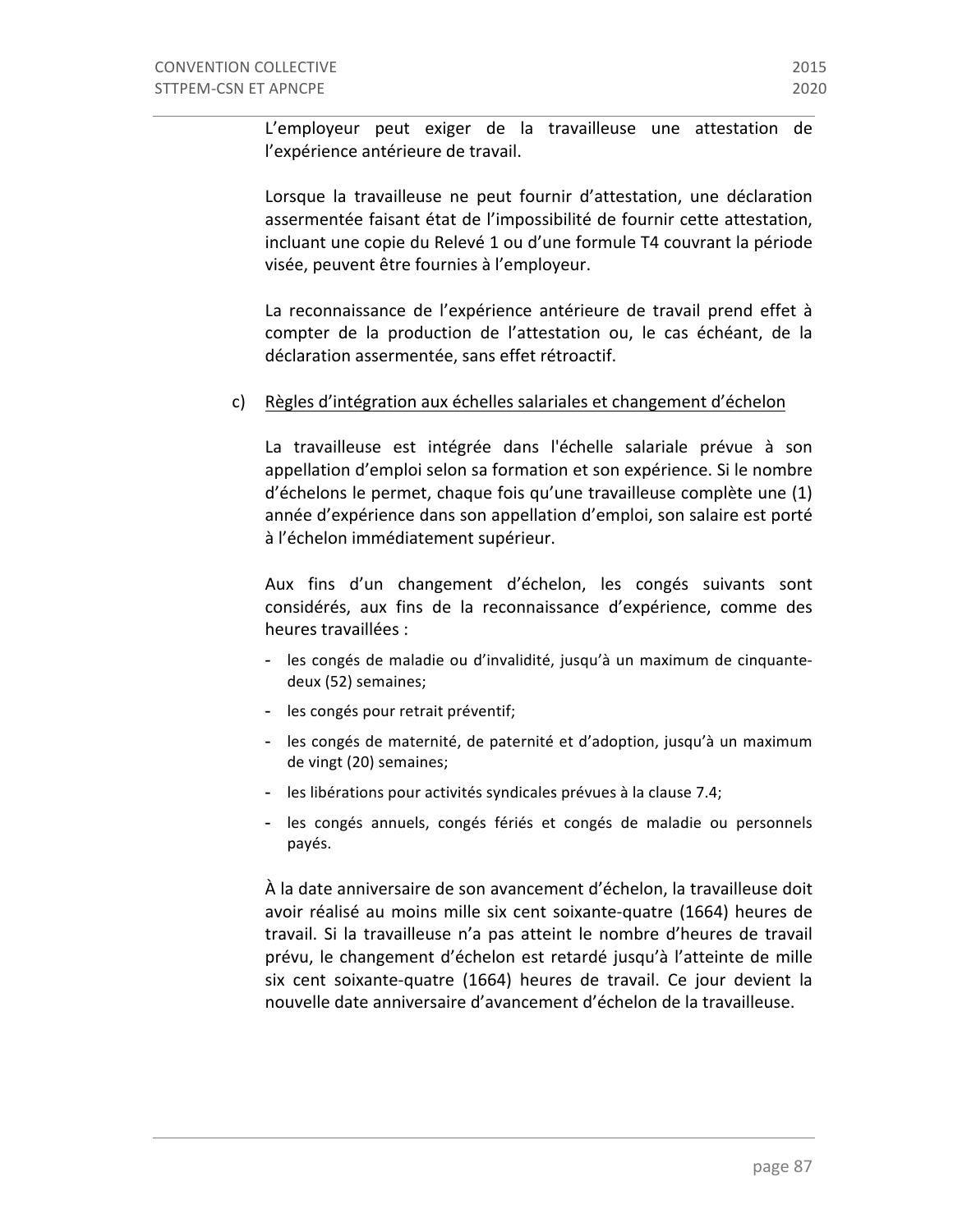L'employeur peut exiger de la travailleuse une attestation de l'expérience antérieure de travail.

Lorsque la travailleuse ne peut fournir d'attestation, une déclaration assermentée faisant état de l'impossibilité de fournir cette attestation, incluant une copie du Relevé 1 ou d'une formule T4 couvrant la période visée, peuvent être fournies à l'employeur.

La reconnaissance de l'expérience antérieure de travail prend effet à compter de la production de l'attestation ou, le cas échéant, de la déclaration assermentée, sans effet rétroactif.

c) Règles d'intégration aux échelles salariales et changement d'échelon

La travailleuse est intégrée dans l'échelle salariale prévue à son appellation d'emploi selon sa formation et son expérience. Si le nombre d'échelons le permet, chaque fois qu'une travailleuse complète une (1) année d'expérience dans son appellation d'emploi, son salaire est porté à l'échelon immédiatement supérieur.

Aux fins d'un changement d'échelon, les congés suivants sont considérés, aux fins de la reconnaissance d'expérience, comme des heures travaillées :

- les congés de maladie ou d'invalidité, jusqu'à un maximum de cinquante-deux (52) semaines;
- les congés pour retrait préventif;
- les congés de maternité, de paternité et d'adoption, jusqu'à un maximum de vingt (20) semaines;
- les libérations pour activités syndicales prévues à la clause 7.4;
- les congés annuels, congés fériés et congés de maladie ou personnels payés.

À la date anniversaire de son avancement d'échelon, la travailleuse doit avoir réalisé au moins mille six cent soixante-quatre (1664) heures de travail. Si la travailleuse n'a pas atteint le nombre d'heures de travail prévu, le changement d'échelon est retardé jusqu'à l'atteinte de mille six cent soixante-quatre (1664) heures de travail. Ce jour devient la nouvelle date anniversaire d'avancement d'échelon de la travailleuse.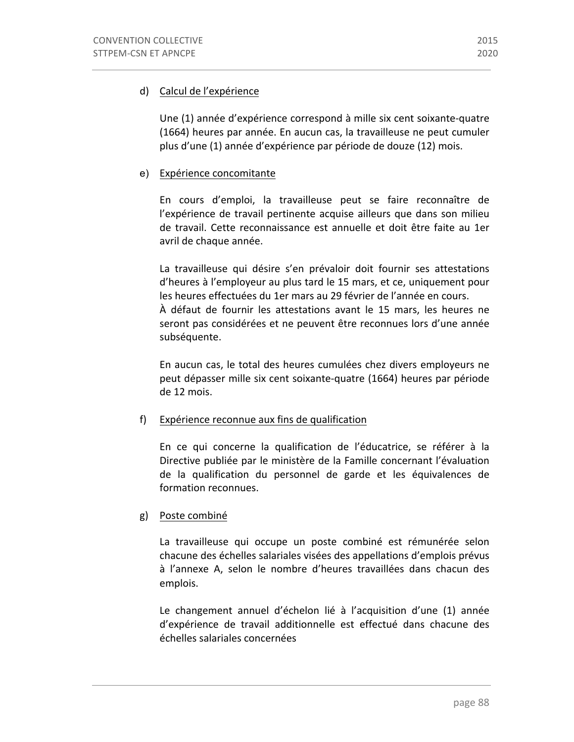d) <u>Calcul de l'expérience</u>

Une (1) année d'expérience correspond à mille six cent soixante-quatre (1664) heures par année. En aucun cas, la travailleuse ne peut cumuler plus d'une (1) année d'expérience par période de douze (12) mois.

e) <u>Expérience concomitante</u>

En cours d'emploi, la travailleuse peut se faire reconnaître de l'expérience de travail pertinente acquise ailleurs que dans son milieu de travail. Cette reconnaissance est annuelle et doit être faite au 1er avril de chaque année.

La travailleuse qui désire s'en prévaloir doit fournir ses attestations d'heures à l'employeur au plus tard le 15 mars, et ce, uniquement pour les heures effectuées du 1er mars au 29 février de l'année en cours.
À défaut de fournir les attestations avant le 15 mars, les heures ne seront pas considérées et ne peuvent être reconnues lors d'une année subséquente.

En aucun cas, le total des heures cumulées chez divers employeurs ne peut dépasser mille six cent soixante-quatre (1664) heures par période de 12 mois.

f) <u>Expérience reconnue aux fins de qualification</u>

En ce qui concerne la qualification de l'éducatrice, se référer à la Directive publiée par le ministère de la Famille concernant l'évaluation de la qualification du personnel de garde et les équivalences de formation reconnues.

g) <u>Poste combiné</u>

La travailleuse qui occupe un poste combiné est rémunérée selon chacune des échelles salariales visées des appellations d'emplois prévus à l'annexe A, selon le nombre d'heures travaillées dans chacun des emplois.

Le changement annuel d'échelon lié à l'acquisition d'une (1) année d'expérience de travail additionnelle est effectué dans chacune des échelles salariales concernées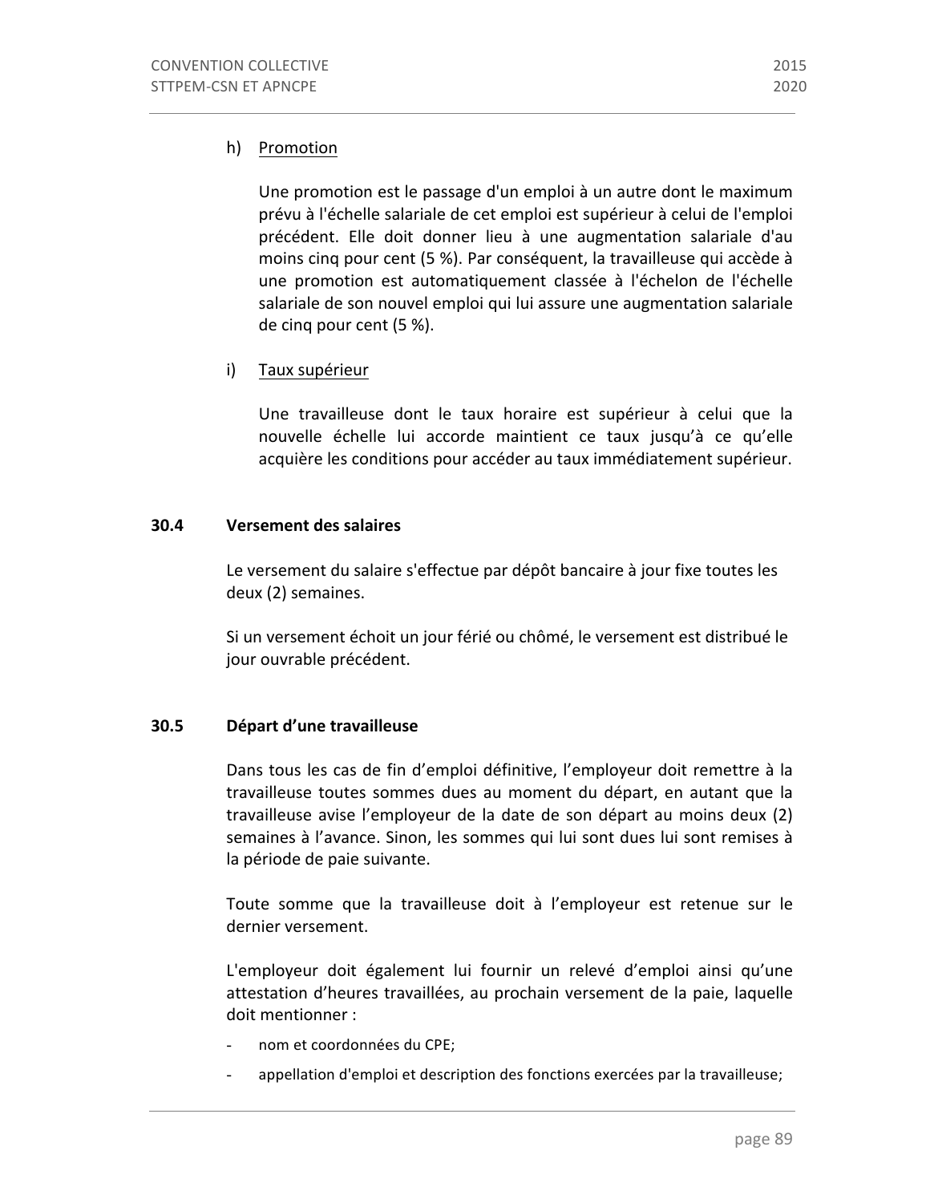h) Promotion

Une promotion est le passage d'un emploi à un autre dont le maximum prévu à l'échelle salariale de cet emploi est supérieur à celui de l'emploi précédent. Elle doit donner lieu à une augmentation salariale d'au moins cinq pour cent (5 %). Par conséquent, la travailleuse qui accède à une promotion est automatiquement classée à l'échelon de l'échelle salariale de son nouvel emploi qui lui assure une augmentation salariale de cinq pour cent (5 %).

i) Taux supérieur

Une travailleuse dont le taux horaire est supérieur à celui que la nouvelle échelle lui accorde maintient ce taux jusqu'à ce qu'elle acquière les conditions pour accéder au taux immédiatement supérieur.

### 30.4 Versement des salaires

Le versement du salaire s'effectue par dépôt bancaire à jour fixe toutes les deux (2) semaines.

Si un versement échoit un jour férié ou chômé, le versement est distribué le jour ouvrable précédent.

### 30.5 Départ d'une travailleuse

Dans tous les cas de fin d'emploi définitive, l'employeur doit remettre à la travailleuse toutes sommes dues au moment du départ, en autant que la travailleuse avise l'employeur de la date de son départ au moins deux (2) semaines à l'avance. Sinon, les sommes qui lui sont dues lui sont remises à la période de paie suivante.

Toute somme que la travailleuse doit à l'employeur est retenue sur le dernier versement.

L'employeur doit également lui fournir un relevé d'emploi ainsi qu'une attestation d'heures travaillées, au prochain versement de la paie, laquelle doit mentionner :

- nom et coordonnées du CPE;
- appellation d'emploi et description des fonctions exercées par la travailleuse;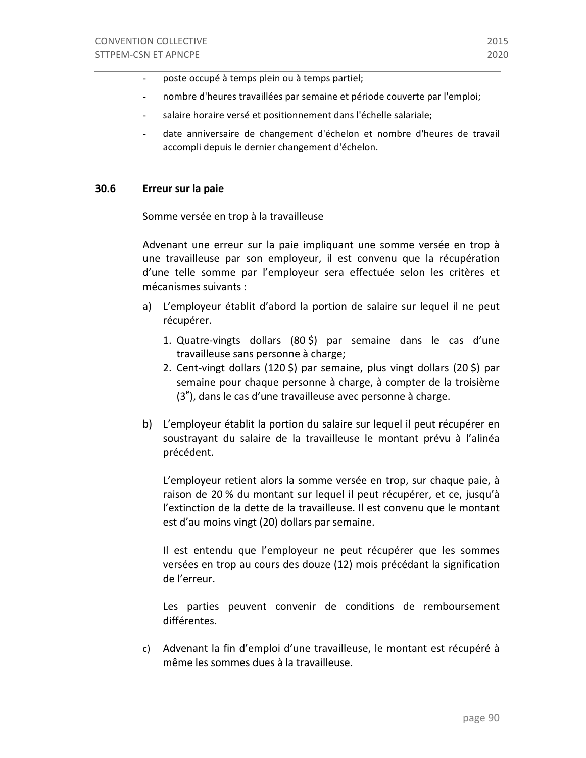- poste occupé à temps plein ou à temps partiel;
- nombre d'heures travaillées par semaine et période couverte par l'emploi;
- salaire horaire versé et positionnement dans l'échelle salariale;
- date anniversaire de changement d'échelon et nombre d'heures de travail accompli depuis le dernier changement d'échelon.

### 30.6 Erreur sur la paie

Somme versée en trop à la travailleuse

Advenant une erreur sur la paie impliquant une somme versée en trop à une travailleuse par son employeur, il est convenu que la récupération d'une telle somme par l'employeur sera effectuée selon les critères et mécanismes suivants :

a) L'employeur établit d'abord la portion de salaire sur lequel il ne peut récupérer.

   1. Quatre-vingts dollars (80 $) par semaine dans le cas d'une travailleuse sans personne à charge;
   2. Cent-vingt dollars (120 $) par semaine, plus vingt dollars (20 $) par semaine pour chaque personne à charge, à compter de la troisième (3e), dans le cas d'une travailleuse avec personne à charge.

b) L'employeur établit la portion du salaire sur lequel il peut récupérer en soustrayant du salaire de la travailleuse le montant prévu à l'alinéa précédent.

   L'employeur retient alors la somme versée en trop, sur chaque paie, à raison de 20 % du montant sur lequel il peut récupérer, et ce, jusqu'à l'extinction de la dette de la travailleuse. Il est convenu que le montant est d'au moins vingt (20) dollars par semaine.

   Il est entendu que l'employeur ne peut récupérer que les sommes versées en trop au cours des douze (12) mois précédant la signification de l'erreur.

   Les parties peuvent convenir de conditions de remboursement différentes.

c) Advenant la fin d'emploi d'une travailleuse, le montant est récupéré à même les sommes dues à la travailleuse.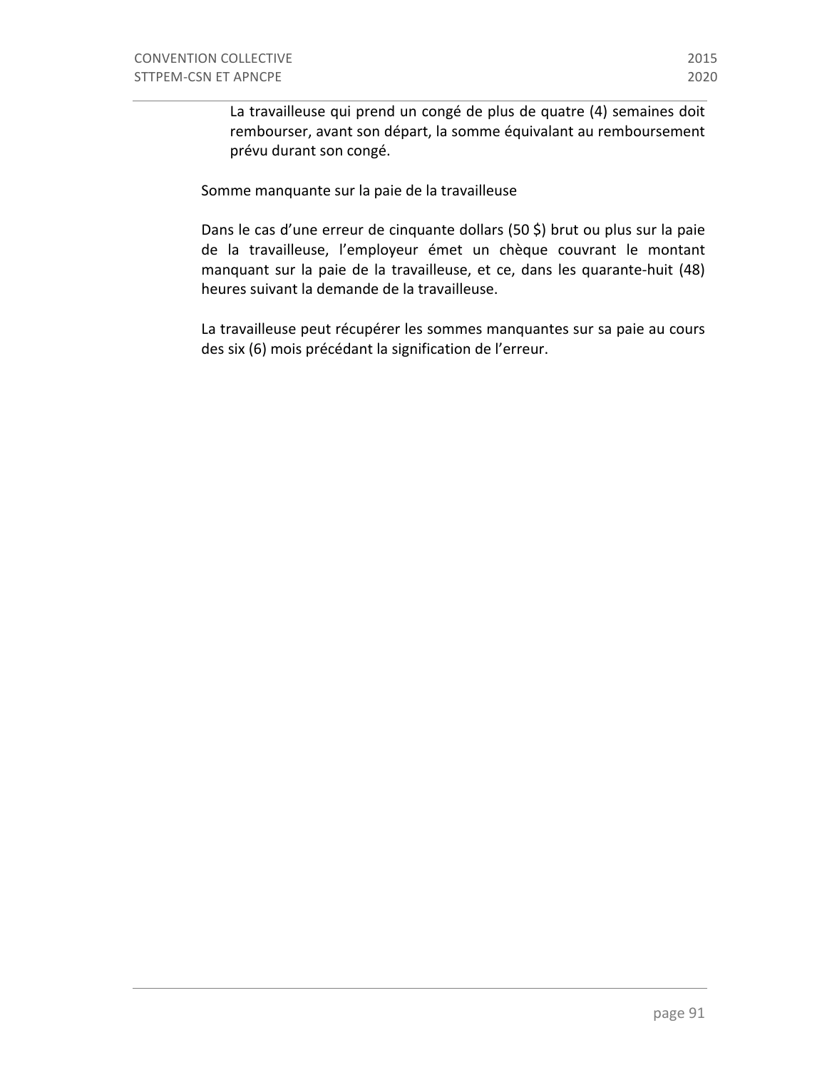La travailleuse qui prend un congé de plus de quatre (4) semaines doit rembourser, avant son départ, la somme équivalant au remboursement prévu durant son congé.

Somme manquante sur la paie de la travailleuse

Dans le cas d'une erreur de cinquante dollars (50 $) brut ou plus sur la paie de la travailleuse, l'employeur émet un chèque couvrant le montant manquant sur la paie de la travailleuse, et ce, dans les quarante-huit (48) heures suivant la demande de la travailleuse.

La travailleuse peut récupérer les sommes manquantes sur sa paie au cours des six (6) mois précédant la signification de l'erreur.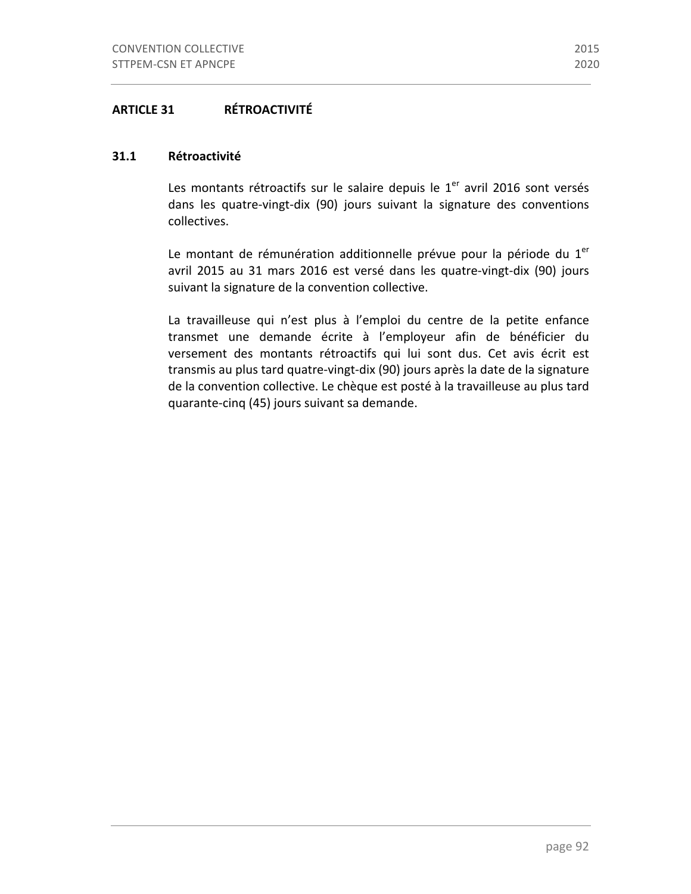## ARTICLE 31 RÉTROACTIVITÉ

### 31.1 Rétroactivité

Les montants rétroactifs sur le salaire depuis le 1er avril 2016 sont versés dans les quatre-vingt-dix (90) jours suivant la signature des conventions collectives.

Le montant de rémunération additionnelle prévue pour la période du 1er avril 2015 au 31 mars 2016 est versé dans les quatre-vingt-dix (90) jours suivant la signature de la convention collective.

La travailleuse qui n'est plus à l'emploi du centre de la petite enfance transmet une demande écrite à l'employeur afin de bénéficier du versement des montants rétroactifs qui lui sont dus. Cet avis écrit est transmis au plus tard quatre-vingt-dix (90) jours après la date de la signature de la convention collective. Le chèque est posté à la travailleuse au plus tard quarante-cinq (45) jours suivant sa demande.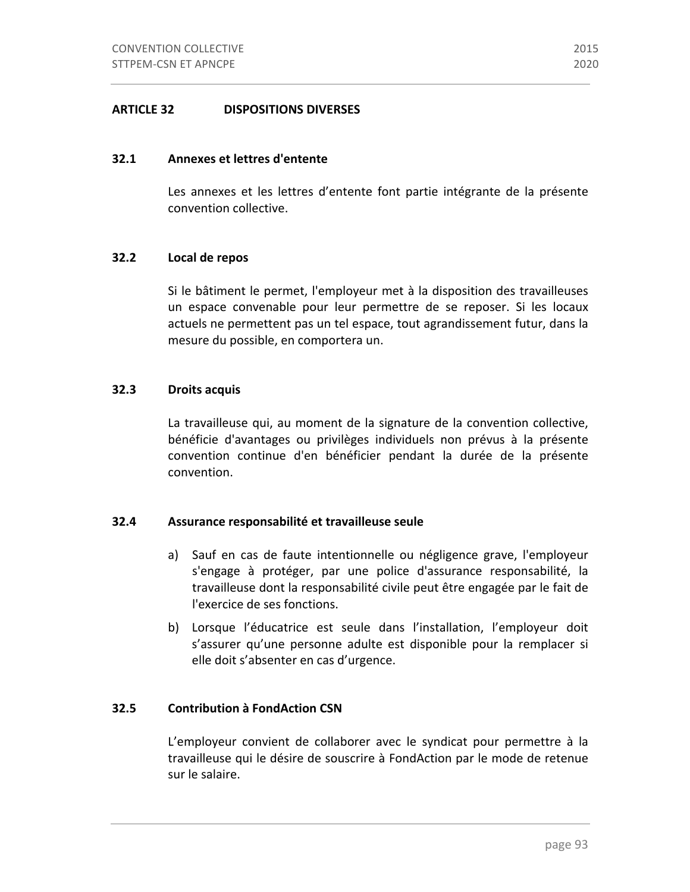## ARTICLE 32 DISPOSITIONS DIVERSES

### 32.1 Annexes et lettres d'entente

Les annexes et les lettres d’entente font partie intégrante de la présente convention collective.

### 32.2 Local de repos

Si le bâtiment le permet, l'employeur met à la disposition des travailleuses un espace convenable pour leur permettre de se reposer. Si les locaux actuels ne permettent pas un tel espace, tout agrandissement futur, dans la mesure du possible, en comportera un.

### 32.3 Droits acquis

La travailleuse qui, au moment de la signature de la convention collective, bénéficie d'avantages ou privilèges individuels non prévus à la présente convention continue d'en bénéficier pendant la durée de la présente convention.

### 32.4 Assurance responsabilité et travailleuse seule

a) Sauf en cas de faute intentionnelle ou négligence grave, l'employeur s'engage à protéger, par une police d'assurance responsabilité, la travailleuse dont la responsabilité civile peut être engagée par le fait de l'exercice de ses fonctions.

b) Lorsque l’éducatrice est seule dans l’installation, l’employeur doit s’assurer qu’une personne adulte est disponible pour la remplacer si elle doit s’absenter en cas d’urgence.

### 32.5 Contribution à FondAction CSN

L’employeur convient de collaborer avec le syndicat pour permettre à la travailleuse qui le désire de souscrire à FondAction par le mode de retenue sur le salaire.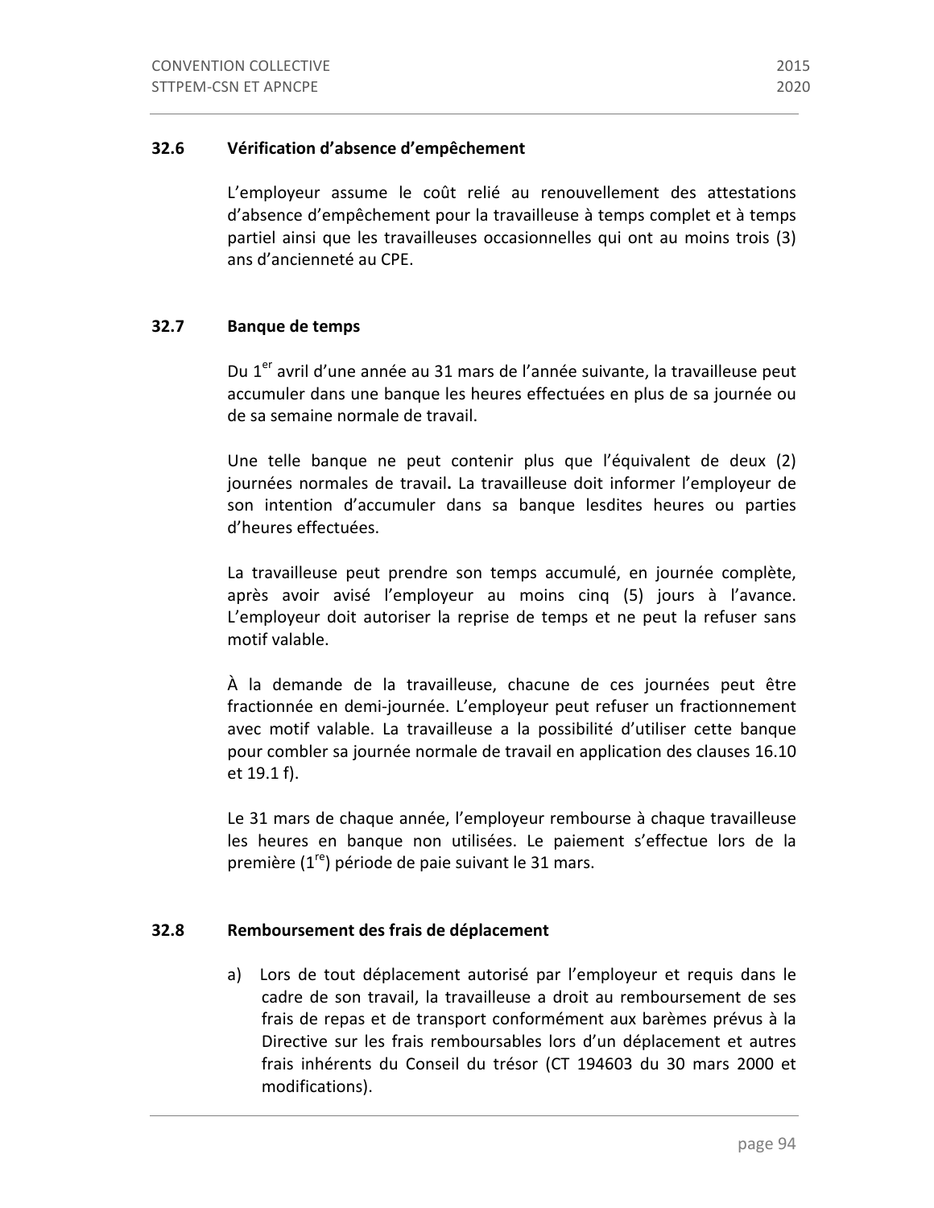### 32.6 Vérification d'absence d'empêchement

L'employeur assume le coût relié au renouvellement des attestations d'absence d'empêchement pour la travailleuse à temps complet et à temps partiel ainsi que les travailleuses occasionnelles qui ont au moins trois (3) ans d'ancienneté au CPE.

### 32.7 Banque de temps

Du 1er avril d'une année au 31 mars de l'année suivante, la travailleuse peut accumuler dans une banque les heures effectuées en plus de sa journée ou de sa semaine normale de travail.

Une telle banque ne peut contenir plus que l'équivalent de deux (2) journées normales de travail**.** La travailleuse doit informer l'employeur de son intention d'accumuler dans sa banque lesdites heures ou parties d'heures effectuées.

La travailleuse peut prendre son temps accumulé, en journée complète, après avoir avisé l'employeur au moins cinq (5) jours à l'avance. L'employeur doit autoriser la reprise de temps et ne peut la refuser sans motif valable.

À la demande de la travailleuse, chacune de ces journées peut être fractionnée en demi-journée. L'employeur peut refuser un fractionnement avec motif valable. La travailleuse a la possibilité d'utiliser cette banque pour combler sa journée normale de travail en application des clauses 16.10 et 19.1 f).

Le 31 mars de chaque année, l'employeur rembourse à chaque travailleuse les heures en banque non utilisées. Le paiement s'effectue lors de la première (1re) période de paie suivant le 31 mars.

### 32.8 Remboursement des frais de déplacement

a) Lors de tout déplacement autorisé par l'employeur et requis dans le cadre de son travail, la travailleuse a droit au remboursement de ses frais de repas et de transport conformément aux barèmes prévus à la Directive sur les frais remboursables lors d'un déplacement et autres frais inhérents du Conseil du trésor (CT 194603 du 30 mars 2000 et modifications).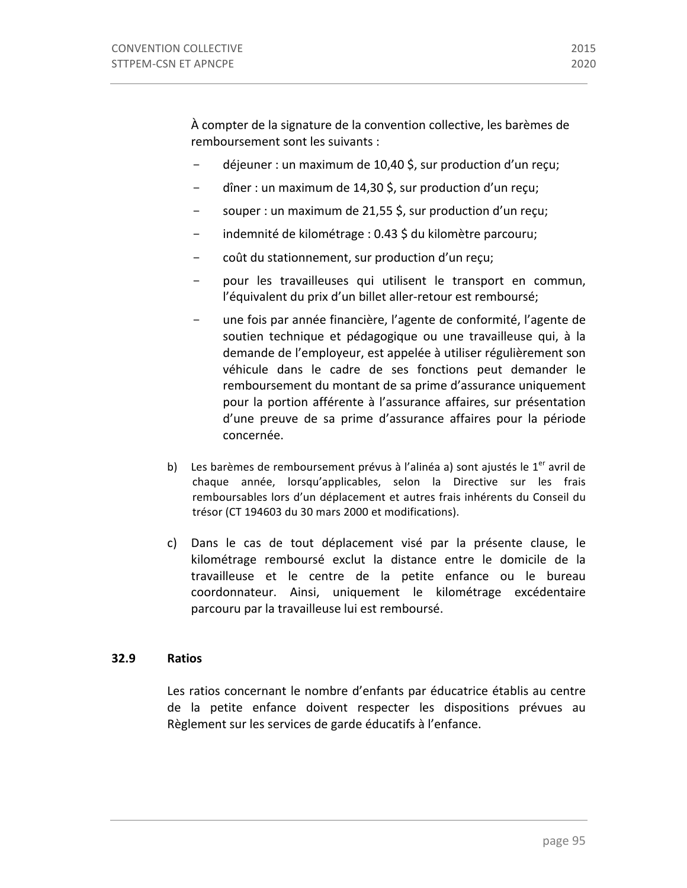À compter de la signature de la convention collective, les barèmes de remboursement sont les suivants :

- déjeuner : un maximum de 10,40 $, sur production d'un reçu;
- dîner : un maximum de 14,30 $, sur production d'un reçu;
- souper : un maximum de 21,55 $, sur production d'un reçu;
- indemnité de kilométrage : 0.43 $ du kilomètre parcouru;
- coût du stationnement, sur production d'un reçu;
- pour les travailleuses qui utilisent le transport en commun, l'équivalent du prix d'un billet aller-retour est remboursé;
- une fois par année financière, l'agente de conformité, l'agente de soutien technique et pédagogique ou une travailleuse qui, à la demande de l'employeur, est appelée à utiliser régulièrement son véhicule dans le cadre de ses fonctions peut demander le remboursement du montant de sa prime d'assurance uniquement pour la portion afférente à l'assurance affaires, sur présentation d'une preuve de sa prime d'assurance affaires pour la période concernée.

b) Les barèmes de remboursement prévus à l'alinéa a) sont ajustés le 1er avril de chaque année, lorsqu'applicables, selon la Directive sur les frais remboursables lors d'un déplacement et autres frais inhérents du Conseil du trésor (CT 194603 du 30 mars 2000 et modifications).

c) Dans le cas de tout déplacement visé par la présente clause, le kilométrage remboursé exclut la distance entre le domicile de la travailleuse et le centre de la petite enfance ou le bureau coordonnateur. Ainsi, uniquement le kilométrage excédentaire parcouru par la travailleuse lui est remboursé.

## 32.9 Ratios

Les ratios concernant le nombre d'enfants par éducatrice établis au centre de la petite enfance doivent respecter les dispositions prévues au Règlement sur les services de garde éducatifs à l'enfance.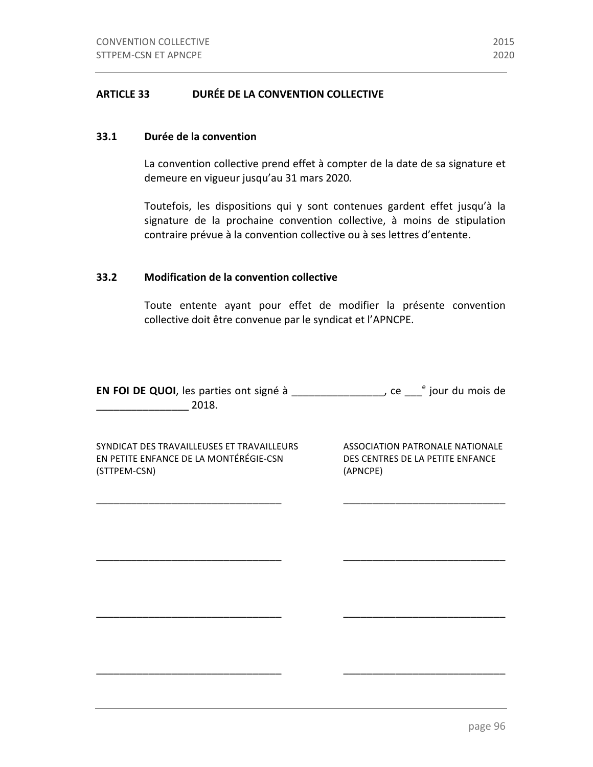## ARTICLE 33 DURÉE DE LA CONVENTION COLLECTIVE

### 33.1 Durée de la convention

La convention collective prend effet à compter de la date de sa signature et demeure en vigueur jusqu'au 31 mars 2020.

Toutefois, les dispositions qui y sont contenues gardent effet jusqu'à la signature de la prochaine convention collective, à moins de stipulation contraire prévue à la convention collective ou à ses lettres d'entente.

### 33.2 Modification de la convention collective

Toute entente ayant pour effet de modifier la présente convention collective doit être convenue par le syndicat et l'APNCPE.

**EN FOI DE QUOI**, les parties ont signé à ________________, ce ___$^{e}$ jour du mois de ________________ 2018.

| SYNDICAT DES TRAVAILLEUSES ET TRAVAILLEURS EN PETITE ENFANCE DE LA MONTÉRÉGIE-CSN (STTPEM-CSN) | ASSOCIATION PATRONALE NATIONALE DES CENTRES DE LA PETITE ENFANCE (APNCPE) |
| --- | --- |
| ________________________________ | ________________________________ |
| ________________________________ | ________________________________ |
| ________________________________ | ________________________________ |
| ________________________________ | ________________________________ |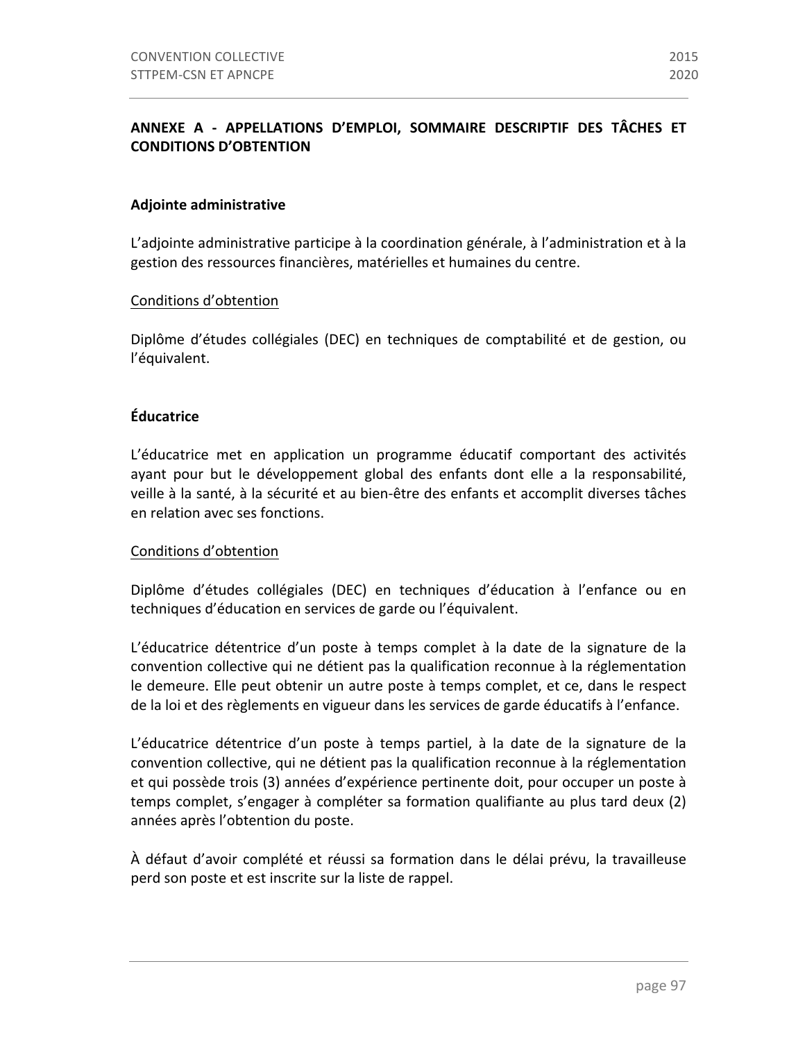## ANNEXE A - APPELLATIONS D'EMPLOI, SOMMAIRE DESCRIPTIF DES TÂCHES ET CONDITIONS D'OBTENTION

### Adjointe administrative

L'adjointe administrative participe à la coordination générale, à l'administration et à la gestion des ressources financières, matérielles et humaines du centre.

Conditions d'obtention

Diplôme d'études collégiales (DEC) en techniques de comptabilité et de gestion, ou l'équivalent.

### Éducatrice

L'éducatrice met en application un programme éducatif comportant des activités ayant pour but le développement global des enfants dont elle a la responsabilité, veille à la santé, à la sécurité et au bien-être des enfants et accomplit diverses tâches en relation avec ses fonctions.

Conditions d'obtention

Diplôme d'études collégiales (DEC) en techniques d'éducation à l'enfance ou en techniques d'éducation en services de garde ou l'équivalent.

L'éducatrice détentrice d'un poste à temps complet à la date de la signature de la convention collective qui ne détient pas la qualification reconnue à la réglementation le demeure. Elle peut obtenir un autre poste à temps complet, et ce, dans le respect de la loi et des règlements en vigueur dans les services de garde éducatifs à l'enfance.

L'éducatrice détentrice d'un poste à temps partiel, à la date de la signature de la convention collective, qui ne détient pas la qualification reconnue à la réglementation et qui possède trois (3) années d'expérience pertinente doit, pour occuper un poste à temps complet, s'engager à compléter sa formation qualifiante au plus tard deux (2) années après l'obtention du poste.

À défaut d'avoir complété et réussi sa formation dans le délai prévu, la travailleuse perd son poste et est inscrite sur la liste de rappel.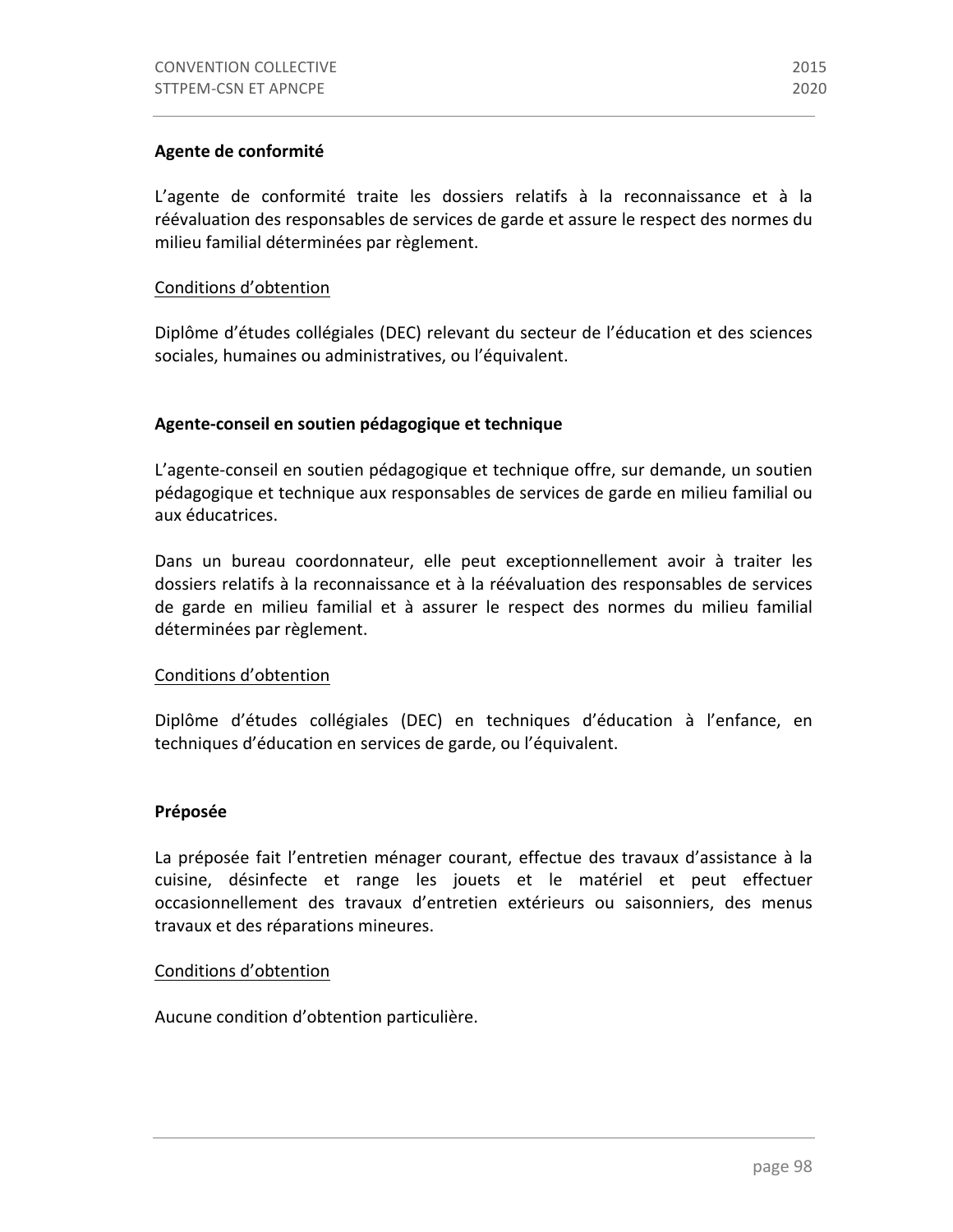**Agente de conformité**

L'agente de conformité traite les dossiers relatifs à la reconnaissance et à la réévaluation des responsables de services de garde et assure le respect des normes du milieu familial déterminées par règlement.

Conditions d'obtention

Diplôme d'études collégiales (DEC) relevant du secteur de l'éducation et des sciences sociales, humaines ou administratives, ou l'équivalent.

**Agente-conseil en soutien pédagogique et technique**

L'agente-conseil en soutien pédagogique et technique offre, sur demande, un soutien pédagogique et technique aux responsables de services de garde en milieu familial ou aux éducatrices.

Dans un bureau coordonnateur, elle peut exceptionnellement avoir à traiter les dossiers relatifs à la reconnaissance et à la réévaluation des responsables de services de garde en milieu familial et à assurer le respect des normes du milieu familial déterminées par règlement.

Conditions d'obtention

Diplôme d'études collégiales (DEC) en techniques d'éducation à l'enfance, en techniques d'éducation en services de garde, ou l'équivalent.

**Préposée**

La préposée fait l'entretien ménager courant, effectue des travaux d'assistance à la cuisine, désinfecte et range les jouets et le matériel et peut effectuer occasionnellement des travaux d'entretien extérieurs ou saisonniers, des menus travaux et des réparations mineures.

Conditions d'obtention

Aucune condition d'obtention particulière.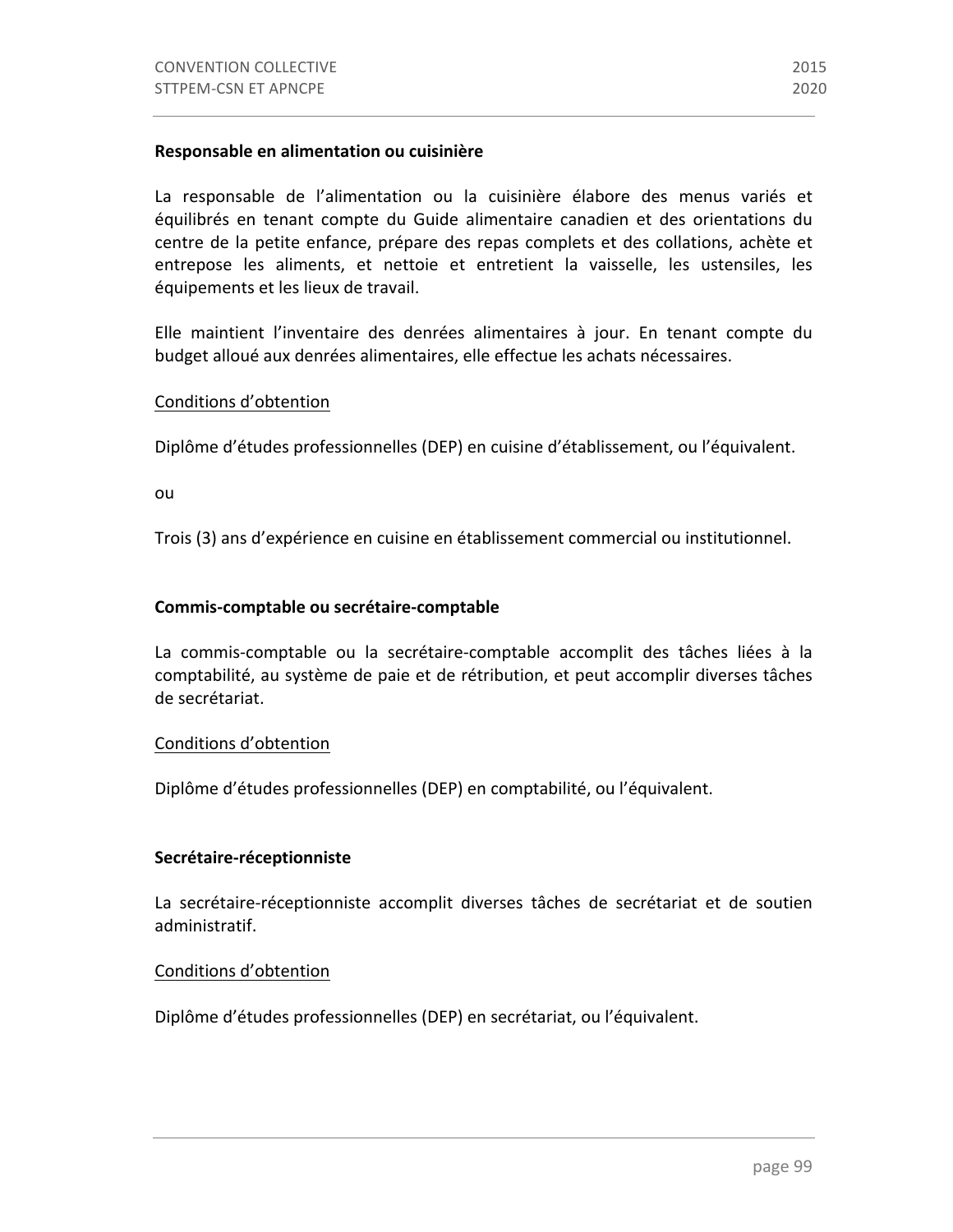**Responsable en alimentation ou cuisinière**

La responsable de l'alimentation ou la cuisinière élabore des menus variés et équilibrés en tenant compte du Guide alimentaire canadien et des orientations du centre de la petite enfance, prépare des repas complets et des collations, achète et entrepose les aliments, et nettoie et entretient la vaisselle, les ustensiles, les équipements et les lieux de travail.

Elle maintient l'inventaire des denrées alimentaires à jour. En tenant compte du budget alloué aux denrées alimentaires, elle effectue les achats nécessaires.

<u>Conditions d'obtention</u>

Diplôme d'études professionnelles (DEP) en cuisine d'établissement, ou l'équivalent.

ou

Trois (3) ans d'expérience en cuisine en établissement commercial ou institutionnel.

**Commis-comptable ou secrétaire-comptable**

La commis-comptable ou la secrétaire-comptable accomplit des tâches liées à la comptabilité, au système de paie et de rétribution, et peut accomplir diverses tâches de secrétariat.

<u>Conditions d'obtention</u>

Diplôme d'études professionnelles (DEP) en comptabilité, ou l'équivalent.

**Secrétaire-réceptionniste**

La secrétaire-réceptionniste accomplit diverses tâches de secrétariat et de soutien administratif.

<u>Conditions d'obtention</u>

Diplôme d'études professionnelles (DEP) en secrétariat, ou l'équivalent.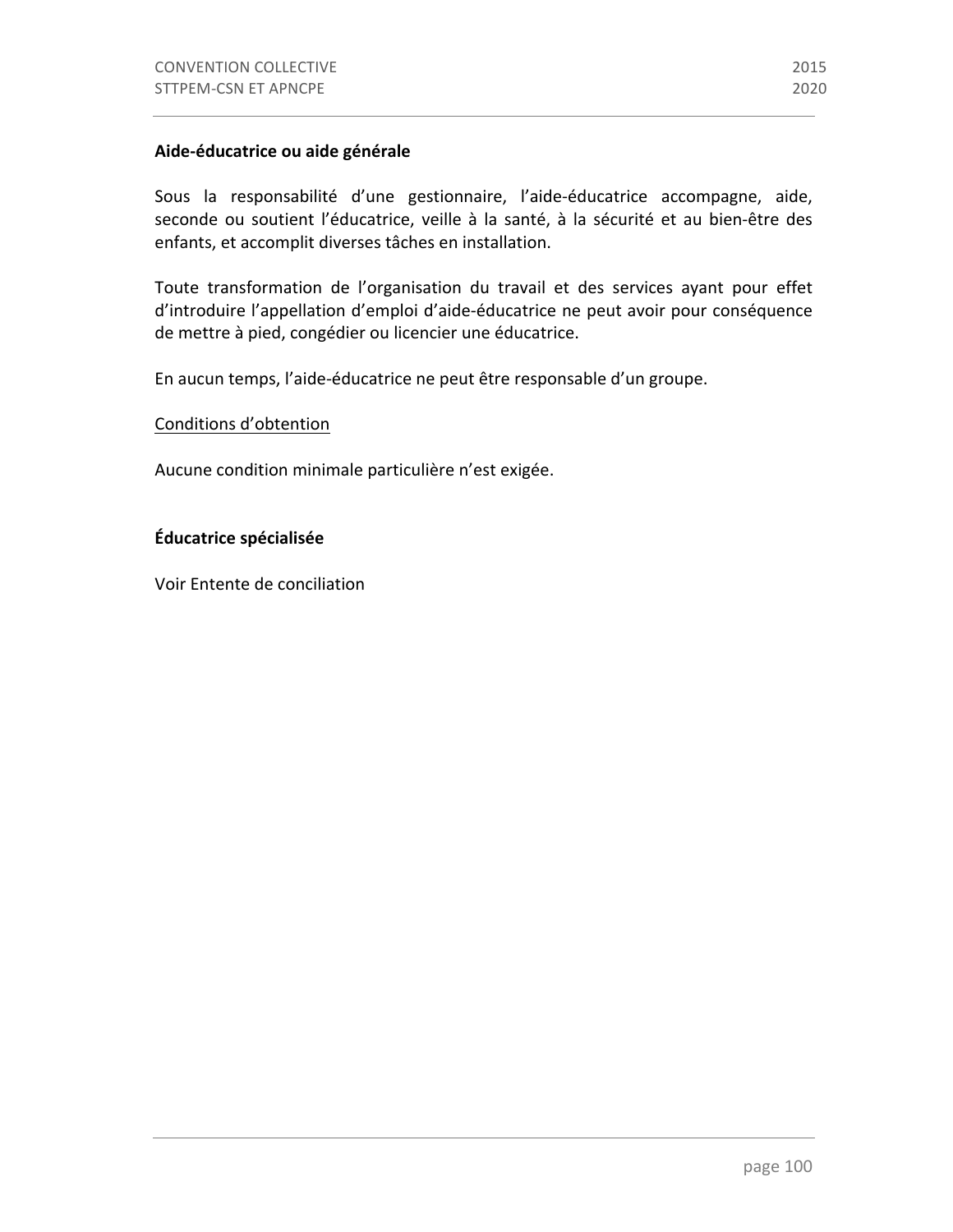**Aide-éducatrice ou aide générale**

Sous la responsabilité d'une gestionnaire, l'aide-éducatrice accompagne, aide, seconde ou soutient l'éducatrice, veille à la santé, à la sécurité et au bien-être des enfants, et accomplit diverses tâches en installation.

Toute transformation de l'organisation du travail et des services ayant pour effet d'introduire l'appellation d'emploi d'aide-éducatrice ne peut avoir pour conséquence de mettre à pied, congédier ou licencier une éducatrice.

En aucun temps, l'aide-éducatrice ne peut être responsable d'un groupe.

Conditions d'obtention

Aucune condition minimale particulière n'est exigée.

**Éducatrice spécialisée**

Voir Entente de conciliation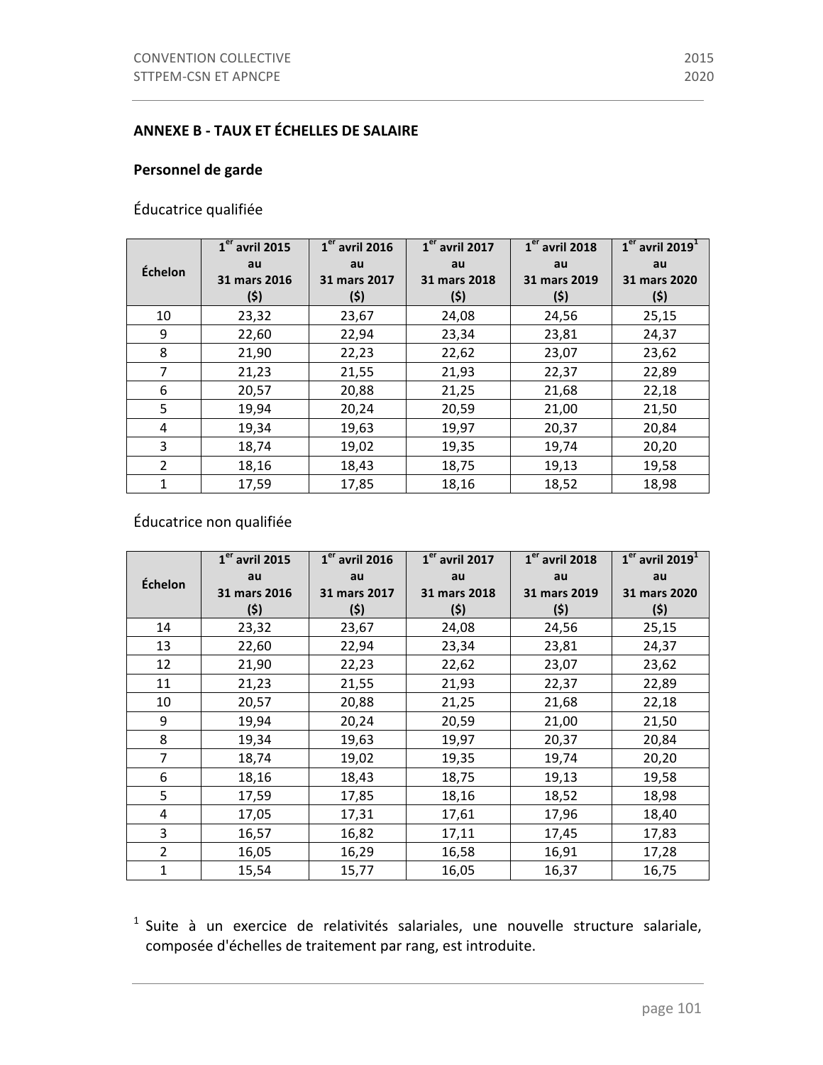## ANNEXE B - TAUX ET ÉCHELLES DE SALAIRE

### Personnel de garde

Éducatrice qualifiée

| Échelon | 1er avril 2015 au 31 mars 2016 ($) | 1er avril 2016 au 31 mars 2017 ($) | 1er avril 2017 au 31 mars 2018 ($) | 1er avril 2018 au 31 mars 2019 ($) | 1er avril 2019[1] au 31 mars 2020 ($) |
|---|---|---|---|---|---|
| 10 | 23,32 | 23,67 | 24,08 | 24,56 | 25,15 |
| 9 | 22,60 | 22,94 | 23,34 | 23,81 | 24,37 |
| 8 | 21,90 | 22,23 | 22,62 | 23,07 | 23,62 |
| 7 | 21,23 | 21,55 | 21,93 | 22,37 | 22,89 |
| 6 | 20,57 | 20,88 | 21,25 | 21,68 | 22,18 |
| 5 | 19,94 | 20,24 | 20,59 | 21,00 | 21,50 |
| 4 | 19,34 | 19,63 | 19,97 | 20,37 | 20,84 |
| 3 | 18,74 | 19,02 | 19,35 | 19,74 | 20,20 |
| 2 | 18,16 | 18,43 | 18,75 | 19,13 | 19,58 |
| 1 | 17,59 | 17,85 | 18,16 | 18,52 | 18,98 |

Éducatrice non qualifiée

| Échelon | 1er avril 2015 au 31 mars 2016 ($) | 1er avril 2016 au 31 mars 2017 ($) | 1er avril 2017 au 31 mars 2018 ($) | 1er avril 2018 au 31 mars 2019 ($) | 1er avril 2019[1] au 31 mars 2020 ($) |
|---|---|---|---|---|---|
| 14 | 23,32 | 23,67 | 24,08 | 24,56 | 25,15 |
| 13 | 22,60 | 22,94 | 23,34 | 23,81 | 24,37 |
| 12 | 21,90 | 22,23 | 22,62 | 23,07 | 23,62 |
| 11 | 21,23 | 21,55 | 21,93 | 22,37 | 22,89 |
| 10 | 20,57 | 20,88 | 21,25 | 21,68 | 22,18 |
| 9 | 19,94 | 20,24 | 20,59 | 21,00 | 21,50 |
| 8 | 19,34 | 19,63 | 19,97 | 20,37 | 20,84 |
| 7 | 18,74 | 19,02 | 19,35 | 19,74 | 20,20 |
| 6 | 18,16 | 18,43 | 18,75 | 19,13 | 19,58 |
| 5 | 17,59 | 17,85 | 18,16 | 18,52 | 18,98 |
| 4 | 17,05 | 17,31 | 17,61 | 17,96 | 18,40 |
| 3 | 16,57 | 16,82 | 17,11 | 17,45 | 17,83 |
| 2 | 16,05 | 16,29 | 16,58 | 16,91 | 17,28 |
| 1 | 15,54 | 15,77 | 16,05 | 16,37 | 16,75 |

[1] Suite à un exercice de relativités salariales, une nouvelle structure salariale, composée d'échelles de traitement par rang, est introduite.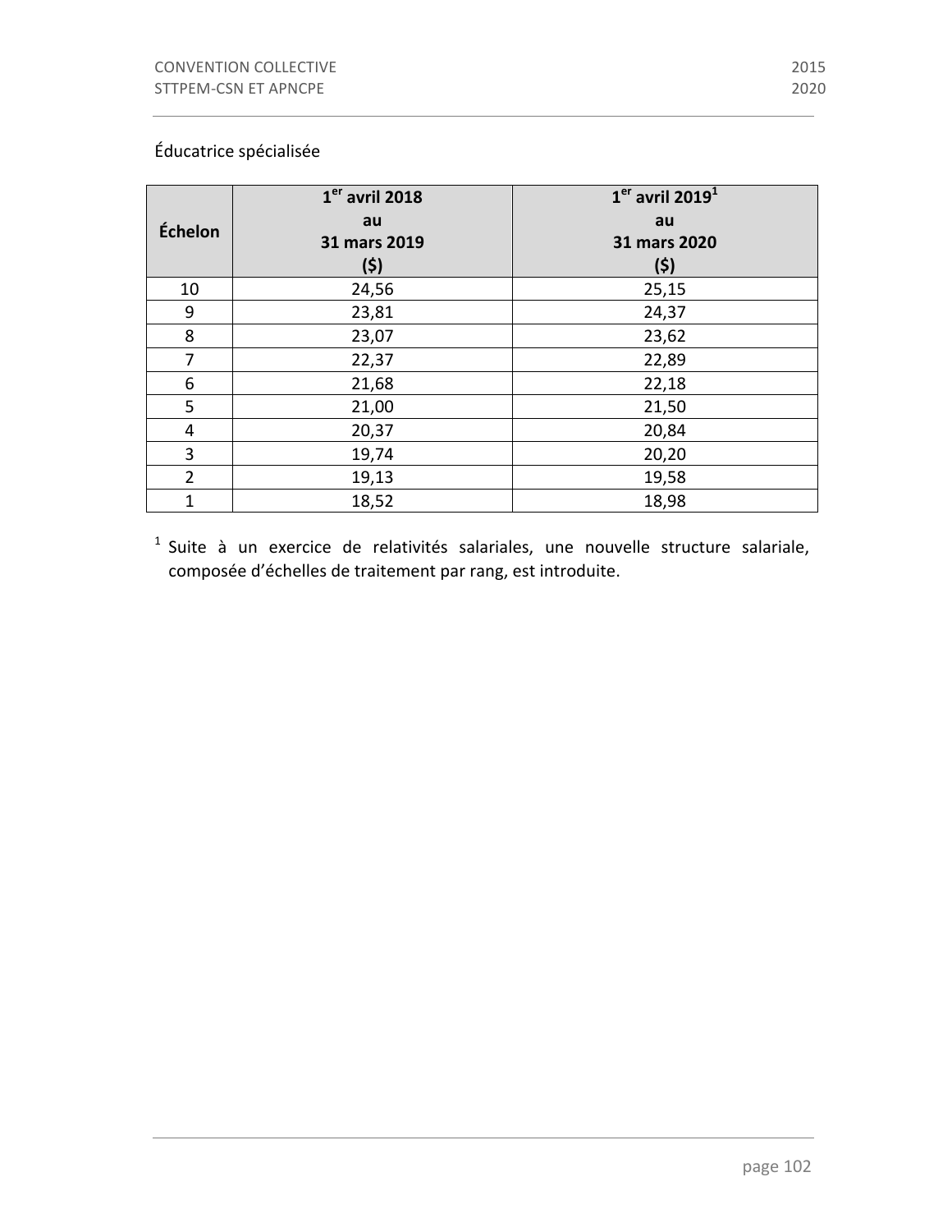Éducatrice spécialisée

| Échelon | 1er avril 2018 au 31 mars 2019 ($) | 1er avril 2019[1] au 31 mars 2020 ($) |
|---|---|---|
| 10 | 24,56 | 25,15 |
| 9 | 23,81 | 24,37 |
| 8 | 23,07 | 23,62 |
| 7 | 22,37 | 22,89 |
| 6 | 21,68 | 22,18 |
| 5 | 21,00 | 21,50 |
| 4 | 20,37 | 20,84 |
| 3 | 19,74 | 20,20 |
| 2 | 19,13 | 19,58 |
| 1 | 18,52 | 18,98 |

[1] Suite à un exercice de relativités salariales, une nouvelle structure salariale, composée d'échelles de traitement par rang, est introduite.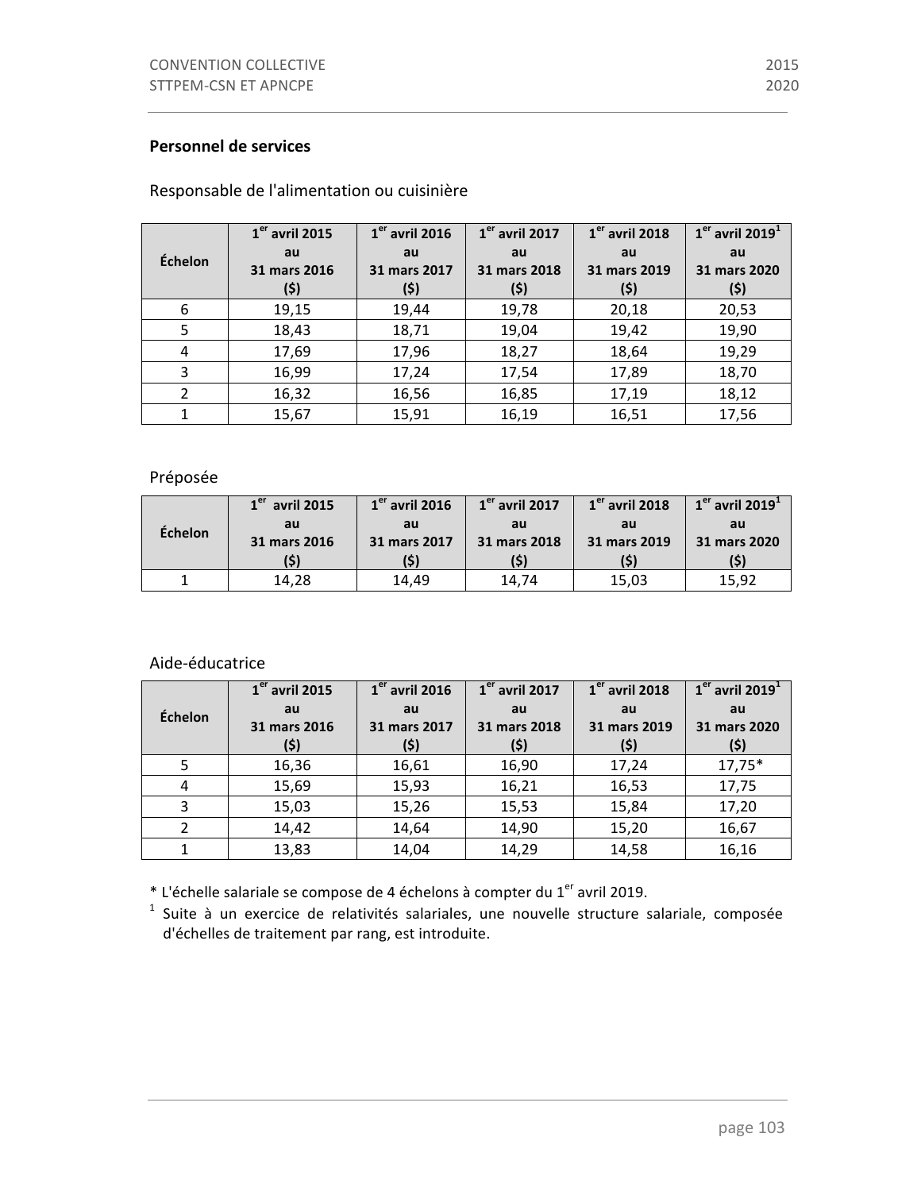**Personnel de services**

Responsable de l'alimentation ou cuisinière

| Échelon | 1er avril 2015 au 31 mars 2016 ($) | 1er avril 2016 au 31 mars 2017 ($) | 1er avril 2017 au 31 mars 2018 ($) | 1er avril 2018 au 31 mars 2019 ($) | 1er avril 2019[1] au 31 mars 2020 ($) |
|---|---|---|---|---|---|
| 6 | 19,15 | 19,44 | 19,78 | 20,18 | 20,53 |
| 5 | 18,43 | 18,71 | 19,04 | 19,42 | 19,90 |
| 4 | 17,69 | 17,96 | 18,27 | 18,64 | 19,29 |
| 3 | 16,99 | 17,24 | 17,54 | 17,89 | 18,70 |
| 2 | 16,32 | 16,56 | 16,85 | 17,19 | 18,12 |
| 1 | 15,67 | 15,91 | 16,19 | 16,51 | 17,56 |

Préposée

| Échelon | 1er avril 2015 au 31 mars 2016 ($) | 1er avril 2016 au 31 mars 2017 ($) | 1er avril 2017 au 31 mars 2018 ($) | 1er avril 2018 au 31 mars 2019 ($) | 1er avril 2019[1] au 31 mars 2020 ($) |
|---|---|---|---|---|---|
| 1 | 14,28 | 14,49 | 14,74 | 15,03 | 15,92 |

Aide-éducatrice

| Échelon | 1er avril 2015 au 31 mars 2016 ($) | 1er avril 2016 au 31 mars 2017 ($) | 1er avril 2017 au 31 mars 2018 ($) | 1er avril 2018 au 31 mars 2019 ($) | 1er avril 2019[1] au 31 mars 2020 ($) |
|---|---|---|---|---|---|
| 5 | 16,36 | 16,61 | 16,90 | 17,24 | 17,75* |
| 4 | 15,69 | 15,93 | 16,21 | 16,53 | 17,75 |
| 3 | 15,03 | 15,26 | 15,53 | 15,84 | 17,20 |
| 2 | 14,42 | 14,64 | 14,90 | 15,20 | 16,67 |
| 1 | 13,83 | 14,04 | 14,29 | 14,58 | 16,16 |

* L'échelle salariale se compose de 4 échelons à compter du 1er avril 2019.

[1] Suite à un exercice de relativités salariales, une nouvelle structure salariale, composée d'échelles de traitement par rang, est introduite.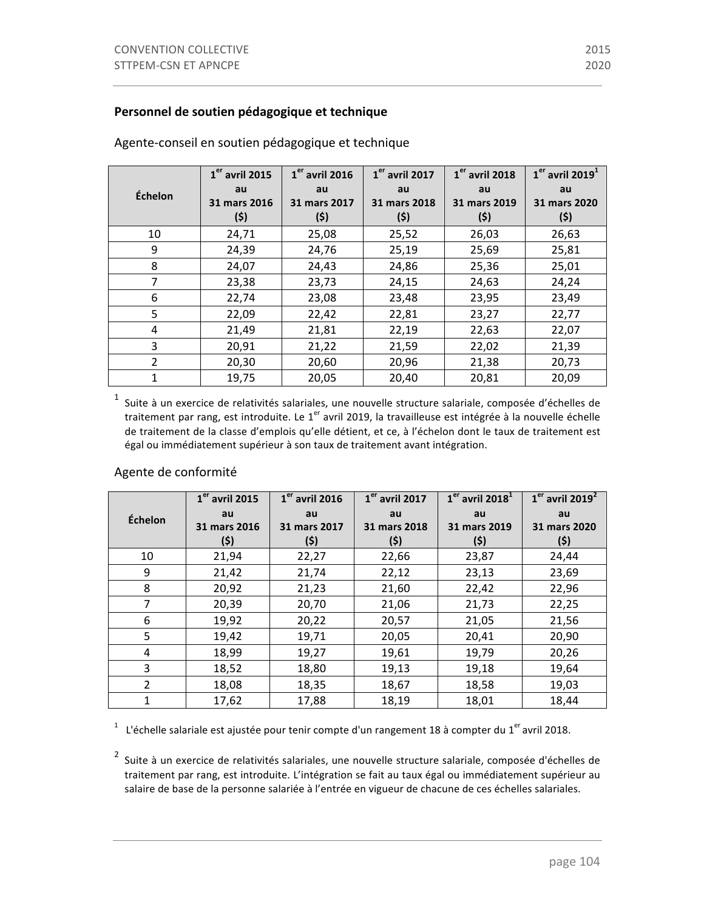## Personnel de soutien pédagogique et technique

### Agente-conseil en soutien pédagogique et technique

| Échelon | 1er avril 2015 au 31 mars 2016 ($) | 1er avril 2016 au 31 mars 2017 ($) | 1er avril 2017 au 31 mars 2018 ($) | 1er avril 2018 au 31 mars 2019 ($) | 1er avril 2019[1] au 31 mars 2020 ($) |
|---|---|---|---|---|---|
| 10 | 24,71 | 25,08 | 25,52 | 26,03 | 26,63 |
| 9 | 24,39 | 24,76 | 25,19 | 25,69 | 25,81 |
| 8 | 24,07 | 24,43 | 24,86 | 25,36 | 25,01 |
| 7 | 23,38 | 23,73 | 24,15 | 24,63 | 24,24 |
| 6 | 22,74 | 23,08 | 23,48 | 23,95 | 23,49 |
| 5 | 22,09 | 22,42 | 22,81 | 23,27 | 22,77 |
| 4 | 21,49 | 21,81 | 22,19 | 22,63 | 22,07 |
| 3 | 20,91 | 21,22 | 21,59 | 22,02 | 21,39 |
| 2 | 20,30 | 20,60 | 20,96 | 21,38 | 20,73 |
| 1 | 19,75 | 20,05 | 20,40 | 20,81 | 20,09 |

[1] Suite à un exercice de relativités salariales, une nouvelle structure salariale, composée d'échelles de traitement par rang, est introduite. Le 1er avril 2019, la travailleuse est intégrée à la nouvelle échelle de traitement de la classe d'emplois qu'elle détient, et ce, à l'échelon dont le taux de traitement est égal ou immédiatement supérieur à son taux de traitement avant intégration.

### Agente de conformité

| Échelon | 1er avril 2015 au 31 mars 2016 ($) | 1er avril 2016 au 31 mars 2017 ($) | 1er avril 2017 au 31 mars 2018 ($) | 1er avril 2018[1] au 31 mars 2019 ($) | 1er avril 2019[2] au 31 mars 2020 ($) |
|---|---|---|---|---|---|
| 10 | 21,94 | 22,27 | 22,66 | 23,87 | 24,44 |
| 9 | 21,42 | 21,74 | 22,12 | 23,13 | 23,69 |
| 8 | 20,92 | 21,23 | 21,60 | 22,42 | 22,96 |
| 7 | 20,39 | 20,70 | 21,06 | 21,73 | 22,25 |
| 6 | 19,92 | 20,22 | 20,57 | 21,05 | 21,56 |
| 5 | 19,42 | 19,71 | 20,05 | 20,41 | 20,90 |
| 4 | 18,99 | 19,27 | 19,61 | 19,79 | 20,26 |
| 3 | 18,52 | 18,80 | 19,13 | 19,18 | 19,64 |
| 2 | 18,08 | 18,35 | 18,67 | 18,58 | 19,03 |
| 1 | 17,62 | 17,88 | 18,19 | 18,01 | 18,44 |

[1] L'échelle salariale est ajustée pour tenir compte d'un rangement 18 à compter du 1er avril 2018.

[2] Suite à un exercice de relativités salariales, une nouvelle structure salariale, composée d'échelles de traitement par rang, est introduite. L'intégration se fait au taux égal ou immédiatement supérieur au salaire de base de la personne salariée à l'entrée en vigueur de chacune de ces échelles salariales.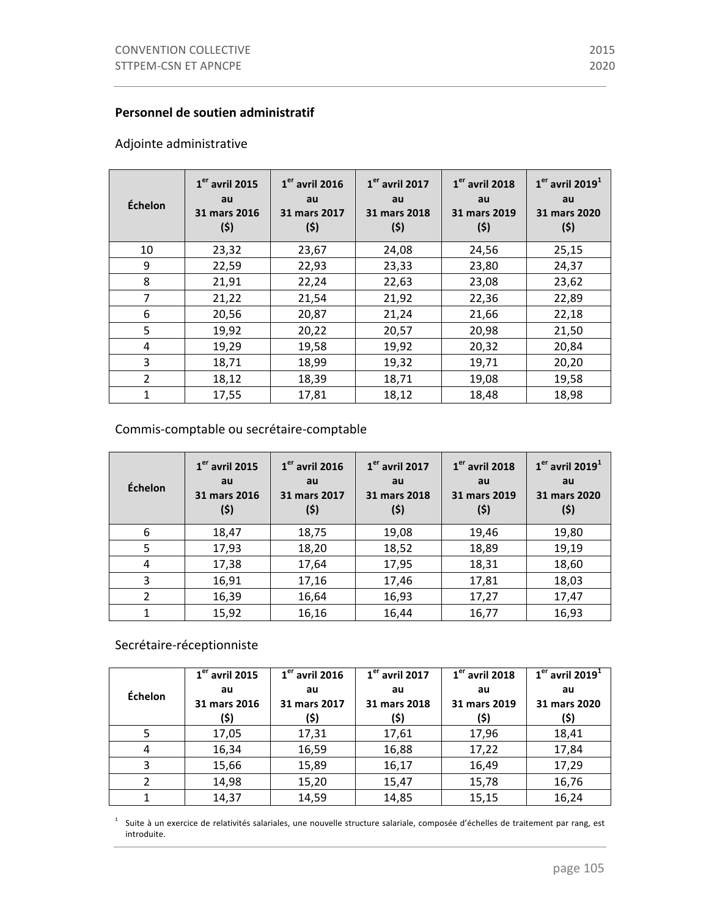**Personnel de soutien administratif**

Adjointe administrative

| Échelon | 1er avril 2015 au 31 mars 2016 ($) | 1er avril 2016 au 31 mars 2017 ($) | 1er avril 2017 au 31 mars 2018 ($) | 1er avril 2018 au 31 mars 2019 ($) | 1er avril 2019[1] au 31 mars 2020 ($) |
|---|---|---|---|---|---|
| 10 | 23,32 | 23,67 | 24,08 | 24,56 | 25,15 |
| 9 | 22,59 | 22,93 | 23,33 | 23,80 | 24,37 |
| 8 | 21,91 | 22,24 | 22,63 | 23,08 | 23,62 |
| 7 | 21,22 | 21,54 | 21,92 | 22,36 | 22,89 |
| 6 | 20,56 | 20,87 | 21,24 | 21,66 | 22,18 |
| 5 | 19,92 | 20,22 | 20,57 | 20,98 | 21,50 |
| 4 | 19,29 | 19,58 | 19,92 | 20,32 | 20,84 |
| 3 | 18,71 | 18,99 | 19,32 | 19,71 | 20,20 |
| 2 | 18,12 | 18,39 | 18,71 | 19,08 | 19,58 |
| 1 | 17,55 | 17,81 | 18,12 | 18,48 | 18,98 |

Commis-comptable ou secrétaire-comptable

| Échelon | 1er avril 2015 au 31 mars 2016 ($) | 1er avril 2016 au 31 mars 2017 ($) | 1er avril 2017 au 31 mars 2018 ($) | 1er avril 2018 au 31 mars 2019 ($) | 1er avril 2019[1] au 31 mars 2020 ($) |
|---|---|---|---|---|---|
| 6 | 18,47 | 18,75 | 19,08 | 19,46 | 19,80 |
| 5 | 17,93 | 18,20 | 18,52 | 18,89 | 19,19 |
| 4 | 17,38 | 17,64 | 17,95 | 18,31 | 18,60 |
| 3 | 16,91 | 17,16 | 17,46 | 17,81 | 18,03 |
| 2 | 16,39 | 16,64 | 16,93 | 17,27 | 17,47 |
| 1 | 15,92 | 16,16 | 16,44 | 16,77 | 16,93 |

Secrétaire-réceptionniste

| Échelon | 1er avril 2015 au 31 mars 2016 ($) | 1er avril 2016 au 31 mars 2017 ($) | 1er avril 2017 au 31 mars 2018 ($) | 1er avril 2018 au 31 mars 2019 ($) | 1er avril 2019[1] au 31 mars 2020 ($) |
|---|---|---|---|---|---|
| 5 | 17,05 | 17,31 | 17,61 | 17,96 | 18,41 |
| 4 | 16,34 | 16,59 | 16,88 | 17,22 | 17,84 |
| 3 | 15,66 | 15,89 | 16,17 | 16,49 | 17,29 |
| 2 | 14,98 | 15,20 | 15,47 | 15,78 | 16,76 |
| 1 | 14,37 | 14,59 | 14,85 | 15,15 | 16,24 |

[1] Suite à un exercice de relativités salariales, une nouvelle structure salariale, composée d'échelles de traitement par rang, est introduite.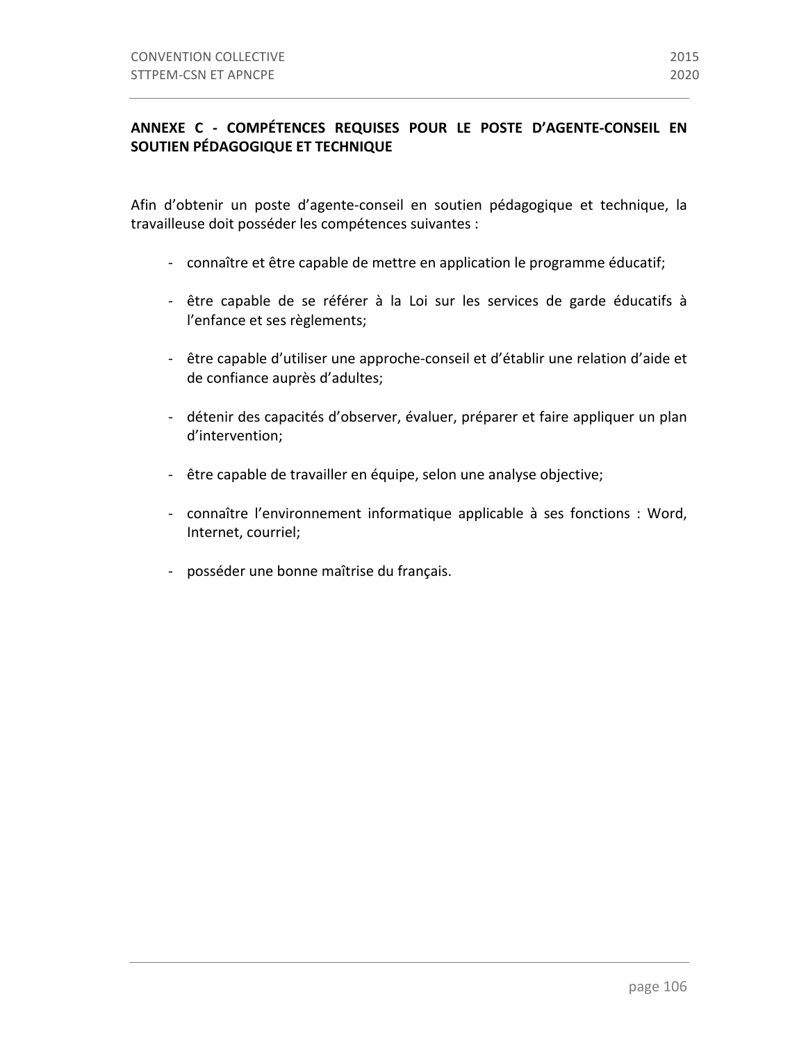## ANNEXE C - COMPÉTENCES REQUISES POUR LE POSTE D'AGENTE-CONSEIL EN SOUTIEN PÉDAGOGIQUE ET TECHNIQUE

Afin d'obtenir un poste d'agente-conseil en soutien pédagogique et technique, la travailleuse doit posséder les compétences suivantes :

- connaître et être capable de mettre en application le programme éducatif;
- être capable de se référer à la Loi sur les services de garde éducatifs à l'enfance et ses règlements;
- être capable d'utiliser une approche-conseil et d'établir une relation d'aide et de confiance auprès d'adultes;
- détenir des capacités d'observer, évaluer, préparer et faire appliquer un plan d'intervention;
- être capable de travailler en équipe, selon une analyse objective;
- connaître l'environnement informatique applicable à ses fonctions : Word, Internet, courriel;
- posséder une bonne maîtrise du français.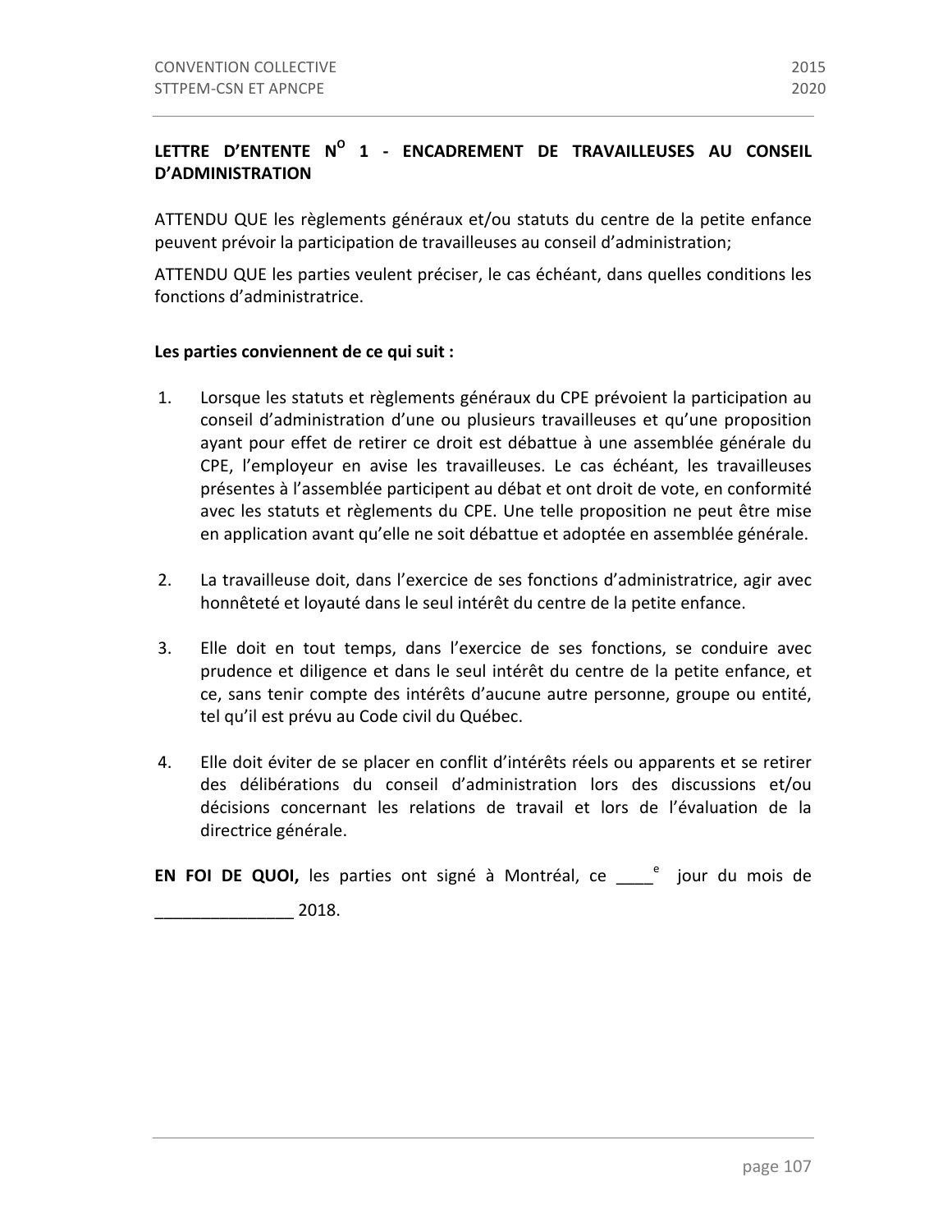## LETTRE D'ENTENTE N[O] 1 - ENCADREMENT DE TRAVAILLEUSES AU CONSEIL D'ADMINISTRATION

ATTENDU QUE les règlements généraux et/ou statuts du centre de la petite enfance peuvent prévoir la participation de travailleuses au conseil d'administration;

ATTENDU QUE les parties veulent préciser, le cas échéant, dans quelles conditions les fonctions d'administratrice.

**Les parties conviennent de ce qui suit :**

1. Lorsque les statuts et règlements généraux du CPE prévoient la participation au conseil d'administration d'une ou plusieurs travailleuses et qu'une proposition ayant pour effet de retirer ce droit est débattue à une assemblée générale du CPE, l'employeur en avise les travailleuses. Le cas échéant, les travailleuses présentes à l'assemblée participent au débat et ont droit de vote, en conformité avec les statuts et règlements du CPE. Une telle proposition ne peut être mise en application avant qu'elle ne soit débattue et adoptée en assemblée générale.

2. La travailleuse doit, dans l'exercice de ses fonctions d'administratrice, agir avec honnêteté et loyauté dans le seul intérêt du centre de la petite enfance.

3. Elle doit en tout temps, dans l'exercice de ses fonctions, se conduire avec prudence et diligence et dans le seul intérêt du centre de la petite enfance, et ce, sans tenir compte des intérêts d'aucune autre personne, groupe ou entité, tel qu'il est prévu au Code civil du Québec.

4. Elle doit éviter de se placer en conflit d'intérêts réels ou apparents et se retirer des délibérations du conseil d'administration lors des discussions et/ou décisions concernant les relations de travail et lors de l'évaluation de la directrice générale.

**EN FOI DE QUOI,** les parties ont signé à Montréal, ce ____[e] jour du mois de _______________ 2018.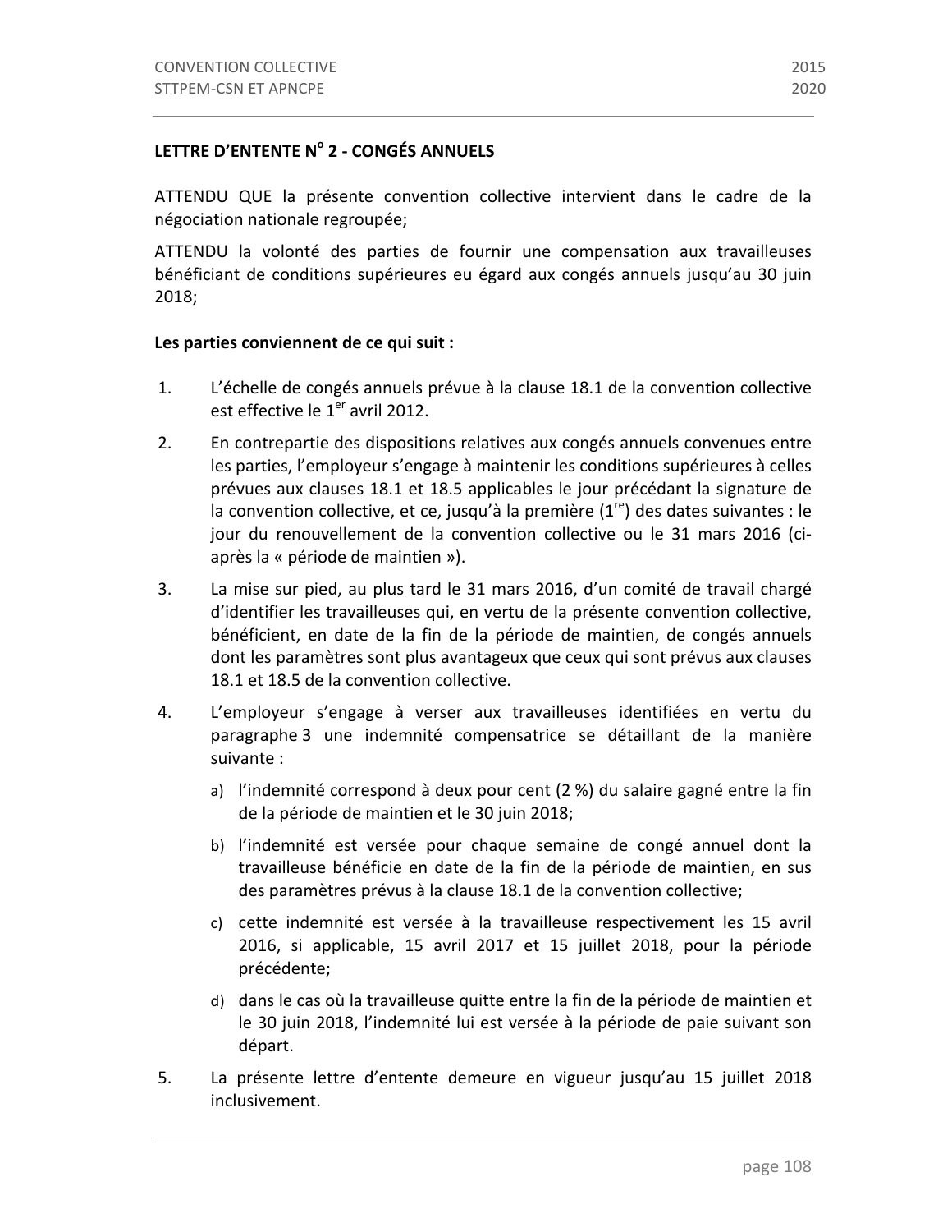## LETTRE D'ENTENTE N° 2 - CONGÉS ANNUELS

ATTENDU QUE la présente convention collective intervient dans le cadre de la négociation nationale regroupée;

ATTENDU la volonté des parties de fournir une compensation aux travailleuses bénéficiant de conditions supérieures eu égard aux congés annuels jusqu'au 30 juin 2018;

**Les parties conviennent de ce qui suit :**

1. L'échelle de congés annuels prévue à la clause 18.1 de la convention collective est effective le 1er avril 2012.

2. En contrepartie des dispositions relatives aux congés annuels convenues entre les parties, l'employeur s'engage à maintenir les conditions supérieures à celles prévues aux clauses 18.1 et 18.5 applicables le jour précédant la signature de la convention collective, et ce, jusqu'à la première (1re) des dates suivantes : le jour du renouvellement de la convention collective ou le 31 mars 2016 (ci-après la « période de maintien »).

3. La mise sur pied, au plus tard le 31 mars 2016, d'un comité de travail chargé d'identifier les travailleuses qui, en vertu de la présente convention collective, bénéficient, en date de la fin de la période de maintien, de congés annuels dont les paramètres sont plus avantageux que ceux qui sont prévus aux clauses 18.1 et 18.5 de la convention collective.

4. L'employeur s'engage à verser aux travailleuses identifiées en vertu du paragraphe 3 une indemnité compensatrice se détaillant de la manière suivante :

   a) l'indemnité correspond à deux pour cent (2 %) du salaire gagné entre la fin de la période de maintien et le 30 juin 2018;

   b) l'indemnité est versée pour chaque semaine de congé annuel dont la travailleuse bénéficie en date de la fin de la période de maintien, en sus des paramètres prévus à la clause 18.1 de la convention collective;

   c) cette indemnité est versée à la travailleuse respectivement les 15 avril 2016, si applicable, 15 avril 2017 et 15 juillet 2018, pour la période précédente;

   d) dans le cas où la travailleuse quitte entre la fin de la période de maintien et le 30 juin 2018, l'indemnité lui est versée à la période de paie suivant son départ.

5. La présente lettre d'entente demeure en vigueur jusqu'au 15 juillet 2018 inclusivement.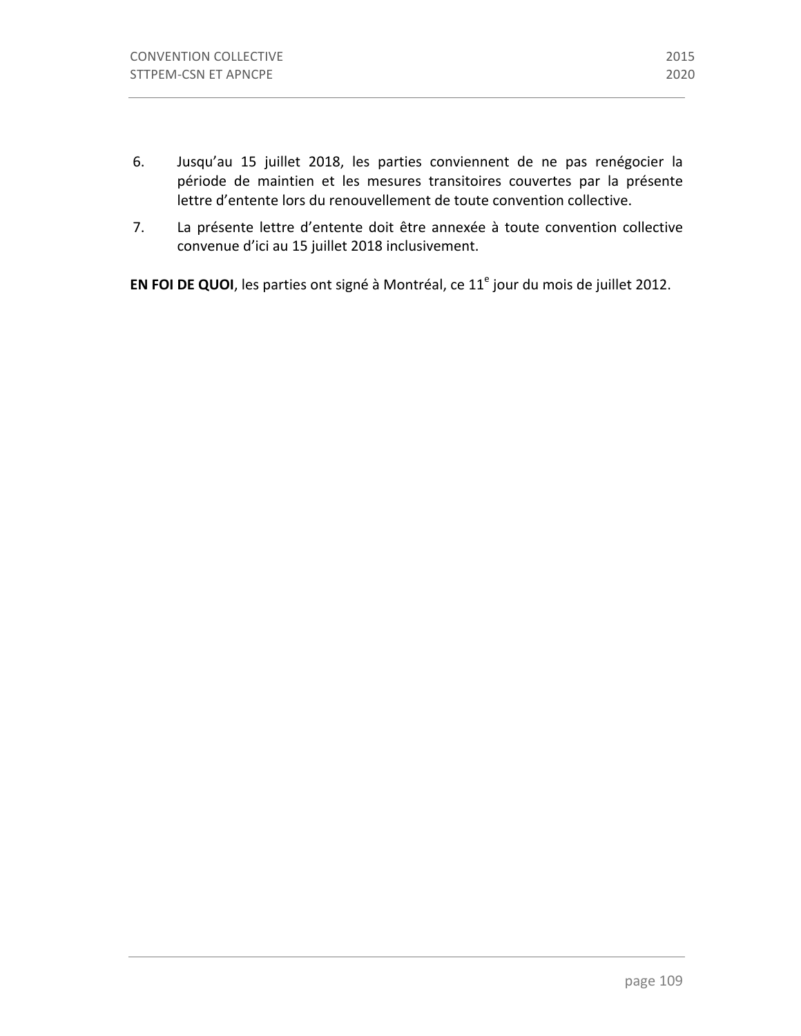6. Jusqu'au 15 juillet 2018, les parties conviennent de ne pas renégocier la période de maintien et les mesures transitoires couvertes par la présente lettre d'entente lors du renouvellement de toute convention collective.
7. La présente lettre d'entente doit être annexée à toute convention collective convenue d'ici au 15 juillet 2018 inclusivement.

**EN FOI DE QUOI**, les parties ont signé à Montréal, ce 11e jour du mois de juillet 2012.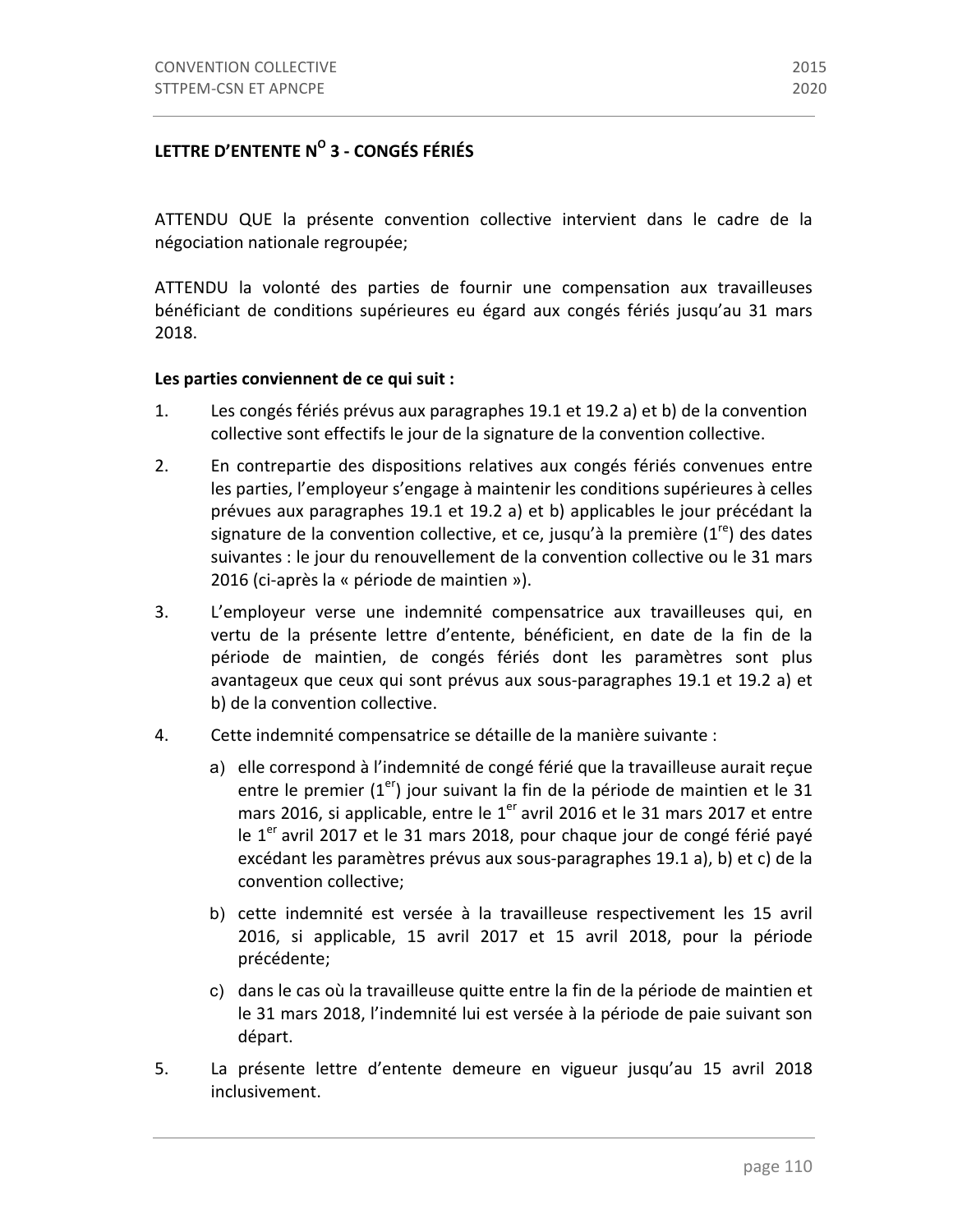## LETTRE D'ENTENTE N[O] 3 - CONGÉS FÉRIÉS

ATTENDU QUE la présente convention collective intervient dans le cadre de la négociation nationale regroupée;

ATTENDU la volonté des parties de fournir une compensation aux travailleuses bénéficiant de conditions supérieures eu égard aux congés fériés jusqu'au 31 mars 2018.

**Les parties conviennent de ce qui suit :**

1. Les congés fériés prévus aux paragraphes 19.1 et 19.2 a) et b) de la convention collective sont effectifs le jour de la signature de la convention collective.

2. En contrepartie des dispositions relatives aux congés fériés convenues entre les parties, l'employeur s'engage à maintenir les conditions supérieures à celles prévues aux paragraphes 19.1 et 19.2 a) et b) applicables le jour précédant la signature de la convention collective, et ce, jusqu'à la première (1[re]) des dates suivantes : le jour du renouvellement de la convention collective ou le 31 mars 2016 (ci-après la « période de maintien »).

3. L'employeur verse une indemnité compensatrice aux travailleuses qui, en vertu de la présente lettre d'entente, bénéficient, en date de la fin de la période de maintien, de congés fériés dont les paramètres sont plus avantageux que ceux qui sont prévus aux sous-paragraphes 19.1 et 19.2 a) et b) de la convention collective.

4. Cette indemnité compensatrice se détaille de la manière suivante :

   a) elle correspond à l'indemnité de congé férié que la travailleuse aurait reçue entre le premier (1[er]) jour suivant la fin de la période de maintien et le 31 mars 2016, si applicable, entre le 1[er] avril 2016 et le 31 mars 2017 et entre le 1[er] avril 2017 et le 31 mars 2018, pour chaque jour de congé férié payé excédant les paramètres prévus aux sous-paragraphes 19.1 a), b) et c) de la convention collective;

   b) cette indemnité est versée à la travailleuse respectivement les 15 avril 2016, si applicable, 15 avril 2017 et 15 avril 2018, pour la période précédente;

   c) dans le cas où la travailleuse quitte entre la fin de la période de maintien et le 31 mars 2018, l'indemnité lui est versée à la période de paie suivant son départ.

5. La présente lettre d'entente demeure en vigueur jusqu'au 15 avril 2018 inclusivement.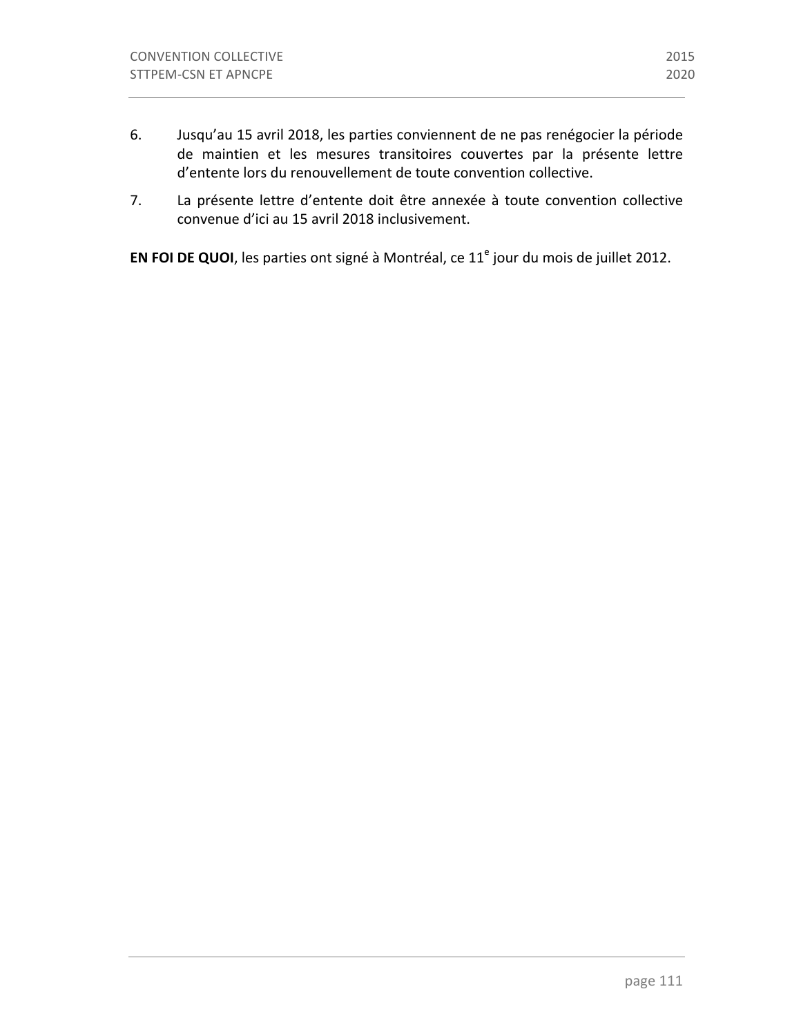6. Jusqu'au 15 avril 2018, les parties conviennent de ne pas renégocier la période de maintien et les mesures transitoires couvertes par la présente lettre d'entente lors du renouvellement de toute convention collective.

7. La présente lettre d'entente doit être annexée à toute convention collective convenue d'ici au 15 avril 2018 inclusivement.

**EN FOI DE QUOI**, les parties ont signé à Montréal, ce 11e jour du mois de juillet 2012.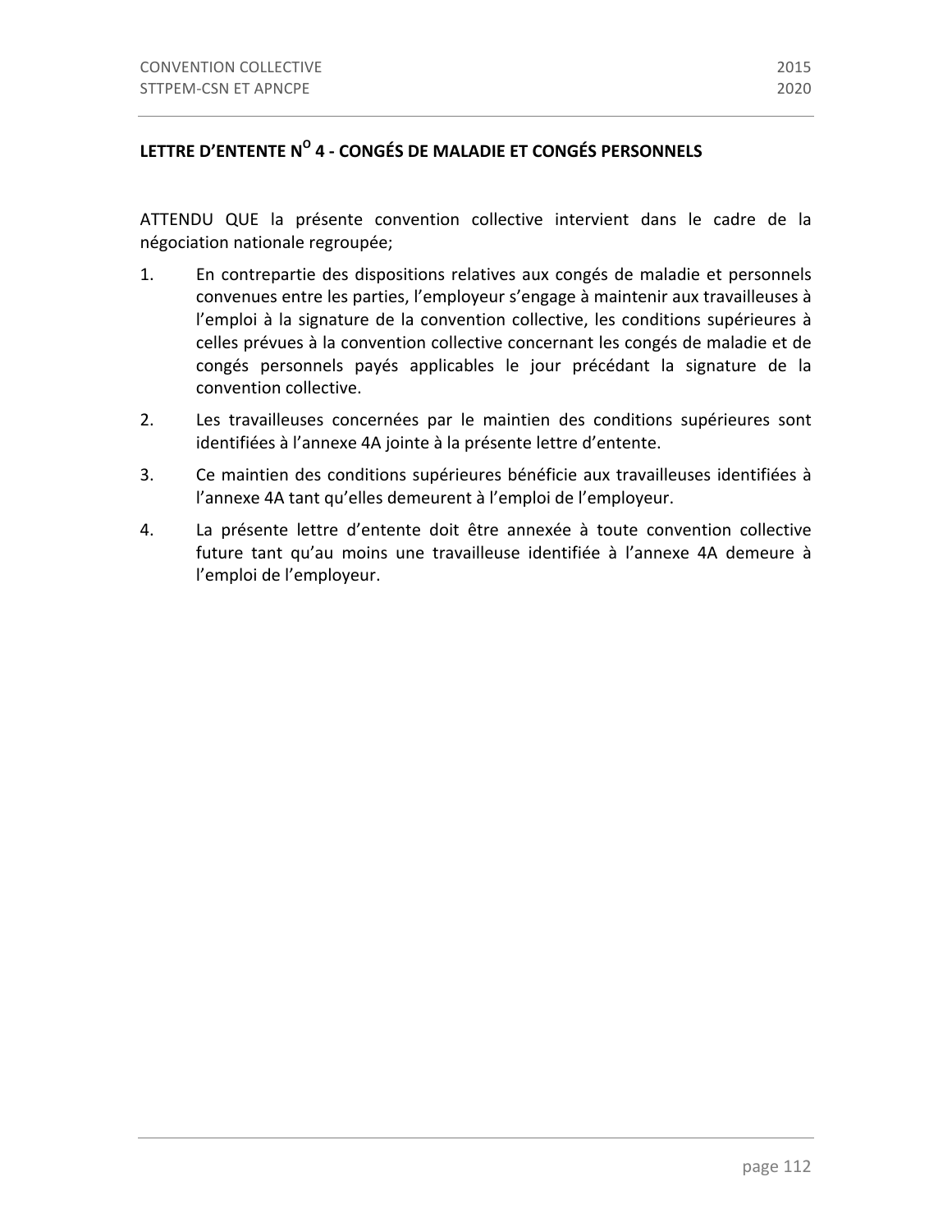## LETTRE D'ENTENTE N[O] 4 - CONGÉS DE MALADIE ET CONGÉS PERSONNELS

ATTENDU QUE la présente convention collective intervient dans le cadre de la négociation nationale regroupée;

1. En contrepartie des dispositions relatives aux congés de maladie et personnels convenues entre les parties, l'employeur s'engage à maintenir aux travailleuses à l'emploi à la signature de la convention collective, les conditions supérieures à celles prévues à la convention collective concernant les congés de maladie et de congés personnels payés applicables le jour précédant la signature de la convention collective.
2. Les travailleuses concernées par le maintien des conditions supérieures sont identifiées à l'annexe 4A jointe à la présente lettre d'entente.
3. Ce maintien des conditions supérieures bénéficie aux travailleuses identifiées à l'annexe 4A tant qu'elles demeurent à l'emploi de l'employeur.
4. La présente lettre d'entente doit être annexée à toute convention collective future tant qu'au moins une travailleuse identifiée à l'annexe 4A demeure à l'emploi de l'employeur.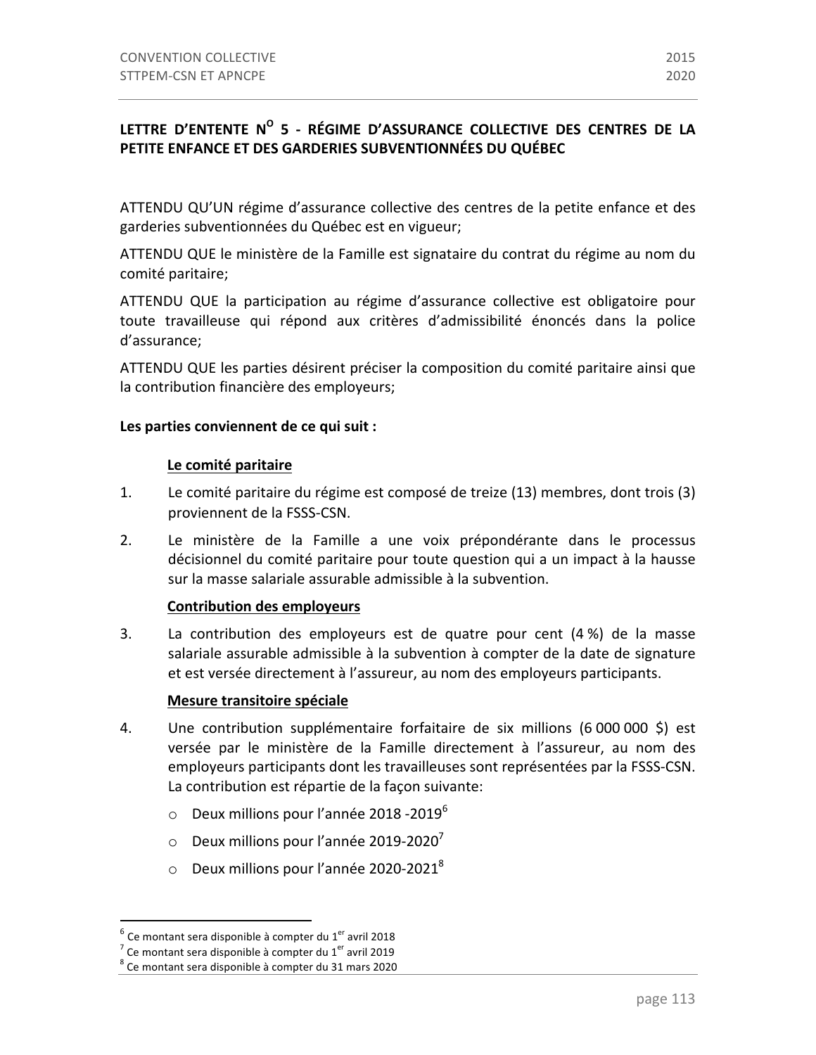## LETTRE D'ENTENTE N[O] 5 - RÉGIME D'ASSURANCE COLLECTIVE DES CENTRES DE LA PETITE ENFANCE ET DES GARDERIES SUBVENTIONNÉES DU QUÉBEC

ATTENDU QU'UN régime d'assurance collective des centres de la petite enfance et des garderies subventionnées du Québec est en vigueur;

ATTENDU QUE le ministère de la Famille est signataire du contrat du régime au nom du comité paritaire;

ATTENDU QUE la participation au régime d'assurance collective est obligatoire pour toute travailleuse qui répond aux critères d'admissibilité énoncés dans la police d'assurance;

ATTENDU QUE les parties désirent préciser la composition du comité paritaire ainsi que la contribution financière des employeurs;

**Les parties conviennent de ce qui suit :**

**Le comité paritaire**

1. Le comité paritaire du régime est composé de treize (13) membres, dont trois (3) proviennent de la FSSS-CSN.

2. Le ministère de la Famille a une voix prépondérante dans le processus décisionnel du comité paritaire pour toute question qui a un impact à la hausse sur la masse salariale assurable admissible à la subvention.

**Contribution des employeurs**

3. La contribution des employeurs est de quatre pour cent (4 %) de la masse salariale assurable admissible à la subvention à compter de la date de signature et est versée directement à l'assureur, au nom des employeurs participants.

**Mesure transitoire spéciale**

4. Une contribution supplémentaire forfaitaire de six millions (6 000 000 $) est versée par le ministère de la Famille directement à l'assureur, au nom des employeurs participants dont les travailleuses sont représentées par la FSSS-CSN. La contribution est répartie de la façon suivante:
   - Deux millions pour l'année 2018 -2019[6]
   - Deux millions pour l'année 2019-2020[7]
   - Deux millions pour l'année 2020-2021[8]

---

[6] Ce montant sera disponible à compter du 1er avril 2018
[7] Ce montant sera disponible à compter du 1er avril 2019
[8] Ce montant sera disponible à compter du 31 mars 2020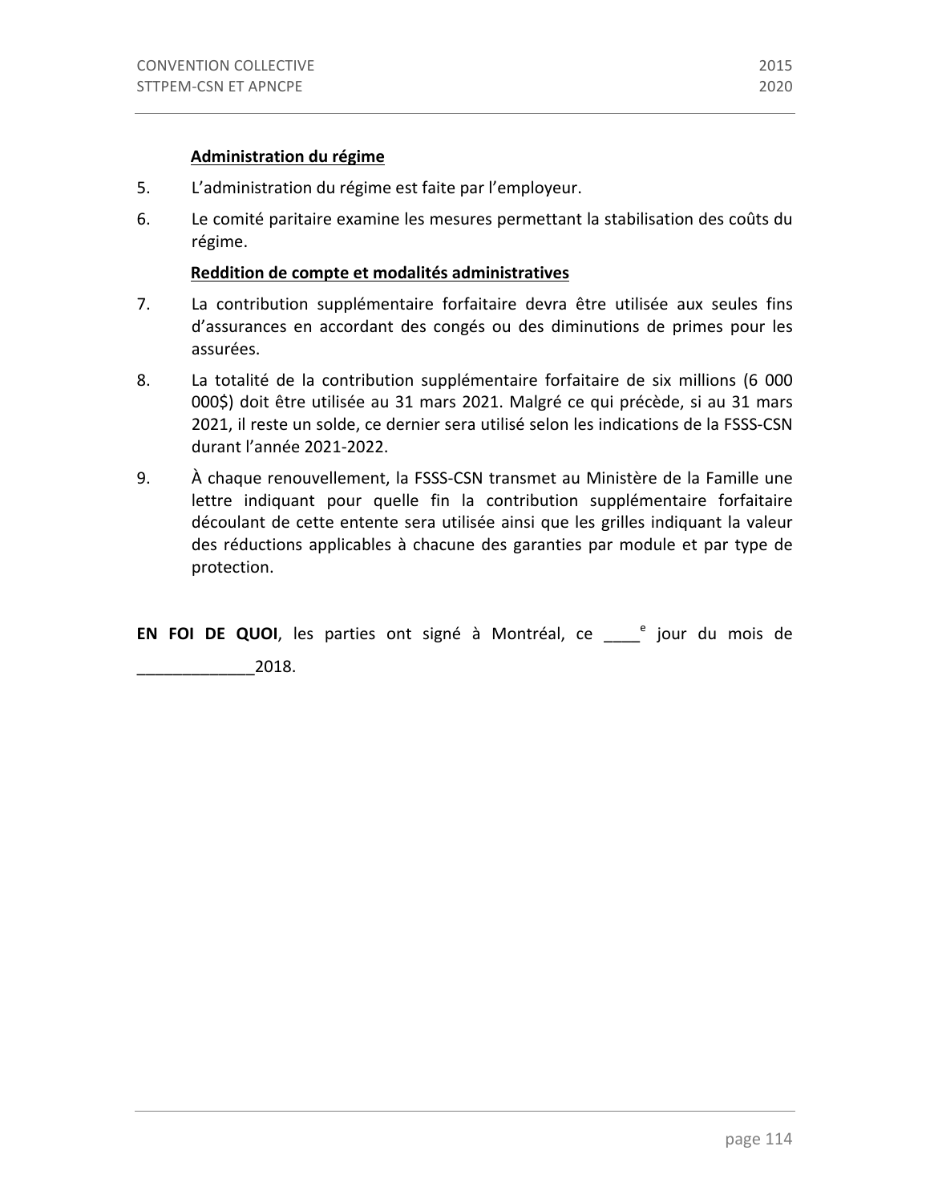**Administration du régime**

5. L'administration du régime est faite par l'employeur.

6. Le comité paritaire examine les mesures permettant la stabilisation des coûts du régime.

**Reddition de compte et modalités administratives**

7. La contribution supplémentaire forfaitaire devra être utilisée aux seules fins d'assurances en accordant des congés ou des diminutions de primes pour les assurées.

8. La totalité de la contribution supplémentaire forfaitaire de six millions (6 000 000$) doit être utilisée au 31 mars 2021. Malgré ce qui précède, si au 31 mars 2021, il reste un solde, ce dernier sera utilisé selon les indications de la FSSS-CSN durant l'année 2021-2022.

9. À chaque renouvellement, la FSSS-CSN transmet au Ministère de la Famille une lettre indiquant pour quelle fin la contribution supplémentaire forfaitaire découlant de cette entente sera utilisée ainsi que les grilles indiquant la valeur des réductions applicables à chacune des garanties par module et par type de protection.

**EN FOI DE QUOI**, les parties ont signé à Montréal, ce ____e jour du mois de _____________2018.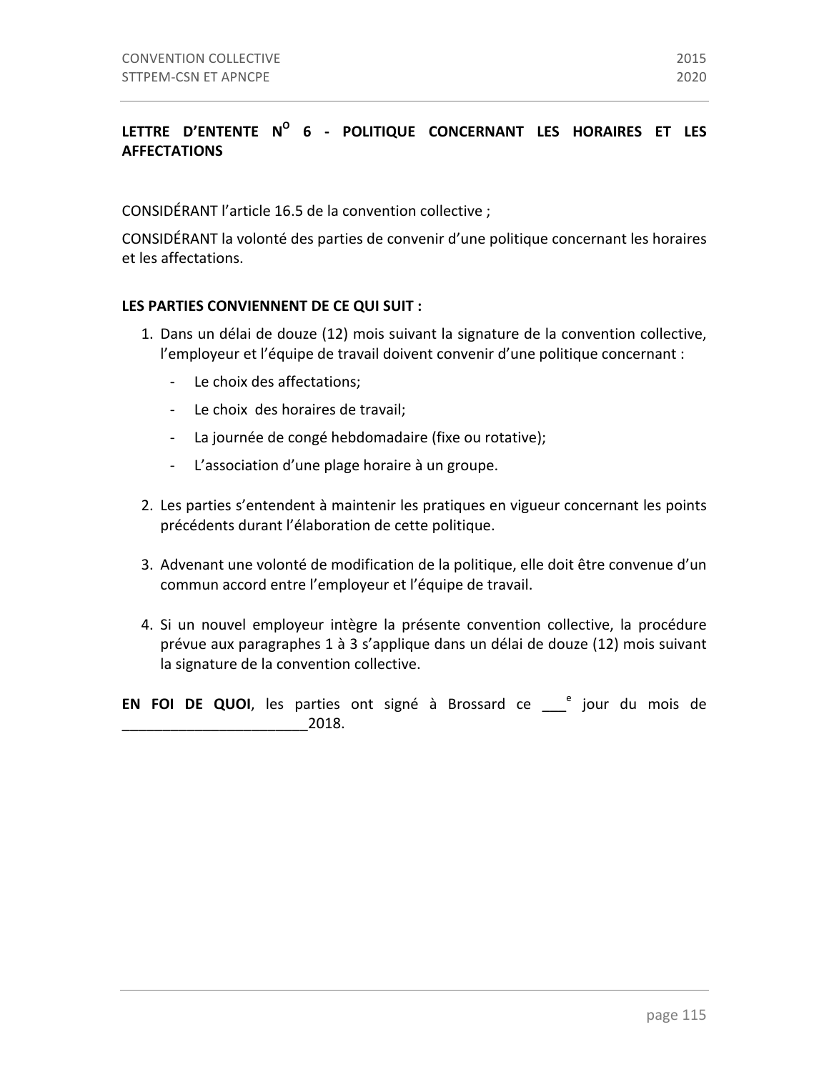## LETTRE D'ENTENTE N[O] 6 - POLITIQUE CONCERNANT LES HORAIRES ET LES AFFECTATIONS

CONSIDÉRANT l'article 16.5 de la convention collective ;

CONSIDÉRANT la volonté des parties de convenir d'une politique concernant les horaires et les affectations.

**LES PARTIES CONVIENNENT DE CE QUI SUIT :**

1. Dans un délai de douze (12) mois suivant la signature de la convention collective, l'employeur et l'équipe de travail doivent convenir d'une politique concernant :
   - Le choix des affectations;
   - Le choix des horaires de travail;
   - La journée de congé hebdomadaire (fixe ou rotative);
   - L'association d'une plage horaire à un groupe.

2. Les parties s'entendent à maintenir les pratiques en vigueur concernant les points précédents durant l'élaboration de cette politique.

3. Advenant une volonté de modification de la politique, elle doit être convenue d'un commun accord entre l'employeur et l'équipe de travail.

4. Si un nouvel employeur intègre la présente convention collective, la procédure prévue aux paragraphes 1 à 3 s'applique dans un délai de douze (12) mois suivant la signature de la convention collective.

**EN FOI DE QUOI**, les parties ont signé à Brossard ce ___e jour du mois de _______________________2018.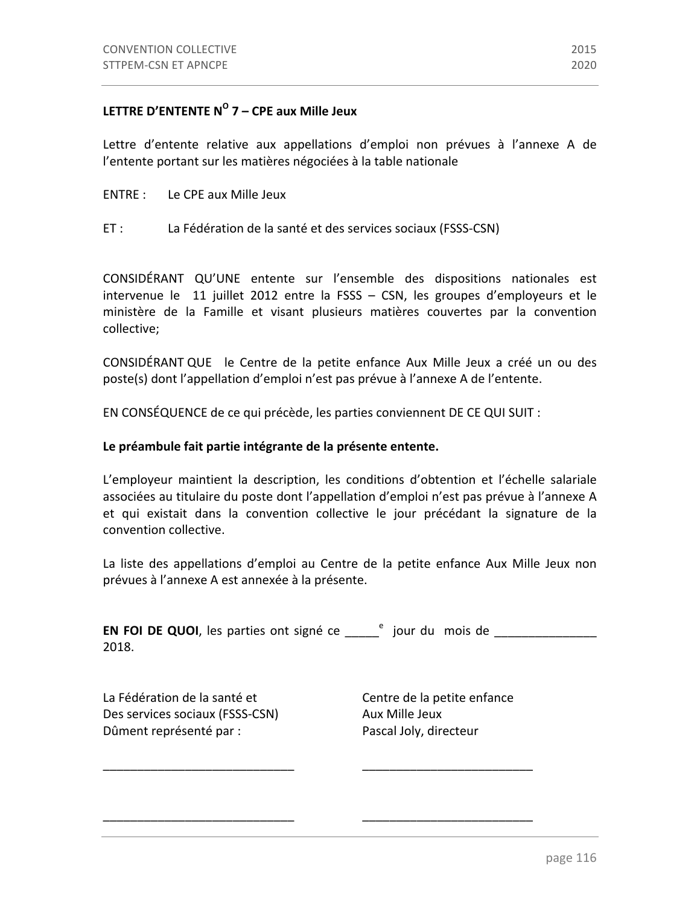## LETTRE D'ENTENTE N[O] 7 – CPE aux Mille Jeux

Lettre d'entente relative aux appellations d'emploi non prévues à l'annexe A de l'entente portant sur les matières négociées à la table nationale

ENTRE : Le CPE aux Mille Jeux

ET : La Fédération de la santé et des services sociaux (FSSS-CSN)

CONSIDÉRANT QU'UNE entente sur l'ensemble des dispositions nationales est intervenue le 11 juillet 2012 entre la FSSS – CSN, les groupes d'employeurs et le ministère de la Famille et visant plusieurs matières couvertes par la convention collective;

CONSIDÉRANT QUE le Centre de la petite enfance Aux Mille Jeux a créé un ou des poste(s) dont l'appellation d'emploi n'est pas prévue à l'annexe A de l'entente.

EN CONSÉQUENCE de ce qui précède, les parties conviennent DE CE QUI SUIT :

**Le préambule fait partie intégrante de la présente entente.**

L'employeur maintient la description, les conditions d'obtention et l'échelle salariale associées au titulaire du poste dont l'appellation d'emploi n'est pas prévue à l'annexe A et qui existait dans la convention collective le jour précédant la signature de la convention collective.

La liste des appellations d'emploi au Centre de la petite enfance Aux Mille Jeux non prévues à l'annexe A est annexée à la présente.

**EN FOI DE QUOI**, les parties ont signé ce _____[e] jour du mois de _______________ 2018.

La Fédération de la santé et
Des services sociaux (FSSS-CSN)
Dûment représenté par :

____________________________

____________________________

Centre de la petite enfance
Aux Mille Jeux
Pascal Joly, directeur

__________________________

__________________________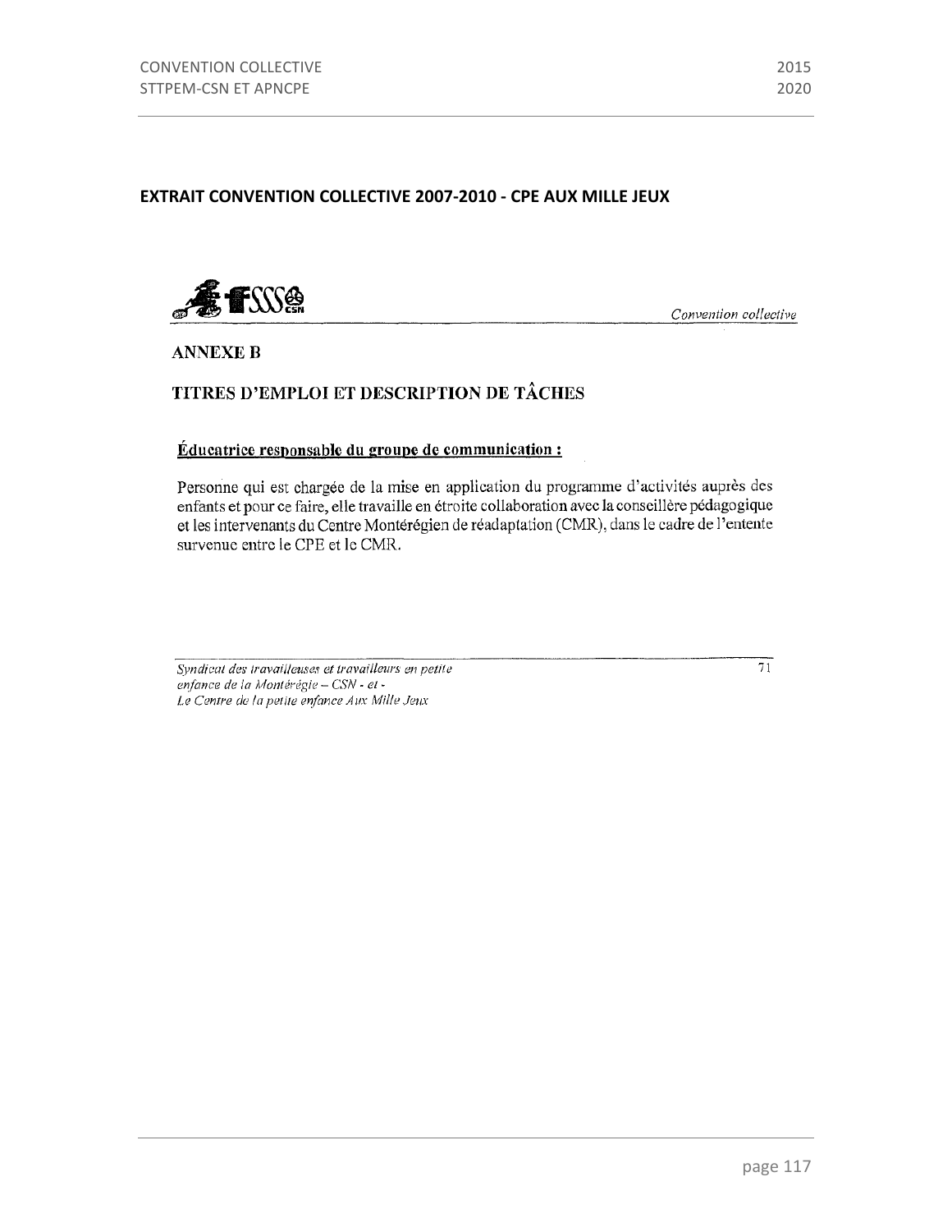## EXTRAIT CONVENTION COLLECTIVE 2007-2010 - CPE AUX MILLE JEUX

*Convention collective*

### ANNEXE B

### TITRES D'EMPLOI ET DESCRIPTION DE TÂCHES

**Éducatrice responsable du groupe de communication :**

Personne qui est chargée de la mise en application du programme d'activités auprès des enfants et pour ce faire, elle travaille en étroite collaboration avec la conseillère pédagogique et les intervenants du Centre Montérégien de réadaptation (CMR), dans le cadre de l'entente survenue entre le CPE et le CMR.

*Syndicat des travailleuses et travailleurs en petite enfance de la Montérégie – CSN - et - Le Centre de la petite enfance Aux Mille Jeux*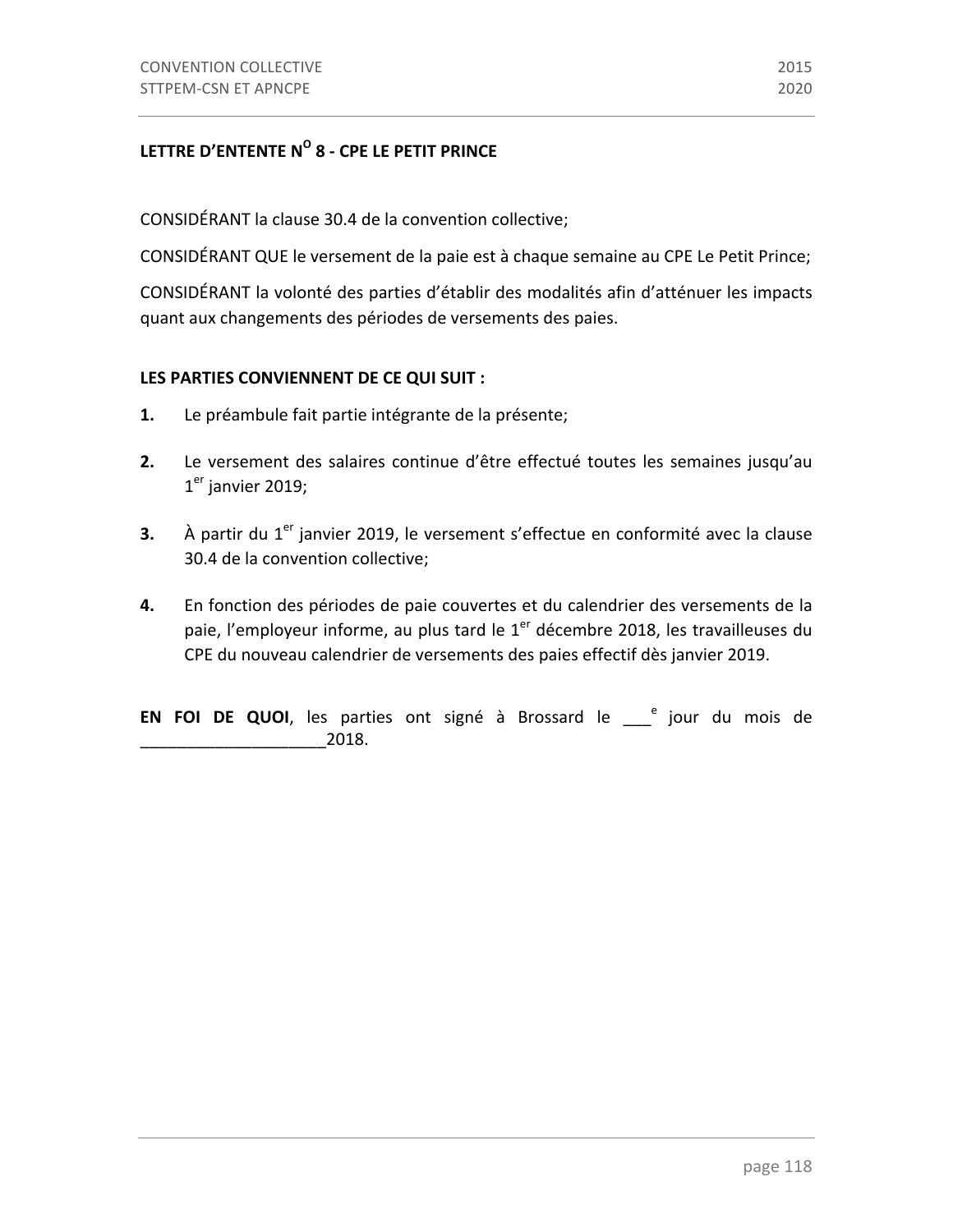## LETTRE D'ENTENTE N[O] 8 - CPE LE PETIT PRINCE

CONSIDÉRANT la clause 30.4 de la convention collective;

CONSIDÉRANT QUE le versement de la paie est à chaque semaine au CPE Le Petit Prince;

CONSIDÉRANT la volonté des parties d'établir des modalités afin d'atténuer les impacts quant aux changements des périodes de versements des paies.

**LES PARTIES CONVIENNENT DE CE QUI SUIT :**

**1.** Le préambule fait partie intégrante de la présente;

**2.** Le versement des salaires continue d'être effectué toutes les semaines jusqu'au 1er janvier 2019;

**3.** À partir du 1er janvier 2019, le versement s'effectue en conformité avec la clause 30.4 de la convention collective;

**4.** En fonction des périodes de paie couvertes et du calendrier des versements de la paie, l'employeur informe, au plus tard le 1er décembre 2018, les travailleuses du CPE du nouveau calendrier de versements des paies effectif dès janvier 2019.

**EN FOI DE QUOI**, les parties ont signé à Brossard le ___e jour du mois de ____________________2018.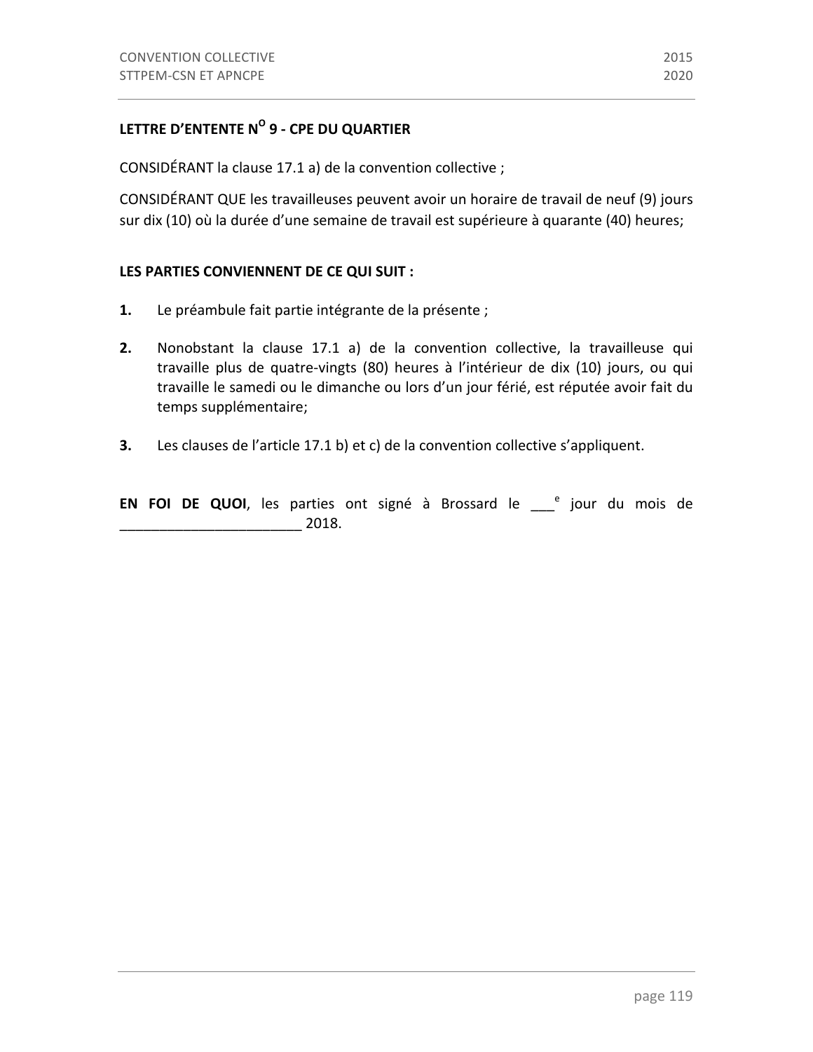## LETTRE D'ENTENTE N[O] 9 - CPE DU QUARTIER

CONSIDÉRANT la clause 17.1 a) de la convention collective ;

CONSIDÉRANT QUE les travailleuses peuvent avoir un horaire de travail de neuf (9) jours sur dix (10) où la durée d'une semaine de travail est supérieure à quarante (40) heures;

**LES PARTIES CONVIENNENT DE CE QUI SUIT :**

**1.** Le préambule fait partie intégrante de la présente ;

**2.** Nonobstant la clause 17.1 a) de la convention collective, la travailleuse qui travaille plus de quatre-vingts (80) heures à l'intérieur de dix (10) jours, ou qui travaille le samedi ou le dimanche ou lors d'un jour férié, est réputée avoir fait du temps supplémentaire;

**3.** Les clauses de l'article 17.1 b) et c) de la convention collective s'appliquent.

**EN FOI DE QUOI**, les parties ont signé à Brossard le ___e jour du mois de _______________________ 2018.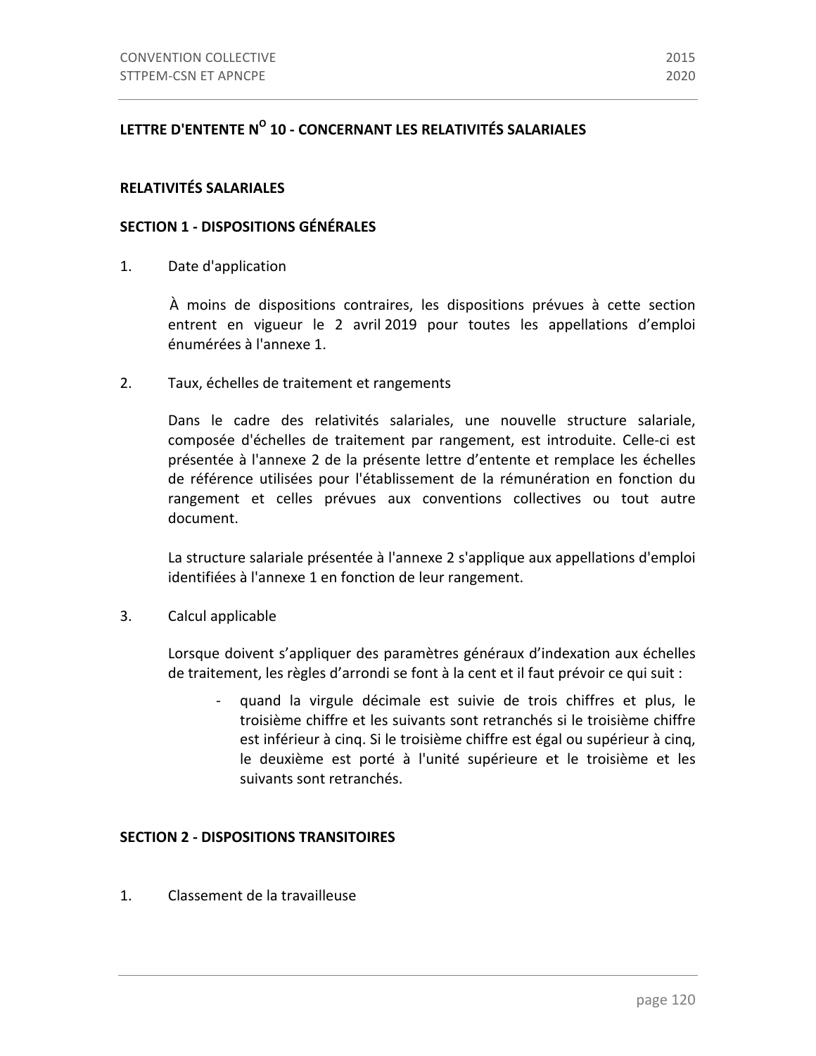## LETTRE D'ENTENTE N[O] 10 - CONCERNANT LES RELATIVITÉS SALARIALES

### RELATIVITÉS SALARIALES

### SECTION 1 - DISPOSITIONS GÉNÉRALES

1. Date d'application

   À moins de dispositions contraires, les dispositions prévues à cette section entrent en vigueur le 2 avril 2019 pour toutes les appellations d'emploi énumérées à l'annexe 1.

2. Taux, échelles de traitement et rangements

   Dans le cadre des relativités salariales, une nouvelle structure salariale, composée d'échelles de traitement par rangement, est introduite. Celle-ci est présentée à l'annexe 2 de la présente lettre d'entente et remplace les échelles de référence utilisées pour l'établissement de la rémunération en fonction du rangement et celles prévues aux conventions collectives ou tout autre document.

   La structure salariale présentée à l'annexe 2 s'applique aux appellations d'emploi identifiées à l'annexe 1 en fonction de leur rangement.

3. Calcul applicable

   Lorsque doivent s'appliquer des paramètres généraux d'indexation aux échelles de traitement, les règles d'arrondi se font à la cent et il faut prévoir ce qui suit :

   - quand la virgule décimale est suivie de trois chiffres et plus, le troisième chiffre et les suivants sont retranchés si le troisième chiffre est inférieur à cinq. Si le troisième chiffre est égal ou supérieur à cinq, le deuxième est porté à l'unité supérieure et le troisième et les suivants sont retranchés.

### SECTION 2 - DISPOSITIONS TRANSITOIRES

1. Classement de la travailleuse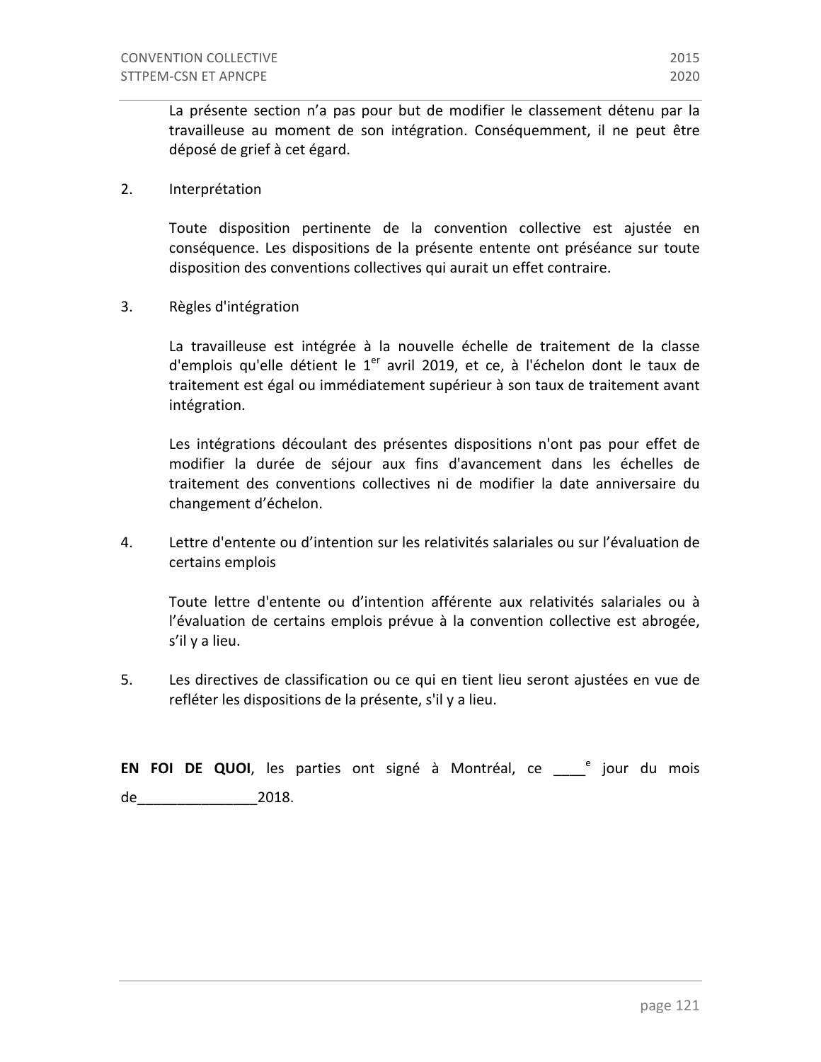La présente section n'a pas pour but de modifier le classement détenu par la travailleuse au moment de son intégration. Conséquemment, il ne peut être déposé de grief à cet égard.

2. Interprétation

   Toute disposition pertinente de la convention collective est ajustée en conséquence. Les dispositions de la présente entente ont préséance sur toute disposition des conventions collectives qui aurait un effet contraire.

3. Règles d'intégration

   La travailleuse est intégrée à la nouvelle échelle de traitement de la classe d'emplois qu'elle détient le 1er avril 2019, et ce, à l'échelon dont le taux de traitement est égal ou immédiatement supérieur à son taux de traitement avant intégration.

   Les intégrations découlant des présentes dispositions n'ont pas pour effet de modifier la durée de séjour aux fins d'avancement dans les échelles de traitement des conventions collectives ni de modifier la date anniversaire du changement d'échelon.

4. Lettre d'entente ou d'intention sur les relativités salariales ou sur l'évaluation de certains emplois

   Toute lettre d'entente ou d'intention afférente aux relativités salariales ou à l'évaluation de certains emplois prévue à la convention collective est abrogée, s'il y a lieu.

5. Les directives de classification ou ce qui en tient lieu seront ajustées en vue de refléter les dispositions de la présente, s'il y a lieu.

**EN FOI DE QUOI**, les parties ont signé à Montréal, ce ____e jour du mois de_______________2018.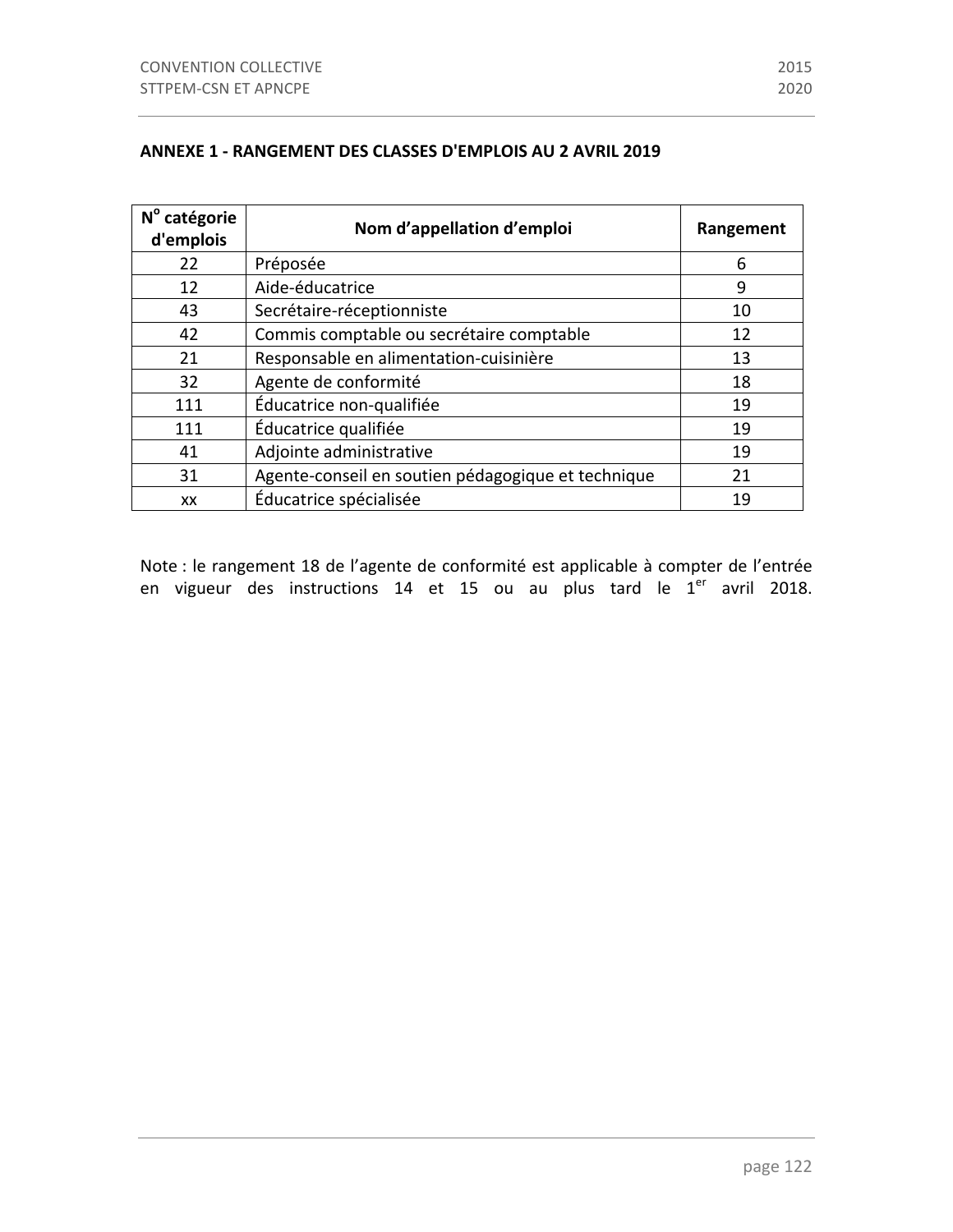## ANNEXE 1 - RANGEMENT DES CLASSES D'EMPLOIS AU 2 AVRIL 2019

| N° catégorie d'emplois | Nom d'appellation d'emploi | Rangement |
|---|---|---|
| 22 | Préposée | 6 |
| 12 | Aide-éducatrice | 9 |
| 43 | Secrétaire-réceptionniste | 10 |
| 42 | Commis comptable ou secrétaire comptable | 12 |
| 21 | Responsable en alimentation-cuisinière | 13 |
| 32 | Agente de conformité | 18 |
| 111 | Éducatrice non-qualifiée | 19 |
| 111 | Éducatrice qualifiée | 19 |
| 41 | Adjointe administrative | 19 |
| 31 | Agente-conseil en soutien pédagogique et technique | 21 |
| xx | Éducatrice spécialisée | 19 |

Note : le rangement 18 de l'agente de conformité est applicable à compter de l'entrée en vigueur des instructions 14 et 15 ou au plus tard le 1er avril 2018.